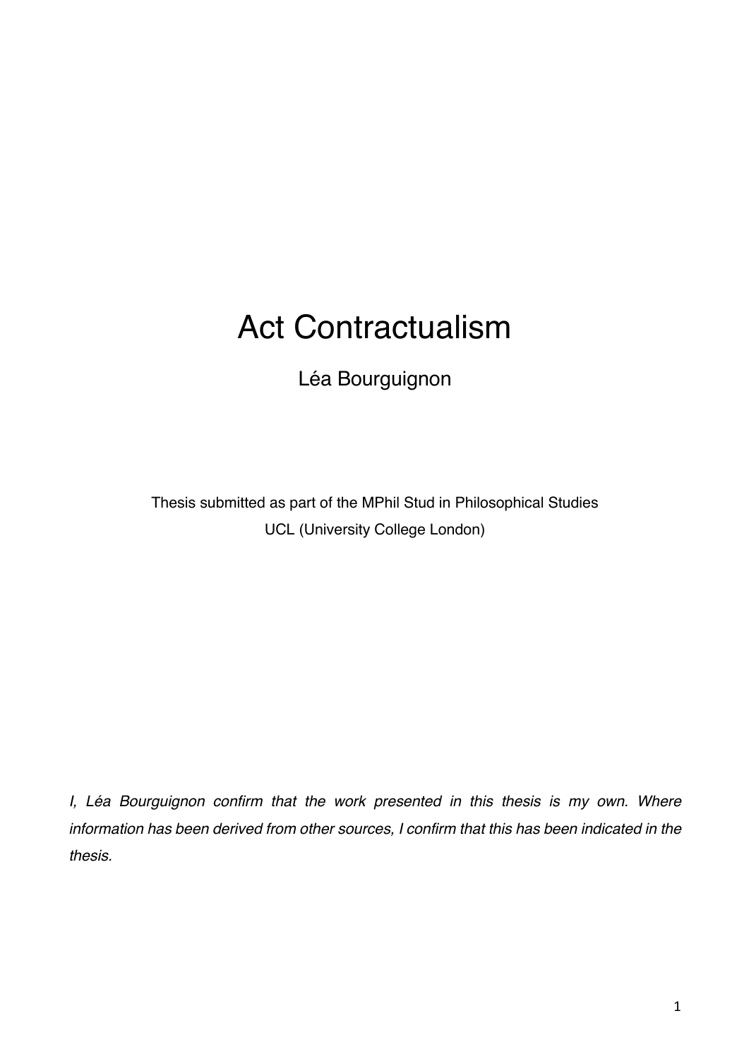# Act Contractualism

Léa Bourguignon

Thesis submitted as part of the MPhil Stud in Philosophical Studies
UCL (University College London)

*I, Léa Bourguignon confirm that the work presented in this thesis is my own. Where information has been derived from other sources, I confirm that this has been indicated in the thesis.*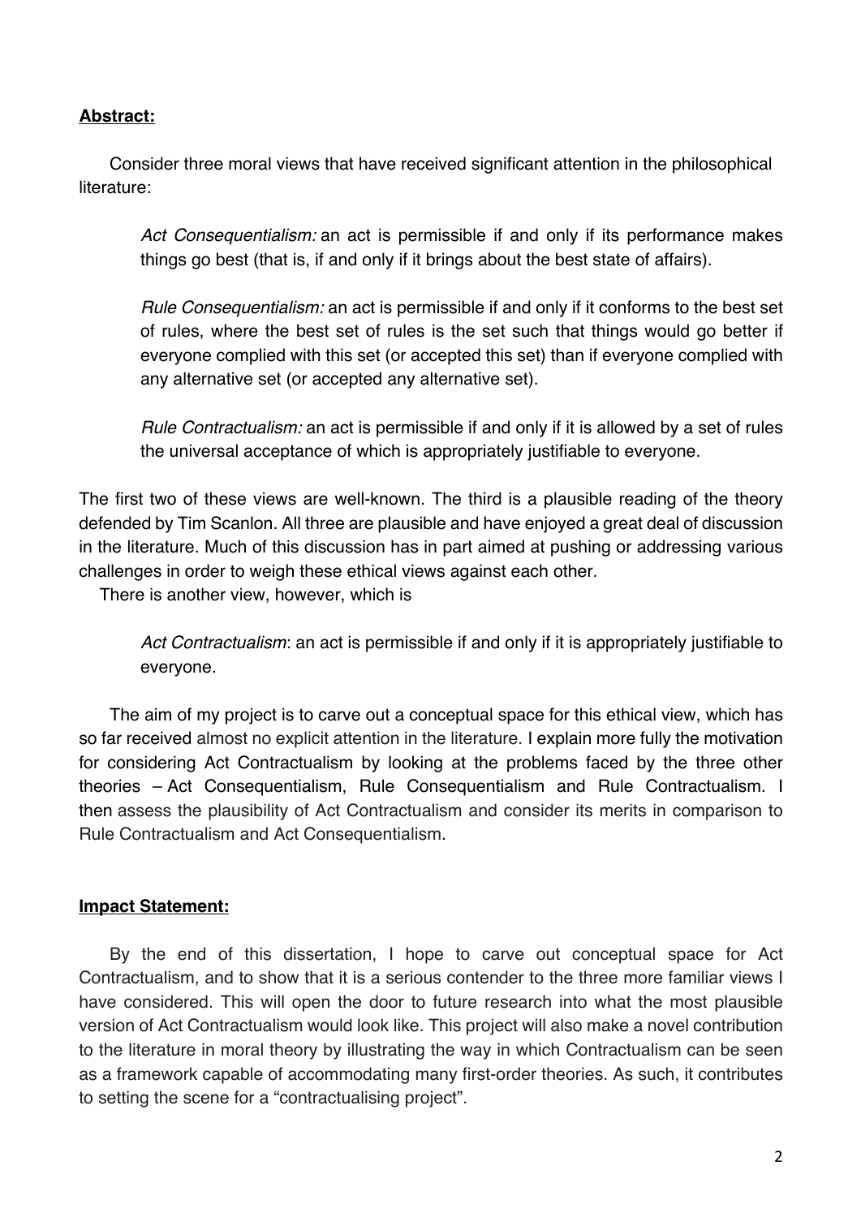**Abstract:**

Consider three moral views that have received significant attention in the philosophical literature:

> *Act Consequentialism:* an act is permissible if and only if its performance makes things go best (that is, if and only if it brings about the best state of affairs).
>
> *Rule Consequentialism:* an act is permissible if and only if it conforms to the best set of rules, where the best set of rules is the set such that things would go better if everyone complied with this set (or accepted this set) than if everyone complied with any alternative set (or accepted any alternative set).
>
> *Rule Contractualism:* an act is permissible if and only if it is allowed by a set of rules the universal acceptance of which is appropriately justifiable to everyone.

The first two of these views are well-known. The third is a plausible reading of the theory defended by Tim Scanlon. All three are plausible and have enjoyed a great deal of discussion in the literature. Much of this discussion has in part aimed at pushing or addressing various challenges in order to weigh these ethical views against each other.

There is another view, however, which is

> *Act Contractualism*: an act is permissible if and only if it is appropriately justifiable to everyone.

The aim of my project is to carve out a conceptual space for this ethical view, which has so far received almost no explicit attention in the literature. I explain more fully the motivation for considering Act Contractualism by looking at the problems faced by the three other theories – Act Consequentialism, Rule Consequentialism and Rule Contractualism. I then assess the plausibility of Act Contractualism and consider its merits in comparison to Rule Contractualism and Act Consequentialism.

**Impact Statement:**

By the end of this dissertation, I hope to carve out conceptual space for Act Contractualism, and to show that it is a serious contender to the three more familiar views I have considered. This will open the door to future research into what the most plausible version of Act Contractualism would look like. This project will also make a novel contribution to the literature in moral theory by illustrating the way in which Contractualism can be seen as a framework capable of accommodating many first-order theories. As such, it contributes to setting the scene for a "contractualising project".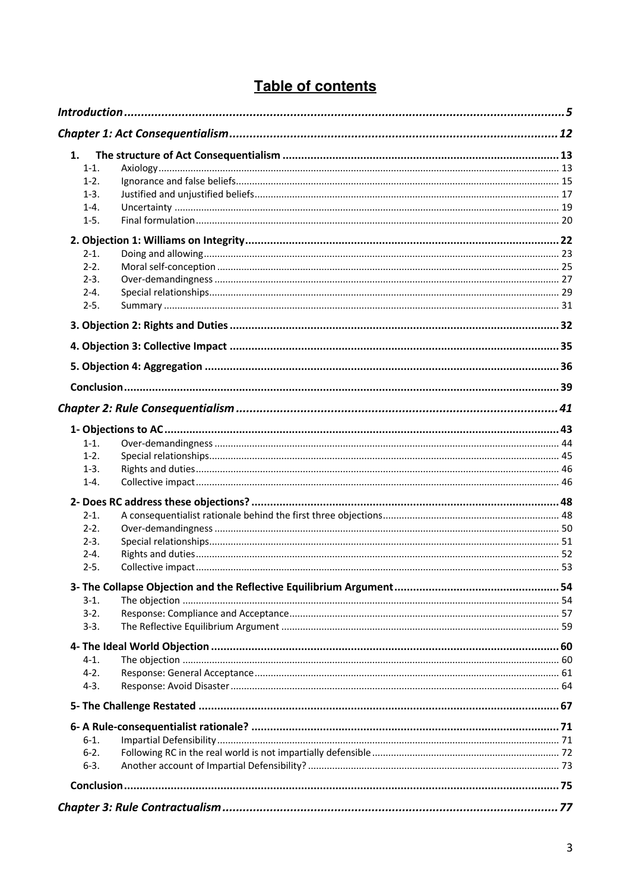# Table of contents

*Introduction* ..... 5

*Chapter 1: Act Consequentialism* ..... 12

**1. The structure of Act Consequentialism** ..... 13
- 1-1. Axiology ..... 13
- 1-2. Ignorance and false beliefs ..... 15
- 1-3. Justified and unjustified beliefs ..... 17
- 1-4. Uncertainty ..... 19
- 1-5. Final formulation ..... 20

**2. Objection 1: Williams on Integrity** ..... 22
- 2-1. Doing and allowing ..... 23
- 2-2. Moral self-conception ..... 25
- 2-3. Over-demandingness ..... 27
- 2-4. Special relationships ..... 29
- 2-5. Summary ..... 31

**3. Objection 2: Rights and Duties** ..... 32

**4. Objection 3: Collective Impact** ..... 35

**5. Objection 4: Aggregation** ..... 36

**Conclusion** ..... 39

*Chapter 2: Rule Consequentialism* ..... 41

**1- Objections to AC** ..... 43
- 1-1. Over-demandingness ..... 44
- 1-2. Special relationships ..... 45
- 1-3. Rights and duties ..... 46
- 1-4. Collective impact ..... 46

**2- Does RC address these objections?** ..... 48
- 2-1. A consequentialist rationale behind the first three objections ..... 48
- 2-2. Over-demandingness ..... 50
- 2-3. Special relationships ..... 51
- 2-4. Rights and duties ..... 52
- 2-5. Collective impact ..... 53

**3- The Collapse Objection and the Reflective Equilibrium Argument** ..... 54
- 3-1. The objection ..... 54
- 3-2. Response: Compliance and Acceptance ..... 57
- 3-3. The Reflective Equilibrium Argument ..... 59

**4- The Ideal World Objection** ..... 60
- 4-1. The objection ..... 60
- 4-2. Response: General Acceptance ..... 61
- 4-3. Response: Avoid Disaster ..... 64

**5- The Challenge Restated** ..... 67

**6- A Rule-consequentialist rationale?** ..... 71
- 6-1. Impartial Defensibility ..... 71
- 6-2. Following RC in the real world is not impartially defensible ..... 72
- 6-3. Another account of Impartial Defensibility? ..... 73

**Conclusion** ..... 75

*Chapter 3: Rule Contractualism* ..... 77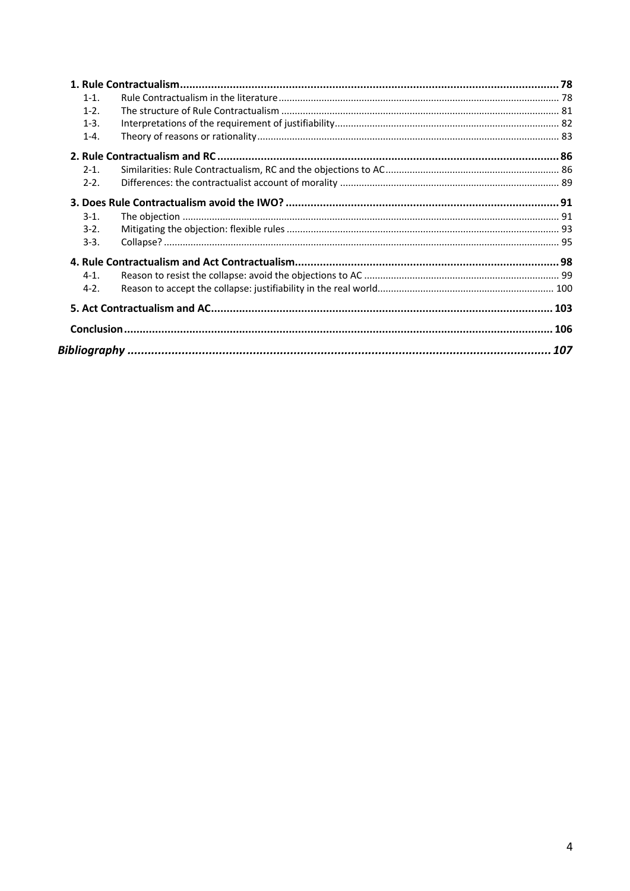**1. Rule Contractualism** ........ 78

- 1-1. Rule Contractualism in the literature ........ 78
- 1-2. The structure of Rule Contractualism ........ 81
- 1-3. Interpretations of the requirement of justifiability ........ 82
- 1-4. Theory of reasons or rationality ........ 83

**2. Rule Contractualism and RC** ........ 86

- 2-1. Similarities: Rule Contractualism, RC and the objections to AC ........ 86
- 2-2. Differences: the contractualist account of morality ........ 89

**3. Does Rule Contractualism avoid the IWO?** ........ 91

- 3-1. The objection ........ 91
- 3-2. Mitigating the objection: flexible rules ........ 93
- 3-3. Collapse? ........ 95

**4. Rule Contractualism and Act Contractualism** ........ 98

- 4-1. Reason to resist the collapse: avoid the objections to AC ........ 99
- 4-2. Reason to accept the collapse: justifiability in the real world ........ 100

**5. Act Contractualism and AC** ........ 103

**Conclusion** ........ 106

***Bibliography*** ........ ***107***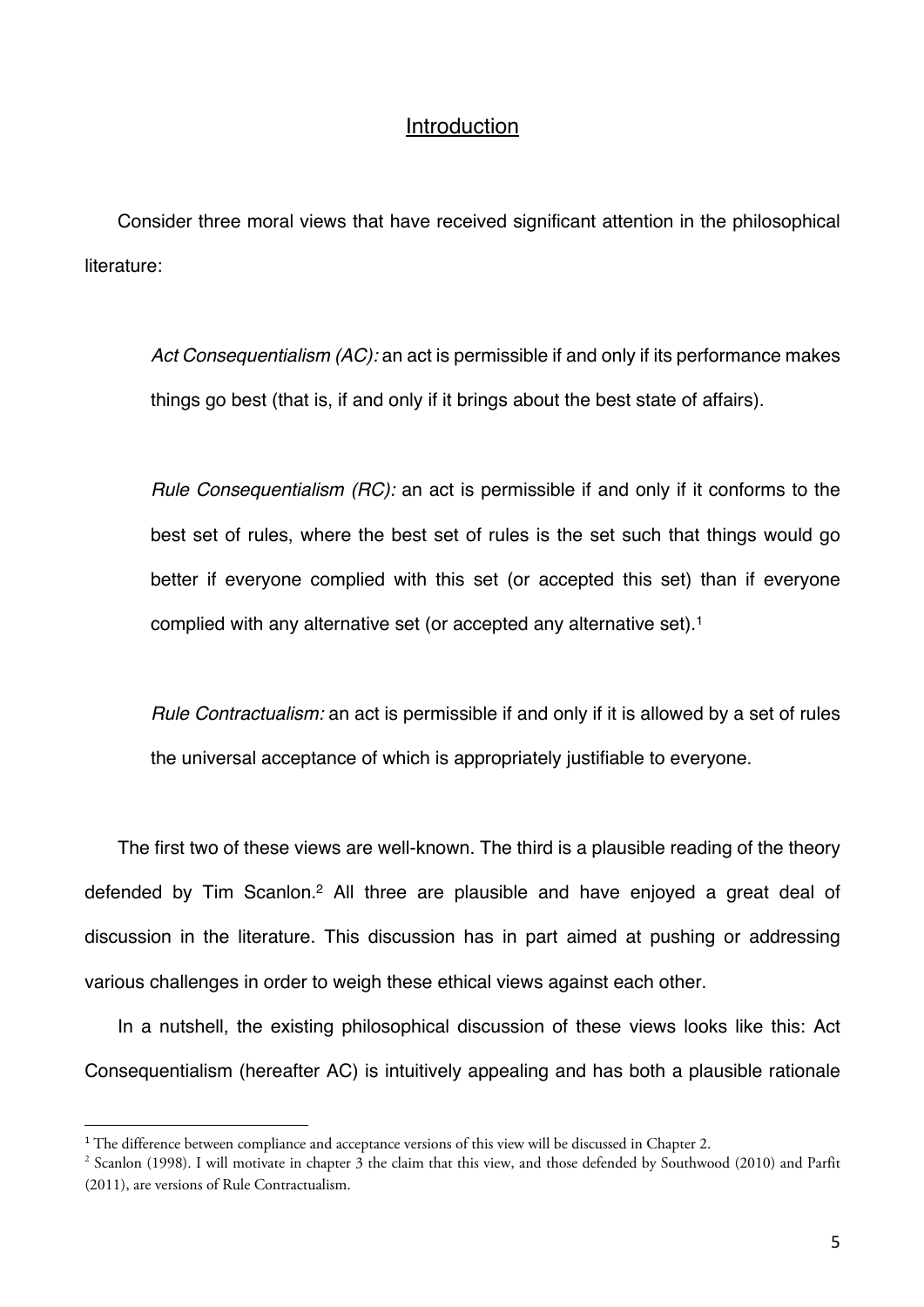# Introduction

Consider three moral views that have received significant attention in the philosophical literature:

> *Act Consequentialism (AC):* an act is permissible if and only if its performance makes things go best (that is, if and only if it brings about the best state of affairs).
>
> *Rule Consequentialism (RC):* an act is permissible if and only if it conforms to the best set of rules, where the best set of rules is the set such that things would go better if everyone complied with this set (or accepted this set) than if everyone complied with any alternative set (or accepted any alternative set).[1]
>
> *Rule Contractualism:* an act is permissible if and only if it is allowed by a set of rules the universal acceptance of which is appropriately justifiable to everyone.

The first two of these views are well-known. The third is a plausible reading of the theory defended by Tim Scanlon.[2] All three are plausible and have enjoyed a great deal of discussion in the literature. This discussion has in part aimed at pushing or addressing various challenges in order to weigh these ethical views against each other.

In a nutshell, the existing philosophical discussion of these views looks like this: Act Consequentialism (hereafter AC) is intuitively appealing and has both a plausible rationale

---

[1] The difference between compliance and acceptance versions of this view will be discussed in Chapter 2.

[2] Scanlon (1998). I will motivate in chapter 3 the claim that this view, and those defended by Southwood (2010) and Parfit (2011), are versions of Rule Contractualism.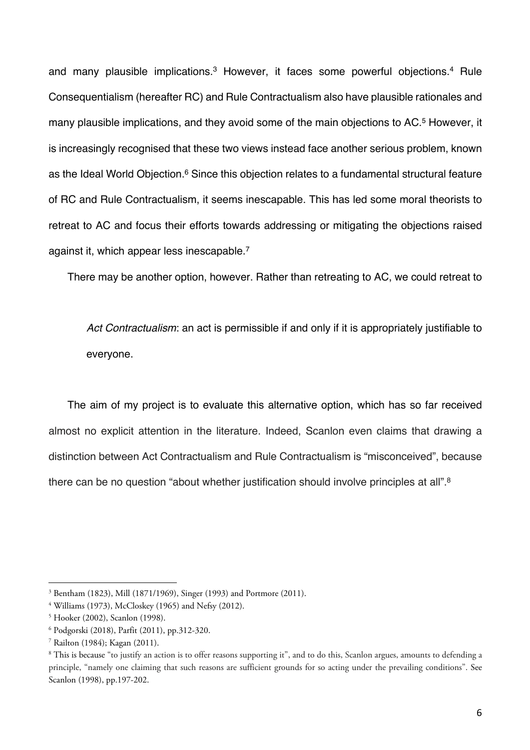and many plausible implications.[3] However, it faces some powerful objections.[4] Rule Consequentialism (hereafter RC) and Rule Contractualism also have plausible rationales and many plausible implications, and they avoid some of the main objections to AC.[5] However, it is increasingly recognised that these two views instead face another serious problem, known as the Ideal World Objection.[6] Since this objection relates to a fundamental structural feature of RC and Rule Contractualism, it seems inescapable. This has led some moral theorists to retreat to AC and focus their efforts towards addressing or mitigating the objections raised against it, which appear less inescapable.[7]

There may be another option, however. Rather than retreating to AC, we could retreat to

> *Act Contractualism*: an act is permissible if and only if it is appropriately justifiable to everyone.

The aim of my project is to evaluate this alternative option, which has so far received almost no explicit attention in the literature. Indeed, Scanlon even claims that drawing a distinction between Act Contractualism and Rule Contractualism is "misconceived", because there can be no question "about whether justification should involve principles at all".[8]

---

[3] Bentham (1823), Mill (1871/1969), Singer (1993) and Portmore (2011).

[4] Williams (1973), McCloskey (1965) and Nefsy (2012).

[5] Hooker (2002), Scanlon (1998).

[6] Podgorski (2018), Parfit (2011), pp.312-320.

[7] Railton (1984); Kagan (2011).

[8] This is because "to justify an action is to offer reasons supporting it", and to do this, Scanlon argues, amounts to defending a principle, "namely one claiming that such reasons are sufficient grounds for so acting under the prevailing conditions". See Scanlon (1998), pp.197-202.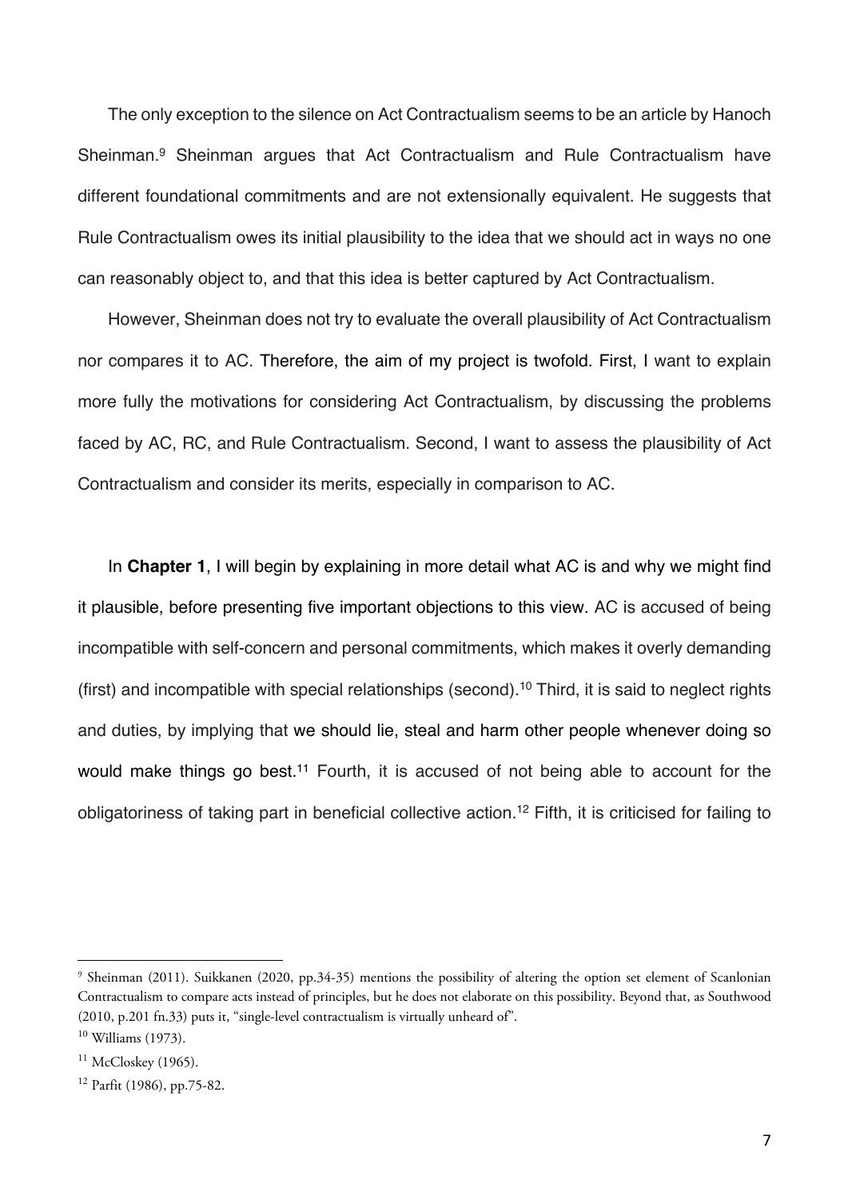The only exception to the silence on Act Contractualism seems to be an article by Hanoch Sheinman.[9] Sheinman argues that Act Contractualism and Rule Contractualism have different foundational commitments and are not extensionally equivalent. He suggests that Rule Contractualism owes its initial plausibility to the idea that we should act in ways no one can reasonably object to, and that this idea is better captured by Act Contractualism.

However, Sheinman does not try to evaluate the overall plausibility of Act Contractualism nor compares it to AC. Therefore, the aim of my project is twofold. First, I want to explain more fully the motivations for considering Act Contractualism, by discussing the problems faced by AC, RC, and Rule Contractualism. Second, I want to assess the plausibility of Act Contractualism and consider its merits, especially in comparison to AC.

In **Chapter 1**, I will begin by explaining in more detail what AC is and why we might find it plausible, before presenting five important objections to this view. AC is accused of being incompatible with self-concern and personal commitments, which makes it overly demanding (first) and incompatible with special relationships (second).[10] Third, it is said to neglect rights and duties, by implying that we should lie, steal and harm other people whenever doing so would make things go best.[11] Fourth, it is accused of not being able to account for the obligatoriness of taking part in beneficial collective action.[12] Fifth, it is criticised for failing to

---

[9] Sheinman (2011). Suikkanen (2020, pp.34-35) mentions the possibility of altering the option set element of Scanlonian Contractualism to compare acts instead of principles, but he does not elaborate on this possibility. Beyond that, as Southwood (2010, p.201 fn.33) puts it, "single-level contractualism is virtually unheard of".

[10] Williams (1973).

[11] McCloskey (1965).

[12] Parfit (1986), pp.75-82.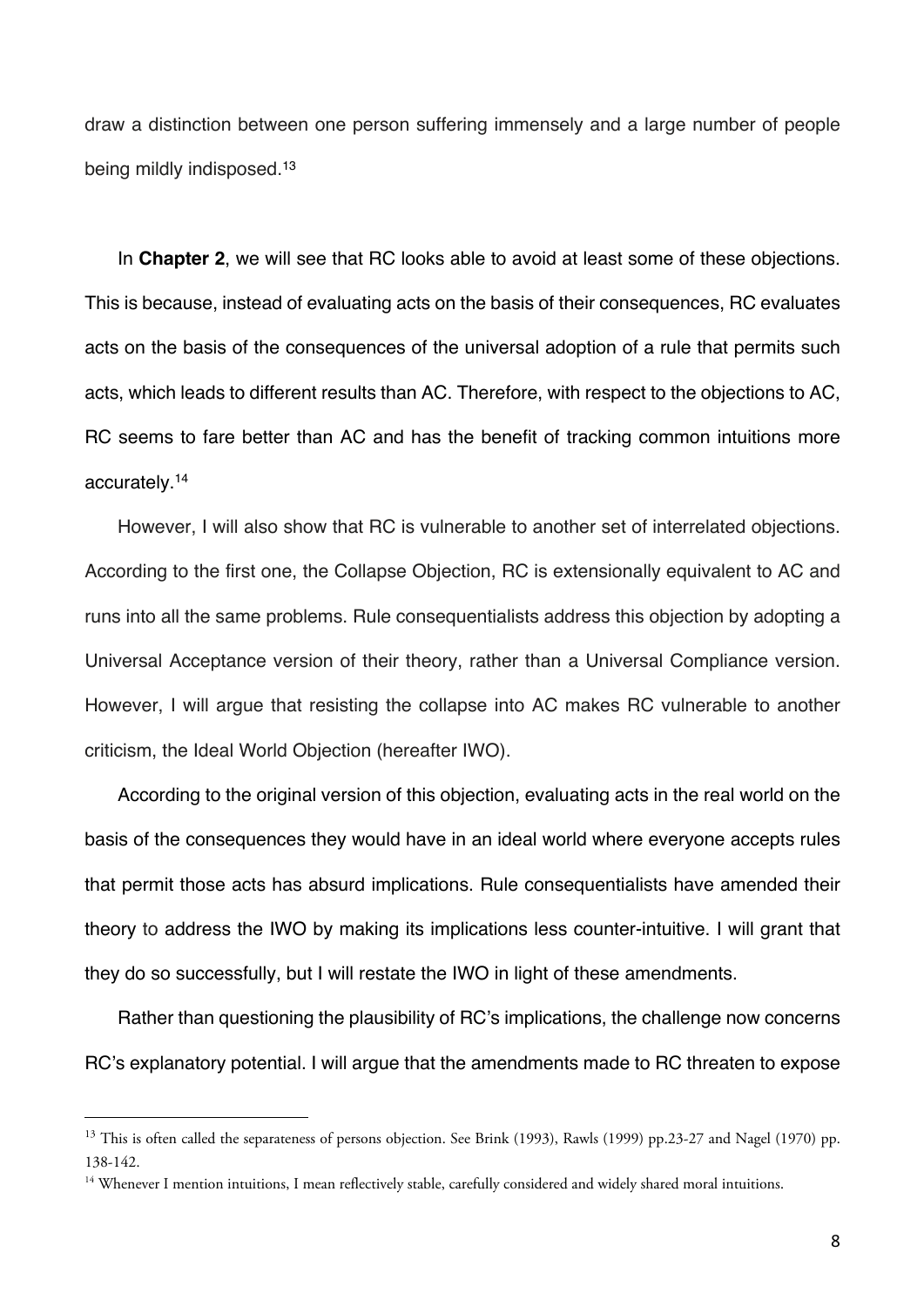draw a distinction between one person suffering immensely and a large number of people being mildly indisposed.[13]

In **Chapter 2**, we will see that RC looks able to avoid at least some of these objections. This is because, instead of evaluating acts on the basis of their consequences, RC evaluates acts on the basis of the consequences of the universal adoption of a rule that permits such acts, which leads to different results than AC. Therefore, with respect to the objections to AC, RC seems to fare better than AC and has the benefit of tracking common intuitions more accurately.[14]

However, I will also show that RC is vulnerable to another set of interrelated objections. According to the first one, the Collapse Objection, RC is extensionally equivalent to AC and runs into all the same problems. Rule consequentialists address this objection by adopting a Universal Acceptance version of their theory, rather than a Universal Compliance version. However, I will argue that resisting the collapse into AC makes RC vulnerable to another criticism, the Ideal World Objection (hereafter IWO).

According to the original version of this objection, evaluating acts in the real world on the basis of the consequences they would have in an ideal world where everyone accepts rules that permit those acts has absurd implications. Rule consequentialists have amended their theory to address the IWO by making its implications less counter-intuitive. I will grant that they do so successfully, but I will restate the IWO in light of these amendments.

Rather than questioning the plausibility of RC's implications, the challenge now concerns RC's explanatory potential. I will argue that the amendments made to RC threaten to expose

---

[13] This is often called the separateness of persons objection. See Brink (1993), Rawls (1999) pp.23-27 and Nagel (1970) pp. 138-142.

[14] Whenever I mention intuitions, I mean reflectively stable, carefully considered and widely shared moral intuitions.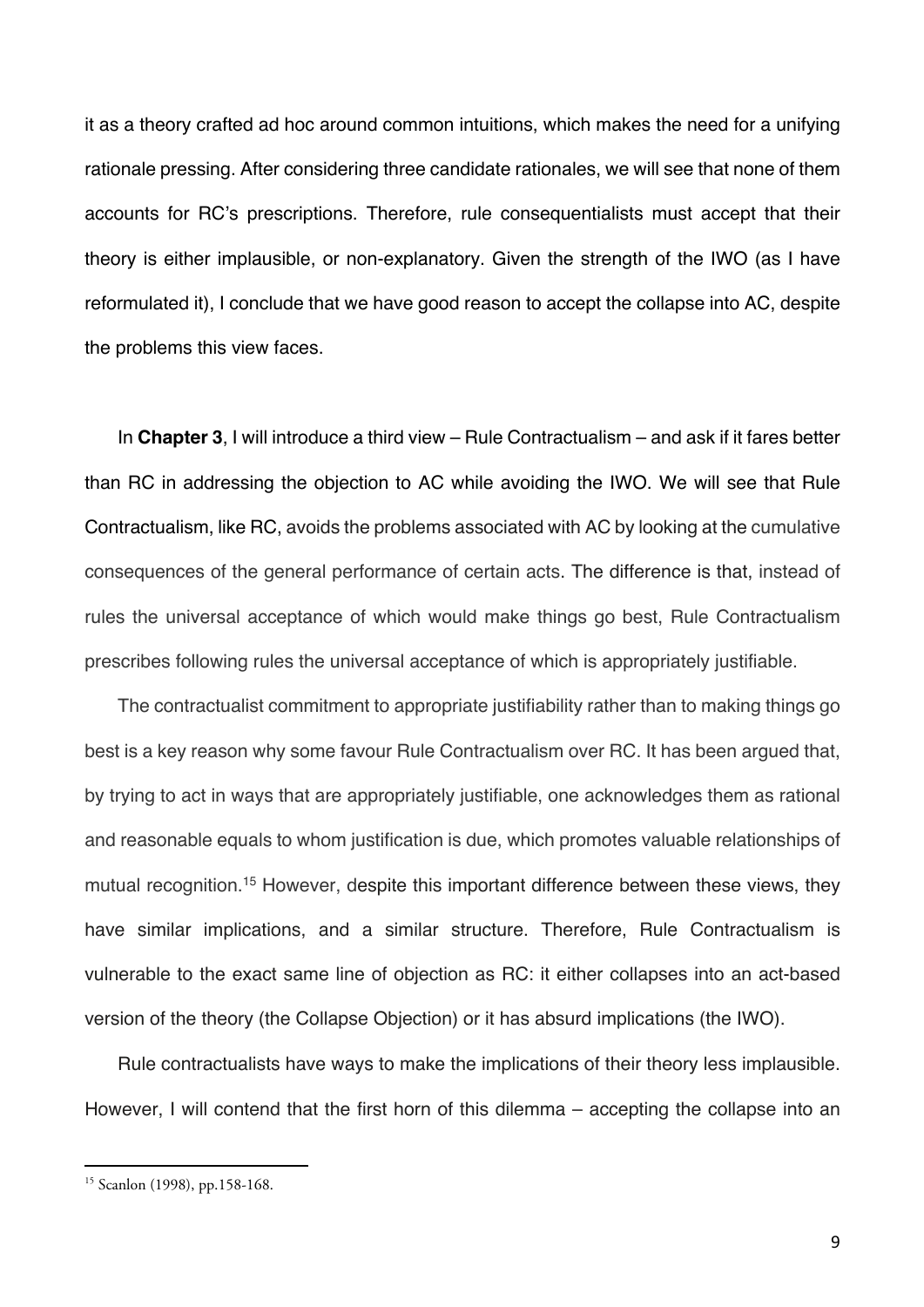it as a theory crafted ad hoc around common intuitions, which makes the need for a unifying rationale pressing. After considering three candidate rationales, we will see that none of them accounts for RC's prescriptions. Therefore, rule consequentialists must accept that their theory is either implausible, or non-explanatory. Given the strength of the IWO (as I have reformulated it), I conclude that we have good reason to accept the collapse into AC, despite the problems this view faces.

In **Chapter 3**, I will introduce a third view – Rule Contractualism – and ask if it fares better than RC in addressing the objection to AC while avoiding the IWO. We will see that Rule Contractualism, like RC, avoids the problems associated with AC by looking at the cumulative consequences of the general performance of certain acts. The difference is that, instead of rules the universal acceptance of which would make things go best, Rule Contractualism prescribes following rules the universal acceptance of which is appropriately justifiable.

The contractualist commitment to appropriate justifiability rather than to making things go best is a key reason why some favour Rule Contractualism over RC. It has been argued that, by trying to act in ways that are appropriately justifiable, one acknowledges them as rational and reasonable equals to whom justification is due, which promotes valuable relationships of mutual recognition.[15] However, despite this important difference between these views, they have similar implications, and a similar structure. Therefore, Rule Contractualism is vulnerable to the exact same line of objection as RC: it either collapses into an act-based version of the theory (the Collapse Objection) or it has absurd implications (the IWO).

Rule contractualists have ways to make the implications of their theory less implausible. However, I will contend that the first horn of this dilemma – accepting the collapse into an

[15] Scanlon (1998), pp.158-168.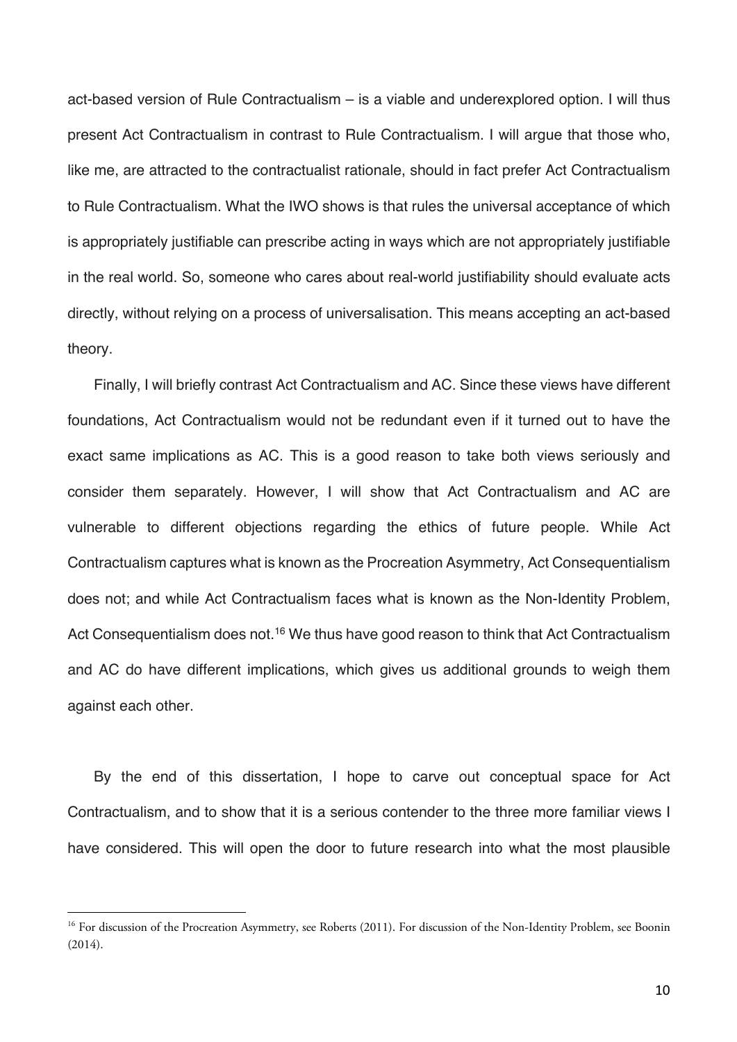act-based version of Rule Contractualism – is a viable and underexplored option. I will thus present Act Contractualism in contrast to Rule Contractualism. I will argue that those who, like me, are attracted to the contractualist rationale, should in fact prefer Act Contractualism to Rule Contractualism. What the IWO shows is that rules the universal acceptance of which is appropriately justifiable can prescribe acting in ways which are not appropriately justifiable in the real world. So, someone who cares about real-world justifiability should evaluate acts directly, without relying on a process of universalisation. This means accepting an act-based theory.

Finally, I will briefly contrast Act Contractualism and AC. Since these views have different foundations, Act Contractualism would not be redundant even if it turned out to have the exact same implications as AC. This is a good reason to take both views seriously and consider them separately. However, I will show that Act Contractualism and AC are vulnerable to different objections regarding the ethics of future people. While Act Contractualism captures what is known as the Procreation Asymmetry, Act Consequentialism does not; and while Act Contractualism faces what is known as the Non-Identity Problem, Act Consequentialism does not.[16] We thus have good reason to think that Act Contractualism and AC do have different implications, which gives us additional grounds to weigh them against each other.

By the end of this dissertation, I hope to carve out conceptual space for Act Contractualism, and to show that it is a serious contender to the three more familiar views I have considered. This will open the door to future research into what the most plausible

[16] For discussion of the Procreation Asymmetry, see Roberts (2011). For discussion of the Non-Identity Problem, see Boonin (2014).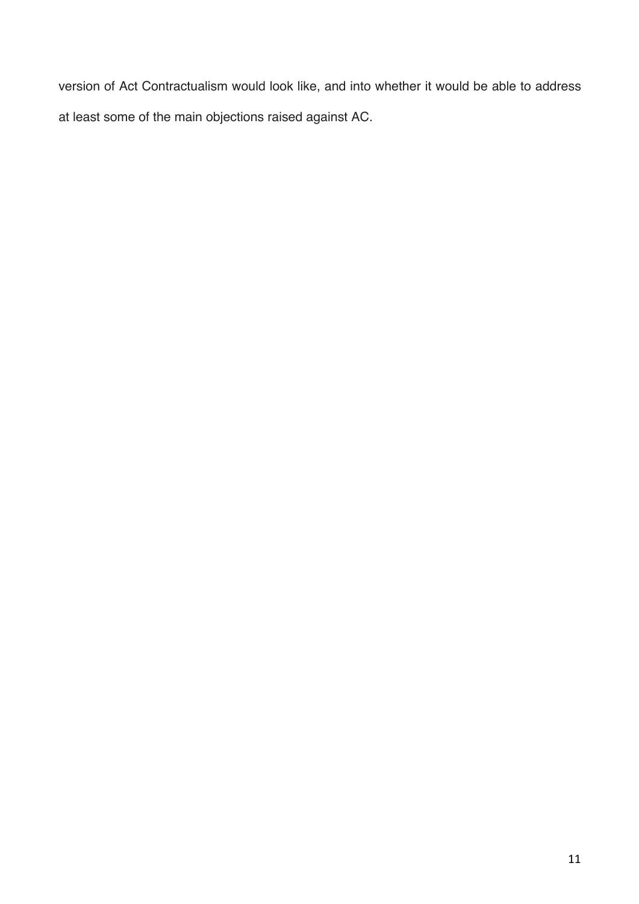version of Act Contractualism would look like, and into whether it would be able to address at least some of the main objections raised against AC.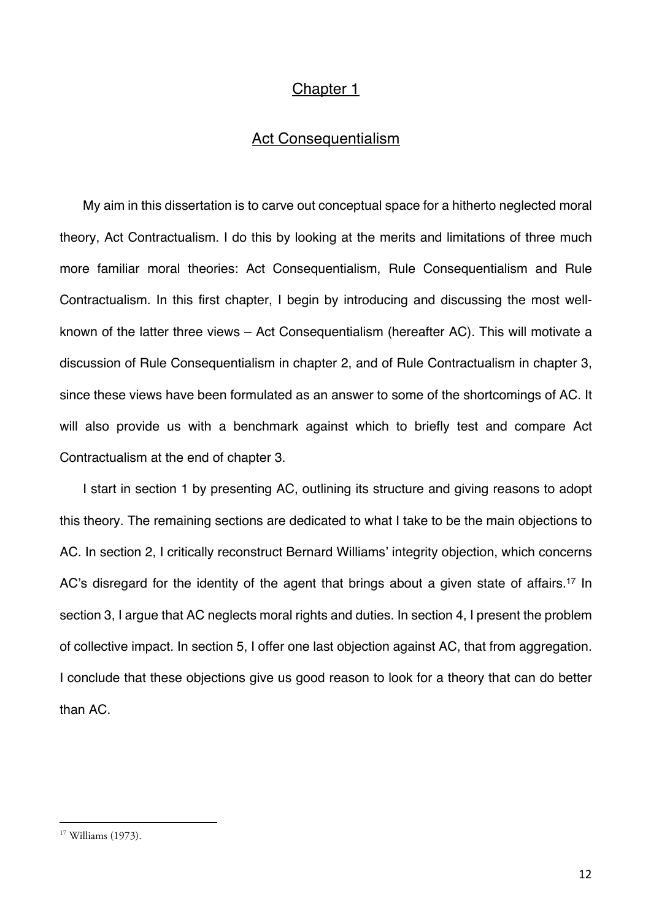# Chapter 1

## Act Consequentialism

My aim in this dissertation is to carve out conceptual space for a hitherto neglected moral theory, Act Contractualism. I do this by looking at the merits and limitations of three much more familiar moral theories: Act Consequentialism, Rule Consequentialism and Rule Contractualism. In this first chapter, I begin by introducing and discussing the most well-known of the latter three views – Act Consequentialism (hereafter AC). This will motivate a discussion of Rule Consequentialism in chapter 2, and of Rule Contractualism in chapter 3, since these views have been formulated as an answer to some of the shortcomings of AC. It will also provide us with a benchmark against which to briefly test and compare Act Contractualism at the end of chapter 3.

I start in section 1 by presenting AC, outlining its structure and giving reasons to adopt this theory. The remaining sections are dedicated to what I take to be the main objections to AC. In section 2, I critically reconstruct Bernard Williams' integrity objection, which concerns AC's disregard for the identity of the agent that brings about a given state of affairs.[17] In section 3, I argue that AC neglects moral rights and duties. In section 4, I present the problem of collective impact. In section 5, I offer one last objection against AC, that from aggregation. I conclude that these objections give us good reason to look for a theory that can do better than AC.

---

[17] Williams (1973).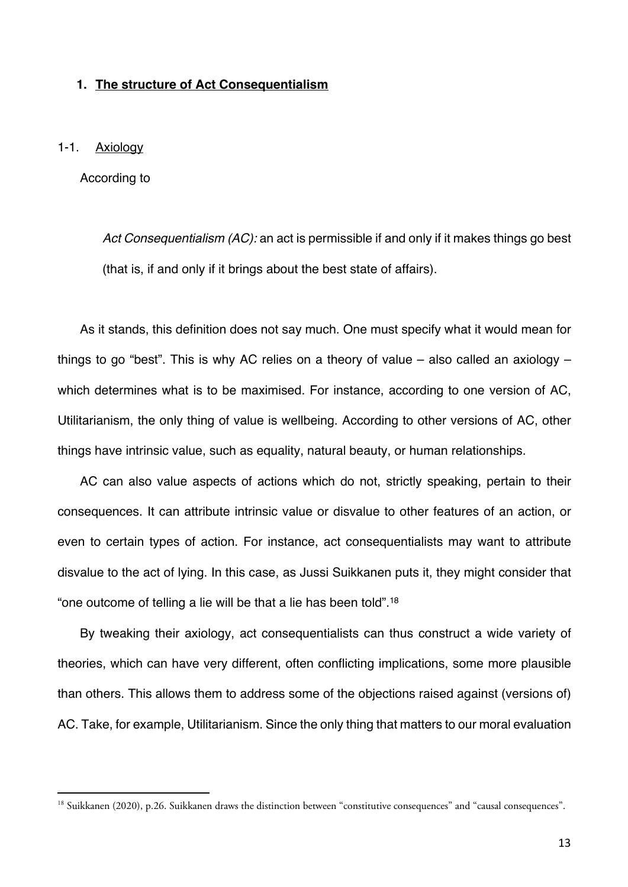## 1. The structure of Act Consequentialism

### 1-1. Axiology

According to

> *Act Consequentialism (AC):* an act is permissible if and only if it makes things go best (that is, if and only if it brings about the best state of affairs).

As it stands, this definition does not say much. One must specify what it would mean for things to go "best". This is why AC relies on a theory of value – also called an axiology – which determines what is to be maximised. For instance, according to one version of AC, Utilitarianism, the only thing of value is wellbeing. According to other versions of AC, other things have intrinsic value, such as equality, natural beauty, or human relationships.

AC can also value aspects of actions which do not, strictly speaking, pertain to their consequences. It can attribute intrinsic value or disvalue to other features of an action, or even to certain types of action. For instance, act consequentialists may want to attribute disvalue to the act of lying. In this case, as Jussi Suikkanen puts it, they might consider that "one outcome of telling a lie will be that a lie has been told".[18]

By tweaking their axiology, act consequentialists can thus construct a wide variety of theories, which can have very different, often conflicting implications, some more plausible than others. This allows them to address some of the objections raised against (versions of) AC. Take, for example, Utilitarianism. Since the only thing that matters to our moral evaluation

[18] Suikkanen (2020), p.26. Suikkanen draws the distinction between "constitutive consequences" and "causal consequences".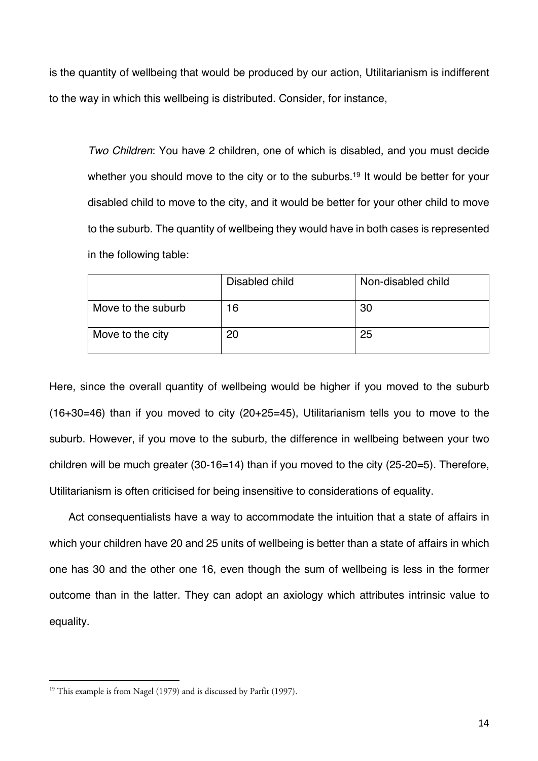is the quantity of wellbeing that would be produced by our action, Utilitarianism is indifferent to the way in which this wellbeing is distributed. Consider, for instance,

> *Two Children*: You have 2 children, one of which is disabled, and you must decide whether you should move to the city or to the suburbs.[19] It would be better for your disabled child to move to the city, and it would be better for your other child to move to the suburb. The quantity of wellbeing they would have in both cases is represented in the following table:

| | Disabled child | Non-disabled child |
|---|---|---|
| Move to the suburb | 16 | 30 |
| Move to the city | 20 | 25 |

Here, since the overall quantity of wellbeing would be higher if you moved to the suburb (16+30=46) than if you moved to city (20+25=45), Utilitarianism tells you to move to the suburb. However, if you move to the suburb, the difference in wellbeing between your two children will be much greater (30-16=14) than if you moved to the city (25-20=5). Therefore, Utilitarianism is often criticised for being insensitive to considerations of equality.

Act consequentialists have a way to accommodate the intuition that a state of affairs in which your children have 20 and 25 units of wellbeing is better than a state of affairs in which one has 30 and the other one 16, even though the sum of wellbeing is less in the former outcome than in the latter. They can adopt an axiology which attributes intrinsic value to equality.

[19] This example is from Nagel (1979) and is discussed by Parfit (1997).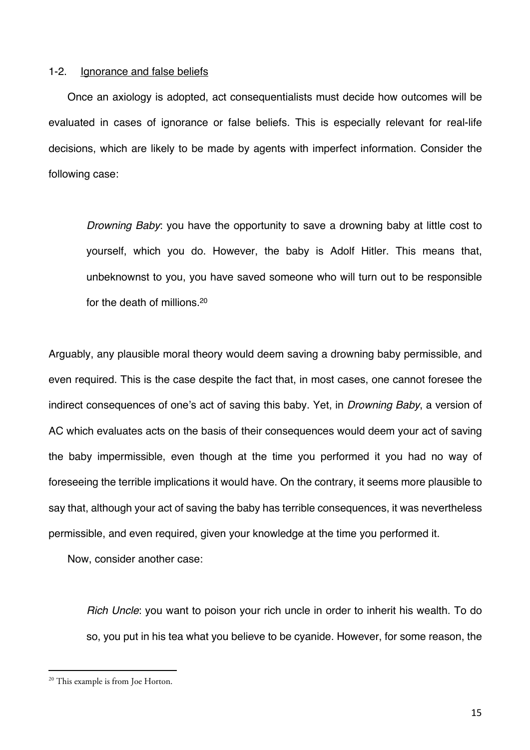### 1-2. Ignorance and false beliefs

Once an axiology is adopted, act consequentialists must decide how outcomes will be evaluated in cases of ignorance or false beliefs. This is especially relevant for real-life decisions, which are likely to be made by agents with imperfect information. Consider the following case:

> *Drowning Baby*: you have the opportunity to save a drowning baby at little cost to yourself, which you do. However, the baby is Adolf Hitler. This means that, unbeknownst to you, you have saved someone who will turn out to be responsible for the death of millions.[20]

Arguably, any plausible moral theory would deem saving a drowning baby permissible, and even required. This is the case despite the fact that, in most cases, one cannot foresee the indirect consequences of one's act of saving this baby. Yet, in *Drowning Baby*, a version of AC which evaluates acts on the basis of their consequences would deem your act of saving the baby impermissible, even though at the time you performed it you had no way of foreseeing the terrible implications it would have. On the contrary, it seems more plausible to say that, although your act of saving the baby has terrible consequences, it was nevertheless permissible, and even required, given your knowledge at the time you performed it.

Now, consider another case:

> *Rich Uncle*: you want to poison your rich uncle in order to inherit his wealth. To do so, you put in his tea what you believe to be cyanide. However, for some reason, the

[20] This example is from Joe Horton.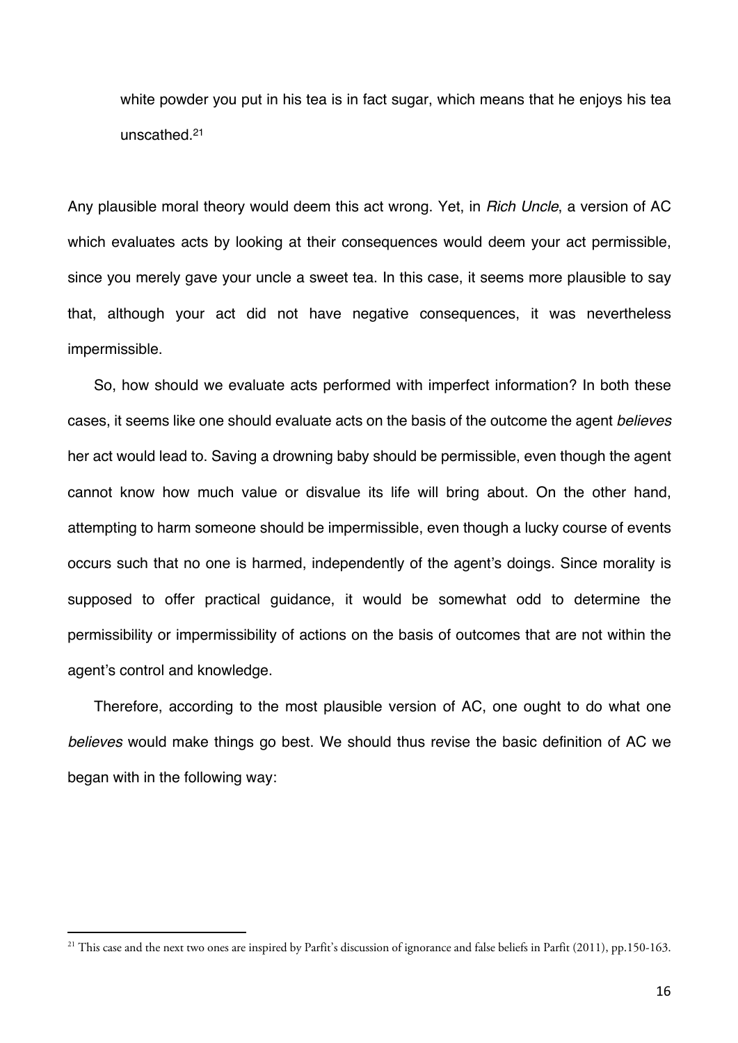> white powder you put in his tea is in fact sugar, which means that he enjoys his tea unscathed.[21]

Any plausible moral theory would deem this act wrong. Yet, in *Rich Uncle*, a version of AC which evaluates acts by looking at their consequences would deem your act permissible, since you merely gave your uncle a sweet tea. In this case, it seems more plausible to say that, although your act did not have negative consequences, it was nevertheless impermissible.

So, how should we evaluate acts performed with imperfect information? In both these cases, it seems like one should evaluate acts on the basis of the outcome the agent *believes* her act would lead to. Saving a drowning baby should be permissible, even though the agent cannot know how much value or disvalue its life will bring about. On the other hand, attempting to harm someone should be impermissible, even though a lucky course of events occurs such that no one is harmed, independently of the agent's doings. Since morality is supposed to offer practical guidance, it would be somewhat odd to determine the permissibility or impermissibility of actions on the basis of outcomes that are not within the agent's control and knowledge.

Therefore, according to the most plausible version of AC, one ought to do what one *believes* would make things go best. We should thus revise the basic definition of AC we began with in the following way:

---

[21] This case and the next two ones are inspired by Parfit's discussion of ignorance and false beliefs in Parfit (2011), pp.150-163.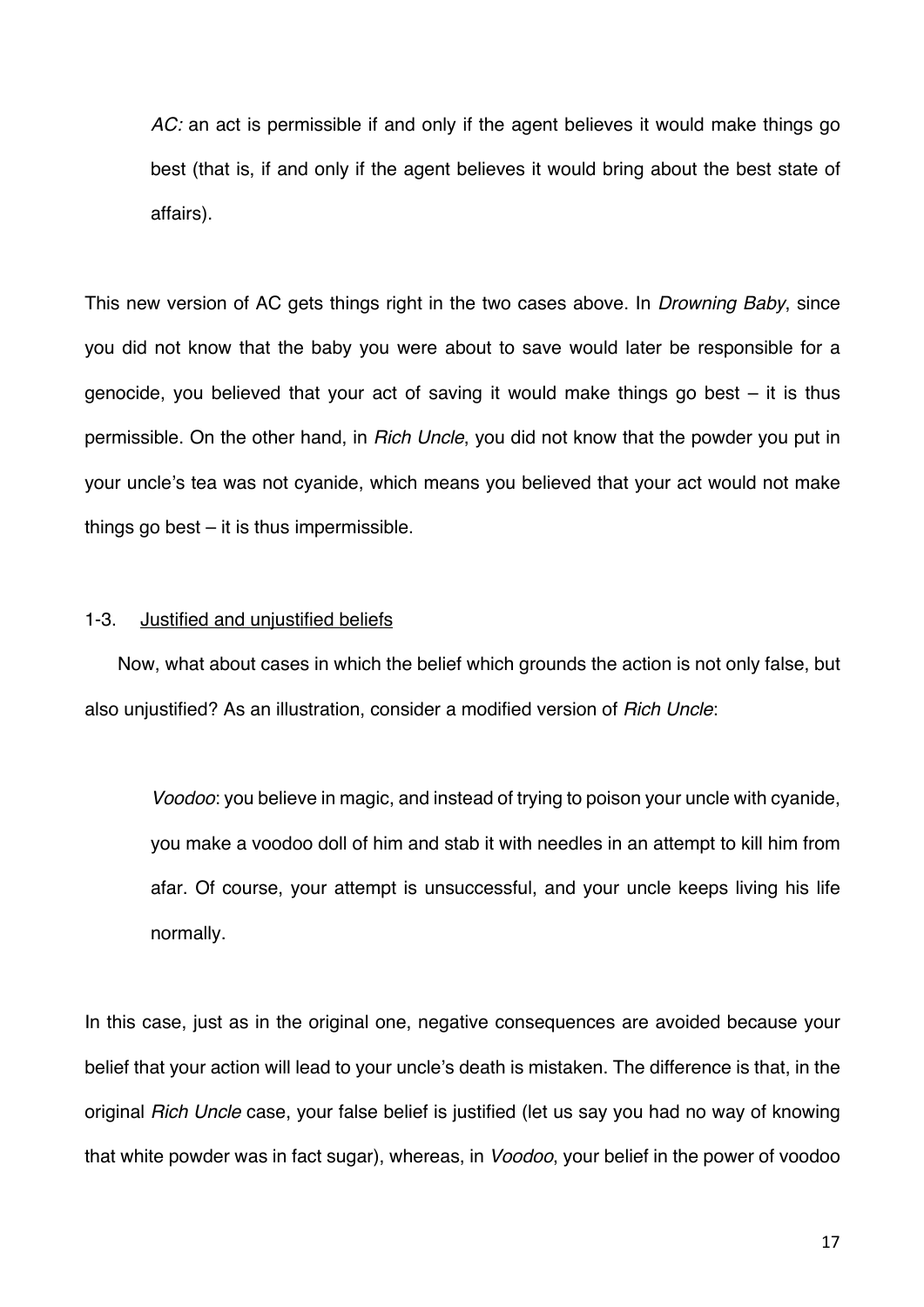> *AC:* an act is permissible if and only if the agent believes it would make things go best (that is, if and only if the agent believes it would bring about the best state of affairs).

This new version of AC gets things right in the two cases above. In *Drowning Baby*, since you did not know that the baby you were about to save would later be responsible for a genocide, you believed that your act of saving it would make things go best – it is thus permissible. On the other hand, in *Rich Uncle*, you did not know that the powder you put in your uncle's tea was not cyanide, which means you believed that your act would not make things go best – it is thus impermissible.

### 1-3. Justified and unjustified beliefs

Now, what about cases in which the belief which grounds the action is not only false, but also unjustified? As an illustration, consider a modified version of *Rich Uncle*:

> *Voodoo*: you believe in magic, and instead of trying to poison your uncle with cyanide, you make a voodoo doll of him and stab it with needles in an attempt to kill him from afar. Of course, your attempt is unsuccessful, and your uncle keeps living his life normally.

In this case, just as in the original one, negative consequences are avoided because your belief that your action will lead to your uncle's death is mistaken. The difference is that, in the original *Rich Uncle* case, your false belief is justified (let us say you had no way of knowing that white powder was in fact sugar), whereas, in *Voodoo*, your belief in the power of voodoo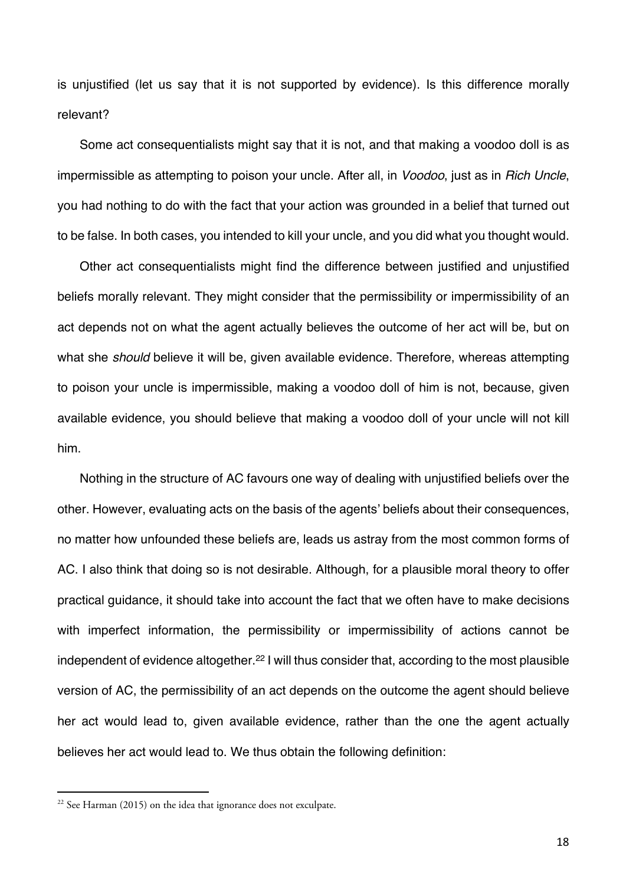is unjustified (let us say that it is not supported by evidence). Is this difference morally relevant?

Some act consequentialists might say that it is not, and that making a voodoo doll is as impermissible as attempting to poison your uncle. After all, in *Voodoo*, just as in *Rich Uncle*, you had nothing to do with the fact that your action was grounded in a belief that turned out to be false. In both cases, you intended to kill your uncle, and you did what you thought would.

Other act consequentialists might find the difference between justified and unjustified beliefs morally relevant. They might consider that the permissibility or impermissibility of an act depends not on what the agent actually believes the outcome of her act will be, but on what she *should* believe it will be, given available evidence. Therefore, whereas attempting to poison your uncle is impermissible, making a voodoo doll of him is not, because, given available evidence, you should believe that making a voodoo doll of your uncle will not kill him.

Nothing in the structure of AC favours one way of dealing with unjustified beliefs over the other. However, evaluating acts on the basis of the agents' beliefs about their consequences, no matter how unfounded these beliefs are, leads us astray from the most common forms of AC. I also think that doing so is not desirable. Although, for a plausible moral theory to offer practical guidance, it should take into account the fact that we often have to make decisions with imperfect information, the permissibility or impermissibility of actions cannot be independent of evidence altogether.[22] I will thus consider that, according to the most plausible version of AC, the permissibility of an act depends on the outcome the agent should believe her act would lead to, given available evidence, rather than the one the agent actually believes her act would lead to. We thus obtain the following definition:

[22] See Harman (2015) on the idea that ignorance does not exculpate.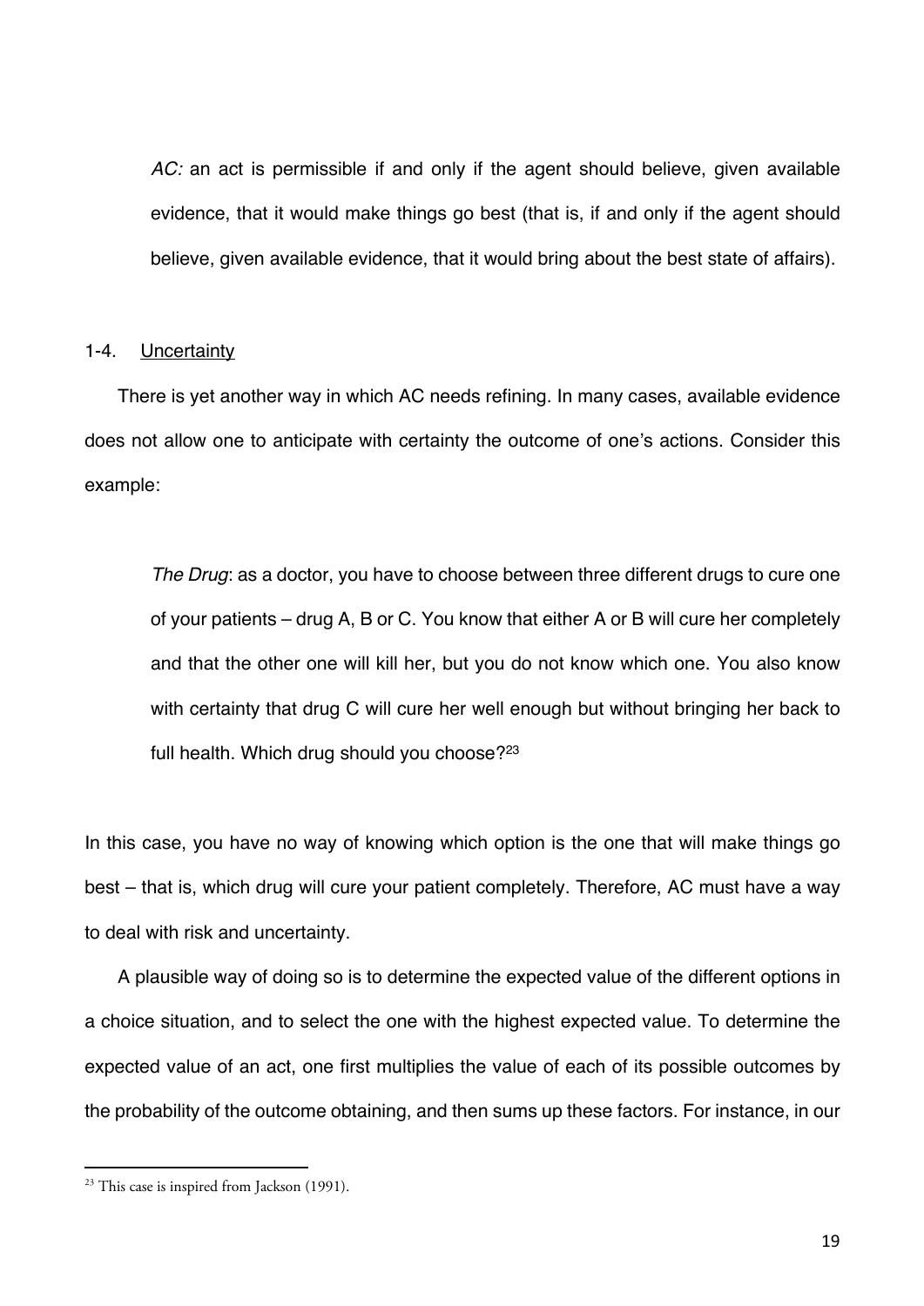> *AC:* an act is permissible if and only if the agent should believe, given available evidence, that it would make things go best (that is, if and only if the agent should believe, given available evidence, that it would bring about the best state of affairs).

### 1-4. Uncertainty

There is yet another way in which AC needs refining. In many cases, available evidence does not allow one to anticipate with certainty the outcome of one's actions. Consider this example:

> *The Drug*: as a doctor, you have to choose between three different drugs to cure one of your patients – drug A, B or C. You know that either A or B will cure her completely and that the other one will kill her, but you do not know which one. You also know with certainty that drug C will cure her well enough but without bringing her back to full health. Which drug should you choose?[23]

In this case, you have no way of knowing which option is the one that will make things go best – that is, which drug will cure your patient completely. Therefore, AC must have a way to deal with risk and uncertainty.

A plausible way of doing so is to determine the expected value of the different options in a choice situation, and to select the one with the highest expected value. To determine the expected value of an act, one first multiplies the value of each of its possible outcomes by the probability of the outcome obtaining, and then sums up these factors. For instance, in our

---

[23] This case is inspired from Jackson (1991).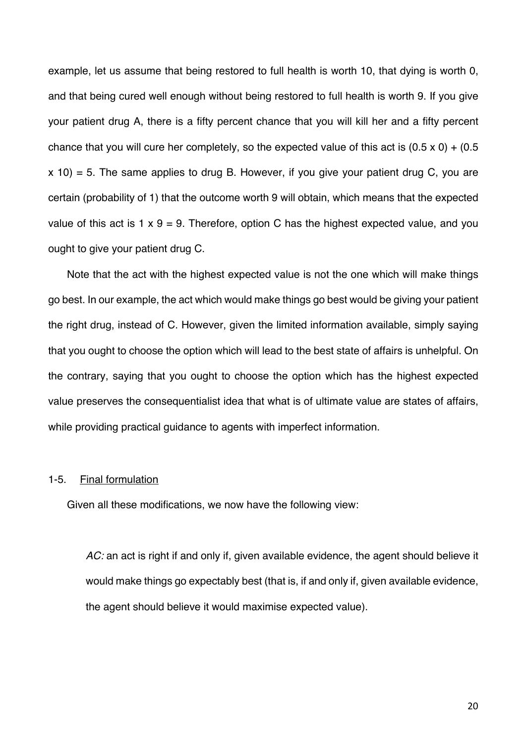example, let us assume that being restored to full health is worth 10, that dying is worth 0, and that being cured well enough without being restored to full health is worth 9. If you give your patient drug A, there is a fifty percent chance that you will kill her and a fifty percent chance that you will cure her completely, so the expected value of this act is $(0.5 \times 0) + (0.5 \times 10) = 5$. The same applies to drug B. However, if you give your patient drug C, you are certain (probability of 1) that the outcome worth 9 will obtain, which means that the expected value of this act is $1 \times 9 = 9$. Therefore, option C has the highest expected value, and you ought to give your patient drug C.

Note that the act with the highest expected value is not the one which will make things go best. In our example, the act which would make things go best would be giving your patient the right drug, instead of C. However, given the limited information available, simply saying that you ought to choose the option which will lead to the best state of affairs is unhelpful. On the contrary, saying that you ought to choose the option which has the highest expected value preserves the consequentialist idea that what is of ultimate value are states of affairs, while providing practical guidance to agents with imperfect information.

### 1-5. Final formulation

Given all these modifications, we now have the following view:

> *AC:* an act is right if and only if, given available evidence, the agent should believe it would make things go expectably best (that is, if and only if, given available evidence, the agent should believe it would maximise expected value).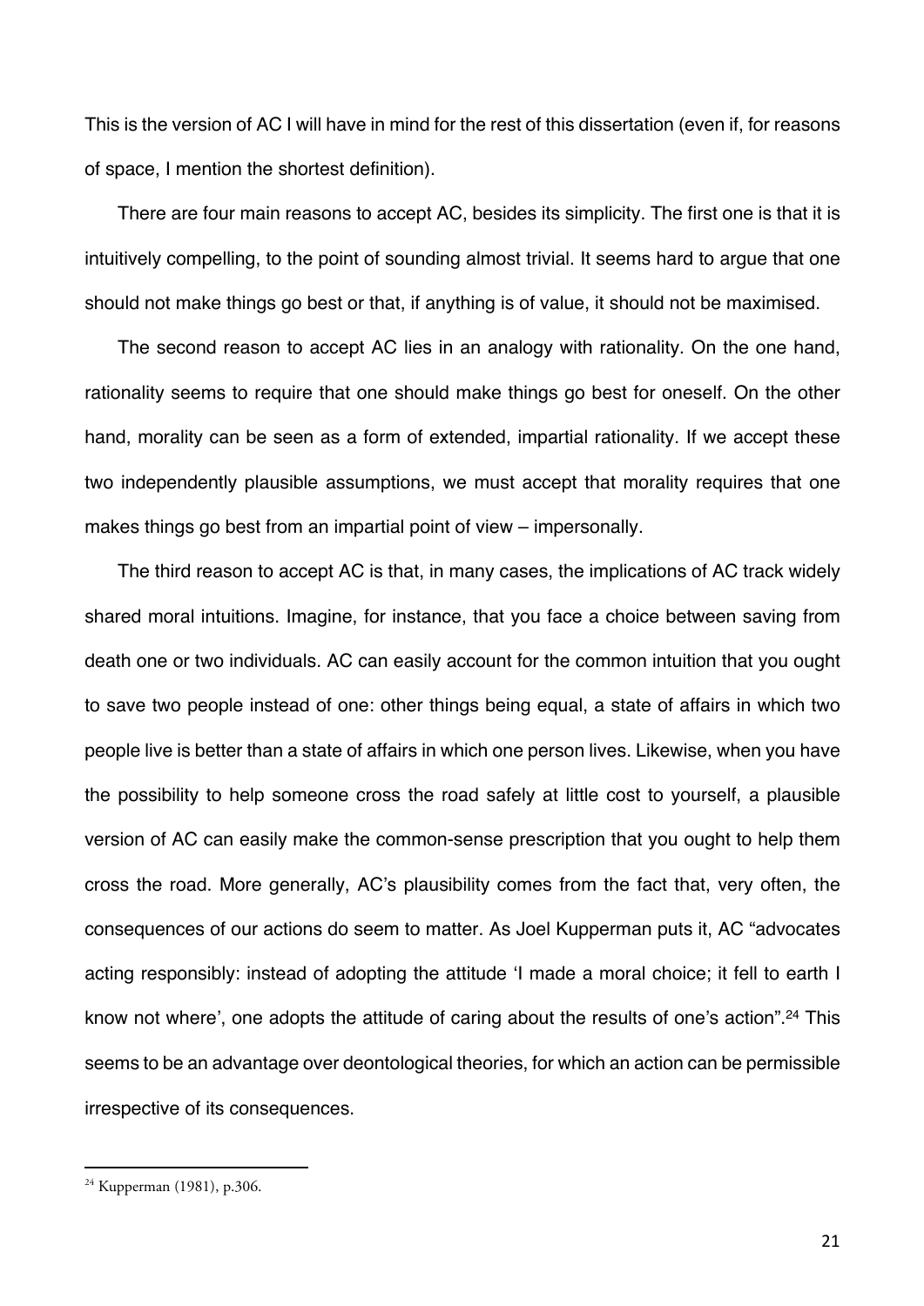This is the version of AC I will have in mind for the rest of this dissertation (even if, for reasons of space, I mention the shortest definition).

There are four main reasons to accept AC, besides its simplicity. The first one is that it is intuitively compelling, to the point of sounding almost trivial. It seems hard to argue that one should not make things go best or that, if anything is of value, it should not be maximised.

The second reason to accept AC lies in an analogy with rationality. On the one hand, rationality seems to require that one should make things go best for oneself. On the other hand, morality can be seen as a form of extended, impartial rationality. If we accept these two independently plausible assumptions, we must accept that morality requires that one makes things go best from an impartial point of view – impersonally.

The third reason to accept AC is that, in many cases, the implications of AC track widely shared moral intuitions. Imagine, for instance, that you face a choice between saving from death one or two individuals. AC can easily account for the common intuition that you ought to save two people instead of one: other things being equal, a state of affairs in which two people live is better than a state of affairs in which one person lives. Likewise, when you have the possibility to help someone cross the road safely at little cost to yourself, a plausible version of AC can easily make the common-sense prescription that you ought to help them cross the road. More generally, AC's plausibility comes from the fact that, very often, the consequences of our actions do seem to matter. As Joel Kupperman puts it, AC "advocates acting responsibly: instead of adopting the attitude 'I made a moral choice; it fell to earth I know not where', one adopts the attitude of caring about the results of one's action".[24] This seems to be an advantage over deontological theories, for which an action can be permissible irrespective of its consequences.

[24] Kupperman (1981), p.306.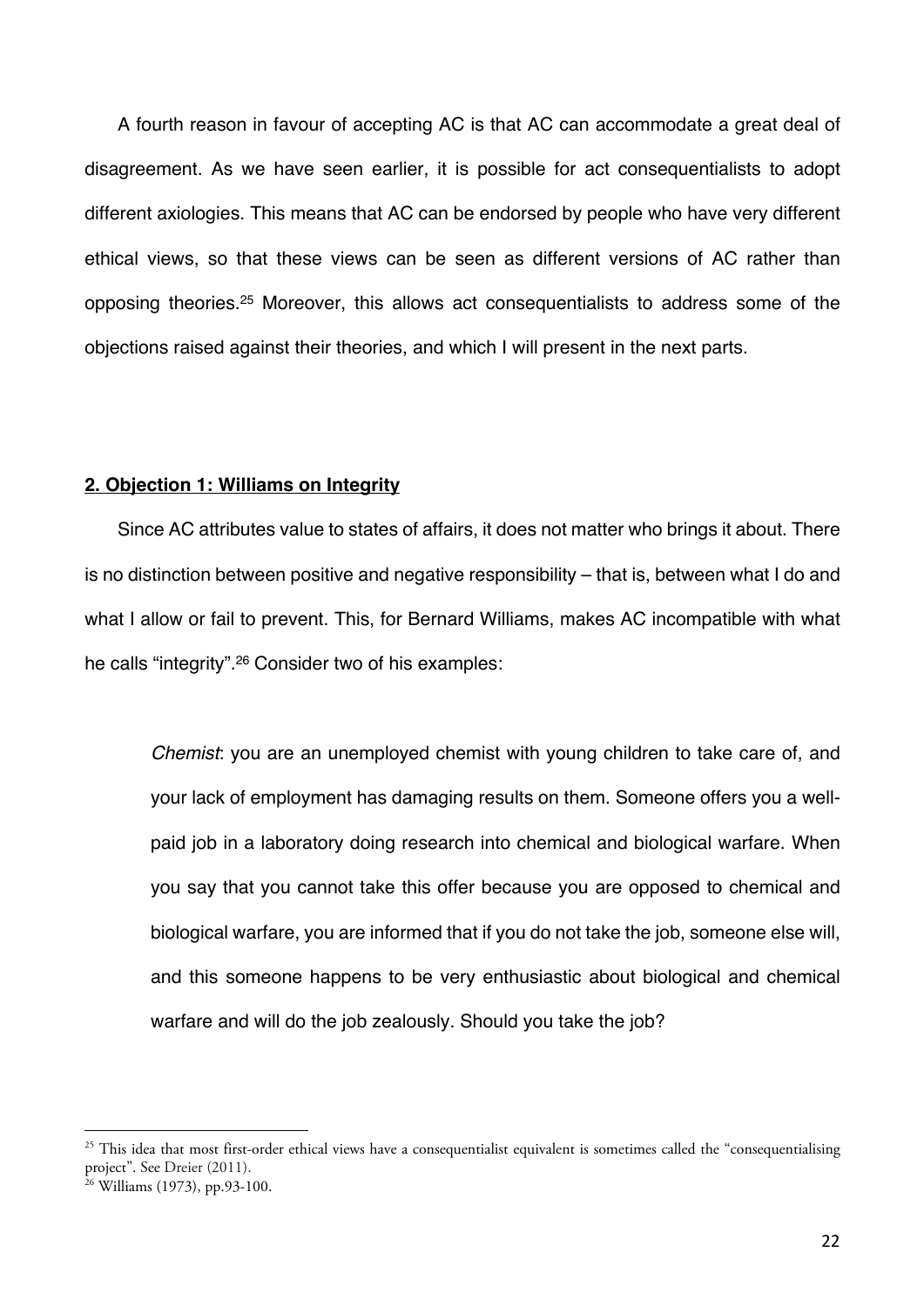A fourth reason in favour of accepting AC is that AC can accommodate a great deal of disagreement. As we have seen earlier, it is possible for act consequentialists to adopt different axiologies. This means that AC can be endorsed by people who have very different ethical views, so that these views can be seen as different versions of AC rather than opposing theories.[25] Moreover, this allows act consequentialists to address some of the objections raised against their theories, and which I will present in the next parts.

## **2. Objection 1: Williams on Integrity**

Since AC attributes value to states of affairs, it does not matter who brings it about. There is no distinction between positive and negative responsibility – that is, between what I do and what I allow or fail to prevent. This, for Bernard Williams, makes AC incompatible with what he calls "integrity".[26] Consider two of his examples:

> *Chemist*: you are an unemployed chemist with young children to take care of, and your lack of employment has damaging results on them. Someone offers you a well-paid job in a laboratory doing research into chemical and biological warfare. When you say that you cannot take this offer because you are opposed to chemical and biological warfare, you are informed that if you do not take the job, someone else will, and this someone happens to be very enthusiastic about biological and chemical warfare and will do the job zealously. Should you take the job?

---

[25] This idea that most first-order ethical views have a consequentialist equivalent is sometimes called the "consequentialising project". See Dreier (2011).

[26] Williams (1973), pp.93-100.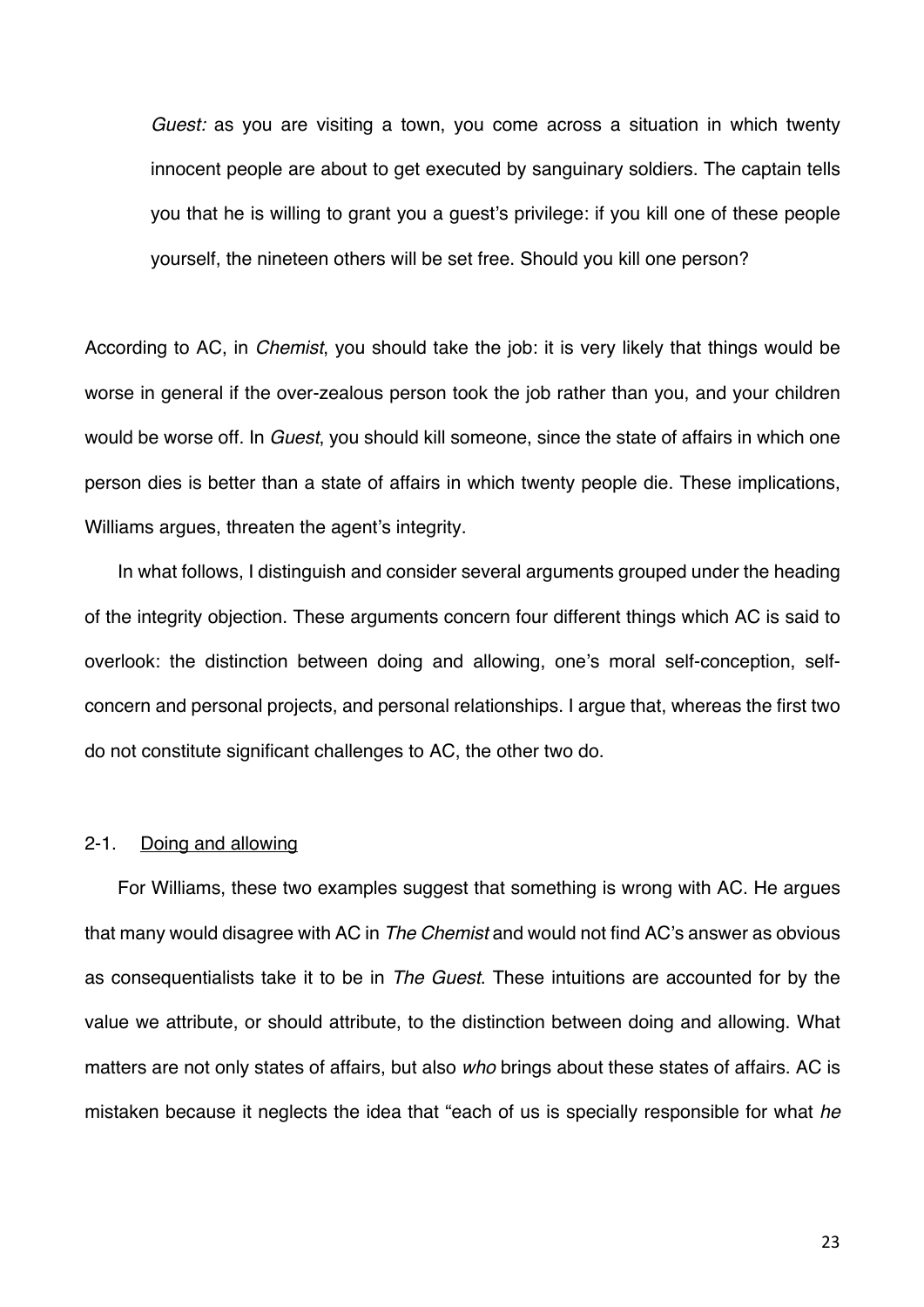*Guest:* as you are visiting a town, you come across a situation in which twenty innocent people are about to get executed by sanguinary soldiers. The captain tells you that he is willing to grant you a guest's privilege: if you kill one of these people yourself, the nineteen others will be set free. Should you kill one person?

According to AC, in *Chemist*, you should take the job: it is very likely that things would be worse in general if the over-zealous person took the job rather than you, and your children would be worse off. In *Guest*, you should kill someone, since the state of affairs in which one person dies is better than a state of affairs in which twenty people die. These implications, Williams argues, threaten the agent's integrity.

In what follows, I distinguish and consider several arguments grouped under the heading of the integrity objection. These arguments concern four different things which AC is said to overlook: the distinction between doing and allowing, one's moral self-conception, self-concern and personal projects, and personal relationships. I argue that, whereas the first two do not constitute significant challenges to AC, the other two do.

### 2-1. Doing and allowing

For Williams, these two examples suggest that something is wrong with AC. He argues that many would disagree with AC in *The Chemist* and would not find AC's answer as obvious as consequentialists take it to be in *The Guest*. These intuitions are accounted for by the value we attribute, or should attribute, to the distinction between doing and allowing. What matters are not only states of affairs, but also *who* brings about these states of affairs. AC is mistaken because it neglects the idea that "each of us is specially responsible for what *he*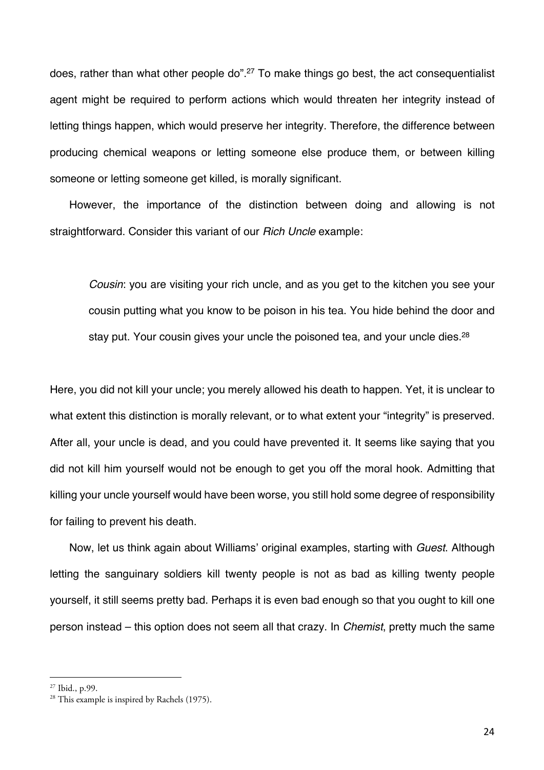does, rather than what other people do".[27] To make things go best, the act consequentialist agent might be required to perform actions which would threaten her integrity instead of letting things happen, which would preserve her integrity. Therefore, the difference between producing chemical weapons or letting someone else produce them, or between killing someone or letting someone get killed, is morally significant.

However, the importance of the distinction between doing and allowing is not straightforward. Consider this variant of our *Rich Uncle* example:

> *Cousin*: you are visiting your rich uncle, and as you get to the kitchen you see your cousin putting what you know to be poison in his tea. You hide behind the door and stay put. Your cousin gives your uncle the poisoned tea, and your uncle dies.[28]

Here, you did not kill your uncle; you merely allowed his death to happen. Yet, it is unclear to what extent this distinction is morally relevant, or to what extent your "integrity" is preserved. After all, your uncle is dead, and you could have prevented it. It seems like saying that you did not kill him yourself would not be enough to get you off the moral hook. Admitting that killing your uncle yourself would have been worse, you still hold some degree of responsibility for failing to prevent his death.

Now, let us think again about Williams' original examples, starting with *Guest*. Although letting the sanguinary soldiers kill twenty people is not as bad as killing twenty people yourself, it still seems pretty bad. Perhaps it is even bad enough so that you ought to kill one person instead – this option does not seem all that crazy. In *Chemist*, pretty much the same

---

[27] Ibid., p.99.

[28] This example is inspired by Rachels (1975).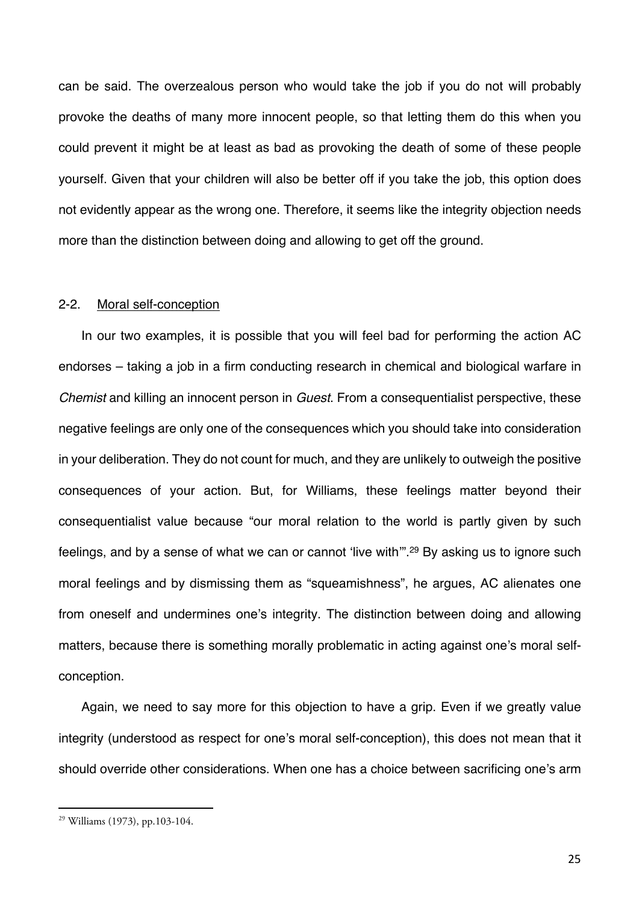can be said. The overzealous person who would take the job if you do not will probably provoke the deaths of many more innocent people, so that letting them do this when you could prevent it might be at least as bad as provoking the death of some of these people yourself. Given that your children will also be better off if you take the job, this option does not evidently appear as the wrong one. Therefore, it seems like the integrity objection needs more than the distinction between doing and allowing to get off the ground.

### 2-2. Moral self-conception

In our two examples, it is possible that you will feel bad for performing the action AC endorses – taking a job in a firm conducting research in chemical and biological warfare in *Chemist* and killing an innocent person in *Guest*. From a consequentialist perspective, these negative feelings are only one of the consequences which you should take into consideration in your deliberation. They do not count for much, and they are unlikely to outweigh the positive consequences of your action. But, for Williams, these feelings matter beyond their consequentialist value because "our moral relation to the world is partly given by such feelings, and by a sense of what we can or cannot 'live with'".[29] By asking us to ignore such moral feelings and by dismissing them as "squeamishness", he argues, AC alienates one from oneself and undermines one's integrity. The distinction between doing and allowing matters, because there is something morally problematic in acting against one's moral self-conception.

Again, we need to say more for this objection to have a grip. Even if we greatly value integrity (understood as respect for one's moral self-conception), this does not mean that it should override other considerations. When one has a choice between sacrificing one's arm

---

[29] Williams (1973), pp.103-104.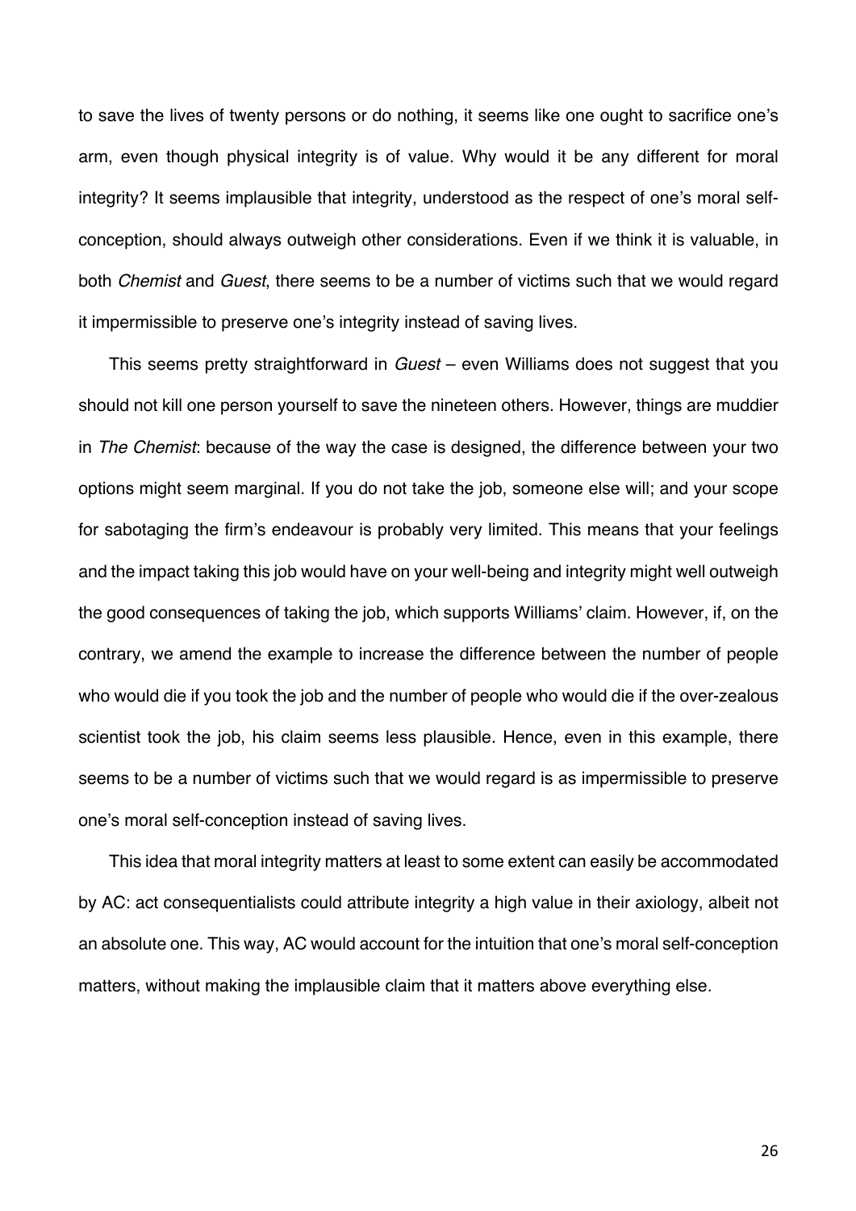to save the lives of twenty persons or do nothing, it seems like one ought to sacrifice one's arm, even though physical integrity is of value. Why would it be any different for moral integrity? It seems implausible that integrity, understood as the respect of one's moral self-conception, should always outweigh other considerations. Even if we think it is valuable, in both *Chemist* and *Guest*, there seems to be a number of victims such that we would regard it impermissible to preserve one's integrity instead of saving lives.

This seems pretty straightforward in *Guest* – even Williams does not suggest that you should not kill one person yourself to save the nineteen others. However, things are muddier in *The Chemist*: because of the way the case is designed, the difference between your two options might seem marginal. If you do not take the job, someone else will; and your scope for sabotaging the firm's endeavour is probably very limited. This means that your feelings and the impact taking this job would have on your well-being and integrity might well outweigh the good consequences of taking the job, which supports Williams' claim. However, if, on the contrary, we amend the example to increase the difference between the number of people who would die if you took the job and the number of people who would die if the over-zealous scientist took the job, his claim seems less plausible. Hence, even in this example, there seems to be a number of victims such that we would regard is as impermissible to preserve one's moral self-conception instead of saving lives.

This idea that moral integrity matters at least to some extent can easily be accommodated by AC: act consequentialists could attribute integrity a high value in their axiology, albeit not an absolute one. This way, AC would account for the intuition that one's moral self-conception matters, without making the implausible claim that it matters above everything else.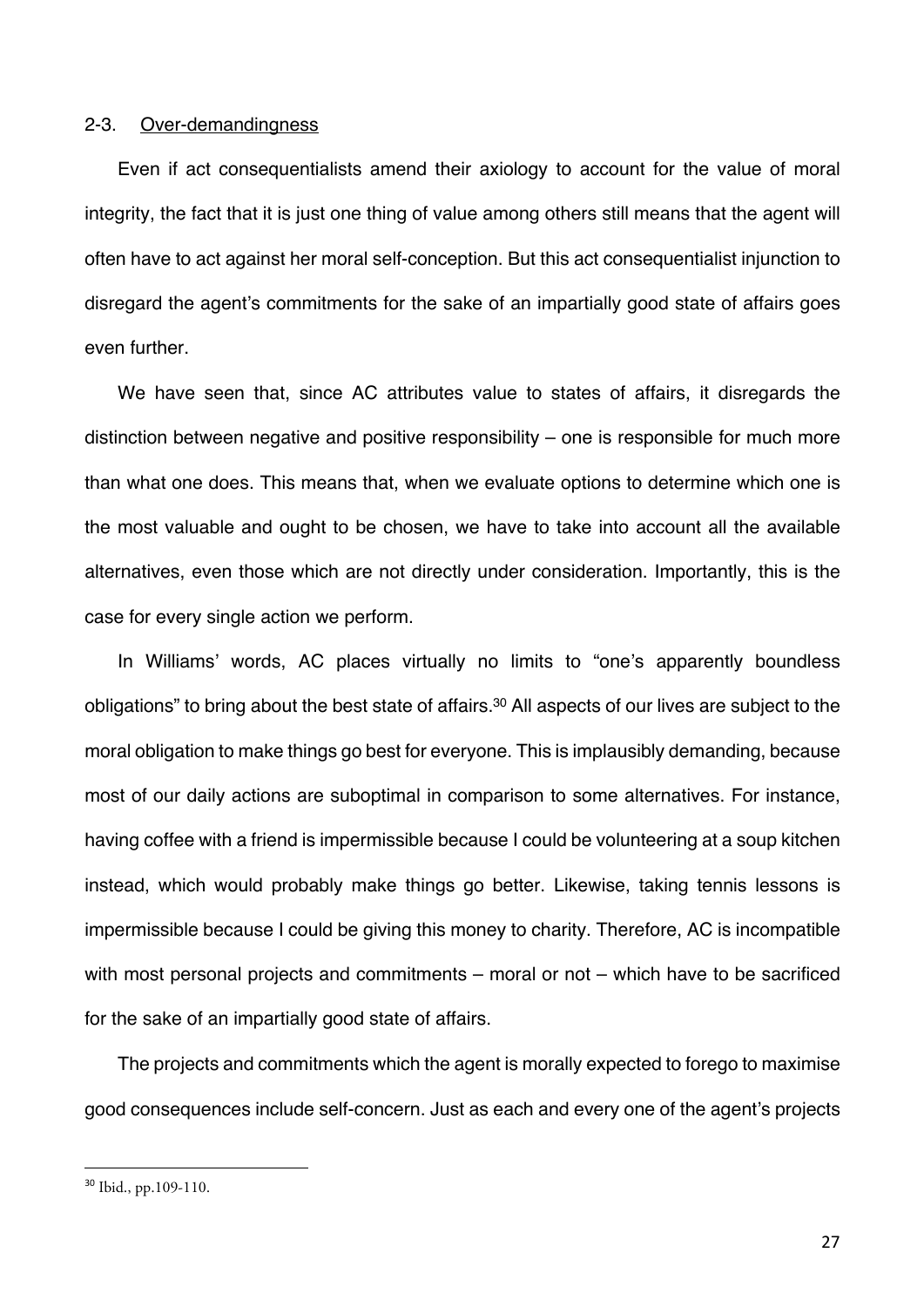### 2-3. Over-demandingness

Even if act consequentialists amend their axiology to account for the value of moral integrity, the fact that it is just one thing of value among others still means that the agent will often have to act against her moral self-conception. But this act consequentialist injunction to disregard the agent's commitments for the sake of an impartially good state of affairs goes even further.

We have seen that, since AC attributes value to states of affairs, it disregards the distinction between negative and positive responsibility – one is responsible for much more than what one does. This means that, when we evaluate options to determine which one is the most valuable and ought to be chosen, we have to take into account all the available alternatives, even those which are not directly under consideration. Importantly, this is the case for every single action we perform.

In Williams' words, AC places virtually no limits to "one's apparently boundless obligations" to bring about the best state of affairs.[30] All aspects of our lives are subject to the moral obligation to make things go best for everyone. This is implausibly demanding, because most of our daily actions are suboptimal in comparison to some alternatives. For instance, having coffee with a friend is impermissible because I could be volunteering at a soup kitchen instead, which would probably make things go better. Likewise, taking tennis lessons is impermissible because I could be giving this money to charity. Therefore, AC is incompatible with most personal projects and commitments – moral or not – which have to be sacrificed for the sake of an impartially good state of affairs.

The projects and commitments which the agent is morally expected to forego to maximise good consequences include self-concern. Just as each and every one of the agent's projects

[30] Ibid., pp.109-110.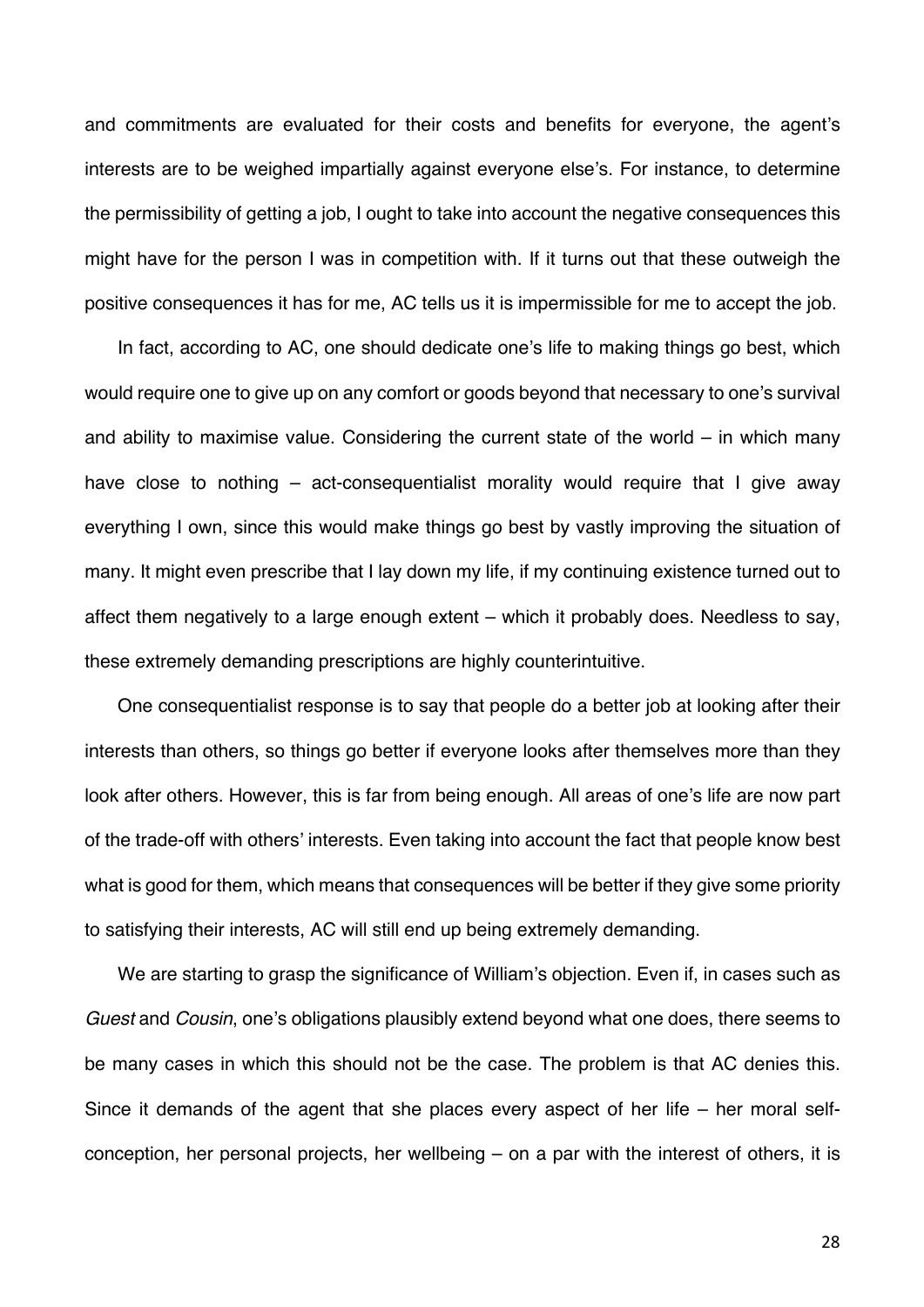and commitments are evaluated for their costs and benefits for everyone, the agent's interests are to be weighed impartially against everyone else's. For instance, to determine the permissibility of getting a job, I ought to take into account the negative consequences this might have for the person I was in competition with. If it turns out that these outweigh the positive consequences it has for me, AC tells us it is impermissible for me to accept the job.

In fact, according to AC, one should dedicate one's life to making things go best, which would require one to give up on any comfort or goods beyond that necessary to one's survival and ability to maximise value. Considering the current state of the world – in which many have close to nothing – act-consequentialist morality would require that I give away everything I own, since this would make things go best by vastly improving the situation of many. It might even prescribe that I lay down my life, if my continuing existence turned out to affect them negatively to a large enough extent – which it probably does. Needless to say, these extremely demanding prescriptions are highly counterintuitive.

One consequentialist response is to say that people do a better job at looking after their interests than others, so things go better if everyone looks after themselves more than they look after others. However, this is far from being enough. All areas of one's life are now part of the trade-off with others' interests. Even taking into account the fact that people know best what is good for them, which means that consequences will be better if they give some priority to satisfying their interests, AC will still end up being extremely demanding.

We are starting to grasp the significance of William's objection. Even if, in cases such as *Guest* and *Cousin*, one's obligations plausibly extend beyond what one does, there seems to be many cases in which this should not be the case. The problem is that AC denies this. Since it demands of the agent that she places every aspect of her life – her moral self-conception, her personal projects, her wellbeing – on a par with the interest of others, it is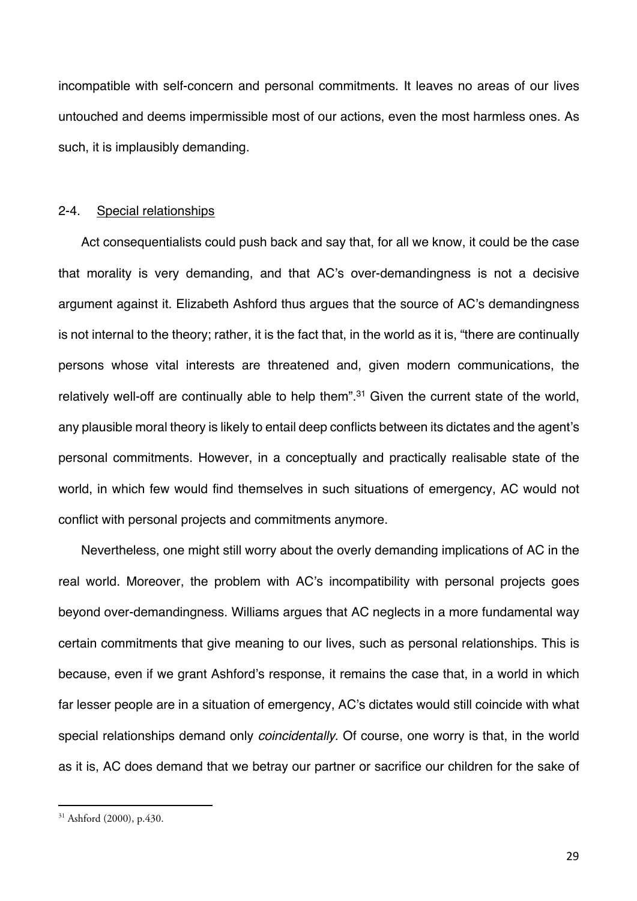incompatible with self-concern and personal commitments. It leaves no areas of our lives untouched and deems impermissible most of our actions, even the most harmless ones. As such, it is implausibly demanding.

### 2-4. Special relationships

Act consequentialists could push back and say that, for all we know, it could be the case that morality is very demanding, and that AC's over-demandingness is not a decisive argument against it. Elizabeth Ashford thus argues that the source of AC's demandingness is not internal to the theory; rather, it is the fact that, in the world as it is, "there are continually persons whose vital interests are threatened and, given modern communications, the relatively well-off are continually able to help them".[31] Given the current state of the world, any plausible moral theory is likely to entail deep conflicts between its dictates and the agent's personal commitments. However, in a conceptually and practically realisable state of the world, in which few would find themselves in such situations of emergency, AC would not conflict with personal projects and commitments anymore.

Nevertheless, one might still worry about the overly demanding implications of AC in the real world. Moreover, the problem with AC's incompatibility with personal projects goes beyond over-demandingness. Williams argues that AC neglects in a more fundamental way certain commitments that give meaning to our lives, such as personal relationships. This is because, even if we grant Ashford's response, it remains the case that, in a world in which far lesser people are in a situation of emergency, AC's dictates would still coincide with what special relationships demand only *coincidentally*. Of course, one worry is that, in the world as it is, AC does demand that we betray our partner or sacrifice our children for the sake of

---

[31] Ashford (2000), p.430.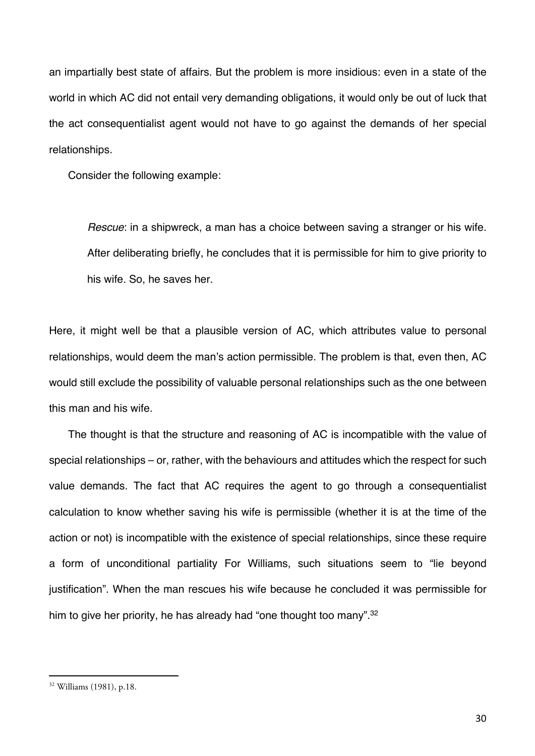an impartially best state of affairs. But the problem is more insidious: even in a state of the world in which AC did not entail very demanding obligations, it would only be out of luck that the act consequentialist agent would not have to go against the demands of her special relationships.

Consider the following example:

> *Rescue*: in a shipwreck, a man has a choice between saving a stranger or his wife. After deliberating briefly, he concludes that it is permissible for him to give priority to his wife. So, he saves her.

Here, it might well be that a plausible version of AC, which attributes value to personal relationships, would deem the man's action permissible. The problem is that, even then, AC would still exclude the possibility of valuable personal relationships such as the one between this man and his wife.

The thought is that the structure and reasoning of AC is incompatible with the value of special relationships – or, rather, with the behaviours and attitudes which the respect for such value demands. The fact that AC requires the agent to go through a consequentialist calculation to know whether saving his wife is permissible (whether it is at the time of the action or not) is incompatible with the existence of special relationships, since these require a form of unconditional partiality For Williams, such situations seem to "lie beyond justification". When the man rescues his wife because he concluded it was permissible for him to give her priority, he has already had "one thought too many".[32]

---

[32] Williams (1981), p.18.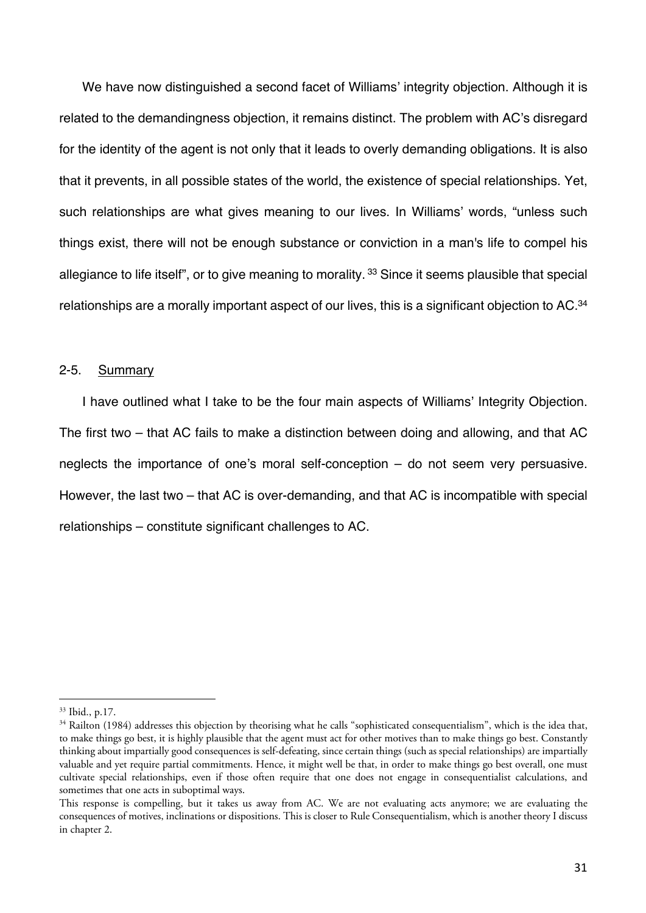We have now distinguished a second facet of Williams' integrity objection. Although it is related to the demandingness objection, it remains distinct. The problem with AC's disregard for the identity of the agent is not only that it leads to overly demanding obligations. It is also that it prevents, in all possible states of the world, the existence of special relationships. Yet, such relationships are what gives meaning to our lives. In Williams' words, "unless such things exist, there will not be enough substance or conviction in a man's life to compel his allegiance to life itself", or to give meaning to morality. [33] Since it seems plausible that special relationships are a morally important aspect of our lives, this is a significant objection to AC.[34]

### 2-5. Summary

I have outlined what I take to be the four main aspects of Williams' Integrity Objection. The first two – that AC fails to make a distinction between doing and allowing, and that AC neglects the importance of one's moral self-conception – do not seem very persuasive. However, the last two – that AC is over-demanding, and that AC is incompatible with special relationships – constitute significant challenges to AC.

---

[33] Ibid., p.17.

[34] Railton (1984) addresses this objection by theorising what he calls "sophisticated consequentialism", which is the idea that, to make things go best, it is highly plausible that the agent must act for other motives than to make things go best. Constantly thinking about impartially good consequences is self-defeating, since certain things (such as special relationships) are impartially valuable and yet require partial commitments. Hence, it might well be that, in order to make things go best overall, one must cultivate special relationships, even if those often require that one does not engage in consequentialist calculations, and sometimes that one acts in suboptimal ways.

This response is compelling, but it takes us away from AC. We are not evaluating acts anymore; we are evaluating the consequences of motives, inclinations or dispositions. This is closer to Rule Consequentialism, which is another theory I discuss in chapter 2.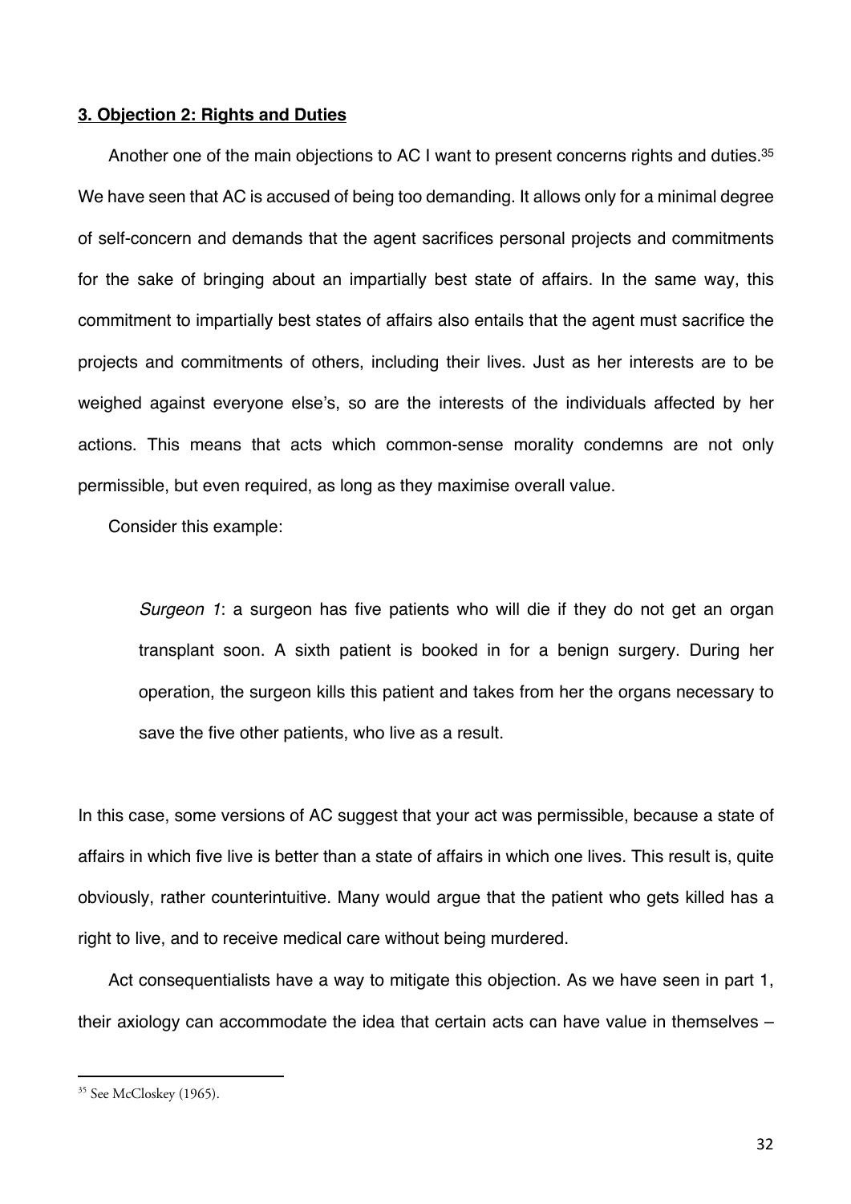### **3. Objection 2: Rights and Duties**

Another one of the main objections to AC I want to present concerns rights and duties.[35] We have seen that AC is accused of being too demanding. It allows only for a minimal degree of self-concern and demands that the agent sacrifices personal projects and commitments for the sake of bringing about an impartially best state of affairs. In the same way, this commitment to impartially best states of affairs also entails that the agent must sacrifice the projects and commitments of others, including their lives. Just as her interests are to be weighed against everyone else's, so are the interests of the individuals affected by her actions. This means that acts which common-sense morality condemns are not only permissible, but even required, as long as they maximise overall value.

Consider this example:

> *Surgeon 1*: a surgeon has five patients who will die if they do not get an organ transplant soon. A sixth patient is booked in for a benign surgery. During her operation, the surgeon kills this patient and takes from her the organs necessary to save the five other patients, who live as a result.

In this case, some versions of AC suggest that your act was permissible, because a state of affairs in which five live is better than a state of affairs in which one lives. This result is, quite obviously, rather counterintuitive. Many would argue that the patient who gets killed has a right to live, and to receive medical care without being murdered.

Act consequentialists have a way to mitigate this objection. As we have seen in part 1, their axiology can accommodate the idea that certain acts can have value in themselves –

[35] See McCloskey (1965).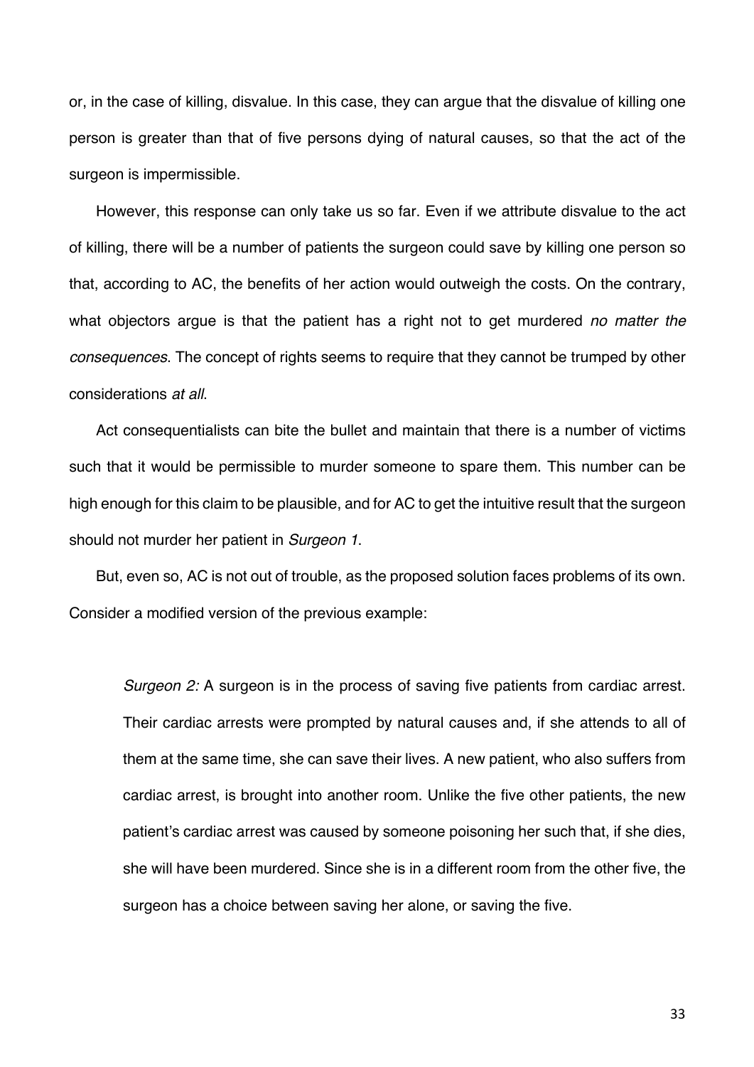or, in the case of killing, disvalue. In this case, they can argue that the disvalue of killing one person is greater than that of five persons dying of natural causes, so that the act of the surgeon is impermissible.

However, this response can only take us so far. Even if we attribute disvalue to the act of killing, there will be a number of patients the surgeon could save by killing one person so that, according to AC, the benefits of her action would outweigh the costs. On the contrary, what objectors argue is that the patient has a right not to get murdered *no matter the consequences*. The concept of rights seems to require that they cannot be trumped by other considerations *at all*.

Act consequentialists can bite the bullet and maintain that there is a number of victims such that it would be permissible to murder someone to spare them. This number can be high enough for this claim to be plausible, and for AC to get the intuitive result that the surgeon should not murder her patient in *Surgeon 1*.

But, even so, AC is not out of trouble, as the proposed solution faces problems of its own. Consider a modified version of the previous example:

> *Surgeon 2:* A surgeon is in the process of saving five patients from cardiac arrest. Their cardiac arrests were prompted by natural causes and, if she attends to all of them at the same time, she can save their lives. A new patient, who also suffers from cardiac arrest, is brought into another room. Unlike the five other patients, the new patient's cardiac arrest was caused by someone poisoning her such that, if she dies, she will have been murdered. Since she is in a different room from the other five, the surgeon has a choice between saving her alone, or saving the five.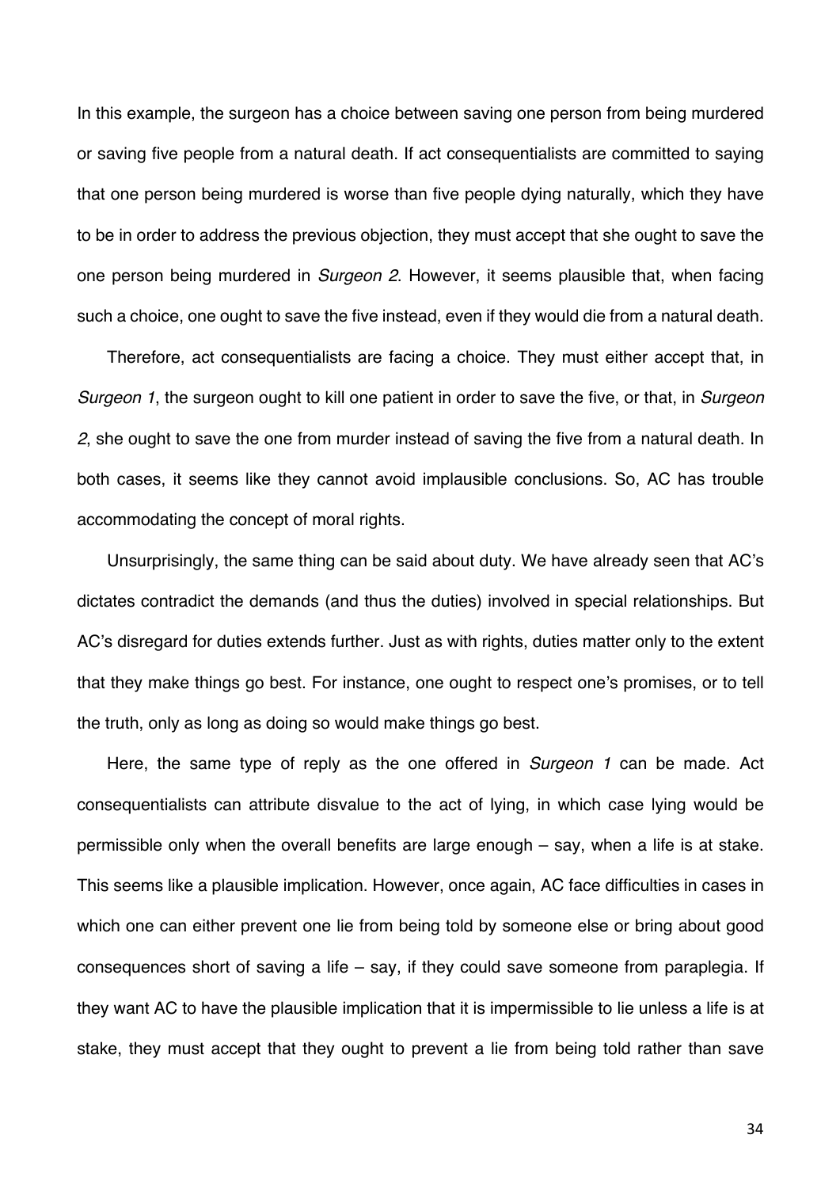In this example, the surgeon has a choice between saving one person from being murdered or saving five people from a natural death. If act consequentialists are committed to saying that one person being murdered is worse than five people dying naturally, which they have to be in order to address the previous objection, they must accept that she ought to save the one person being murdered in *Surgeon 2*. However, it seems plausible that, when facing such a choice, one ought to save the five instead, even if they would die from a natural death.

Therefore, act consequentialists are facing a choice. They must either accept that, in *Surgeon 1*, the surgeon ought to kill one patient in order to save the five, or that, in *Surgeon 2*, she ought to save the one from murder instead of saving the five from a natural death. In both cases, it seems like they cannot avoid implausible conclusions. So, AC has trouble accommodating the concept of moral rights.

Unsurprisingly, the same thing can be said about duty. We have already seen that AC's dictates contradict the demands (and thus the duties) involved in special relationships. But AC's disregard for duties extends further. Just as with rights, duties matter only to the extent that they make things go best. For instance, one ought to respect one's promises, or to tell the truth, only as long as doing so would make things go best.

Here, the same type of reply as the one offered in *Surgeon 1* can be made. Act consequentialists can attribute disvalue to the act of lying, in which case lying would be permissible only when the overall benefits are large enough – say, when a life is at stake. This seems like a plausible implication. However, once again, AC face difficulties in cases in which one can either prevent one lie from being told by someone else or bring about good consequences short of saving a life – say, if they could save someone from paraplegia. If they want AC to have the plausible implication that it is impermissible to lie unless a life is at stake, they must accept that they ought to prevent a lie from being told rather than save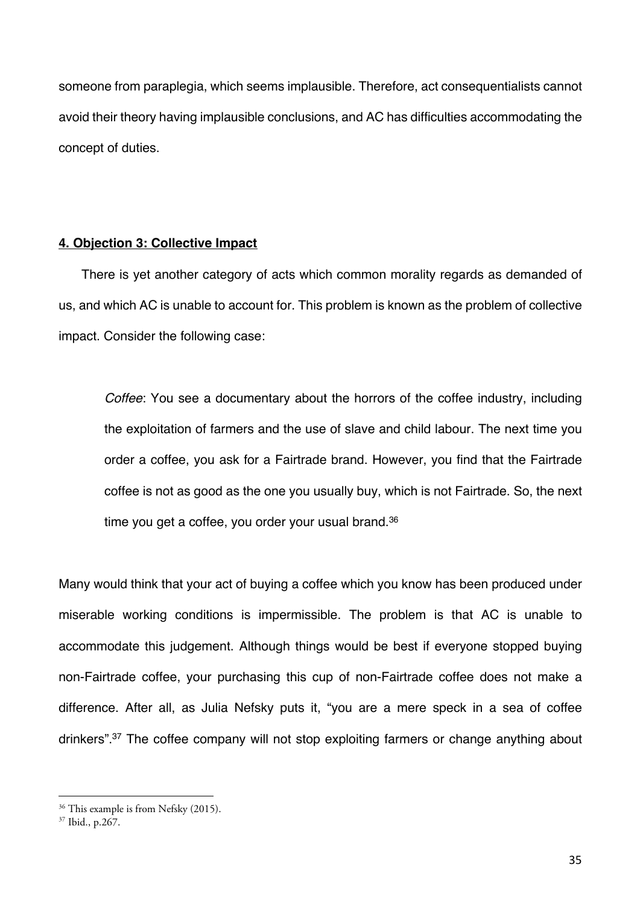someone from paraplegia, which seems implausible. Therefore, act consequentialists cannot avoid their theory having implausible conclusions, and AC has difficulties accommodating the concept of duties.

## **4. Objection 3: Collective Impact**

There is yet another category of acts which common morality regards as demanded of us, and which AC is unable to account for. This problem is known as the problem of collective impact. Consider the following case:

> *Coffee*: You see a documentary about the horrors of the coffee industry, including the exploitation of farmers and the use of slave and child labour. The next time you order a coffee, you ask for a Fairtrade brand. However, you find that the Fairtrade coffee is not as good as the one you usually buy, which is not Fairtrade. So, the next time you get a coffee, you order your usual brand.[36]

Many would think that your act of buying a coffee which you know has been produced under miserable working conditions is impermissible. The problem is that AC is unable to accommodate this judgement. Although things would be best if everyone stopped buying non-Fairtrade coffee, your purchasing this cup of non-Fairtrade coffee does not make a difference. After all, as Julia Nefsky puts it, "you are a mere speck in a sea of coffee drinkers".[37] The coffee company will not stop exploiting farmers or change anything about

---

[36] This example is from Nefsky (2015).

[37] Ibid., p.267.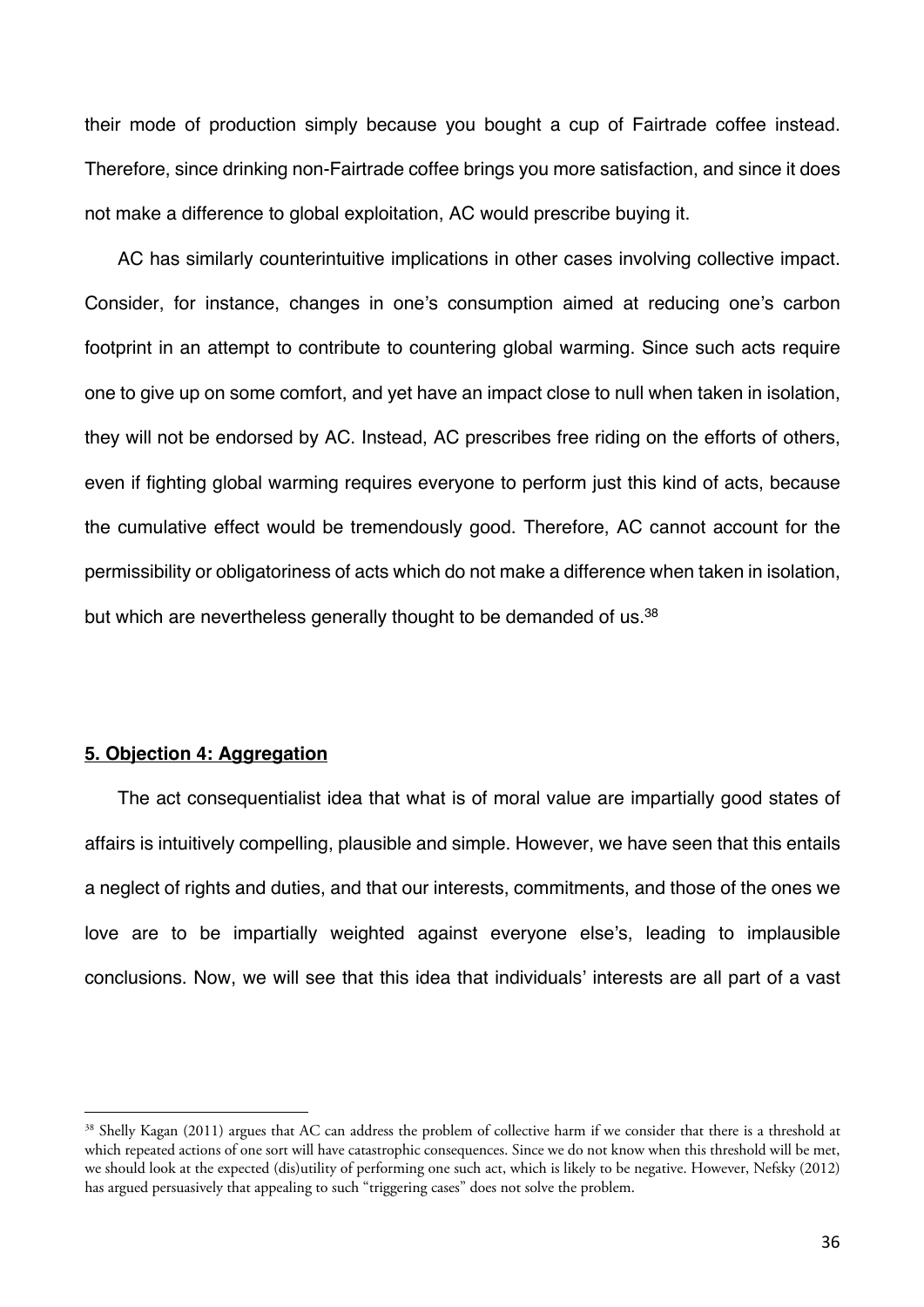their mode of production simply because you bought a cup of Fairtrade coffee instead. Therefore, since drinking non-Fairtrade coffee brings you more satisfaction, and since it does not make a difference to global exploitation, AC would prescribe buying it.

AC has similarly counterintuitive implications in other cases involving collective impact. Consider, for instance, changes in one's consumption aimed at reducing one's carbon footprint in an attempt to contribute to countering global warming. Since such acts require one to give up on some comfort, and yet have an impact close to null when taken in isolation, they will not be endorsed by AC. Instead, AC prescribes free riding on the efforts of others, even if fighting global warming requires everyone to perform just this kind of acts, because the cumulative effect would be tremendously good. Therefore, AC cannot account for the permissibility or obligatoriness of acts which do not make a difference when taken in isolation, but which are nevertheless generally thought to be demanded of us.[38]

## 5. Objection 4: Aggregation

The act consequentialist idea that what is of moral value are impartially good states of affairs is intuitively compelling, plausible and simple. However, we have seen that this entails a neglect of rights and duties, and that our interests, commitments, and those of the ones we love are to be impartially weighted against everyone else's, leading to implausible conclusions. Now, we will see that this idea that individuals' interests are all part of a vast

[38] Shelly Kagan (2011) argues that AC can address the problem of collective harm if we consider that there is a threshold at which repeated actions of one sort will have catastrophic consequences. Since we do not know when this threshold will be met, we should look at the expected (dis)utility of performing one such act, which is likely to be negative. However, Nefsky (2012) has argued persuasively that appealing to such "triggering cases" does not solve the problem.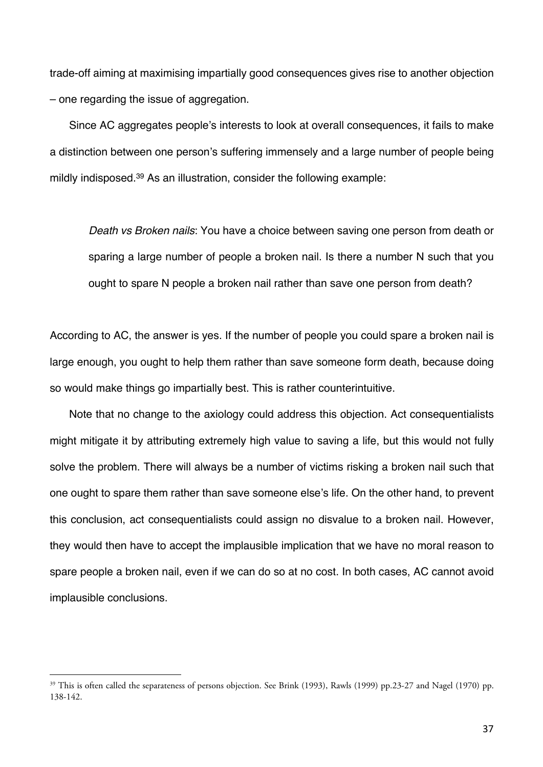trade-off aiming at maximising impartially good consequences gives rise to another objection – one regarding the issue of aggregation.

Since AC aggregates people's interests to look at overall consequences, it fails to make a distinction between one person's suffering immensely and a large number of people being mildly indisposed.[39] As an illustration, consider the following example:

> *Death vs Broken nails*: You have a choice between saving one person from death or sparing a large number of people a broken nail. Is there a number N such that you ought to spare N people a broken nail rather than save one person from death?

According to AC, the answer is yes. If the number of people you could spare a broken nail is large enough, you ought to help them rather than save someone form death, because doing so would make things go impartially best. This is rather counterintuitive.

Note that no change to the axiology could address this objection. Act consequentialists might mitigate it by attributing extremely high value to saving a life, but this would not fully solve the problem. There will always be a number of victims risking a broken nail such that one ought to spare them rather than save someone else's life. On the other hand, to prevent this conclusion, act consequentialists could assign no disvalue to a broken nail. However, they would then have to accept the implausible implication that we have no moral reason to spare people a broken nail, even if we can do so at no cost. In both cases, AC cannot avoid implausible conclusions.

---

[39] This is often called the separateness of persons objection. See Brink (1993), Rawls (1999) pp.23-27 and Nagel (1970) pp. 138-142.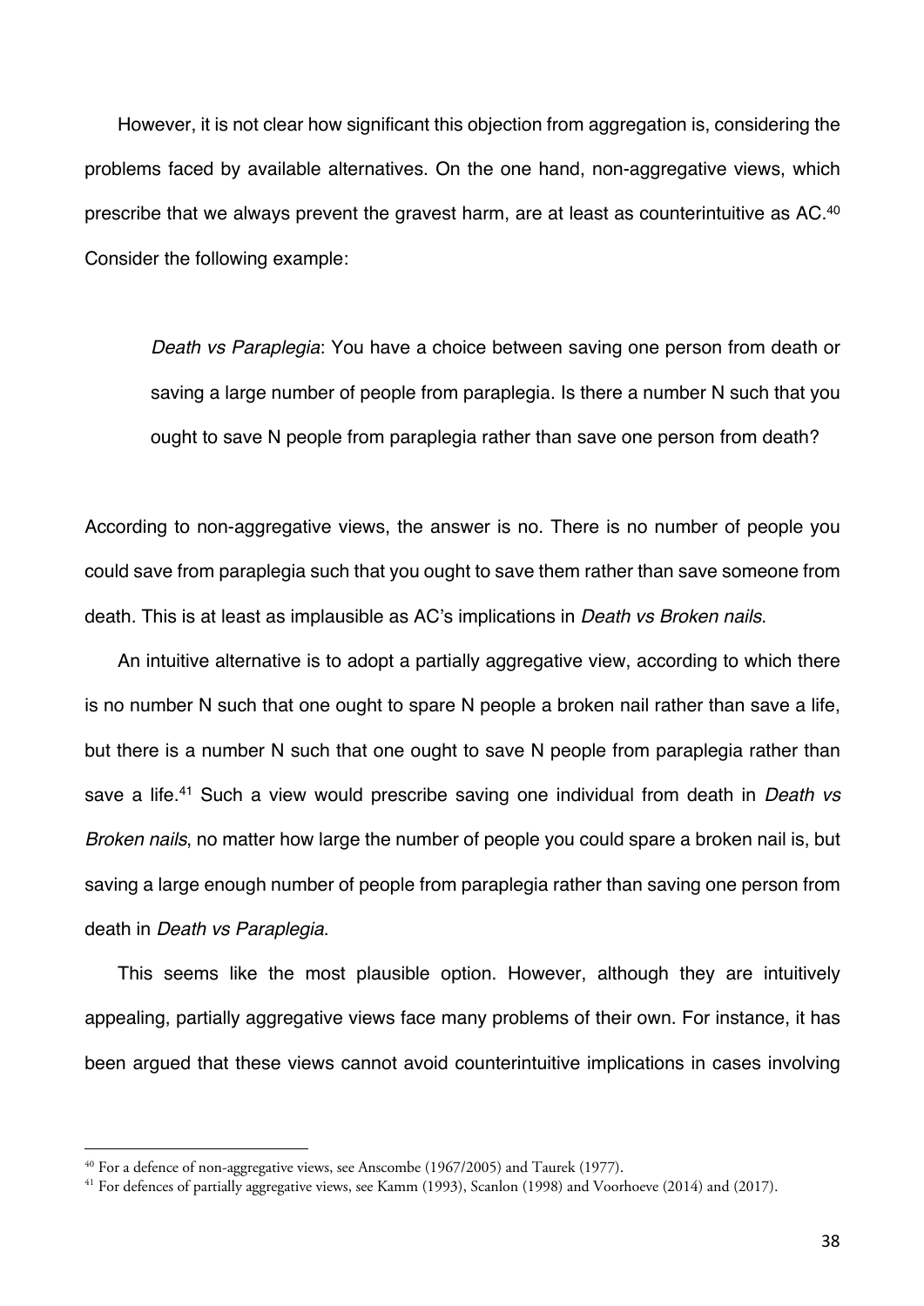However, it is not clear how significant this objection from aggregation is, considering the problems faced by available alternatives. On the one hand, non-aggregative views, which prescribe that we always prevent the gravest harm, are at least as counterintuitive as AC.[40] Consider the following example:

> *Death vs Paraplegia*: You have a choice between saving one person from death or saving a large number of people from paraplegia. Is there a number N such that you ought to save N people from paraplegia rather than save one person from death?

According to non-aggregative views, the answer is no. There is no number of people you could save from paraplegia such that you ought to save them rather than save someone from death. This is at least as implausible as AC's implications in *Death vs Broken nails*.

An intuitive alternative is to adopt a partially aggregative view, according to which there is no number N such that one ought to spare N people a broken nail rather than save a life, but there is a number N such that one ought to save N people from paraplegia rather than save a life.[41] Such a view would prescribe saving one individual from death in *Death vs Broken nails*, no matter how large the number of people you could spare a broken nail is, but saving a large enough number of people from paraplegia rather than saving one person from death in *Death vs Paraplegia*.

This seems like the most plausible option. However, although they are intuitively appealing, partially aggregative views face many problems of their own. For instance, it has been argued that these views cannot avoid counterintuitive implications in cases involving

---

[40] For a defence of non-aggregative views, see Anscombe (1967/2005) and Taurek (1977).

[41] For defences of partially aggregative views, see Kamm (1993), Scanlon (1998) and Voorhoeve (2014) and (2017).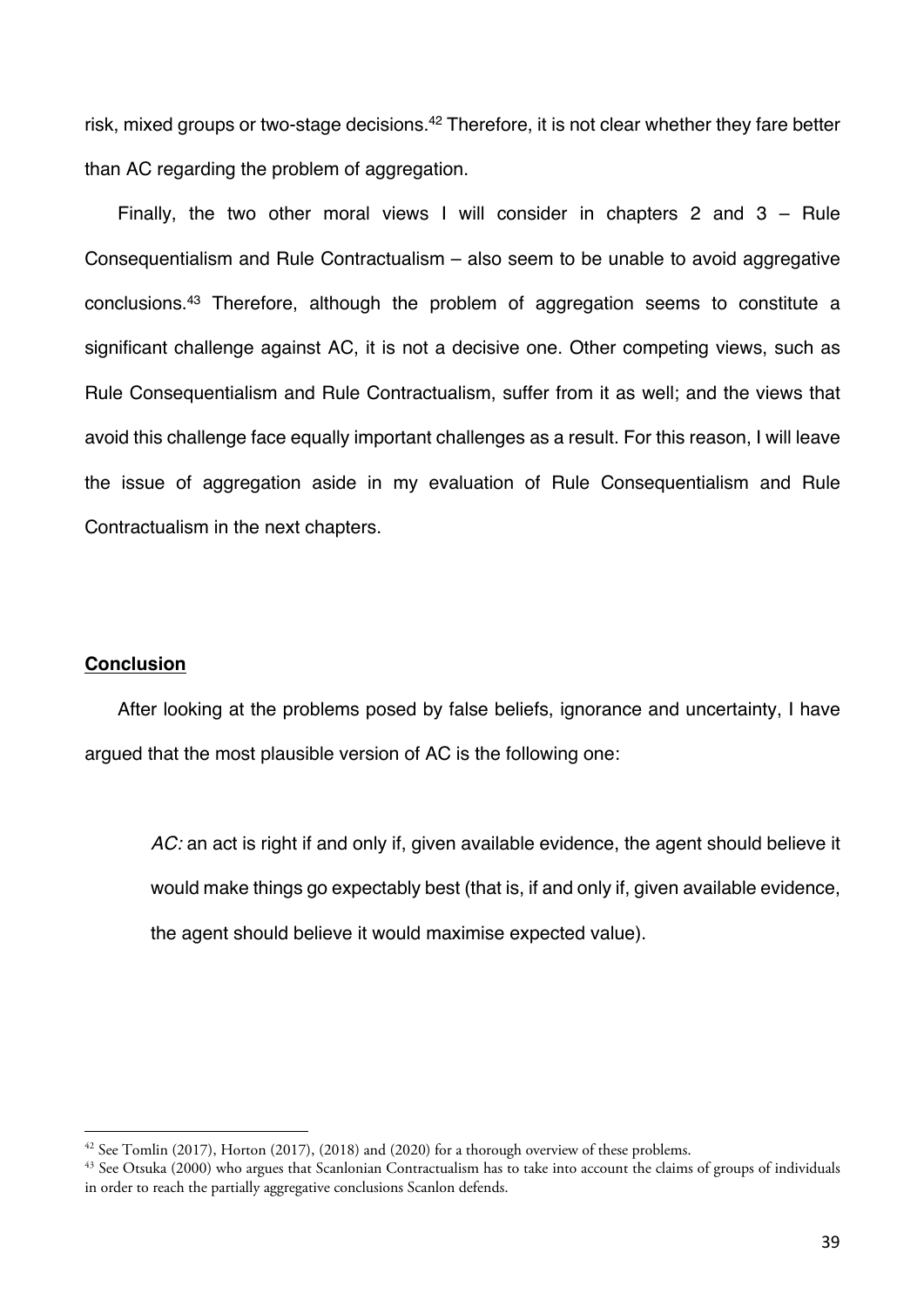risk, mixed groups or two-stage decisions.[42] Therefore, it is not clear whether they fare better than AC regarding the problem of aggregation.

Finally, the two other moral views I will consider in chapters 2 and 3 – Rule Consequentialism and Rule Contractualism – also seem to be unable to avoid aggregative conclusions.[43] Therefore, although the problem of aggregation seems to constitute a significant challenge against AC, it is not a decisive one. Other competing views, such as Rule Consequentialism and Rule Contractualism, suffer from it as well; and the views that avoid this challenge face equally important challenges as a result. For this reason, I will leave the issue of aggregation aside in my evaluation of Rule Consequentialism and Rule Contractualism in the next chapters.

## Conclusion

After looking at the problems posed by false beliefs, ignorance and uncertainty, I have argued that the most plausible version of AC is the following one:

> *AC:* an act is right if and only if, given available evidence, the agent should believe it would make things go expectably best (that is, if and only if, given available evidence, the agent should believe it would maximise expected value).

[42] See Tomlin (2017), Horton (2017), (2018) and (2020) for a thorough overview of these problems.

[43] See Otsuka (2000) who argues that Scanlonian Contractualism has to take into account the claims of groups of individuals in order to reach the partially aggregative conclusions Scanlon defends.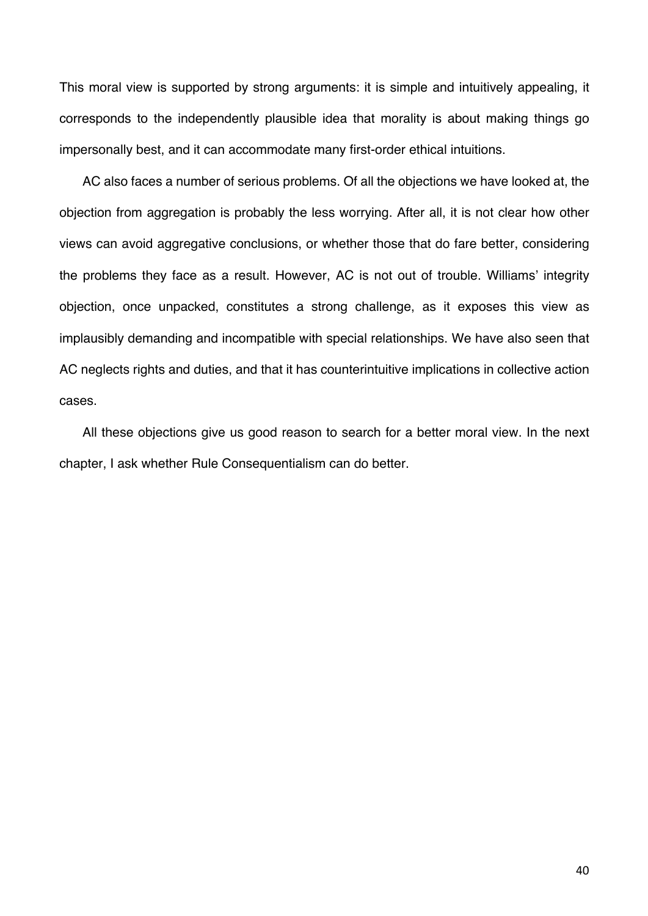This moral view is supported by strong arguments: it is simple and intuitively appealing, it corresponds to the independently plausible idea that morality is about making things go impersonally best, and it can accommodate many first-order ethical intuitions.

AC also faces a number of serious problems. Of all the objections we have looked at, the objection from aggregation is probably the less worrying. After all, it is not clear how other views can avoid aggregative conclusions, or whether those that do fare better, considering the problems they face as a result. However, AC is not out of trouble. Williams' integrity objection, once unpacked, constitutes a strong challenge, as it exposes this view as implausibly demanding and incompatible with special relationships. We have also seen that AC neglects rights and duties, and that it has counterintuitive implications in collective action cases.

All these objections give us good reason to search for a better moral view. In the next chapter, I ask whether Rule Consequentialism can do better.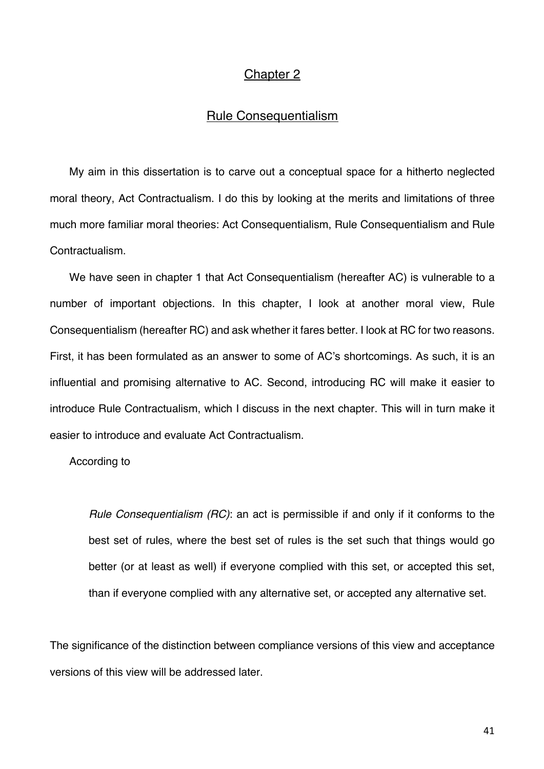# Chapter 2

## Rule Consequentialism

My aim in this dissertation is to carve out a conceptual space for a hitherto neglected moral theory, Act Contractualism. I do this by looking at the merits and limitations of three much more familiar moral theories: Act Consequentialism, Rule Consequentialism and Rule Contractualism.

We have seen in chapter 1 that Act Consequentialism (hereafter AC) is vulnerable to a number of important objections. In this chapter, I look at another moral view, Rule Consequentialism (hereafter RC) and ask whether it fares better. I look at RC for two reasons. First, it has been formulated as an answer to some of AC's shortcomings. As such, it is an influential and promising alternative to AC. Second, introducing RC will make it easier to introduce Rule Contractualism, which I discuss in the next chapter. This will in turn make it easier to introduce and evaluate Act Contractualism.

According to

> *Rule Consequentialism (RC)*: an act is permissible if and only if it conforms to the best set of rules, where the best set of rules is the set such that things would go better (or at least as well) if everyone complied with this set, or accepted this set, than if everyone complied with any alternative set, or accepted any alternative set.

The significance of the distinction between compliance versions of this view and acceptance versions of this view will be addressed later.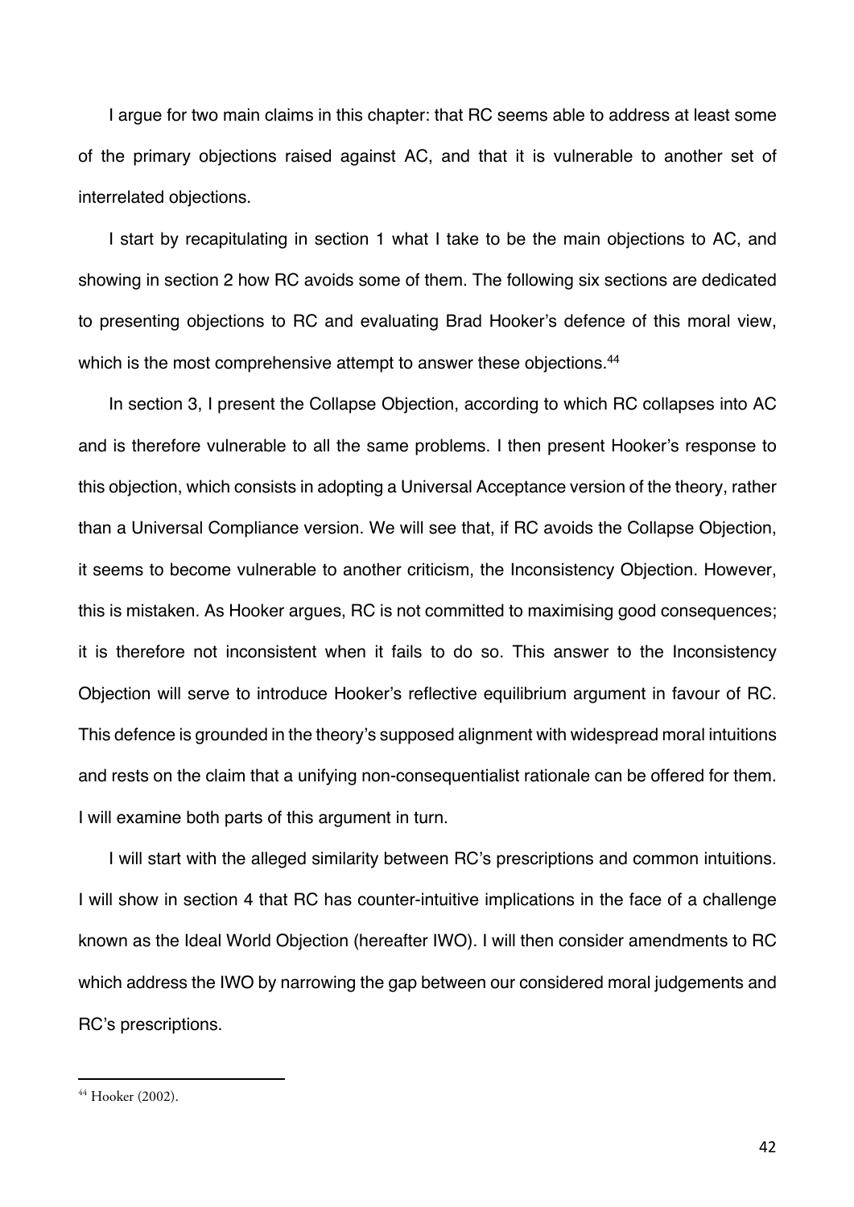I argue for two main claims in this chapter: that RC seems able to address at least some of the primary objections raised against AC, and that it is vulnerable to another set of interrelated objections.

I start by recapitulating in section 1 what I take to be the main objections to AC, and showing in section 2 how RC avoids some of them. The following six sections are dedicated to presenting objections to RC and evaluating Brad Hooker's defence of this moral view, which is the most comprehensive attempt to answer these objections.[44]

In section 3, I present the Collapse Objection, according to which RC collapses into AC and is therefore vulnerable to all the same problems. I then present Hooker's response to this objection, which consists in adopting a Universal Acceptance version of the theory, rather than a Universal Compliance version. We will see that, if RC avoids the Collapse Objection, it seems to become vulnerable to another criticism, the Inconsistency Objection. However, this is mistaken. As Hooker argues, RC is not committed to maximising good consequences; it is therefore not inconsistent when it fails to do so. This answer to the Inconsistency Objection will serve to introduce Hooker's reflective equilibrium argument in favour of RC. This defence is grounded in the theory's supposed alignment with widespread moral intuitions and rests on the claim that a unifying non-consequentialist rationale can be offered for them. I will examine both parts of this argument in turn.

I will start with the alleged similarity between RC's prescriptions and common intuitions. I will show in section 4 that RC has counter-intuitive implications in the face of a challenge known as the Ideal World Objection (hereafter IWO). I will then consider amendments to RC which address the IWO by narrowing the gap between our considered moral judgements and RC's prescriptions.

---

[44] Hooker (2002).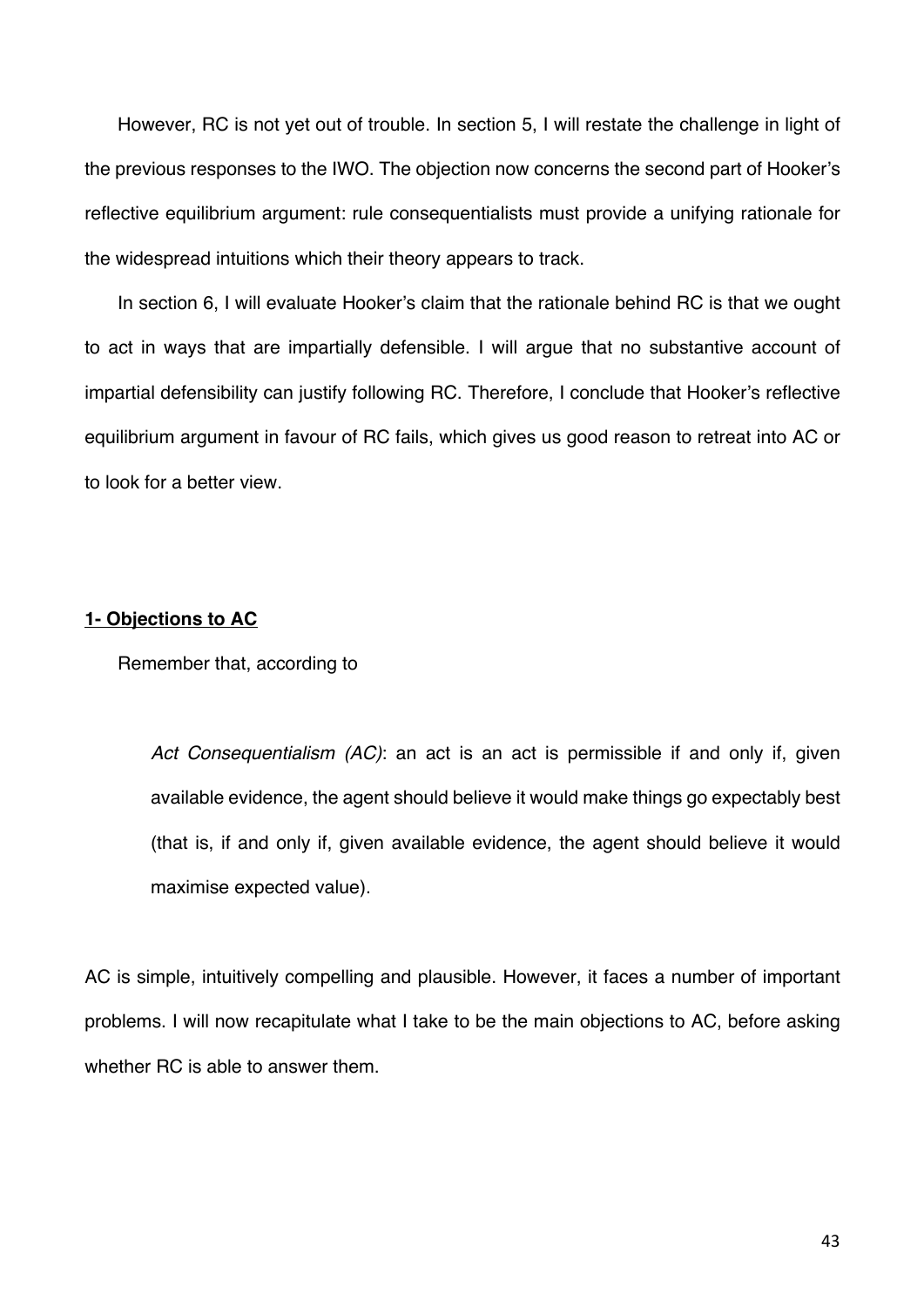However, RC is not yet out of trouble. In section 5, I will restate the challenge in light of the previous responses to the IWO. The objection now concerns the second part of Hooker's reflective equilibrium argument: rule consequentialists must provide a unifying rationale for the widespread intuitions which their theory appears to track.

In section 6, I will evaluate Hooker's claim that the rationale behind RC is that we ought to act in ways that are impartially defensible. I will argue that no substantive account of impartial defensibility can justify following RC. Therefore, I conclude that Hooker's reflective equilibrium argument in favour of RC fails, which gives us good reason to retreat into AC or to look for a better view.

## 1- Objections to AC

Remember that, according to

> *Act Consequentialism (AC)*: an act is an act is permissible if and only if, given available evidence, the agent should believe it would make things go expectably best (that is, if and only if, given available evidence, the agent should believe it would maximise expected value).

AC is simple, intuitively compelling and plausible. However, it faces a number of important problems. I will now recapitulate what I take to be the main objections to AC, before asking whether RC is able to answer them.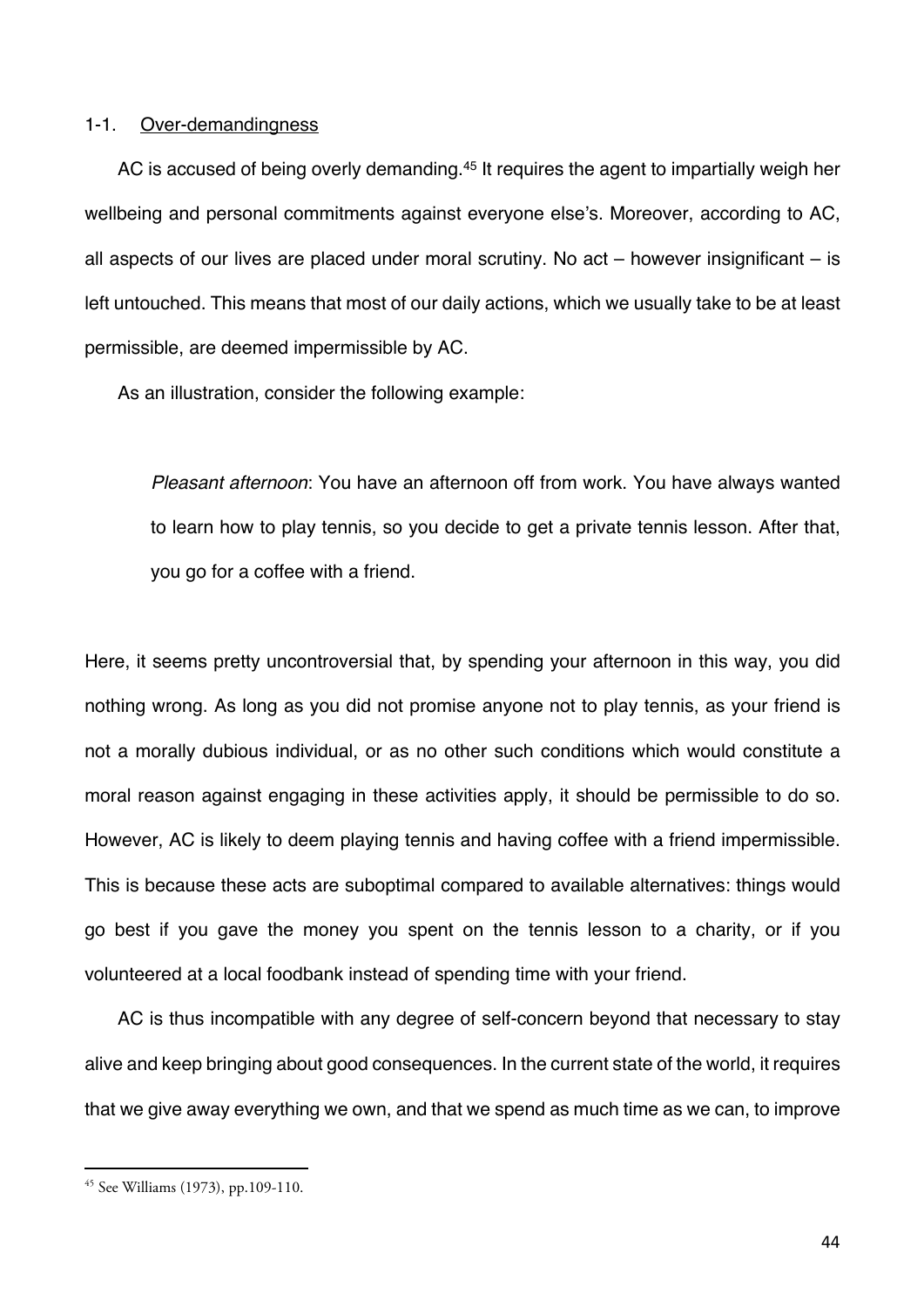### 1-1. Over-demandingness

AC is accused of being overly demanding.[45] It requires the agent to impartially weigh her wellbeing and personal commitments against everyone else's. Moreover, according to AC, all aspects of our lives are placed under moral scrutiny. No act – however insignificant – is left untouched. This means that most of our daily actions, which we usually take to be at least permissible, are deemed impermissible by AC.

As an illustration, consider the following example:

> *Pleasant afternoon*: You have an afternoon off from work. You have always wanted to learn how to play tennis, so you decide to get a private tennis lesson. After that, you go for a coffee with a friend.

Here, it seems pretty uncontroversial that, by spending your afternoon in this way, you did nothing wrong. As long as you did not promise anyone not to play tennis, as your friend is not a morally dubious individual, or as no other such conditions which would constitute a moral reason against engaging in these activities apply, it should be permissible to do so. However, AC is likely to deem playing tennis and having coffee with a friend impermissible. This is because these acts are suboptimal compared to available alternatives: things would go best if you gave the money you spent on the tennis lesson to a charity, or if you volunteered at a local foodbank instead of spending time with your friend.

AC is thus incompatible with any degree of self-concern beyond that necessary to stay alive and keep bringing about good consequences. In the current state of the world, it requires that we give away everything we own, and that we spend as much time as we can, to improve

[45] See Williams (1973), pp.109-110.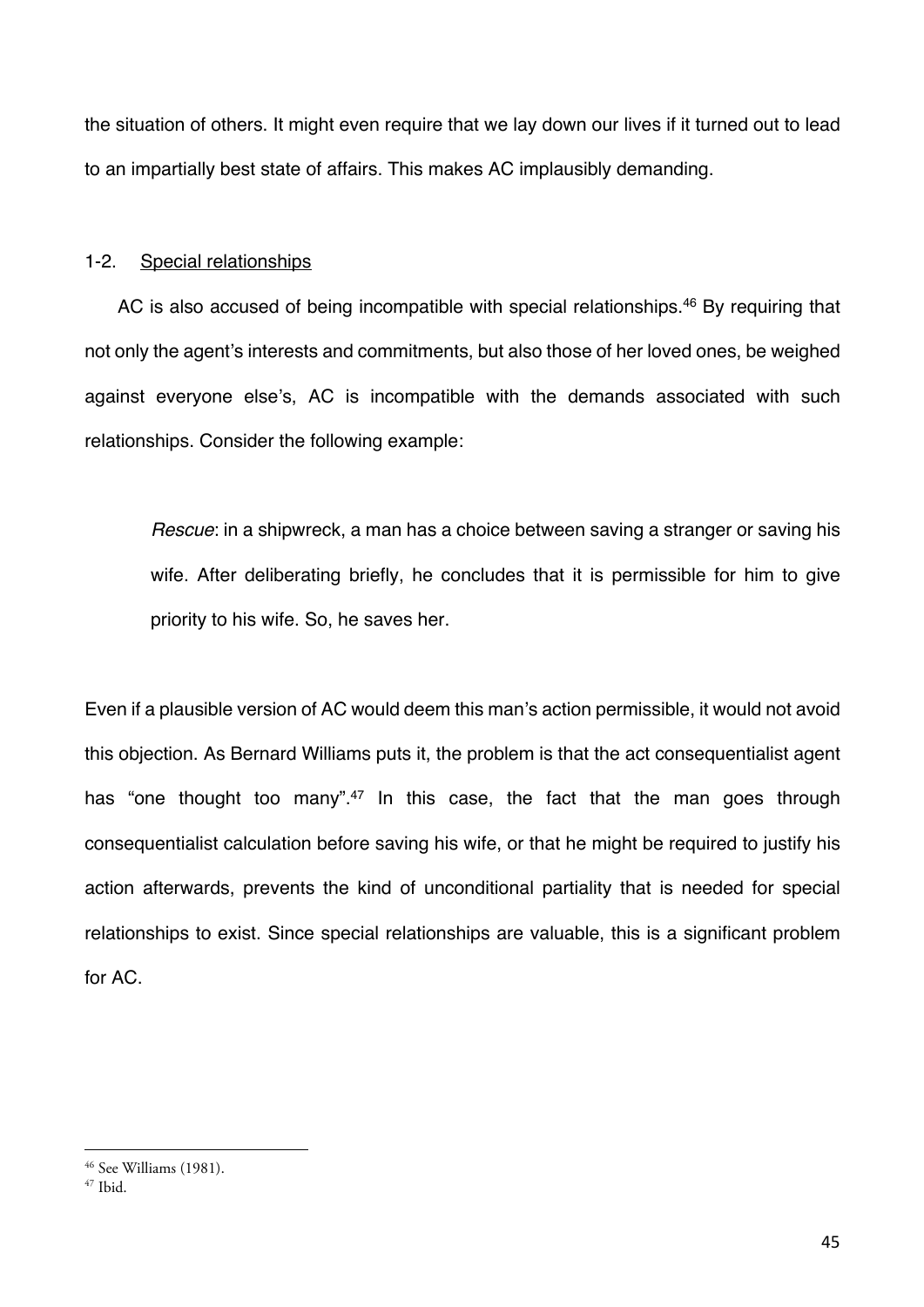the situation of others. It might even require that we lay down our lives if it turned out to lead to an impartially best state of affairs. This makes AC implausibly demanding.

### 1-2. Special relationships

AC is also accused of being incompatible with special relationships.[46] By requiring that not only the agent's interests and commitments, but also those of her loved ones, be weighed against everyone else's, AC is incompatible with the demands associated with such relationships. Consider the following example:

> *Rescue*: in a shipwreck, a man has a choice between saving a stranger or saving his wife. After deliberating briefly, he concludes that it is permissible for him to give priority to his wife. So, he saves her.

Even if a plausible version of AC would deem this man's action permissible, it would not avoid this objection. As Bernard Williams puts it, the problem is that the act consequentialist agent has "one thought too many".[47] In this case, the fact that the man goes through consequentialist calculation before saving his wife, or that he might be required to justify his action afterwards, prevents the kind of unconditional partiality that is needed for special relationships to exist. Since special relationships are valuable, this is a significant problem for AC.

---

[46] See Williams (1981).

[47] Ibid.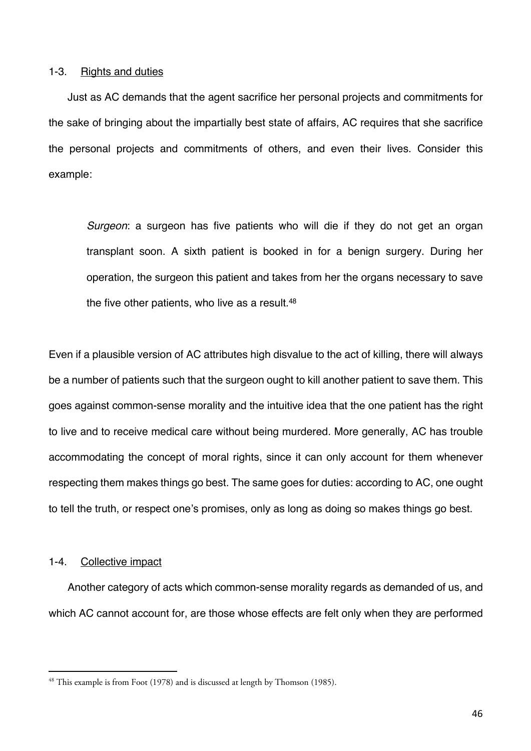### 1-3. <u>Rights and duties</u>

Just as AC demands that the agent sacrifice her personal projects and commitments for the sake of bringing about the impartially best state of affairs, AC requires that she sacrifice the personal projects and commitments of others, and even their lives. Consider this example:

> *Surgeon*: a surgeon has five patients who will die if they do not get an organ transplant soon. A sixth patient is booked in for a benign surgery. During her operation, the surgeon this patient and takes from her the organs necessary to save the five other patients, who live as a result.[48]

Even if a plausible version of AC attributes high disvalue to the act of killing, there will always be a number of patients such that the surgeon ought to kill another patient to save them. This goes against common-sense morality and the intuitive idea that the one patient has the right to live and to receive medical care without being murdered. More generally, AC has trouble accommodating the concept of moral rights, since it can only account for them whenever respecting them makes things go best. The same goes for duties: according to AC, one ought to tell the truth, or respect one's promises, only as long as doing so makes things go best.

### 1-4. <u>Collective impact</u>

Another category of acts which common-sense morality regards as demanded of us, and which AC cannot account for, are those whose effects are felt only when they are performed

---

[48] This example is from Foot (1978) and is discussed at length by Thomson (1985).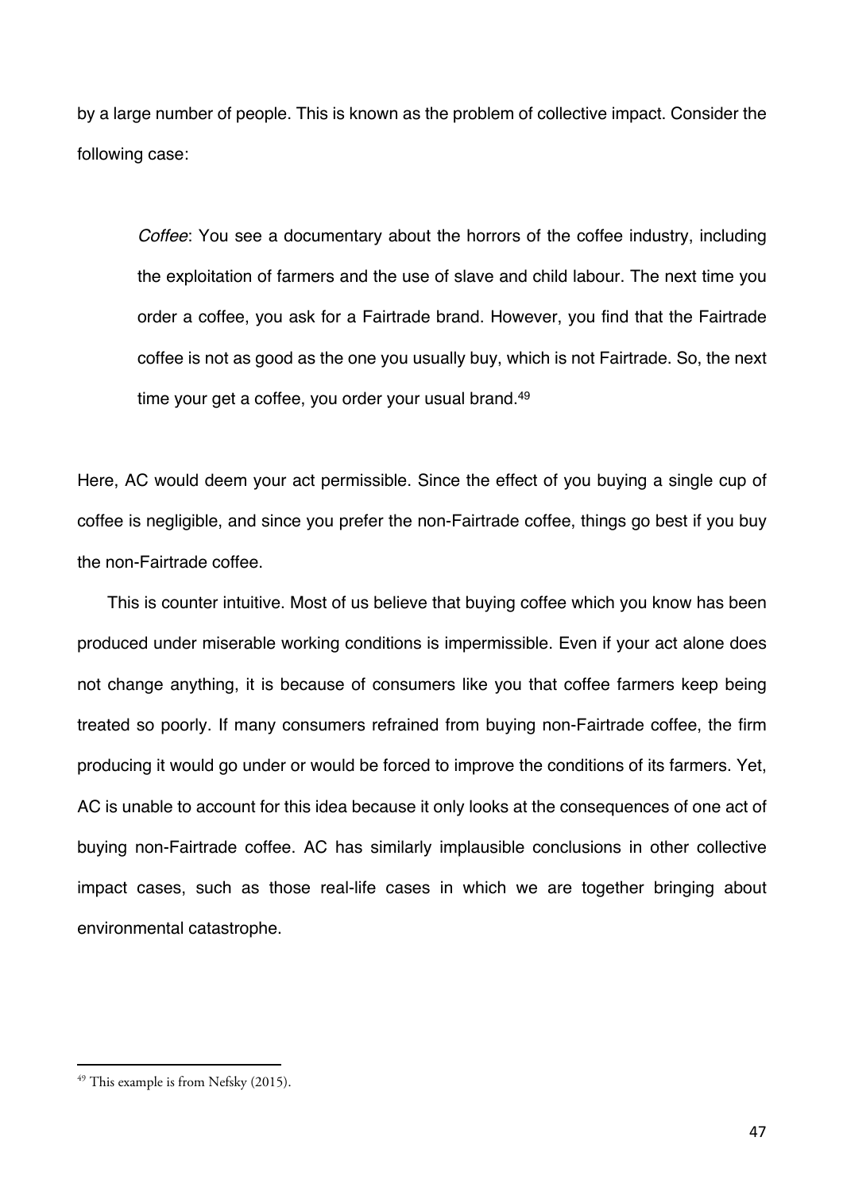by a large number of people. This is known as the problem of collective impact. Consider the following case:

> *Coffee*: You see a documentary about the horrors of the coffee industry, including the exploitation of farmers and the use of slave and child labour. The next time you order a coffee, you ask for a Fairtrade brand. However, you find that the Fairtrade coffee is not as good as the one you usually buy, which is not Fairtrade. So, the next time your get a coffee, you order your usual brand.[49]

Here, AC would deem your act permissible. Since the effect of you buying a single cup of coffee is negligible, and since you prefer the non-Fairtrade coffee, things go best if you buy the non-Fairtrade coffee.

This is counter intuitive. Most of us believe that buying coffee which you know has been produced under miserable working conditions is impermissible. Even if your act alone does not change anything, it is because of consumers like you that coffee farmers keep being treated so poorly. If many consumers refrained from buying non-Fairtrade coffee, the firm producing it would go under or would be forced to improve the conditions of its farmers. Yet, AC is unable to account for this idea because it only looks at the consequences of one act of buying non-Fairtrade coffee. AC has similarly implausible conclusions in other collective impact cases, such as those real-life cases in which we are together bringing about environmental catastrophe.

[49] This example is from Nefsky (2015).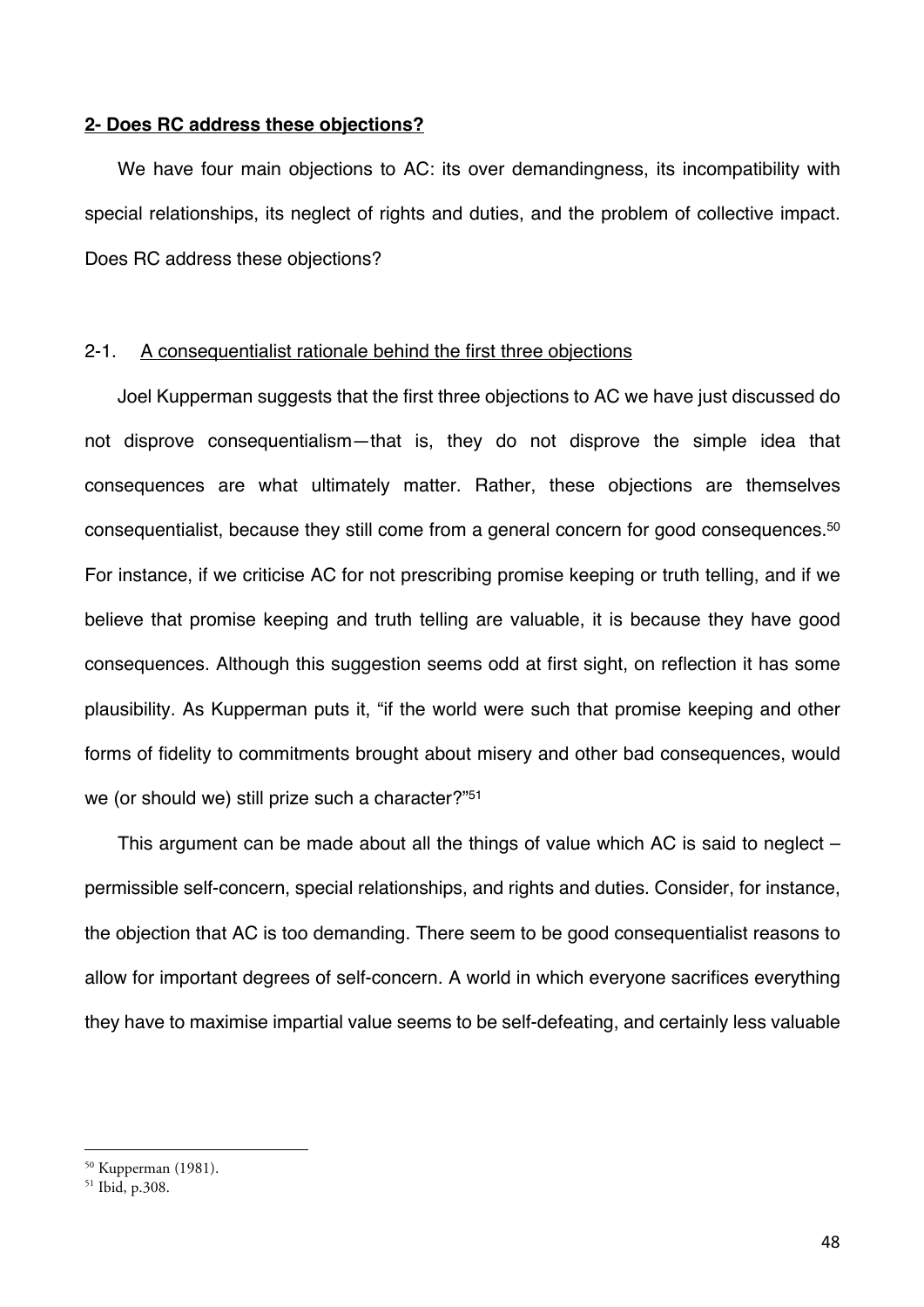## **2- Does RC address these objections?**

We have four main objections to AC: its over demandingness, its incompatibility with special relationships, its neglect of rights and duties, and the problem of collective impact. Does RC address these objections?

### 2-1. A consequentialist rationale behind the first three objections

Joel Kupperman suggests that the first three objections to AC we have just discussed do not disprove consequentialism—that is, they do not disprove the simple idea that consequences are what ultimately matter. Rather, these objections are themselves consequentialist, because they still come from a general concern for good consequences.[50] For instance, if we criticise AC for not prescribing promise keeping or truth telling, and if we believe that promise keeping and truth telling are valuable, it is because they have good consequences. Although this suggestion seems odd at first sight, on reflection it has some plausibility. As Kupperman puts it, "if the world were such that promise keeping and other forms of fidelity to commitments brought about misery and other bad consequences, would we (or should we) still prize such a character?"[51]

This argument can be made about all the things of value which AC is said to neglect – permissible self-concern, special relationships, and rights and duties. Consider, for instance, the objection that AC is too demanding. There seem to be good consequentialist reasons to allow for important degrees of self-concern. A world in which everyone sacrifices everything they have to maximise impartial value seems to be self-defeating, and certainly less valuable

---

[50] Kupperman (1981).

[51] Ibid, p.308.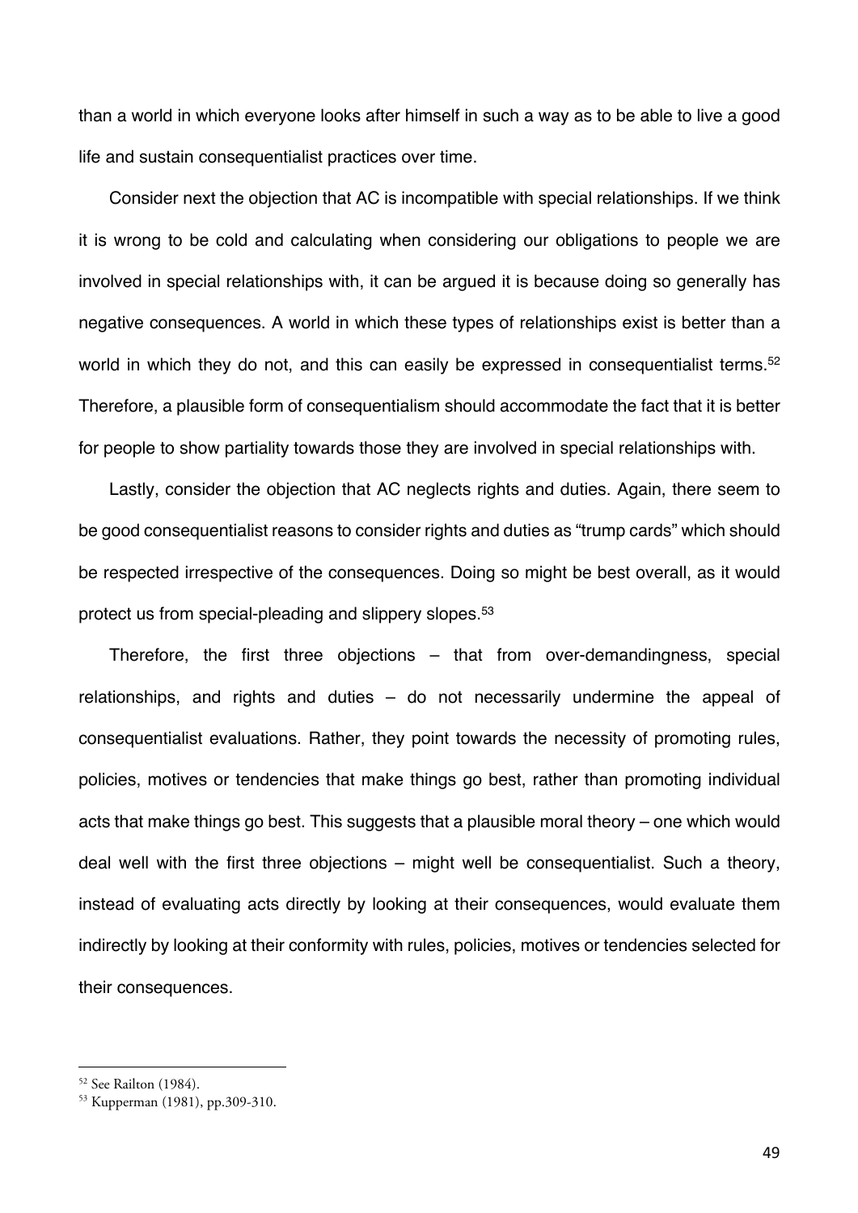than a world in which everyone looks after himself in such a way as to be able to live a good life and sustain consequentialist practices over time.

Consider next the objection that AC is incompatible with special relationships. If we think it is wrong to be cold and calculating when considering our obligations to people we are involved in special relationships with, it can be argued it is because doing so generally has negative consequences. A world in which these types of relationships exist is better than a world in which they do not, and this can easily be expressed in consequentialist terms.[52] Therefore, a plausible form of consequentialism should accommodate the fact that it is better for people to show partiality towards those they are involved in special relationships with.

Lastly, consider the objection that AC neglects rights and duties. Again, there seem to be good consequentialist reasons to consider rights and duties as "trump cards" which should be respected irrespective of the consequences. Doing so might be best overall, as it would protect us from special-pleading and slippery slopes.[53]

Therefore, the first three objections – that from over-demandingness, special relationships, and rights and duties – do not necessarily undermine the appeal of consequentialist evaluations. Rather, they point towards the necessity of promoting rules, policies, motives or tendencies that make things go best, rather than promoting individual acts that make things go best. This suggests that a plausible moral theory – one which would deal well with the first three objections – might well be consequentialist. Such a theory, instead of evaluating acts directly by looking at their consequences, would evaluate them indirectly by looking at their conformity with rules, policies, motives or tendencies selected for their consequences.

---

[52] See Railton (1984).

[53] Kupperman (1981), pp.309-310.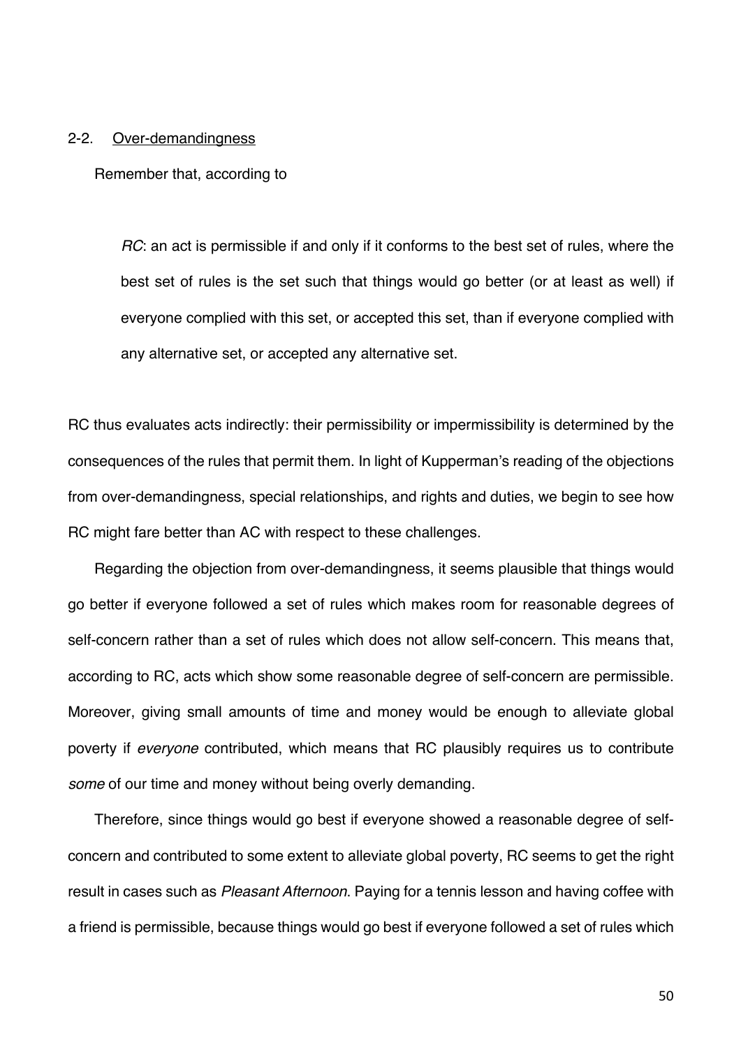### 2-2. <u>Over-demandingness</u>

Remember that, according to

> *RC*: an act is permissible if and only if it conforms to the best set of rules, where the best set of rules is the set such that things would go better (or at least as well) if everyone complied with this set, or accepted this set, than if everyone complied with any alternative set, or accepted any alternative set.

RC thus evaluates acts indirectly: their permissibility or impermissibility is determined by the consequences of the rules that permit them. In light of Kupperman's reading of the objections from over-demandingness, special relationships, and rights and duties, we begin to see how RC might fare better than AC with respect to these challenges.

Regarding the objection from over-demandingness, it seems plausible that things would go better if everyone followed a set of rules which makes room for reasonable degrees of self-concern rather than a set of rules which does not allow self-concern. This means that, according to RC, acts which show some reasonable degree of self-concern are permissible. Moreover, giving small amounts of time and money would be enough to alleviate global poverty if *everyone* contributed, which means that RC plausibly requires us to contribute *some* of our time and money without being overly demanding.

Therefore, since things would go best if everyone showed a reasonable degree of self-concern and contributed to some extent to alleviate global poverty, RC seems to get the right result in cases such as *Pleasant Afternoon*. Paying for a tennis lesson and having coffee with a friend is permissible, because things would go best if everyone followed a set of rules which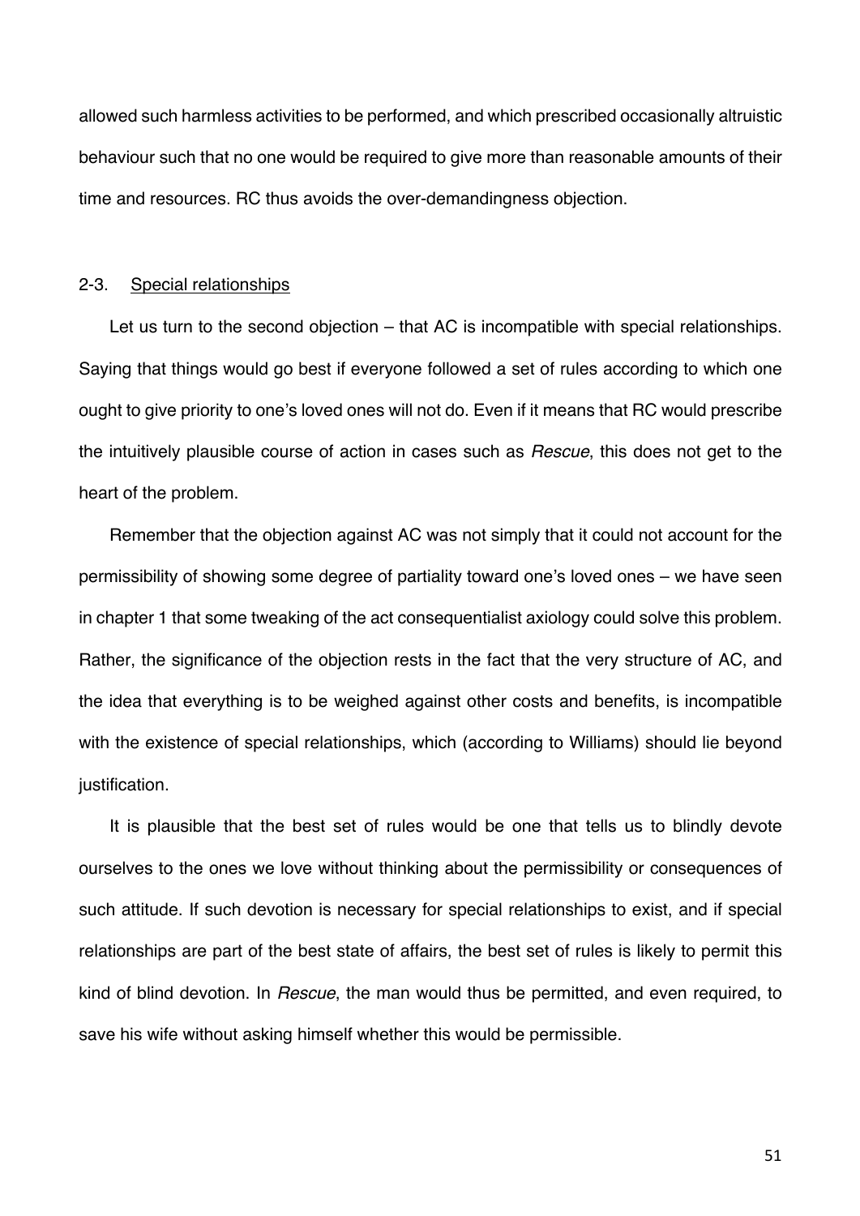allowed such harmless activities to be performed, and which prescribed occasionally altruistic behaviour such that no one would be required to give more than reasonable amounts of their time and resources. RC thus avoids the over-demandingness objection.

### 2-3. Special relationships

Let us turn to the second objection – that AC is incompatible with special relationships. Saying that things would go best if everyone followed a set of rules according to which one ought to give priority to one's loved ones will not do. Even if it means that RC would prescribe the intuitively plausible course of action in cases such as *Rescue*, this does not get to the heart of the problem.

Remember that the objection against AC was not simply that it could not account for the permissibility of showing some degree of partiality toward one's loved ones – we have seen in chapter 1 that some tweaking of the act consequentialist axiology could solve this problem. Rather, the significance of the objection rests in the fact that the very structure of AC, and the idea that everything is to be weighed against other costs and benefits, is incompatible with the existence of special relationships, which (according to Williams) should lie beyond justification.

It is plausible that the best set of rules would be one that tells us to blindly devote ourselves to the ones we love without thinking about the permissibility or consequences of such attitude. If such devotion is necessary for special relationships to exist, and if special relationships are part of the best state of affairs, the best set of rules is likely to permit this kind of blind devotion. In *Rescue*, the man would thus be permitted, and even required, to save his wife without asking himself whether this would be permissible.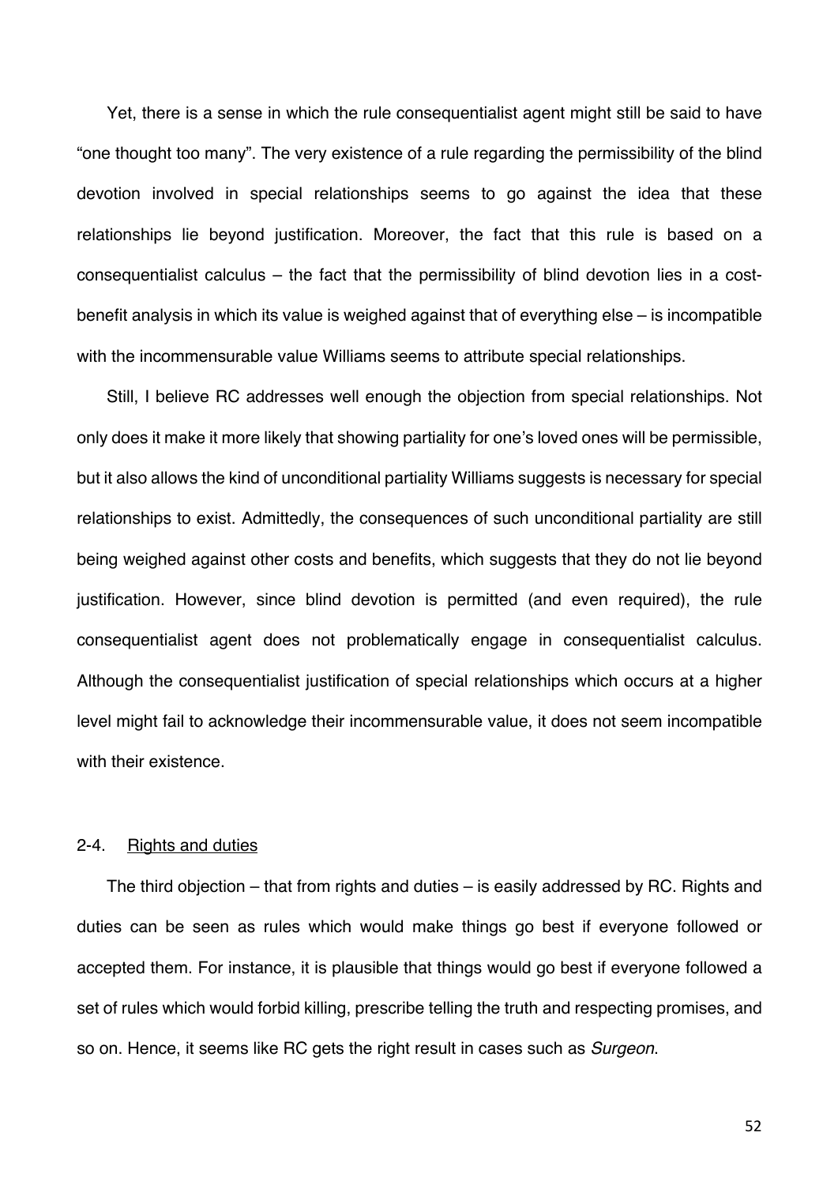Yet, there is a sense in which the rule consequentialist agent might still be said to have "one thought too many". The very existence of a rule regarding the permissibility of the blind devotion involved in special relationships seems to go against the idea that these relationships lie beyond justification. Moreover, the fact that this rule is based on a consequentialist calculus – the fact that the permissibility of blind devotion lies in a cost-benefit analysis in which its value is weighed against that of everything else – is incompatible with the incommensurable value Williams seems to attribute special relationships.

Still, I believe RC addresses well enough the objection from special relationships. Not only does it make it more likely that showing partiality for one's loved ones will be permissible, but it also allows the kind of unconditional partiality Williams suggests is necessary for special relationships to exist. Admittedly, the consequences of such unconditional partiality are still being weighed against other costs and benefits, which suggests that they do not lie beyond justification. However, since blind devotion is permitted (and even required), the rule consequentialist agent does not problematically engage in consequentialist calculus. Although the consequentialist justification of special relationships which occurs at a higher level might fail to acknowledge their incommensurable value, it does not seem incompatible with their existence.

### 2-4. Rights and duties

The third objection – that from rights and duties – is easily addressed by RC. Rights and duties can be seen as rules which would make things go best if everyone followed or accepted them. For instance, it is plausible that things would go best if everyone followed a set of rules which would forbid killing, prescribe telling the truth and respecting promises, and so on. Hence, it seems like RC gets the right result in cases such as *Surgeon*.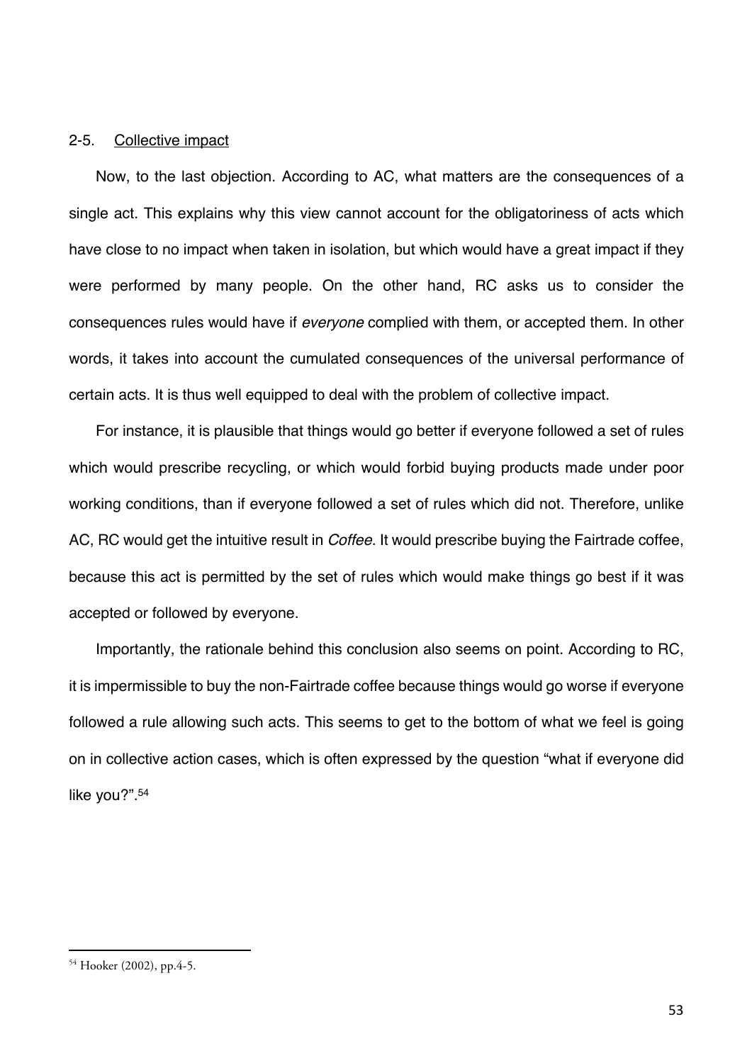## 2-5. Collective impact

Now, to the last objection. According to AC, what matters are the consequences of a single act. This explains why this view cannot account for the obligatoriness of acts which have close to no impact when taken in isolation, but which would have a great impact if they were performed by many people. On the other hand, RC asks us to consider the consequences rules would have if *everyone* complied with them, or accepted them. In other words, it takes into account the cumulated consequences of the universal performance of certain acts. It is thus well equipped to deal with the problem of collective impact.

For instance, it is plausible that things would go better if everyone followed a set of rules which would prescribe recycling, or which would forbid buying products made under poor working conditions, than if everyone followed a set of rules which did not. Therefore, unlike AC, RC would get the intuitive result in *Coffee*. It would prescribe buying the Fairtrade coffee, because this act is permitted by the set of rules which would make things go best if it was accepted or followed by everyone.

Importantly, the rationale behind this conclusion also seems on point. According to RC, it is impermissible to buy the non-Fairtrade coffee because things would go worse if everyone followed a rule allowing such acts. This seems to get to the bottom of what we feel is going on in collective action cases, which is often expressed by the question "what if everyone did like you?".[54]

---

[54] Hooker (2002), pp.4-5.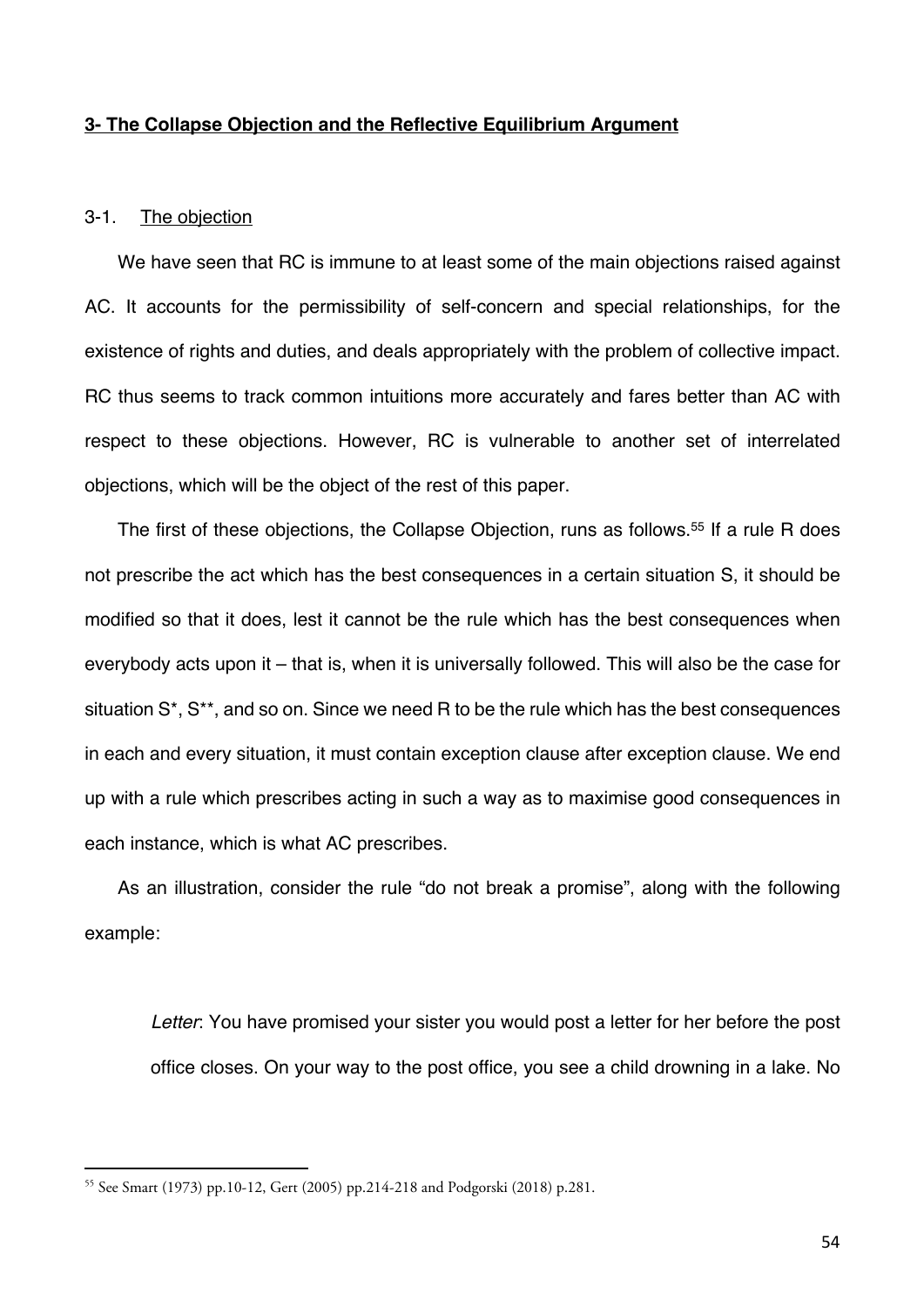## 3- The Collapse Objection and the Reflective Equilibrium Argument

### 3-1. The objection

We have seen that RC is immune to at least some of the main objections raised against AC. It accounts for the permissibility of self-concern and special relationships, for the existence of rights and duties, and deals appropriately with the problem of collective impact. RC thus seems to track common intuitions more accurately and fares better than AC with respect to these objections. However, RC is vulnerable to another set of interrelated objections, which will be the object of the rest of this paper.

The first of these objections, the Collapse Objection, runs as follows.[55] If a rule R does not prescribe the act which has the best consequences in a certain situation S, it should be modified so that it does, lest it cannot be the rule which has the best consequences when everybody acts upon it – that is, when it is universally followed. This will also be the case for situation S*, S**, and so on. Since we need R to be the rule which has the best consequences in each and every situation, it must contain exception clause after exception clause. We end up with a rule which prescribes acting in such a way as to maximise good consequences in each instance, which is what AC prescribes.

As an illustration, consider the rule "do not break a promise", along with the following example:

> *Letter*: You have promised your sister you would post a letter for her before the post office closes. On your way to the post office, you see a child drowning in a lake. No

[55] See Smart (1973) pp.10-12, Gert (2005) pp.214-218 and Podgorski (2018) p.281.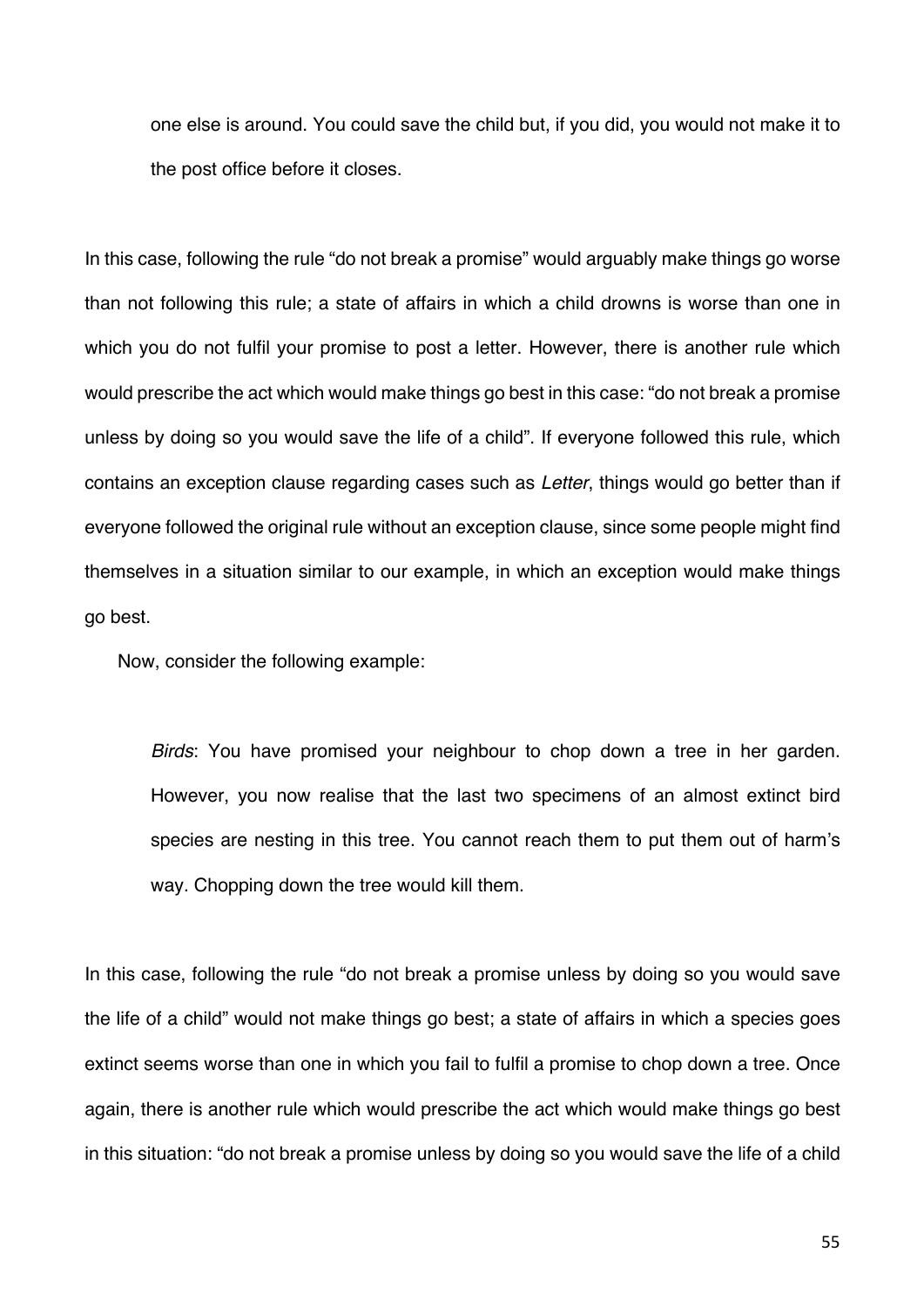one else is around. You could save the child but, if you did, you would not make it to the post office before it closes.

In this case, following the rule "do not break a promise" would arguably make things go worse than not following this rule; a state of affairs in which a child drowns is worse than one in which you do not fulfil your promise to post a letter. However, there is another rule which would prescribe the act which would make things go best in this case: "do not break a promise unless by doing so you would save the life of a child". If everyone followed this rule, which contains an exception clause regarding cases such as *Letter*, things would go better than if everyone followed the original rule without an exception clause, since some people might find themselves in a situation similar to our example, in which an exception would make things go best.

Now, consider the following example:

> *Birds*: You have promised your neighbour to chop down a tree in her garden. However, you now realise that the last two specimens of an almost extinct bird species are nesting in this tree. You cannot reach them to put them out of harm's way. Chopping down the tree would kill them.

In this case, following the rule "do not break a promise unless by doing so you would save the life of a child" would not make things go best; a state of affairs in which a species goes extinct seems worse than one in which you fail to fulfil a promise to chop down a tree. Once again, there is another rule which would prescribe the act which would make things go best in this situation: "do not break a promise unless by doing so you would save the life of a child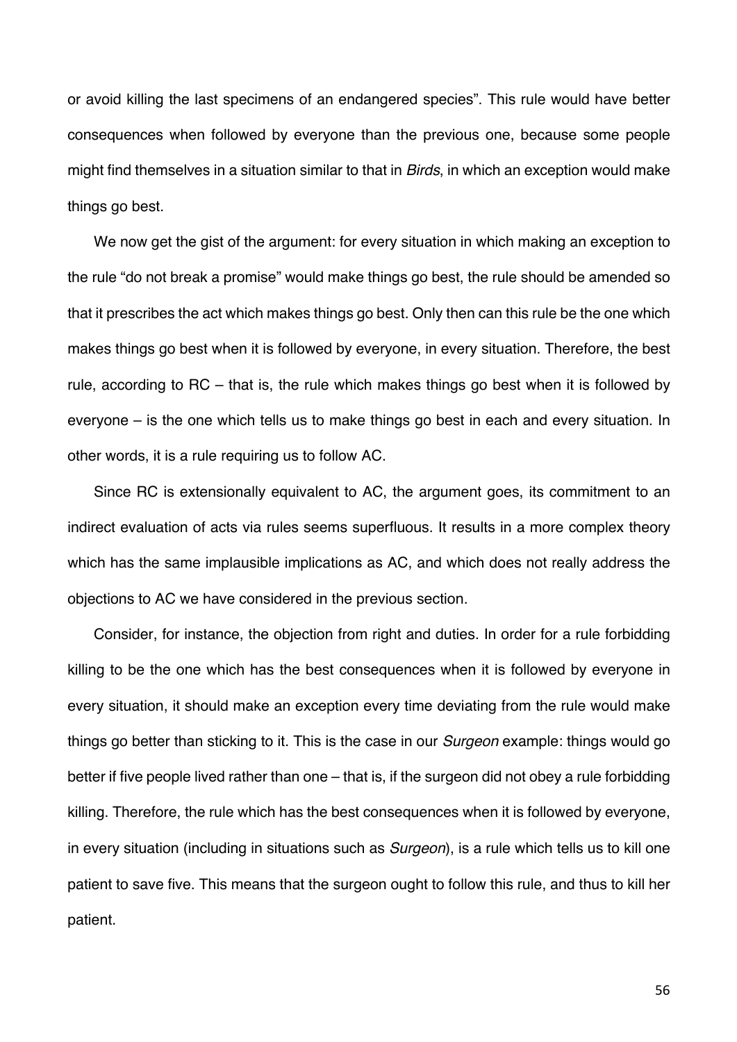or avoid killing the last specimens of an endangered species". This rule would have better consequences when followed by everyone than the previous one, because some people might find themselves in a situation similar to that in *Birds*, in which an exception would make things go best.

We now get the gist of the argument: for every situation in which making an exception to the rule "do not break a promise" would make things go best, the rule should be amended so that it prescribes the act which makes things go best. Only then can this rule be the one which makes things go best when it is followed by everyone, in every situation. Therefore, the best rule, according to RC – that is, the rule which makes things go best when it is followed by everyone – is the one which tells us to make things go best in each and every situation. In other words, it is a rule requiring us to follow AC.

Since RC is extensionally equivalent to AC, the argument goes, its commitment to an indirect evaluation of acts via rules seems superfluous. It results in a more complex theory which has the same implausible implications as AC, and which does not really address the objections to AC we have considered in the previous section.

Consider, for instance, the objection from right and duties. In order for a rule forbidding killing to be the one which has the best consequences when it is followed by everyone in every situation, it should make an exception every time deviating from the rule would make things go better than sticking to it. This is the case in our *Surgeon* example: things would go better if five people lived rather than one – that is, if the surgeon did not obey a rule forbidding killing. Therefore, the rule which has the best consequences when it is followed by everyone, in every situation (including in situations such as *Surgeon*), is a rule which tells us to kill one patient to save five. This means that the surgeon ought to follow this rule, and thus to kill her patient.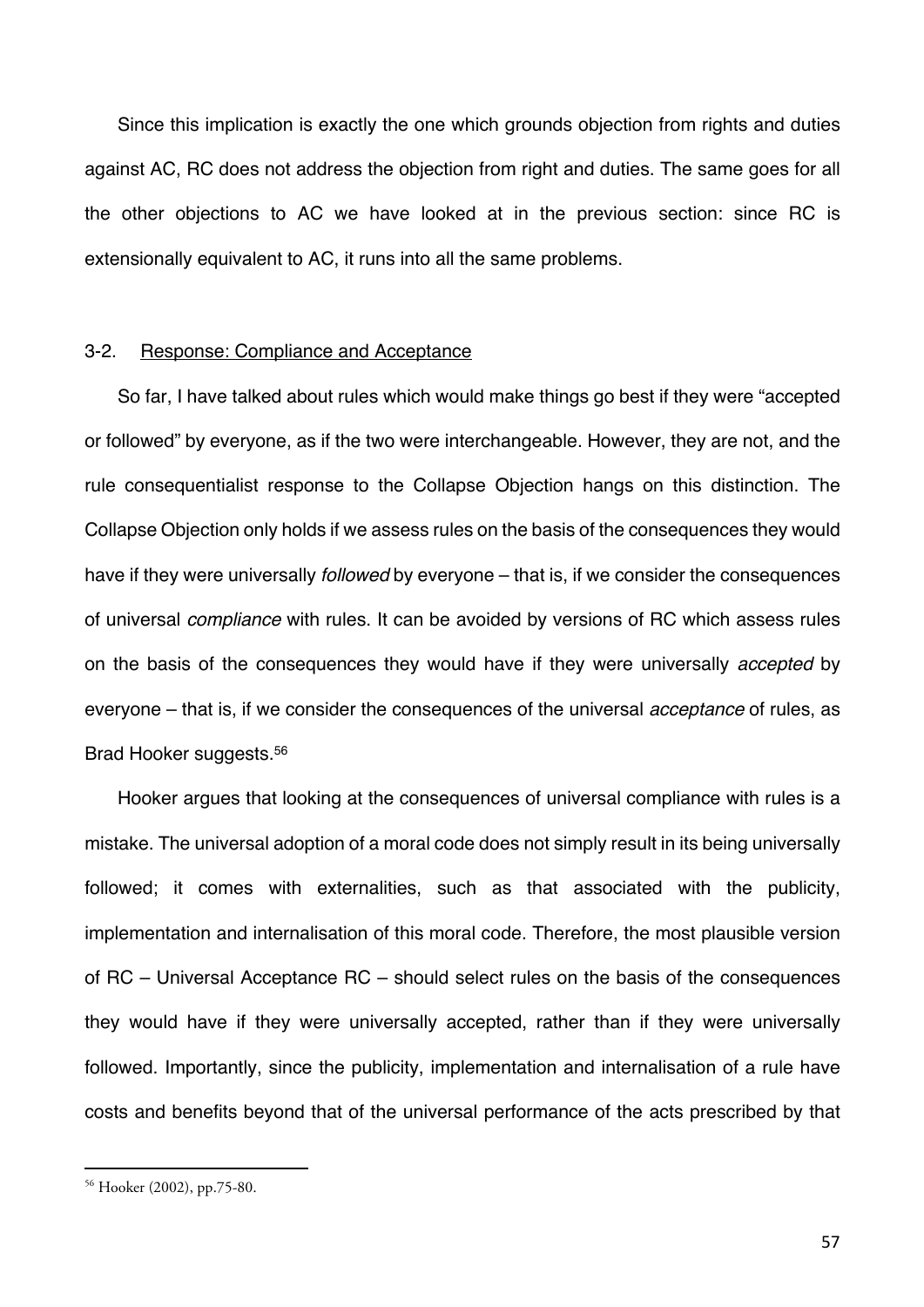Since this implication is exactly the one which grounds objection from rights and duties against AC, RC does not address the objection from right and duties. The same goes for all the other objections to AC we have looked at in the previous section: since RC is extensionally equivalent to AC, it runs into all the same problems.

### 3-2. Response: Compliance and Acceptance

So far, I have talked about rules which would make things go best if they were "accepted or followed" by everyone, as if the two were interchangeable. However, they are not, and the rule consequentialist response to the Collapse Objection hangs on this distinction. The Collapse Objection only holds if we assess rules on the basis of the consequences they would have if they were universally *followed* by everyone – that is, if we consider the consequences of universal *compliance* with rules. It can be avoided by versions of RC which assess rules on the basis of the consequences they would have if they were universally *accepted* by everyone – that is, if we consider the consequences of the universal *acceptance* of rules, as Brad Hooker suggests.[56]

Hooker argues that looking at the consequences of universal compliance with rules is a mistake. The universal adoption of a moral code does not simply result in its being universally followed; it comes with externalities, such as that associated with the publicity, implementation and internalisation of this moral code. Therefore, the most plausible version of RC – Universal Acceptance RC – should select rules on the basis of the consequences they would have if they were universally accepted, rather than if they were universally followed. Importantly, since the publicity, implementation and internalisation of a rule have costs and benefits beyond that of the universal performance of the acts prescribed by that

[56] Hooker (2002), pp.75-80.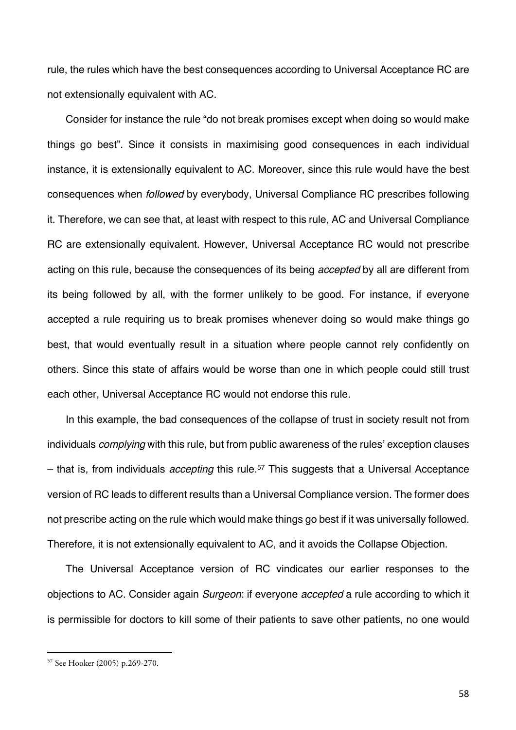rule, the rules which have the best consequences according to Universal Acceptance RC are not extensionally equivalent with AC.

Consider for instance the rule "do not break promises except when doing so would make things go best". Since it consists in maximising good consequences in each individual instance, it is extensionally equivalent to AC. Moreover, since this rule would have the best consequences when *followed* by everybody, Universal Compliance RC prescribes following it. Therefore, we can see that, at least with respect to this rule, AC and Universal Compliance RC are extensionally equivalent. However, Universal Acceptance RC would not prescribe acting on this rule, because the consequences of its being *accepted* by all are different from its being followed by all, with the former unlikely to be good. For instance, if everyone accepted a rule requiring us to break promises whenever doing so would make things go best, that would eventually result in a situation where people cannot rely confidently on others. Since this state of affairs would be worse than one in which people could still trust each other, Universal Acceptance RC would not endorse this rule.

In this example, the bad consequences of the collapse of trust in society result not from individuals *complying* with this rule, but from public awareness of the rules' exception clauses – that is, from individuals *accepting* this rule.[57] This suggests that a Universal Acceptance version of RC leads to different results than a Universal Compliance version. The former does not prescribe acting on the rule which would make things go best if it was universally followed. Therefore, it is not extensionally equivalent to AC, and it avoids the Collapse Objection.

The Universal Acceptance version of RC vindicates our earlier responses to the objections to AC. Consider again *Surgeon*: if everyone *accepted* a rule according to which it is permissible for doctors to kill some of their patients to save other patients, no one would

[57] See Hooker (2005) p.269-270.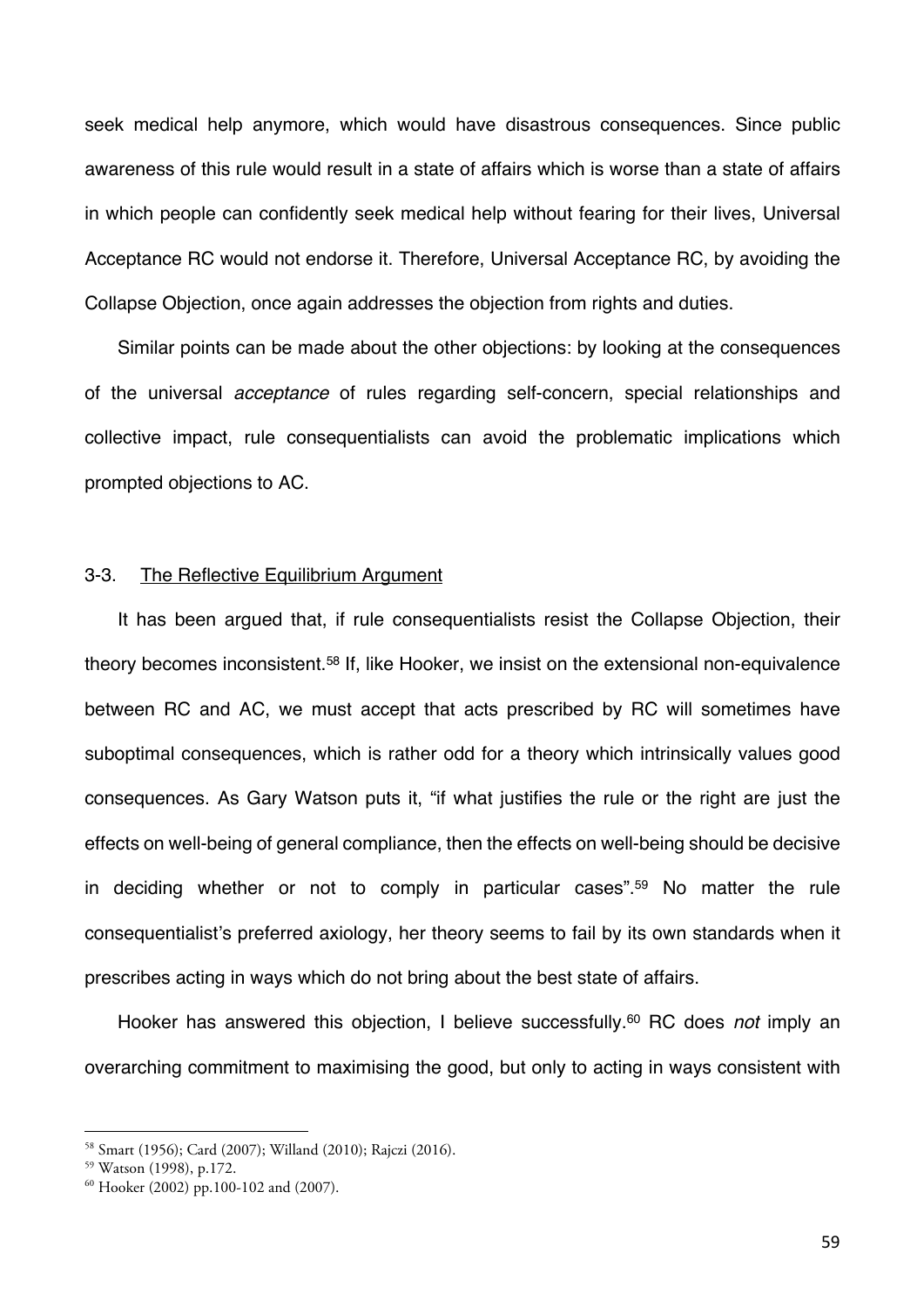seek medical help anymore, which would have disastrous consequences. Since public awareness of this rule would result in a state of affairs which is worse than a state of affairs in which people can confidently seek medical help without fearing for their lives, Universal Acceptance RC would not endorse it. Therefore, Universal Acceptance RC, by avoiding the Collapse Objection, once again addresses the objection from rights and duties.

Similar points can be made about the other objections: by looking at the consequences of the universal *acceptance* of rules regarding self-concern, special relationships and collective impact, rule consequentialists can avoid the problematic implications which prompted objections to AC.

### 3-3. The Reflective Equilibrium Argument

It has been argued that, if rule consequentialists resist the Collapse Objection, their theory becomes inconsistent.[58] If, like Hooker, we insist on the extensional non-equivalence between RC and AC, we must accept that acts prescribed by RC will sometimes have suboptimal consequences, which is rather odd for a theory which intrinsically values good consequences. As Gary Watson puts it, "if what justifies the rule or the right are just the effects on well-being of general compliance, then the effects on well-being should be decisive in deciding whether or not to comply in particular cases".[59] No matter the rule consequentialist's preferred axiology, her theory seems to fail by its own standards when it prescribes acting in ways which do not bring about the best state of affairs.

Hooker has answered this objection, I believe successfully.[60] RC does *not* imply an overarching commitment to maximising the good, but only to acting in ways consistent with

---

[58] Smart (1956); Card (2007); Willand (2010); Rajczi (2016).

[59] Watson (1998), p.172.

[60] Hooker (2002) pp.100-102 and (2007).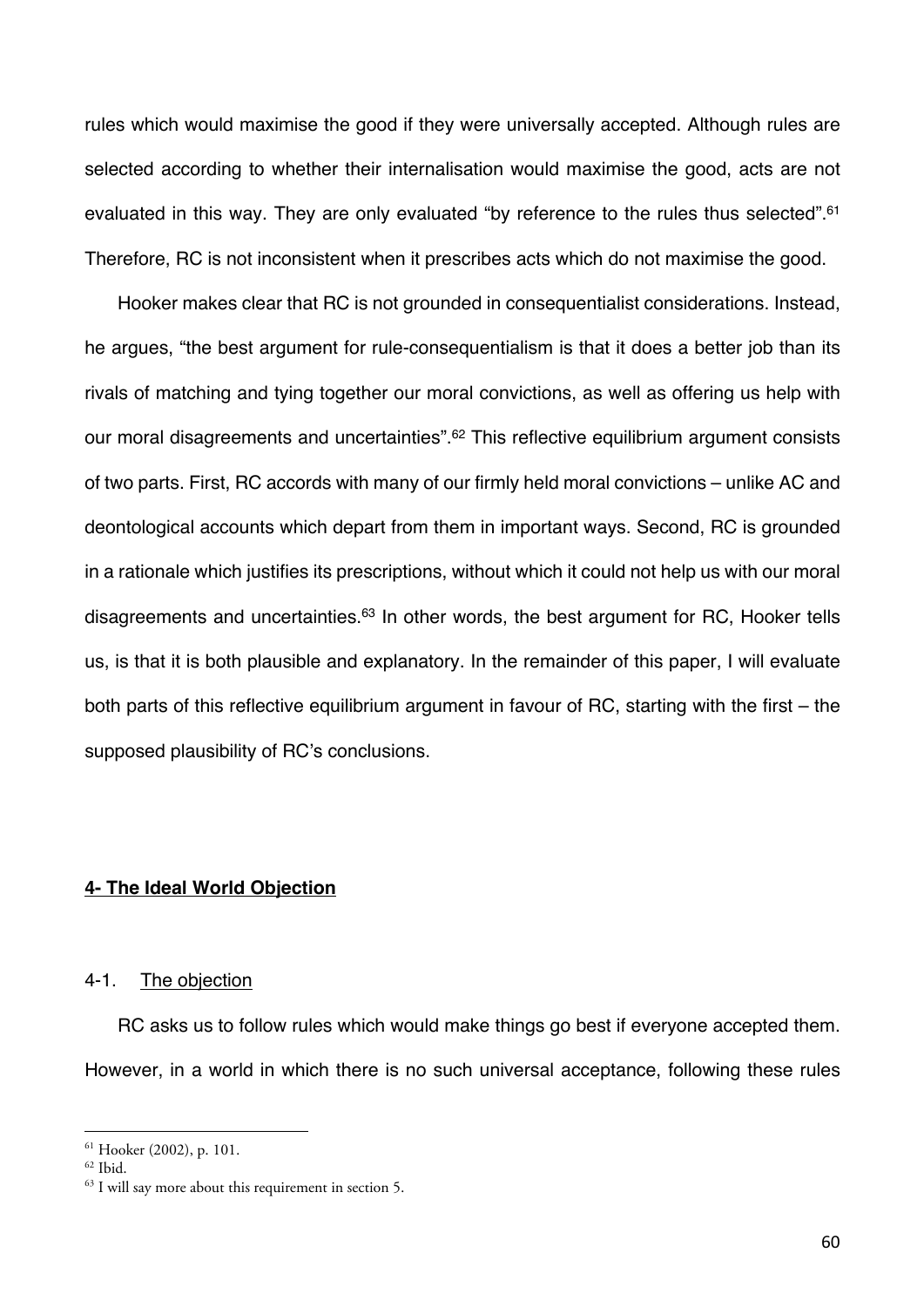rules which would maximise the good if they were universally accepted. Although rules are selected according to whether their internalisation would maximise the good, acts are not evaluated in this way. They are only evaluated "by reference to the rules thus selected".[61] Therefore, RC is not inconsistent when it prescribes acts which do not maximise the good.

Hooker makes clear that RC is not grounded in consequentialist considerations. Instead, he argues, "the best argument for rule-consequentialism is that it does a better job than its rivals of matching and tying together our moral convictions, as well as offering us help with our moral disagreements and uncertainties".[62] This reflective equilibrium argument consists of two parts. First, RC accords with many of our firmly held moral convictions – unlike AC and deontological accounts which depart from them in important ways. Second, RC is grounded in a rationale which justifies its prescriptions, without which it could not help us with our moral disagreements and uncertainties.[63] In other words, the best argument for RC, Hooker tells us, is that it is both plausible and explanatory. In the remainder of this paper, I will evaluate both parts of this reflective equilibrium argument in favour of RC, starting with the first – the supposed plausibility of RC's conclusions.

## 4- The Ideal World Objection

### 4-1. The objection

RC asks us to follow rules which would make things go best if everyone accepted them. However, in a world in which there is no such universal acceptance, following these rules

[61] Hooker (2002), p. 101.

[62] Ibid.

[63] I will say more about this requirement in section 5.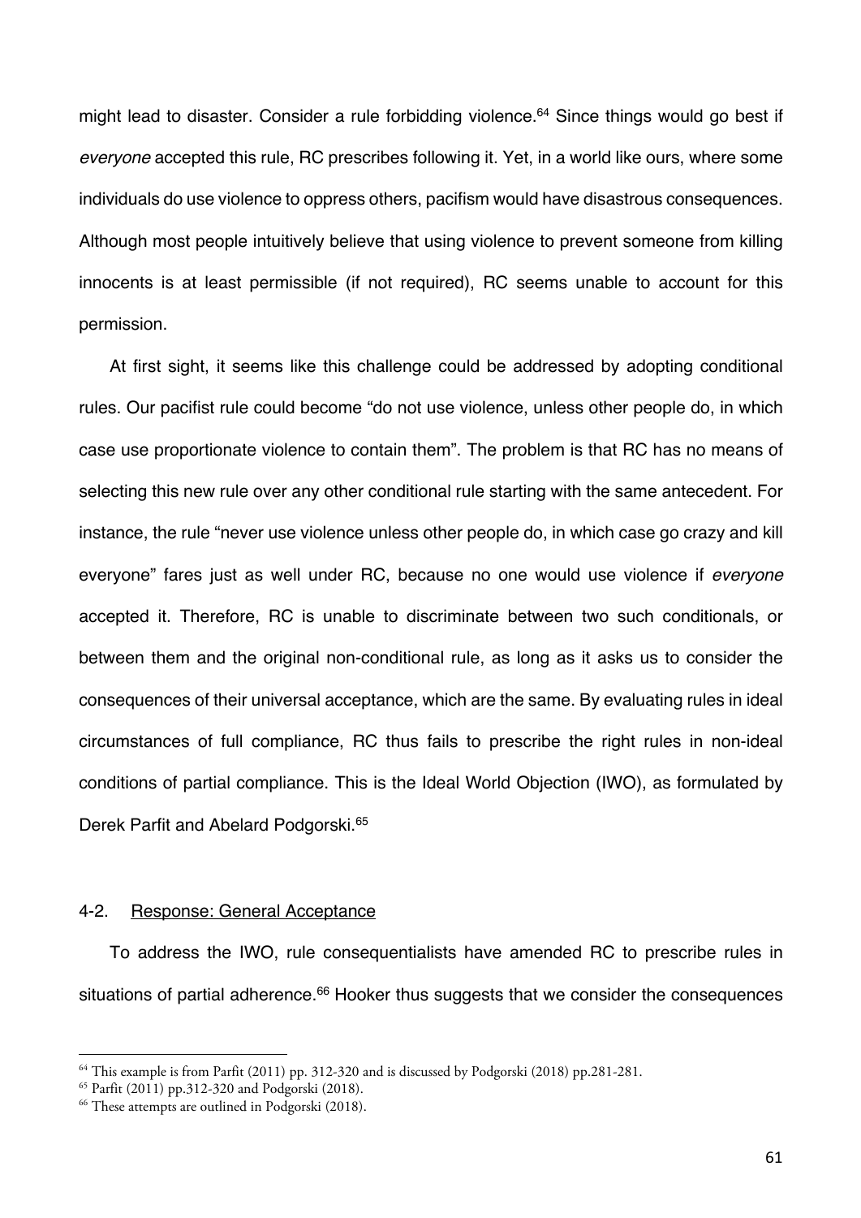might lead to disaster. Consider a rule forbidding violence.[64] Since things would go best if *everyone* accepted this rule, RC prescribes following it. Yet, in a world like ours, where some individuals do use violence to oppress others, pacifism would have disastrous consequences. Although most people intuitively believe that using violence to prevent someone from killing innocents is at least permissible (if not required), RC seems unable to account for this permission.

At first sight, it seems like this challenge could be addressed by adopting conditional rules. Our pacifist rule could become "do not use violence, unless other people do, in which case use proportionate violence to contain them". The problem is that RC has no means of selecting this new rule over any other conditional rule starting with the same antecedent. For instance, the rule "never use violence unless other people do, in which case go crazy and kill everyone" fares just as well under RC, because no one would use violence if *everyone* accepted it. Therefore, RC is unable to discriminate between two such conditionals, or between them and the original non-conditional rule, as long as it asks us to consider the consequences of their universal acceptance, which are the same. By evaluating rules in ideal circumstances of full compliance, RC thus fails to prescribe the right rules in non-ideal conditions of partial compliance. This is the Ideal World Objection (IWO), as formulated by Derek Parfit and Abelard Podgorski.[65]

### 4-2. Response: General Acceptance

To address the IWO, rule consequentialists have amended RC to prescribe rules in situations of partial adherence.[66] Hooker thus suggests that we consider the consequences

---

[64] This example is from Parfit (2011) pp. 312-320 and is discussed by Podgorski (2018) pp.281-281.

[65] Parfit (2011) pp.312-320 and Podgorski (2018).

[66] These attempts are outlined in Podgorski (2018).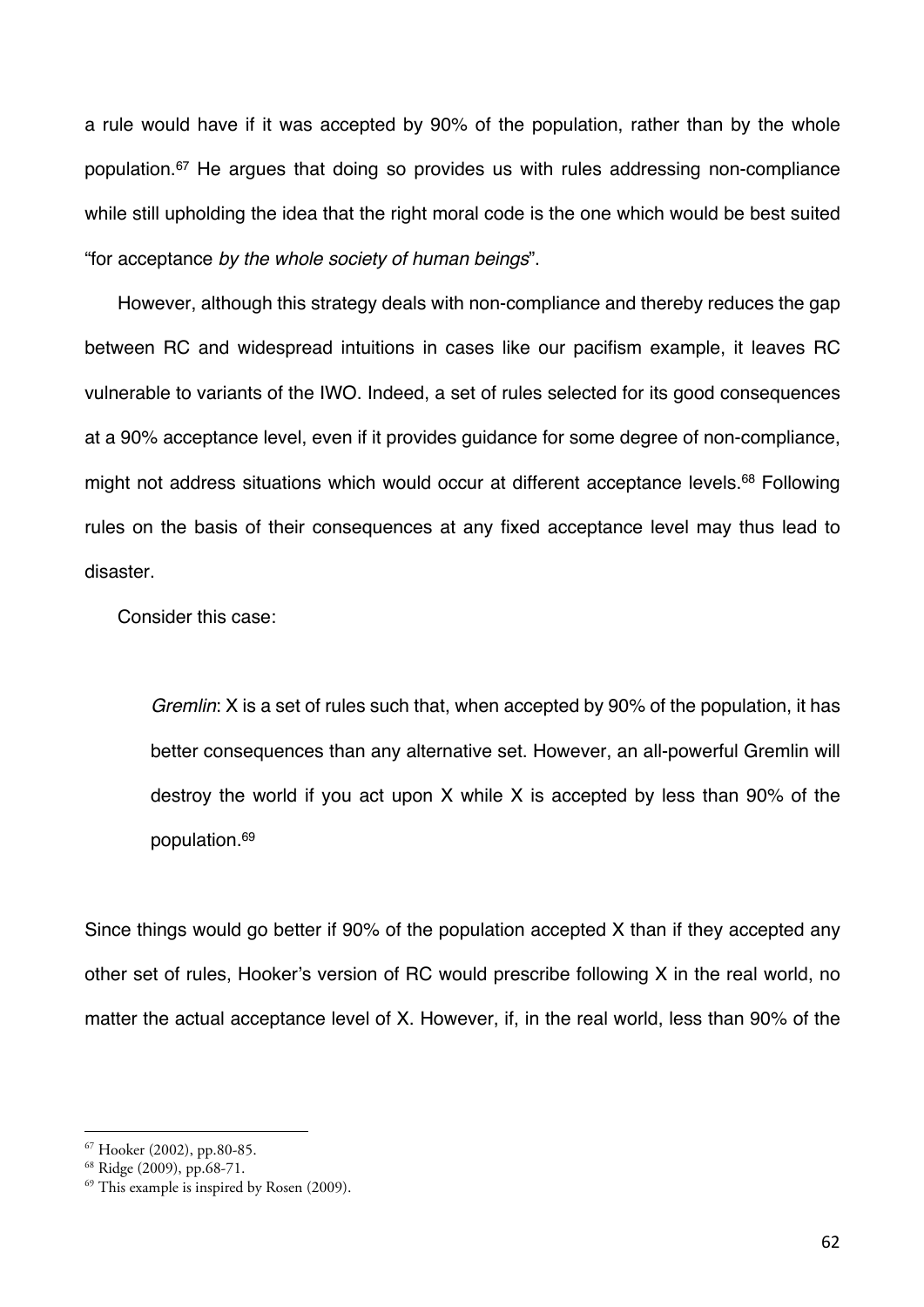a rule would have if it was accepted by 90% of the population, rather than by the whole population.[67] He argues that doing so provides us with rules addressing non-compliance while still upholding the idea that the right moral code is the one which would be best suited "for acceptance *by the whole society of human beings*".

However, although this strategy deals with non-compliance and thereby reduces the gap between RC and widespread intuitions in cases like our pacifism example, it leaves RC vulnerable to variants of the IWO. Indeed, a set of rules selected for its good consequences at a 90% acceptance level, even if it provides guidance for some degree of non-compliance, might not address situations which would occur at different acceptance levels.[68] Following rules on the basis of their consequences at any fixed acceptance level may thus lead to disaster.

Consider this case:

> *Gremlin*: X is a set of rules such that, when accepted by 90% of the population, it has better consequences than any alternative set. However, an all-powerful Gremlin will destroy the world if you act upon X while X is accepted by less than 90% of the population.[69]

Since things would go better if 90% of the population accepted X than if they accepted any other set of rules, Hooker's version of RC would prescribe following X in the real world, no matter the actual acceptance level of X. However, if, in the real world, less than 90% of the

---

[67] Hooker (2002), pp.80-85.

[68] Ridge (2009), pp.68-71.

[69] This example is inspired by Rosen (2009).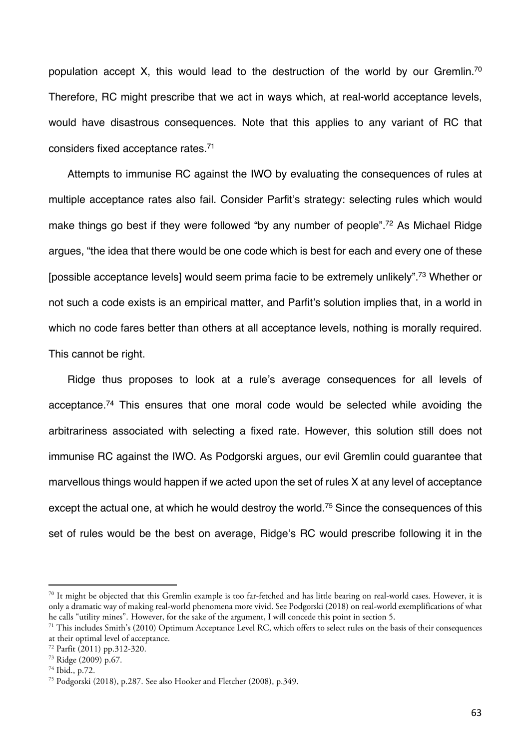population accept X, this would lead to the destruction of the world by our Gremlin.[70] Therefore, RC might prescribe that we act in ways which, at real-world acceptance levels, would have disastrous consequences. Note that this applies to any variant of RC that considers fixed acceptance rates.[71]

Attempts to immunise RC against the IWO by evaluating the consequences of rules at multiple acceptance rates also fail. Consider Parfit's strategy: selecting rules which would make things go best if they were followed "by any number of people".[72] As Michael Ridge argues, "the idea that there would be one code which is best for each and every one of these [possible acceptance levels] would seem prima facie to be extremely unlikely".[73] Whether or not such a code exists is an empirical matter, and Parfit's solution implies that, in a world in which no code fares better than others at all acceptance levels, nothing is morally required. This cannot be right.

Ridge thus proposes to look at a rule's average consequences for all levels of acceptance.[74] This ensures that one moral code would be selected while avoiding the arbitrariness associated with selecting a fixed rate. However, this solution still does not immunise RC against the IWO. As Podgorski argues, our evil Gremlin could guarantee that marvellous things would happen if we acted upon the set of rules X at any level of acceptance except the actual one, at which he would destroy the world.[75] Since the consequences of this set of rules would be the best on average, Ridge's RC would prescribe following it in the

---

[70] It might be objected that this Gremlin example is too far-fetched and has little bearing on real-world cases. However, it is only a dramatic way of making real-world phenomena more vivid. See Podgorski (2018) on real-world exemplifications of what he calls "utility mines". However, for the sake of the argument, I will concede this point in section 5.

[71] This includes Smith's (2010) Optimum Acceptance Level RC, which offers to select rules on the basis of their consequences at their optimal level of acceptance.

[72] Parfit (2011) pp.312-320.

[73] Ridge (2009) p.67.

[74] Ibid., p.72.

[75] Podgorski (2018), p.287. See also Hooker and Fletcher (2008), p.349.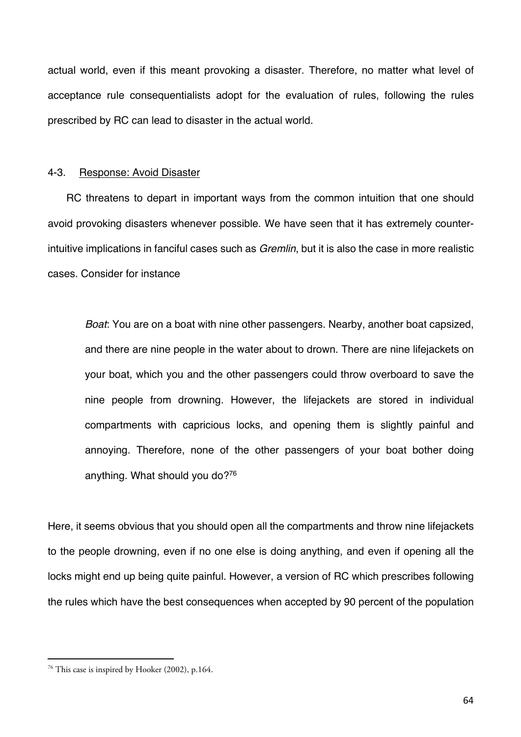actual world, even if this meant provoking a disaster. Therefore, no matter what level of acceptance rule consequentialists adopt for the evaluation of rules, following the rules prescribed by RC can lead to disaster in the actual world.

### 4-3. Response: Avoid Disaster

RC threatens to depart in important ways from the common intuition that one should avoid provoking disasters whenever possible. We have seen that it has extremely counter-intuitive implications in fanciful cases such as *Gremlin*, but it is also the case in more realistic cases. Consider for instance

> *Boat*: You are on a boat with nine other passengers. Nearby, another boat capsized, and there are nine people in the water about to drown. There are nine lifejackets on your boat, which you and the other passengers could throw overboard to save the nine people from drowning. However, the lifejackets are stored in individual compartments with capricious locks, and opening them is slightly painful and annoying. Therefore, none of the other passengers of your boat bother doing anything. What should you do?[76]

Here, it seems obvious that you should open all the compartments and throw nine lifejackets to the people drowning, even if no one else is doing anything, and even if opening all the locks might end up being quite painful. However, a version of RC which prescribes following the rules which have the best consequences when accepted by 90 percent of the population

---

[76] This case is inspired by Hooker (2002), p.164.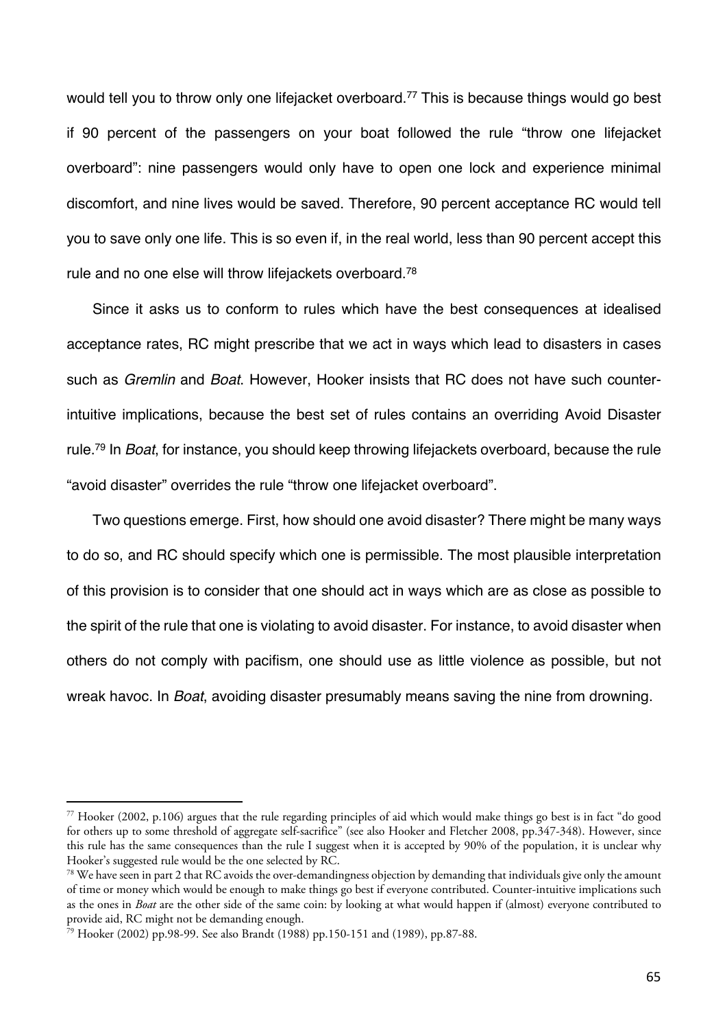would tell you to throw only one lifejacket overboard.[77] This is because things would go best if 90 percent of the passengers on your boat followed the rule "throw one lifejacket overboard": nine passengers would only have to open one lock and experience minimal discomfort, and nine lives would be saved. Therefore, 90 percent acceptance RC would tell you to save only one life. This is so even if, in the real world, less than 90 percent accept this rule and no one else will throw lifejackets overboard.[78]

Since it asks us to conform to rules which have the best consequences at idealised acceptance rates, RC might prescribe that we act in ways which lead to disasters in cases such as *Gremlin* and *Boat*. However, Hooker insists that RC does not have such counter-intuitive implications, because the best set of rules contains an overriding Avoid Disaster rule.[79] In *Boat*, for instance, you should keep throwing lifejackets overboard, because the rule "avoid disaster" overrides the rule "throw one lifejacket overboard".

Two questions emerge. First, how should one avoid disaster? There might be many ways to do so, and RC should specify which one is permissible. The most plausible interpretation of this provision is to consider that one should act in ways which are as close as possible to the spirit of the rule that one is violating to avoid disaster. For instance, to avoid disaster when others do not comply with pacifism, one should use as little violence as possible, but not wreak havoc. In *Boat*, avoiding disaster presumably means saving the nine from drowning.

---

[77] Hooker (2002, p.106) argues that the rule regarding principles of aid which would make things go best is in fact "do good for others up to some threshold of aggregate self-sacrifice" (see also Hooker and Fletcher 2008, pp.347-348). However, since this rule has the same consequences than the rule I suggest when it is accepted by 90% of the population, it is unclear why Hooker's suggested rule would be the one selected by RC.

[78] We have seen in part 2 that RC avoids the over-demandingness objection by demanding that individuals give only the amount of time or money which would be enough to make things go best if everyone contributed. Counter-intuitive implications such as the ones in *Boat* are the other side of the same coin: by looking at what would happen if (almost) everyone contributed to provide aid, RC might not be demanding enough.

[79] Hooker (2002) pp.98-99. See also Brandt (1988) pp.150-151 and (1989), pp.87-88.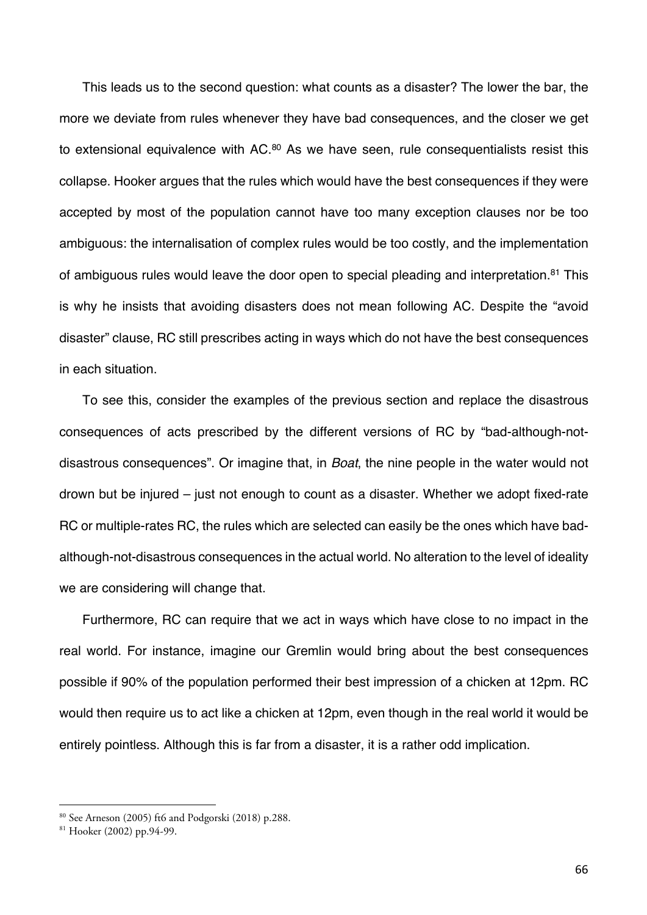This leads us to the second question: what counts as a disaster? The lower the bar, the more we deviate from rules whenever they have bad consequences, and the closer we get to extensional equivalence with AC.[80] As we have seen, rule consequentialists resist this collapse. Hooker argues that the rules which would have the best consequences if they were accepted by most of the population cannot have too many exception clauses nor be too ambiguous: the internalisation of complex rules would be too costly, and the implementation of ambiguous rules would leave the door open to special pleading and interpretation.[81] This is why he insists that avoiding disasters does not mean following AC. Despite the "avoid disaster" clause, RC still prescribes acting in ways which do not have the best consequences in each situation.

To see this, consider the examples of the previous section and replace the disastrous consequences of acts prescribed by the different versions of RC by "bad-although-not-disastrous consequences". Or imagine that, in *Boat*, the nine people in the water would not drown but be injured – just not enough to count as a disaster. Whether we adopt fixed-rate RC or multiple-rates RC, the rules which are selected can easily be the ones which have bad-although-not-disastrous consequences in the actual world. No alteration to the level of ideality we are considering will change that.

Furthermore, RC can require that we act in ways which have close to no impact in the real world. For instance, imagine our Gremlin would bring about the best consequences possible if 90% of the population performed their best impression of a chicken at 12pm. RC would then require us to act like a chicken at 12pm, even though in the real world it would be entirely pointless. Although this is far from a disaster, it is a rather odd implication.

[80] See Arneson (2005) ft6 and Podgorski (2018) p.288.

[81] Hooker (2002) pp.94-99.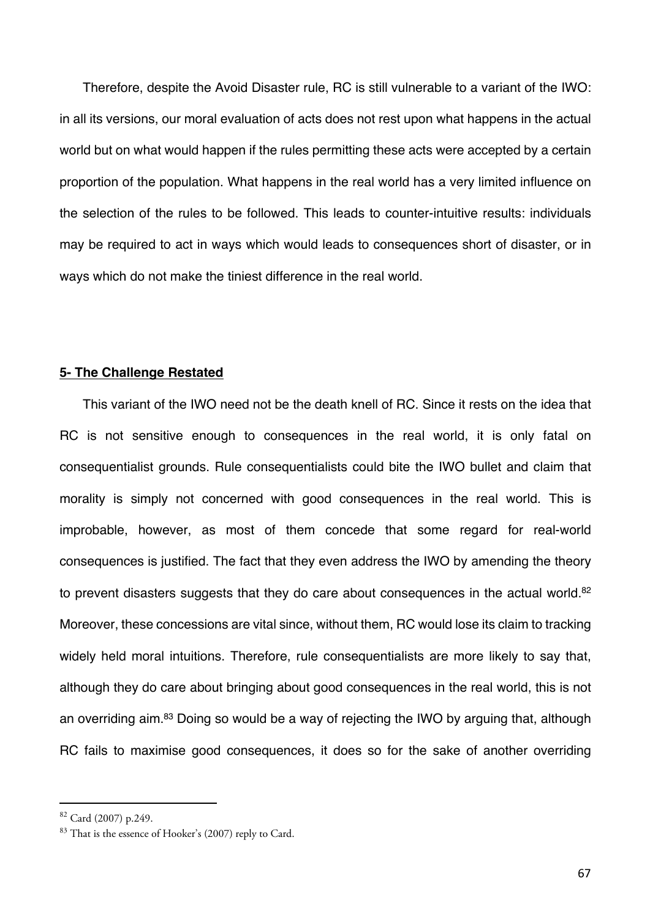Therefore, despite the Avoid Disaster rule, RC is still vulnerable to a variant of the IWO: in all its versions, our moral evaluation of acts does not rest upon what happens in the actual world but on what would happen if the rules permitting these acts were accepted by a certain proportion of the population. What happens in the real world has a very limited influence on the selection of the rules to be followed. This leads to counter-intuitive results: individuals may be required to act in ways which would leads to consequences short of disaster, or in ways which do not make the tiniest difference in the real world.

## 5- The Challenge Restated

This variant of the IWO need not be the death knell of RC. Since it rests on the idea that RC is not sensitive enough to consequences in the real world, it is only fatal on consequentialist grounds. Rule consequentialists could bite the IWO bullet and claim that morality is simply not concerned with good consequences in the real world. This is improbable, however, as most of them concede that some regard for real-world consequences is justified. The fact that they even address the IWO by amending the theory to prevent disasters suggests that they do care about consequences in the actual world.[82] Moreover, these concessions are vital since, without them, RC would lose its claim to tracking widely held moral intuitions. Therefore, rule consequentialists are more likely to say that, although they do care about bringing about good consequences in the real world, this is not an overriding aim.[83] Doing so would be a way of rejecting the IWO by arguing that, although RC fails to maximise good consequences, it does so for the sake of another overriding

[82] Card (2007) p.249.

[83] That is the essence of Hooker's (2007) reply to Card.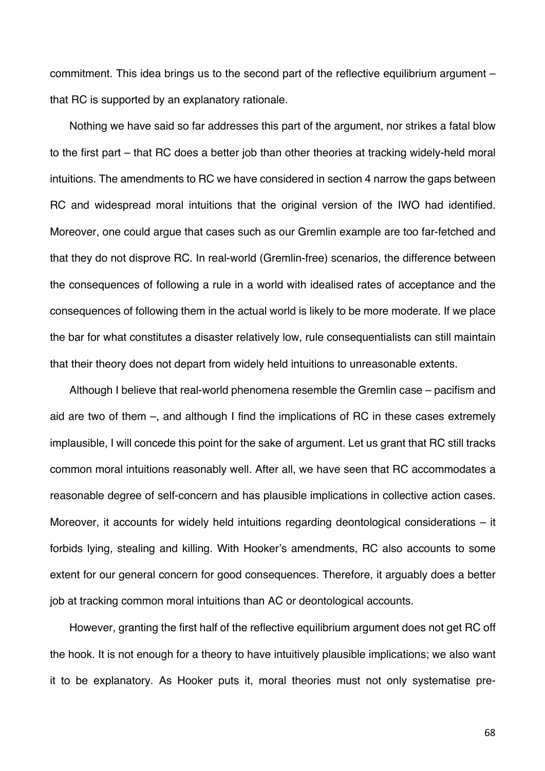commitment. This idea brings us to the second part of the reflective equilibrium argument – that RC is supported by an explanatory rationale.

Nothing we have said so far addresses this part of the argument, nor strikes a fatal blow to the first part – that RC does a better job than other theories at tracking widely-held moral intuitions. The amendments to RC we have considered in section 4 narrow the gaps between RC and widespread moral intuitions that the original version of the IWO had identified. Moreover, one could argue that cases such as our Gremlin example are too far-fetched and that they do not disprove RC. In real-world (Gremlin-free) scenarios, the difference between the consequences of following a rule in a world with idealised rates of acceptance and the consequences of following them in the actual world is likely to be more moderate. If we place the bar for what constitutes a disaster relatively low, rule consequentialists can still maintain that their theory does not depart from widely held intuitions to unreasonable extents.

Although I believe that real-world phenomena resemble the Gremlin case – pacifism and aid are two of them –, and although I find the implications of RC in these cases extremely implausible, I will concede this point for the sake of argument. Let us grant that RC still tracks common moral intuitions reasonably well. After all, we have seen that RC accommodates a reasonable degree of self-concern and has plausible implications in collective action cases. Moreover, it accounts for widely held intuitions regarding deontological considerations – it forbids lying, stealing and killing. With Hooker's amendments, RC also accounts to some extent for our general concern for good consequences. Therefore, it arguably does a better job at tracking common moral intuitions than AC or deontological accounts.

However, granting the first half of the reflective equilibrium argument does not get RC off the hook. It is not enough for a theory to have intuitively plausible implications; we also want it to be explanatory. As Hooker puts it, moral theories must not only systematise pre-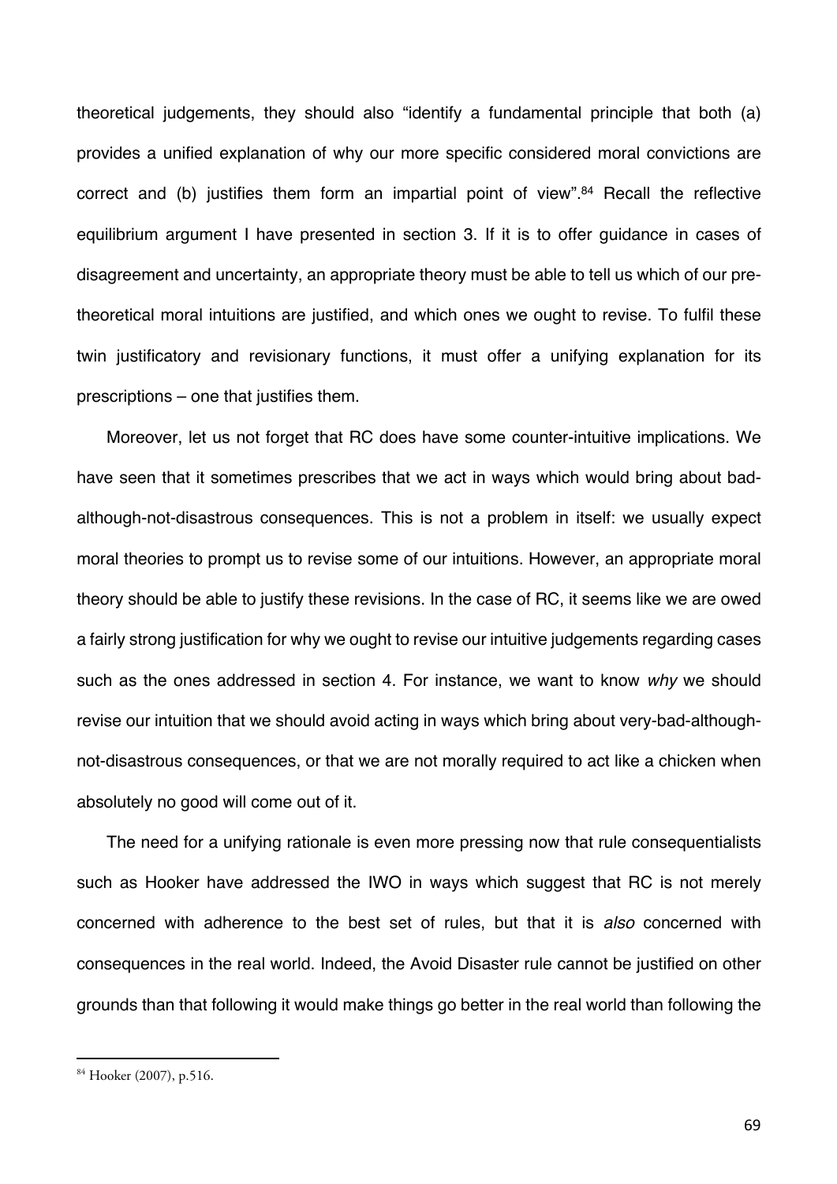theoretical judgements, they should also "identify a fundamental principle that both (a) provides a unified explanation of why our more specific considered moral convictions are correct and (b) justifies them form an impartial point of view".[84] Recall the reflective equilibrium argument I have presented in section 3. If it is to offer guidance in cases of disagreement and uncertainty, an appropriate theory must be able to tell us which of our pre-theoretical moral intuitions are justified, and which ones we ought to revise. To fulfil these twin justificatory and revisionary functions, it must offer a unifying explanation for its prescriptions – one that justifies them.

Moreover, let us not forget that RC does have some counter-intuitive implications. We have seen that it sometimes prescribes that we act in ways which would bring about bad-although-not-disastrous consequences. This is not a problem in itself: we usually expect moral theories to prompt us to revise some of our intuitions. However, an appropriate moral theory should be able to justify these revisions. In the case of RC, it seems like we are owed a fairly strong justification for why we ought to revise our intuitive judgements regarding cases such as the ones addressed in section 4. For instance, we want to know *why* we should revise our intuition that we should avoid acting in ways which bring about very-bad-although-not-disastrous consequences, or that we are not morally required to act like a chicken when absolutely no good will come out of it.

The need for a unifying rationale is even more pressing now that rule consequentialists such as Hooker have addressed the IWO in ways which suggest that RC is not merely concerned with adherence to the best set of rules, but that it is *also* concerned with consequences in the real world. Indeed, the Avoid Disaster rule cannot be justified on other grounds than that following it would make things go better in the real world than following the

[84] Hooker (2007), p.516.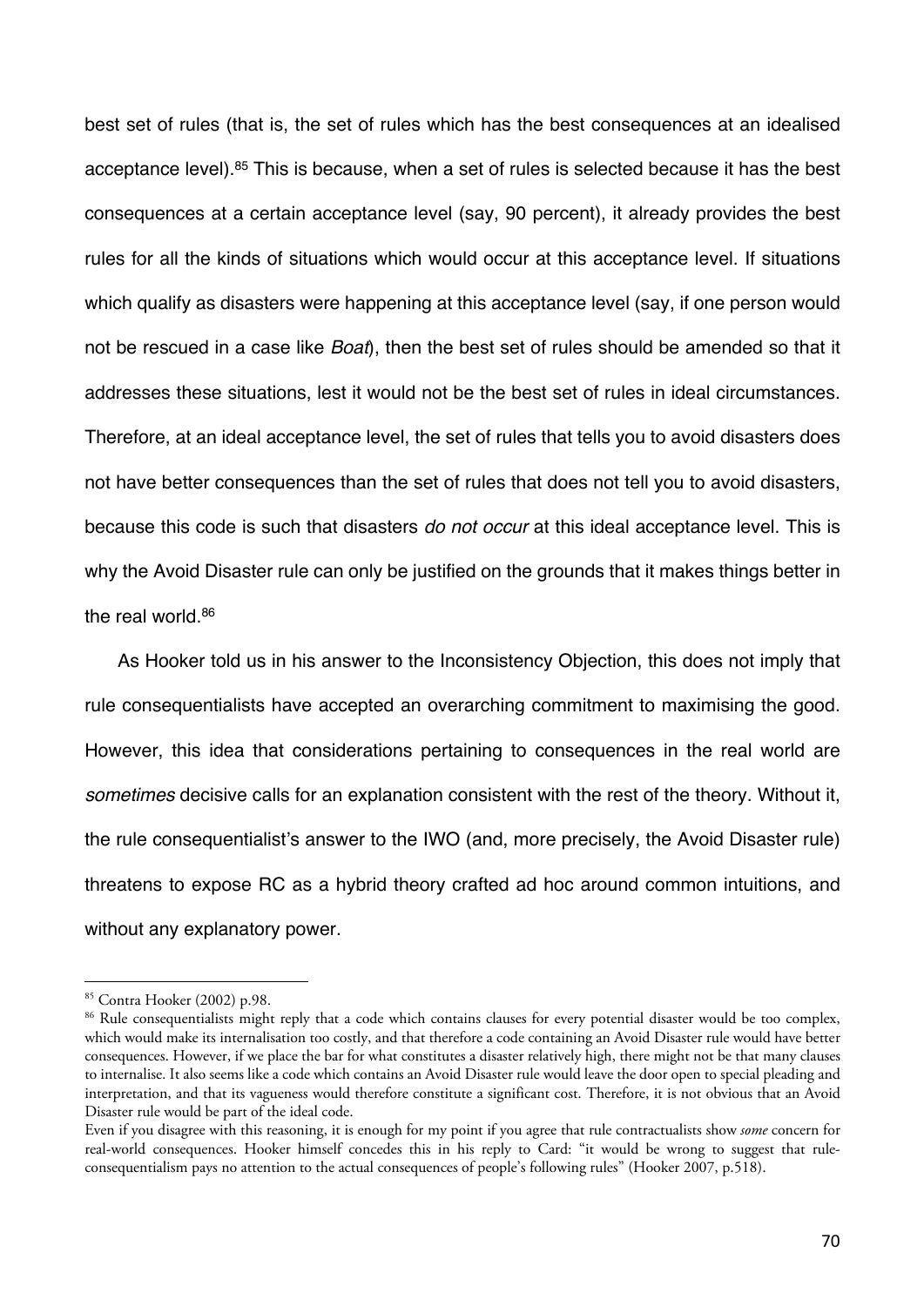best set of rules (that is, the set of rules which has the best consequences at an idealised acceptance level).[85] This is because, when a set of rules is selected because it has the best consequences at a certain acceptance level (say, 90 percent), it already provides the best rules for all the kinds of situations which would occur at this acceptance level. If situations which qualify as disasters were happening at this acceptance level (say, if one person would not be rescued in a case like *Boat*), then the best set of rules should be amended so that it addresses these situations, lest it would not be the best set of rules in ideal circumstances. Therefore, at an ideal acceptance level, the set of rules that tells you to avoid disasters does not have better consequences than the set of rules that does not tell you to avoid disasters, because this code is such that disasters *do not occur* at this ideal acceptance level. This is why the Avoid Disaster rule can only be justified on the grounds that it makes things better in the real world.[86]

As Hooker told us in his answer to the Inconsistency Objection, this does not imply that rule consequentialists have accepted an overarching commitment to maximising the good. However, this idea that considerations pertaining to consequences in the real world are *sometimes* decisive calls for an explanation consistent with the rest of the theory. Without it, the rule consequentialist's answer to the IWO (and, more precisely, the Avoid Disaster rule) threatens to expose RC as a hybrid theory crafted ad hoc around common intuitions, and without any explanatory power.

---

[85] Contra Hooker (2002) p.98.

[86] Rule consequentialists might reply that a code which contains clauses for every potential disaster would be too complex, which would make its internalisation too costly, and that therefore a code containing an Avoid Disaster rule would have better consequences. However, if we place the bar for what constitutes a disaster relatively high, there might not be that many clauses to internalise. It also seems like a code which contains an Avoid Disaster rule would leave the door open to special pleading and interpretation, and that its vagueness would therefore constitute a significant cost. Therefore, it is not obvious that an Avoid Disaster rule would be part of the ideal code.

Even if you disagree with this reasoning, it is enough for my point if you agree that rule contractualists show *some* concern for real-world consequences. Hooker himself concedes this in his reply to Card: "it would be wrong to suggest that rule-consequentialism pays no attention to the actual consequences of people's following rules" (Hooker 2007, p.518).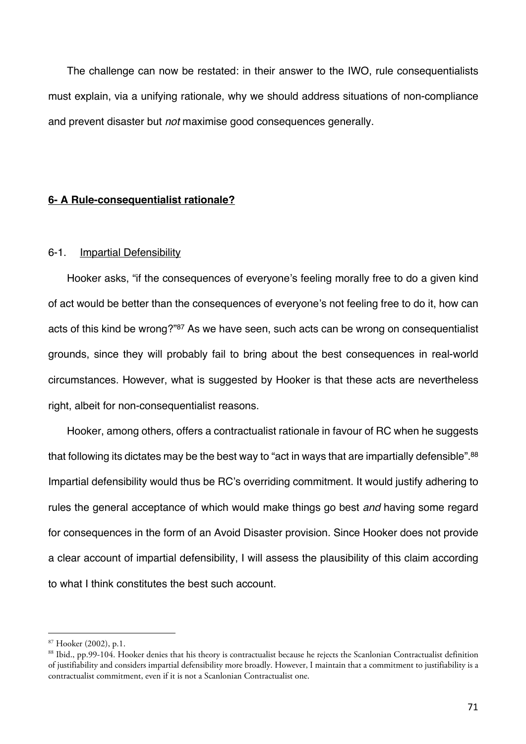The challenge can now be restated: in their answer to the IWO, rule consequentialists must explain, via a unifying rationale, why we should address situations of non-compliance and prevent disaster but *not* maximise good consequences generally.

## **6- A Rule-consequentialist rationale?**

### 6-1. Impartial Defensibility

Hooker asks, "if the consequences of everyone's feeling morally free to do a given kind of act would be better than the consequences of everyone's not feeling free to do it, how can acts of this kind be wrong?"[87] As we have seen, such acts can be wrong on consequentialist grounds, since they will probably fail to bring about the best consequences in real-world circumstances. However, what is suggested by Hooker is that these acts are nevertheless right, albeit for non-consequentialist reasons.

Hooker, among others, offers a contractualist rationale in favour of RC when he suggests that following its dictates may be the best way to "act in ways that are impartially defensible".[88] Impartial defensibility would thus be RC's overriding commitment. It would justify adhering to rules the general acceptance of which would make things go best *and* having some regard for consequences in the form of an Avoid Disaster provision. Since Hooker does not provide a clear account of impartial defensibility, I will assess the plausibility of this claim according to what I think constitutes the best such account.

[87] Hooker (2002), p.1.

[88] Ibid., pp.99-104. Hooker denies that his theory is contractualist because he rejects the Scanlonian Contractualist definition of justifiability and considers impartial defensibility more broadly. However, I maintain that a commitment to justifiability is a contractualist commitment, even if it is not a Scanlonian Contractualist one.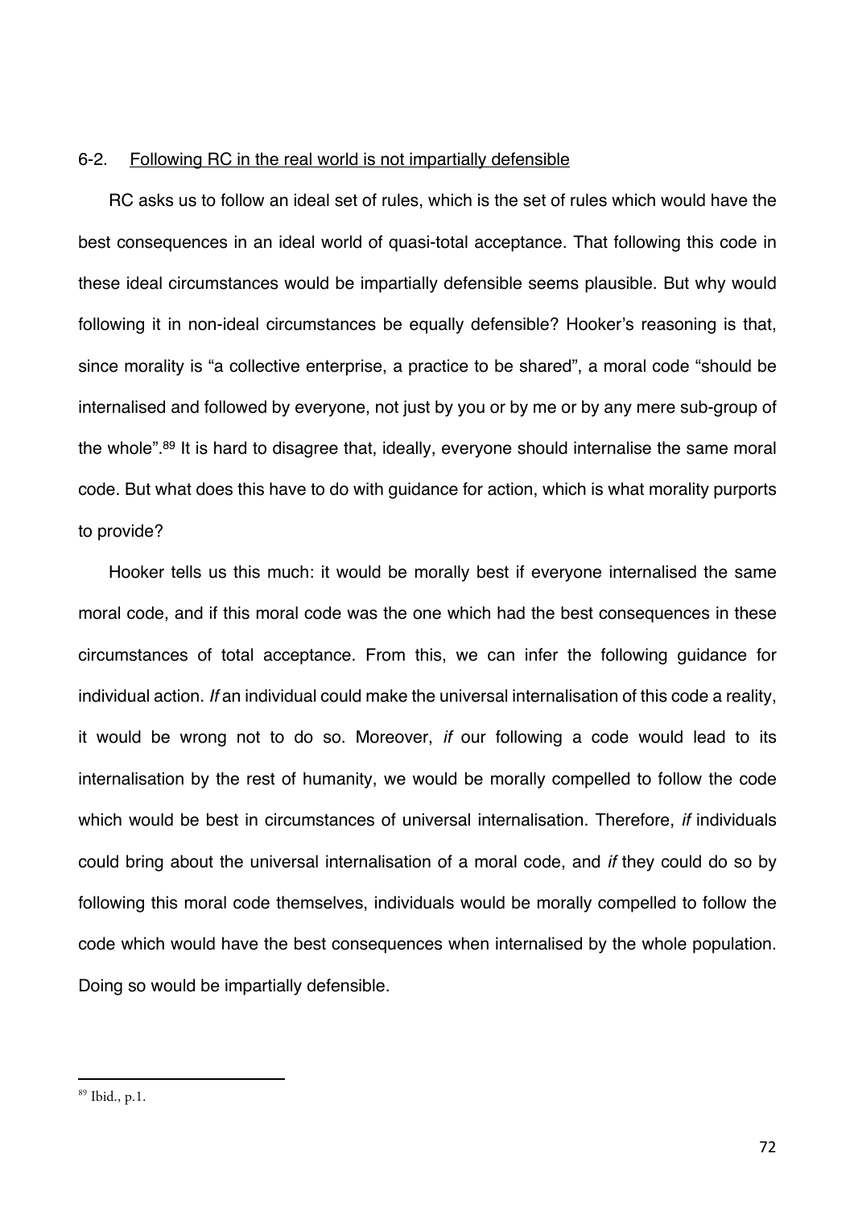## 6-2. Following RC in the real world is not impartially defensible

RC asks us to follow an ideal set of rules, which is the set of rules which would have the best consequences in an ideal world of quasi-total acceptance. That following this code in these ideal circumstances would be impartially defensible seems plausible. But why would following it in non-ideal circumstances be equally defensible? Hooker's reasoning is that, since morality is "a collective enterprise, a practice to be shared", a moral code "should be internalised and followed by everyone, not just by you or by me or by any mere sub-group of the whole".[89] It is hard to disagree that, ideally, everyone should internalise the same moral code. But what does this have to do with guidance for action, which is what morality purports to provide?

Hooker tells us this much: it would be morally best if everyone internalised the same moral code, and if this moral code was the one which had the best consequences in these circumstances of total acceptance. From this, we can infer the following guidance for individual action. *If* an individual could make the universal internalisation of this code a reality, it would be wrong not to do so. Moreover, *if* our following a code would lead to its internalisation by the rest of humanity, we would be morally compelled to follow the code which would be best in circumstances of universal internalisation. Therefore, *if* individuals could bring about the universal internalisation of a moral code, and *if* they could do so by following this moral code themselves, individuals would be morally compelled to follow the code which would have the best consequences when internalised by the whole population. Doing so would be impartially defensible.

---

[89] Ibid., p.1.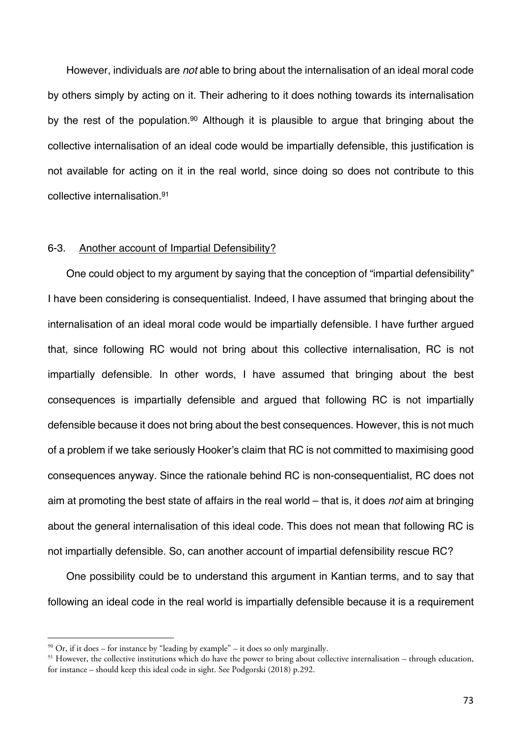However, individuals are *not* able to bring about the internalisation of an ideal moral code by others simply by acting on it. Their adhering to it does nothing towards its internalisation by the rest of the population.[90] Although it is plausible to argue that bringing about the collective internalisation of an ideal code would be impartially defensible, this justification is not available for acting on it in the real world, since doing so does not contribute to this collective internalisation.[91]

### 6-3. Another account of Impartial Defensibility?

One could object to my argument by saying that the conception of "impartial defensibility" I have been considering is consequentialist. Indeed, I have assumed that bringing about the internalisation of an ideal moral code would be impartially defensible. I have further argued that, since following RC would not bring about this collective internalisation, RC is not impartially defensible. In other words, I have assumed that bringing about the best consequences is impartially defensible and argued that following RC is not impartially defensible because it does not bring about the best consequences. However, this is not much of a problem if we take seriously Hooker's claim that RC is not committed to maximising good consequences anyway. Since the rationale behind RC is non-consequentialist, RC does not aim at promoting the best state of affairs in the real world – that is, it does *not* aim at bringing about the general internalisation of this ideal code. This does not mean that following RC is not impartially defensible. So, can another account of impartial defensibility rescue RC?

One possibility could be to understand this argument in Kantian terms, and to say that following an ideal code in the real world is impartially defensible because it is a requirement

---

[90] Or, if it does – for instance by "leading by example" – it does so only marginally.

[91] However, the collective institutions which do have the power to bring about collective internalisation – through education, for instance – should keep this ideal code in sight. See Podgorski (2018) p.292.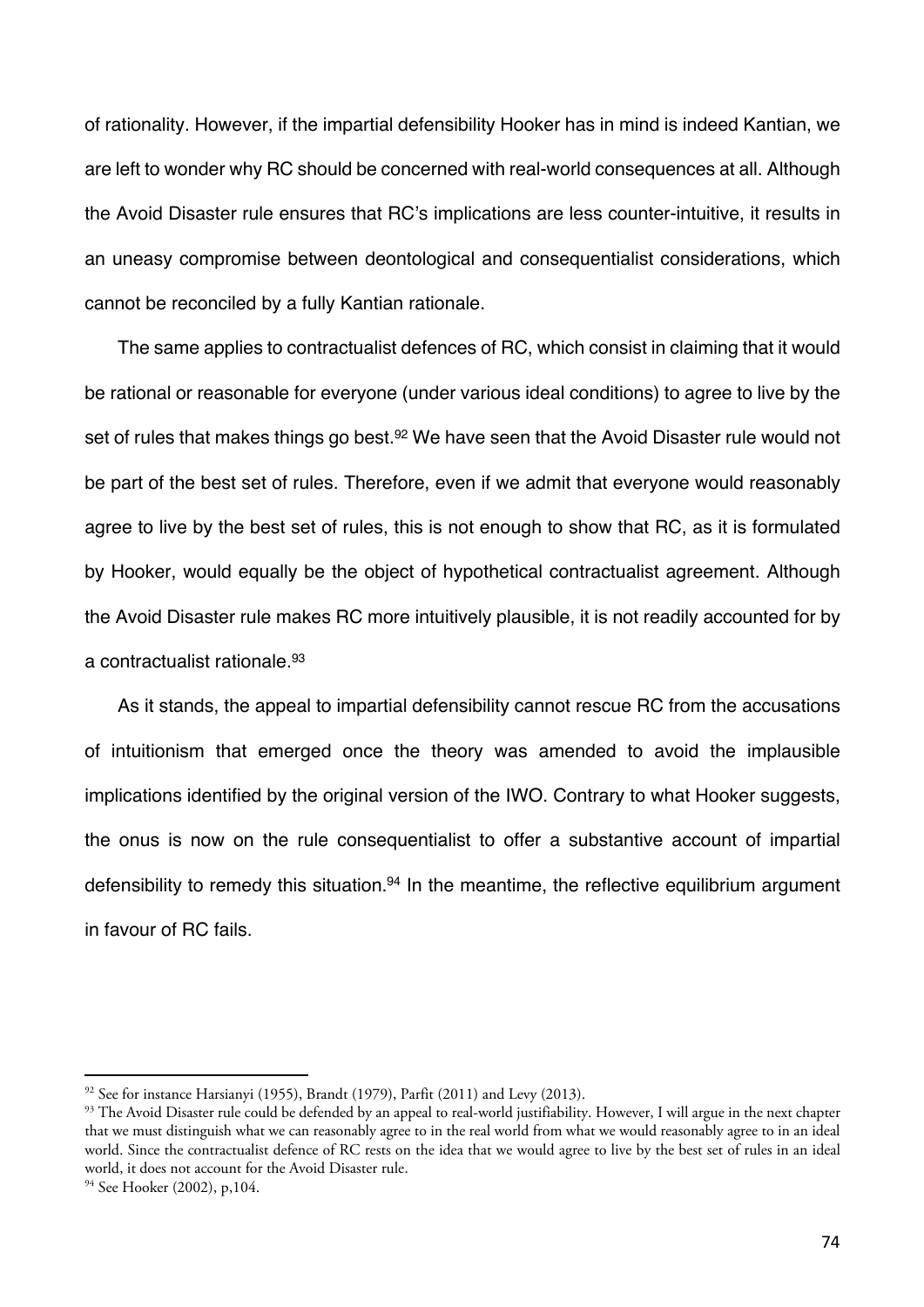of rationality. However, if the impartial defensibility Hooker has in mind is indeed Kantian, we are left to wonder why RC should be concerned with real-world consequences at all. Although the Avoid Disaster rule ensures that RC's implications are less counter-intuitive, it results in an uneasy compromise between deontological and consequentialist considerations, which cannot be reconciled by a fully Kantian rationale.

The same applies to contractualist defences of RC, which consist in claiming that it would be rational or reasonable for everyone (under various ideal conditions) to agree to live by the set of rules that makes things go best.[92] We have seen that the Avoid Disaster rule would not be part of the best set of rules. Therefore, even if we admit that everyone would reasonably agree to live by the best set of rules, this is not enough to show that RC, as it is formulated by Hooker, would equally be the object of hypothetical contractualist agreement. Although the Avoid Disaster rule makes RC more intuitively plausible, it is not readily accounted for by a contractualist rationale.[93]

As it stands, the appeal to impartial defensibility cannot rescue RC from the accusations of intuitionism that emerged once the theory was amended to avoid the implausible implications identified by the original version of the IWO. Contrary to what Hooker suggests, the onus is now on the rule consequentialist to offer a substantive account of impartial defensibility to remedy this situation.[94] In the meantime, the reflective equilibrium argument in favour of RC fails.

---

[92] See for instance Harsianyi (1955), Brandt (1979), Parfit (2011) and Levy (2013).

[93] The Avoid Disaster rule could be defended by an appeal to real-world justifiability. However, I will argue in the next chapter that we must distinguish what we can reasonably agree to in the real world from what we would reasonably agree to in an ideal world. Since the contractualist defence of RC rests on the idea that we would agree to live by the best set of rules in an ideal world, it does not account for the Avoid Disaster rule.

[94] See Hooker (2002), p,104.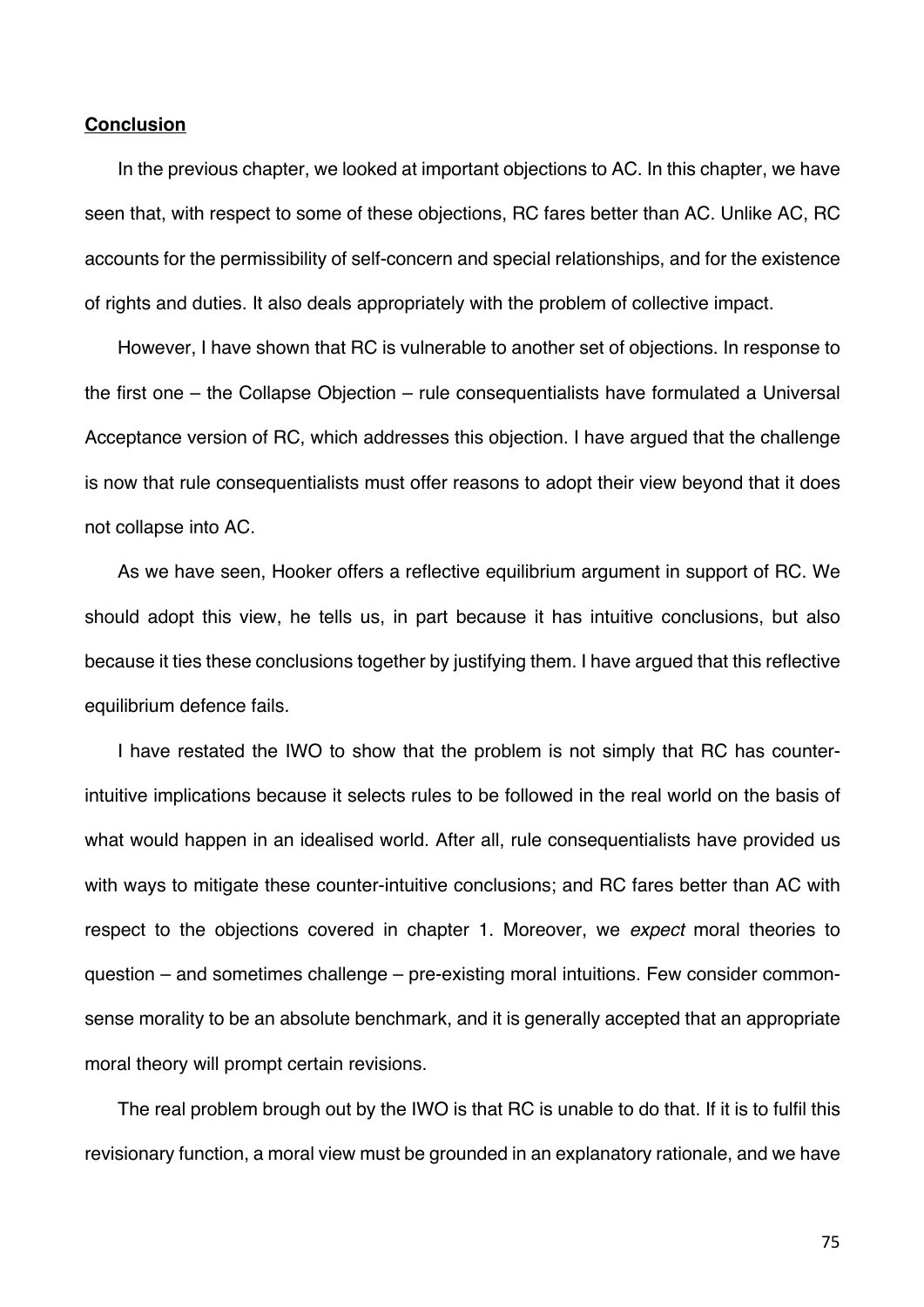**Conclusion**

In the previous chapter, we looked at important objections to AC. In this chapter, we have seen that, with respect to some of these objections, RC fares better than AC. Unlike AC, RC accounts for the permissibility of self-concern and special relationships, and for the existence of rights and duties. It also deals appropriately with the problem of collective impact.

However, I have shown that RC is vulnerable to another set of objections. In response to the first one – the Collapse Objection – rule consequentialists have formulated a Universal Acceptance version of RC, which addresses this objection. I have argued that the challenge is now that rule consequentialists must offer reasons to adopt their view beyond that it does not collapse into AC.

As we have seen, Hooker offers a reflective equilibrium argument in support of RC. We should adopt this view, he tells us, in part because it has intuitive conclusions, but also because it ties these conclusions together by justifying them. I have argued that this reflective equilibrium defence fails.

I have restated the IWO to show that the problem is not simply that RC has counter-intuitive implications because it selects rules to be followed in the real world on the basis of what would happen in an idealised world. After all, rule consequentialists have provided us with ways to mitigate these counter-intuitive conclusions; and RC fares better than AC with respect to the objections covered in chapter 1. Moreover, we *expect* moral theories to question – and sometimes challenge – pre-existing moral intuitions. Few consider common-sense morality to be an absolute benchmark, and it is generally accepted that an appropriate moral theory will prompt certain revisions.

The real problem brough out by the IWO is that RC is unable to do that. If it is to fulfil this revisionary function, a moral view must be grounded in an explanatory rationale, and we have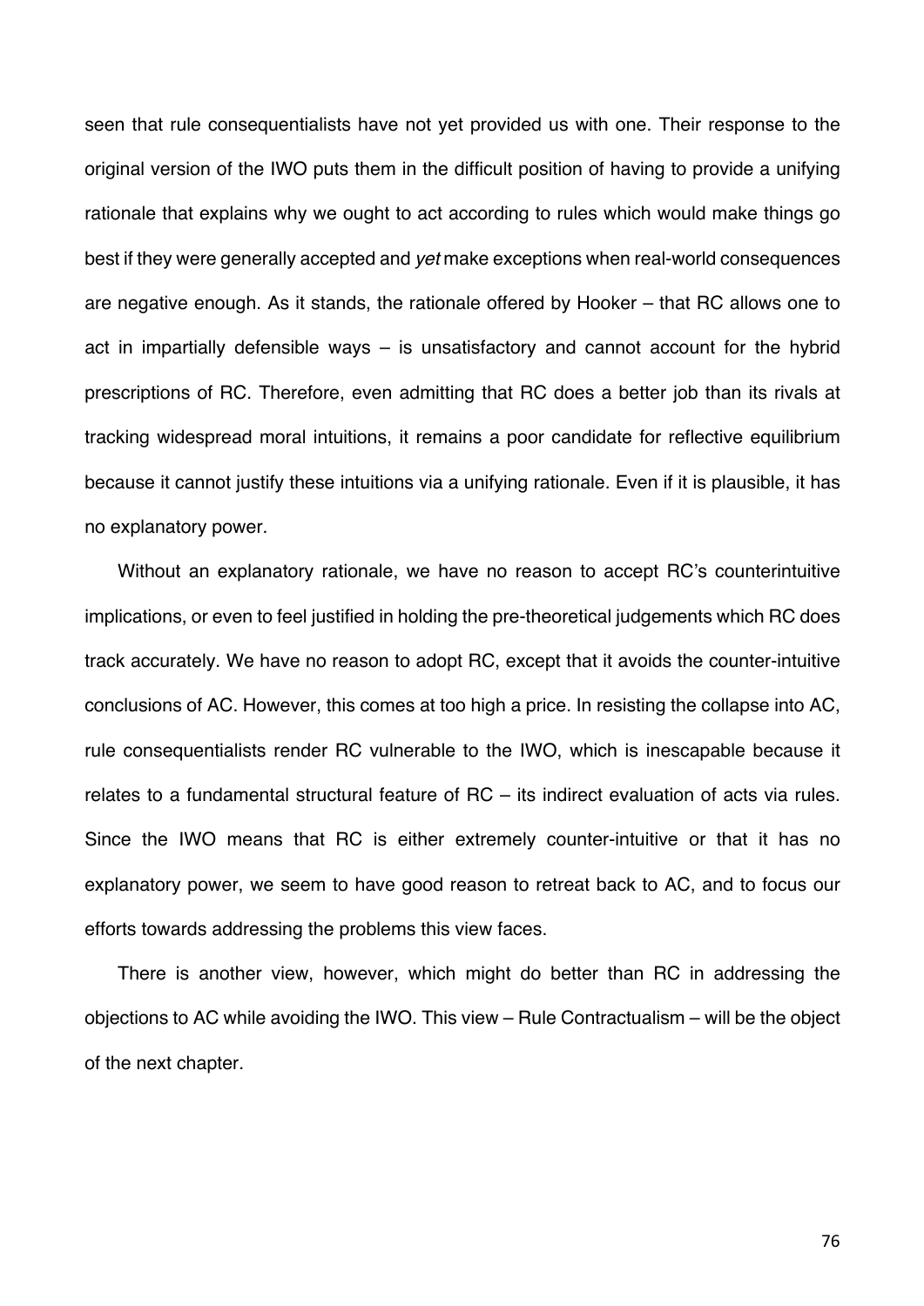seen that rule consequentialists have not yet provided us with one. Their response to the original version of the IWO puts them in the difficult position of having to provide a unifying rationale that explains why we ought to act according to rules which would make things go best if they were generally accepted and *yet* make exceptions when real-world consequences are negative enough. As it stands, the rationale offered by Hooker – that RC allows one to act in impartially defensible ways – is unsatisfactory and cannot account for the hybrid prescriptions of RC. Therefore, even admitting that RC does a better job than its rivals at tracking widespread moral intuitions, it remains a poor candidate for reflective equilibrium because it cannot justify these intuitions via a unifying rationale. Even if it is plausible, it has no explanatory power.

Without an explanatory rationale, we have no reason to accept RC's counterintuitive implications, or even to feel justified in holding the pre-theoretical judgements which RC does track accurately. We have no reason to adopt RC, except that it avoids the counter-intuitive conclusions of AC. However, this comes at too high a price. In resisting the collapse into AC, rule consequentialists render RC vulnerable to the IWO, which is inescapable because it relates to a fundamental structural feature of RC – its indirect evaluation of acts via rules. Since the IWO means that RC is either extremely counter-intuitive or that it has no explanatory power, we seem to have good reason to retreat back to AC, and to focus our efforts towards addressing the problems this view faces.

There is another view, however, which might do better than RC in addressing the objections to AC while avoiding the IWO. This view – Rule Contractualism – will be the object of the next chapter.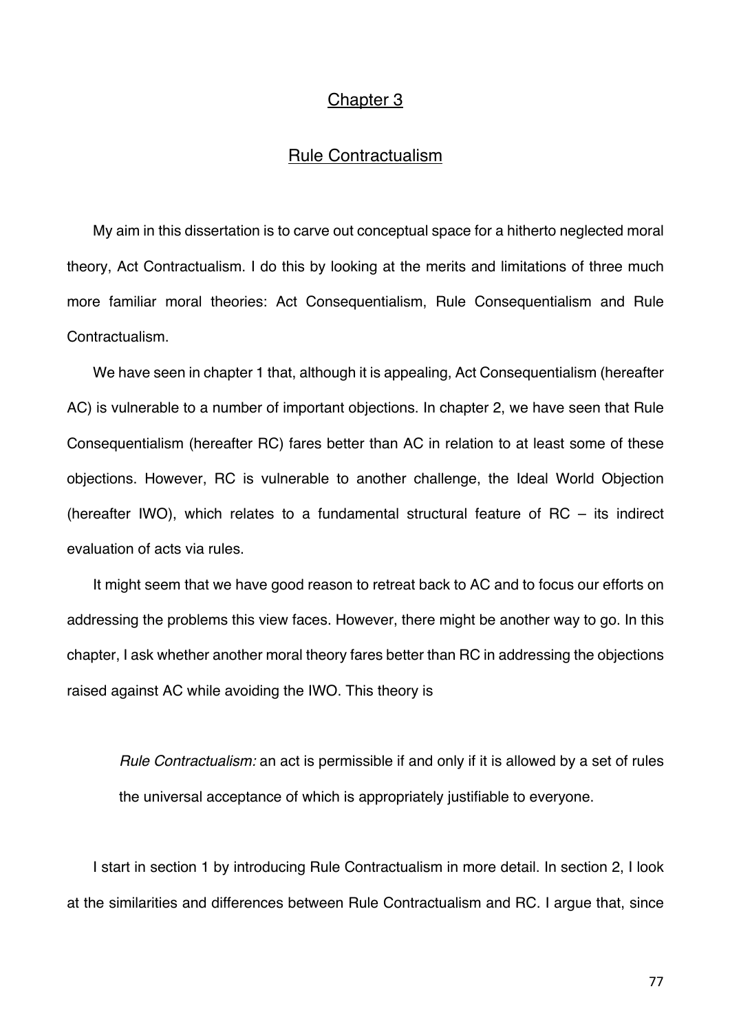# Chapter 3

## Rule Contractualism

My aim in this dissertation is to carve out conceptual space for a hitherto neglected moral theory, Act Contractualism. I do this by looking at the merits and limitations of three much more familiar moral theories: Act Consequentialism, Rule Consequentialism and Rule Contractualism.

We have seen in chapter 1 that, although it is appealing, Act Consequentialism (hereafter AC) is vulnerable to a number of important objections. In chapter 2, we have seen that Rule Consequentialism (hereafter RC) fares better than AC in relation to at least some of these objections. However, RC is vulnerable to another challenge, the Ideal World Objection (hereafter IWO), which relates to a fundamental structural feature of RC – its indirect evaluation of acts via rules.

It might seem that we have good reason to retreat back to AC and to focus our efforts on addressing the problems this view faces. However, there might be another way to go. In this chapter, I ask whether another moral theory fares better than RC in addressing the objections raised against AC while avoiding the IWO. This theory is

> *Rule Contractualism:* an act is permissible if and only if it is allowed by a set of rules the universal acceptance of which is appropriately justifiable to everyone.

I start in section 1 by introducing Rule Contractualism in more detail. In section 2, I look at the similarities and differences between Rule Contractualism and RC. I argue that, since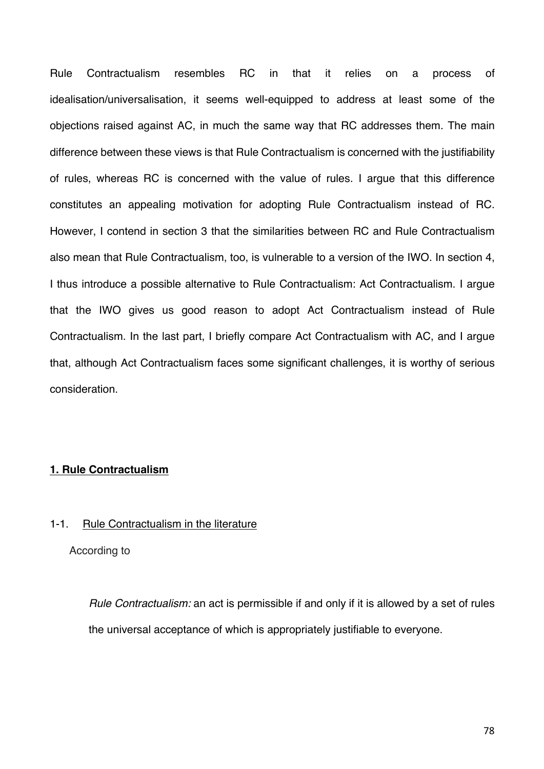Rule Contractualism resembles RC in that it relies on a process of idealisation/universalisation, it seems well-equipped to address at least some of the objections raised against AC, in much the same way that RC addresses them. The main difference between these views is that Rule Contractualism is concerned with the justifiability of rules, whereas RC is concerned with the value of rules. I argue that this difference constitutes an appealing motivation for adopting Rule Contractualism instead of RC. However, I contend in section 3 that the similarities between RC and Rule Contractualism also mean that Rule Contractualism, too, is vulnerable to a version of the IWO. In section 4, I thus introduce a possible alternative to Rule Contractualism: Act Contractualism. I argue that the IWO gives us good reason to adopt Act Contractualism instead of Rule Contractualism. In the last part, I briefly compare Act Contractualism with AC, and I argue that, although Act Contractualism faces some significant challenges, it is worthy of serious consideration.

## 1. Rule Contractualism

### 1-1. Rule Contractualism in the literature

According to

> *Rule Contractualism:* an act is permissible if and only if it is allowed by a set of rules the universal acceptance of which is appropriately justifiable to everyone.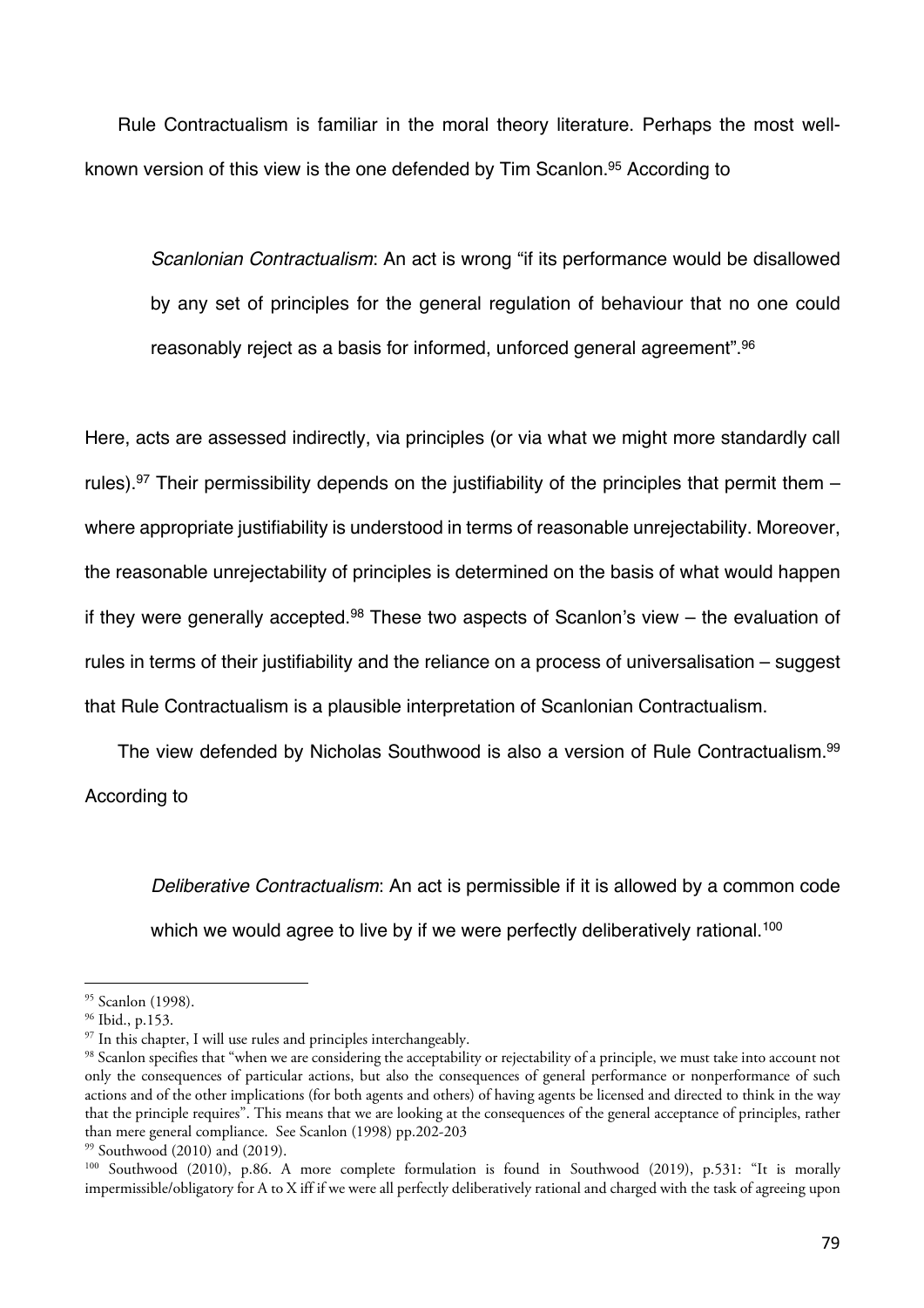Rule Contractualism is familiar in the moral theory literature. Perhaps the most well-known version of this view is the one defended by Tim Scanlon.[95] According to

> *Scanlonian Contractualism*: An act is wrong "if its performance would be disallowed by any set of principles for the general regulation of behaviour that no one could reasonably reject as a basis for informed, unforced general agreement".[96]

Here, acts are assessed indirectly, via principles (or via what we might more standardly call rules).[97] Their permissibility depends on the justifiability of the principles that permit them – where appropriate justifiability is understood in terms of reasonable unrejectability. Moreover, the reasonable unrejectability of principles is determined on the basis of what would happen if they were generally accepted.[98] These two aspects of Scanlon's view – the evaluation of rules in terms of their justifiability and the reliance on a process of universalisation – suggest that Rule Contractualism is a plausible interpretation of Scanlonian Contractualism.

The view defended by Nicholas Southwood is also a version of Rule Contractualism.[99] According to

> *Deliberative Contractualism*: An act is permissible if it is allowed by a common code which we would agree to live by if we were perfectly deliberatively rational.[100]

---

[95] Scanlon (1998).

[96] Ibid., p.153.

[97] In this chapter, I will use rules and principles interchangeably.

[98] Scanlon specifies that "when we are considering the acceptability or rejectability of a principle, we must take into account not only the consequences of particular actions, but also the consequences of general performance or nonperformance of such actions and of the other implications (for both agents and others) of having agents be licensed and directed to think in the way that the principle requires". This means that we are looking at the consequences of the general acceptance of principles, rather than mere general compliance. See Scanlon (1998) pp.202-203

[99] Southwood (2010) and (2019).

[100] Southwood (2010), p.86. A more complete formulation is found in Southwood (2019), p.531: "It is morally impermissible/obligatory for A to X iff if we were all perfectly deliberatively rational and charged with the task of agreeing upon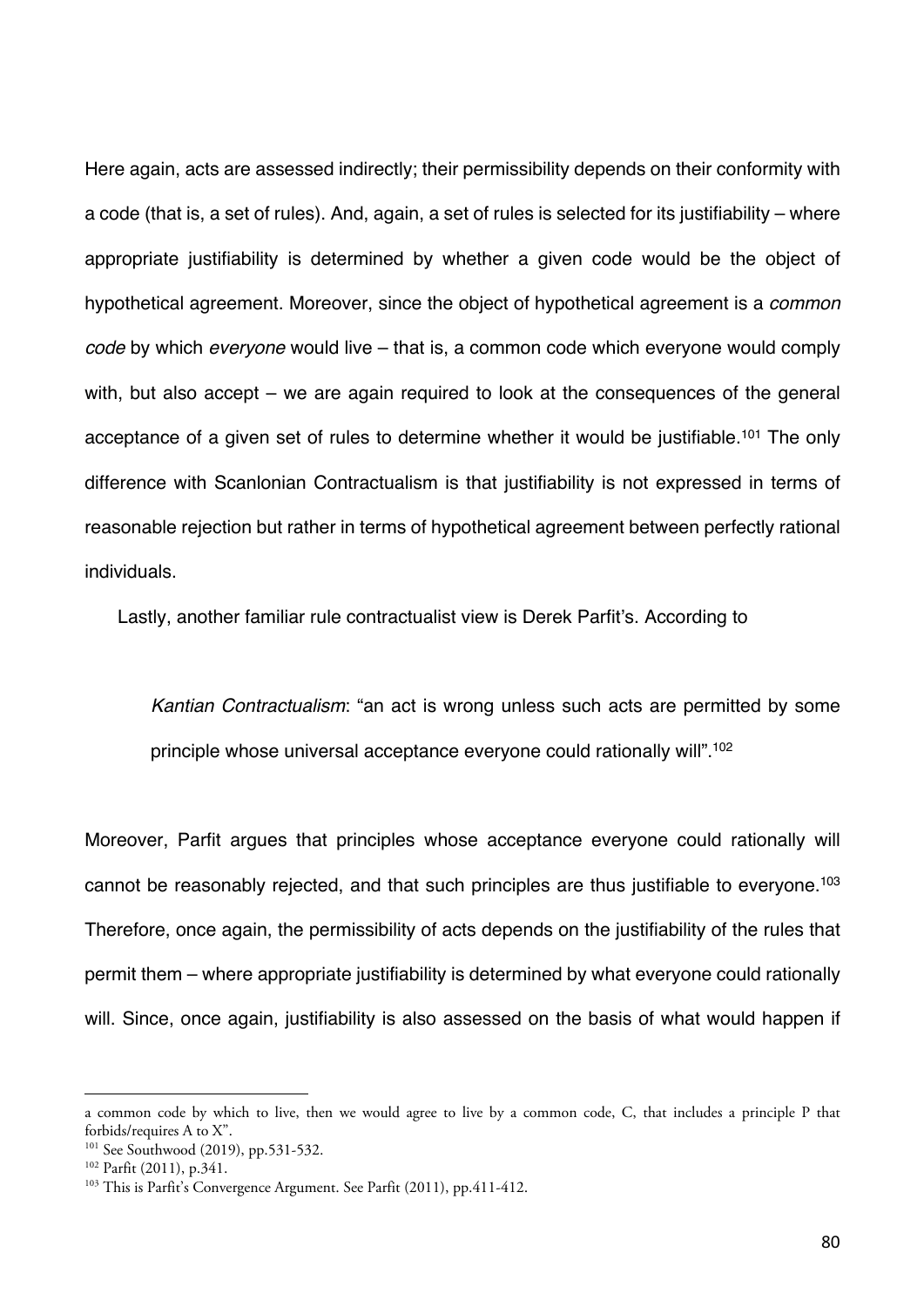Here again, acts are assessed indirectly; their permissibility depends on their conformity with a code (that is, a set of rules). And, again, a set of rules is selected for its justifiability – where appropriate justifiability is determined by whether a given code would be the object of hypothetical agreement. Moreover, since the object of hypothetical agreement is a *common code* by which *everyone* would live – that is, a common code which everyone would comply with, but also accept – we are again required to look at the consequences of the general acceptance of a given set of rules to determine whether it would be justifiable.[101] The only difference with Scanlonian Contractualism is that justifiability is not expressed in terms of reasonable rejection but rather in terms of hypothetical agreement between perfectly rational individuals.

Lastly, another familiar rule contractualist view is Derek Parfit's. According to

> *Kantian Contractualism*: "an act is wrong unless such acts are permitted by some principle whose universal acceptance everyone could rationally will".[102]

Moreover, Parfit argues that principles whose acceptance everyone could rationally will cannot be reasonably rejected, and that such principles are thus justifiable to everyone.[103] Therefore, once again, the permissibility of acts depends on the justifiability of the rules that permit them – where appropriate justifiability is determined by what everyone could rationally will. Since, once again, justifiability is also assessed on the basis of what would happen if

---

a common code by which to live, then we would agree to live by a common code, C, that includes a principle P that forbids/requires A to X".

[101] See Southwood (2019), pp.531-532.

[102] Parfit (2011), p.341.

[103] This is Parfit's Convergence Argument. See Parfit (2011), pp.411-412.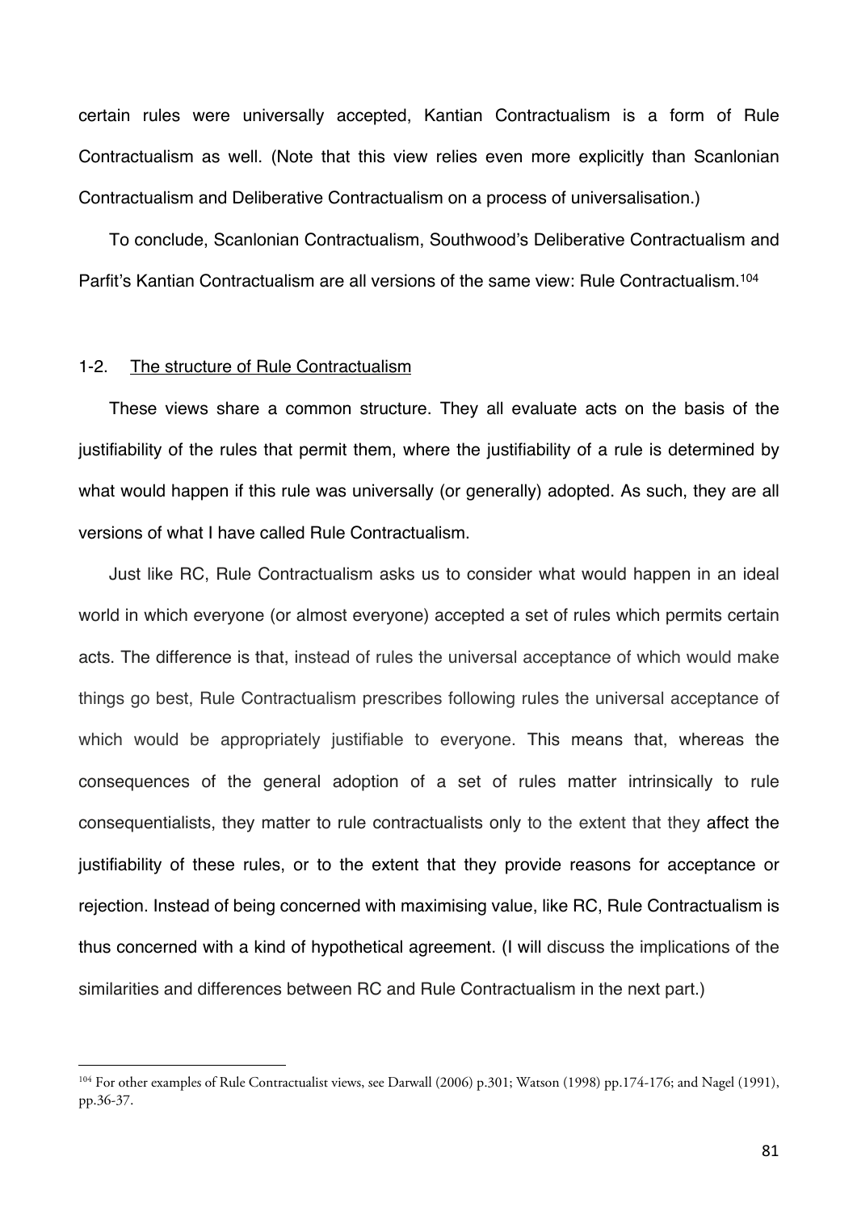certain rules were universally accepted, Kantian Contractualism is a form of Rule Contractualism as well. (Note that this view relies even more explicitly than Scanlonian Contractualism and Deliberative Contractualism on a process of universalisation.)

To conclude, Scanlonian Contractualism, Southwood's Deliberative Contractualism and Parfit's Kantian Contractualism are all versions of the same view: Rule Contractualism.[104]

### 1-2. The structure of Rule Contractualism

These views share a common structure. They all evaluate acts on the basis of the justifiability of the rules that permit them, where the justifiability of a rule is determined by what would happen if this rule was universally (or generally) adopted. As such, they are all versions of what I have called Rule Contractualism.

Just like RC, Rule Contractualism asks us to consider what would happen in an ideal world in which everyone (or almost everyone) accepted a set of rules which permits certain acts. The difference is that, instead of rules the universal acceptance of which would make things go best, Rule Contractualism prescribes following rules the universal acceptance of which would be appropriately justifiable to everyone. This means that, whereas the consequences of the general adoption of a set of rules matter intrinsically to rule consequentialists, they matter to rule contractualists only to the extent that they affect the justifiability of these rules, or to the extent that they provide reasons for acceptance or rejection. Instead of being concerned with maximising value, like RC, Rule Contractualism is thus concerned with a kind of hypothetical agreement. (I will discuss the implications of the similarities and differences between RC and Rule Contractualism in the next part.)

---

[104] For other examples of Rule Contractualist views, see Darwall (2006) p.301; Watson (1998) pp.174-176; and Nagel (1991), pp.36-37.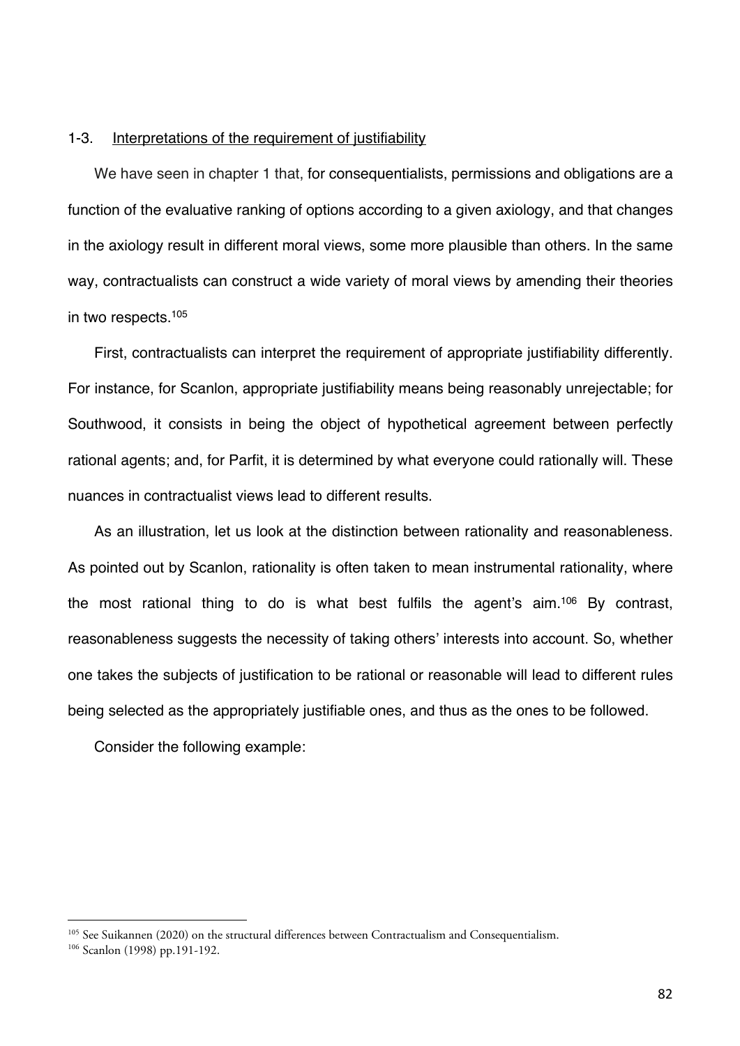## 1-3. Interpretations of the requirement of justifiability

We have seen in chapter 1 that, for consequentialists, permissions and obligations are a function of the evaluative ranking of options according to a given axiology, and that changes in the axiology result in different moral views, some more plausible than others. In the same way, contractualists can construct a wide variety of moral views by amending their theories in two respects.[105]

First, contractualists can interpret the requirement of appropriate justifiability differently. For instance, for Scanlon, appropriate justifiability means being reasonably unrejectable; for Southwood, it consists in being the object of hypothetical agreement between perfectly rational agents; and, for Parfit, it is determined by what everyone could rationally will. These nuances in contractualist views lead to different results.

As an illustration, let us look at the distinction between rationality and reasonableness. As pointed out by Scanlon, rationality is often taken to mean instrumental rationality, where the most rational thing to do is what best fulfils the agent's aim.[106] By contrast, reasonableness suggests the necessity of taking others' interests into account. So, whether one takes the subjects of justification to be rational or reasonable will lead to different rules being selected as the appropriately justifiable ones, and thus as the ones to be followed.

Consider the following example:

---

[105] See Suikannen (2020) on the structural differences between Contractualism and Consequentialism.

[106] Scanlon (1998) pp.191-192.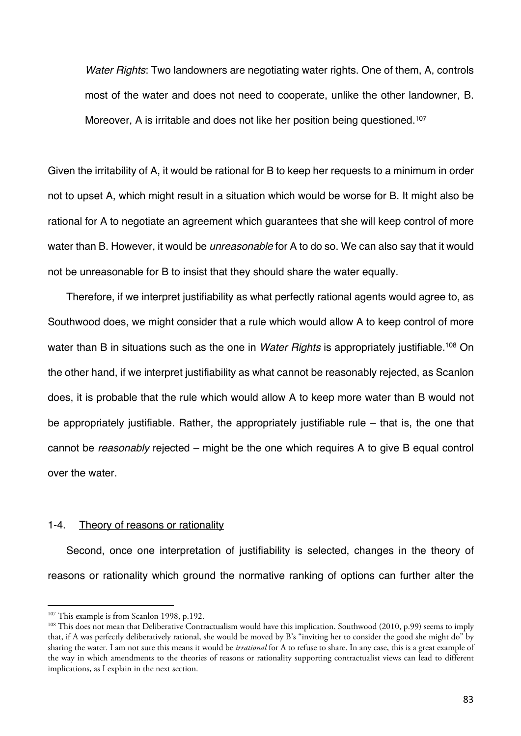*Water Rights*: Two landowners are negotiating water rights. One of them, A, controls most of the water and does not need to cooperate, unlike the other landowner, B. Moreover, A is irritable and does not like her position being questioned.[107]

Given the irritability of A, it would be rational for B to keep her requests to a minimum in order not to upset A, which might result in a situation which would be worse for B. It might also be rational for A to negotiate an agreement which guarantees that she will keep control of more water than B. However, it would be *unreasonable* for A to do so. We can also say that it would not be unreasonable for B to insist that they should share the water equally.

Therefore, if we interpret justifiability as what perfectly rational agents would agree to, as Southwood does, we might consider that a rule which would allow A to keep control of more water than B in situations such as the one in *Water Rights* is appropriately justifiable.[108] On the other hand, if we interpret justifiability as what cannot be reasonably rejected, as Scanlon does, it is probable that the rule which would allow A to keep more water than B would not be appropriately justifiable. Rather, the appropriately justifiable rule – that is, the one that cannot be *reasonably* rejected – might be the one which requires A to give B equal control over the water.

### 1-4. Theory of reasons or rationality

Second, once one interpretation of justifiability is selected, changes in the theory of reasons or rationality which ground the normative ranking of options can further alter the

---

[107] This example is from Scanlon 1998, p.192.

[108] This does not mean that Deliberative Contractualism would have this implication. Southwood (2010, p.99) seems to imply that, if A was perfectly deliberatively rational, she would be moved by B's "inviting her to consider the good she might do" by sharing the water. I am not sure this means it would be *irrational* for A to refuse to share. In any case, this is a great example of the way in which amendments to the theories of reasons or rationality supporting contractualist views can lead to different implications, as I explain in the next section.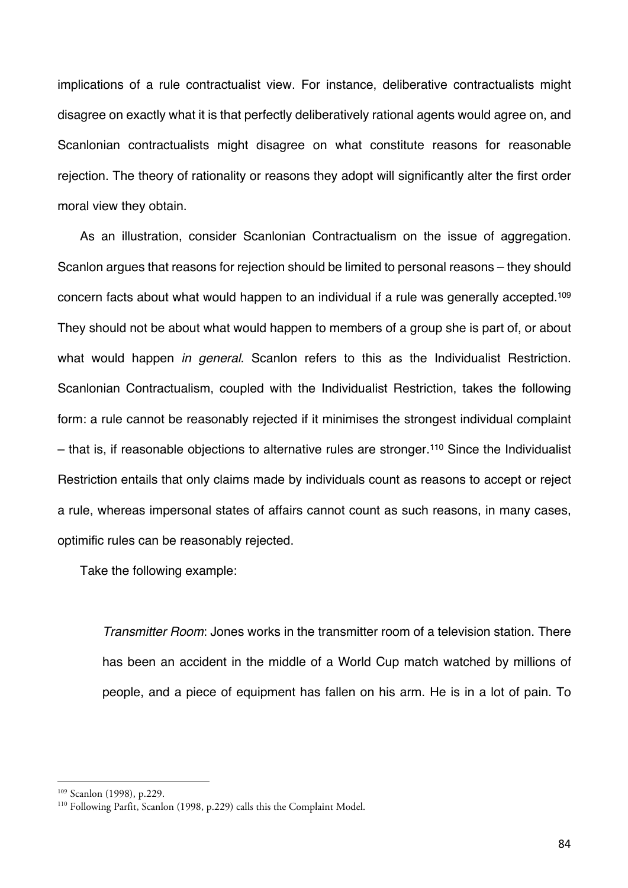implications of a rule contractualist view. For instance, deliberative contractualists might disagree on exactly what it is that perfectly deliberatively rational agents would agree on, and Scanlonian contractualists might disagree on what constitute reasons for reasonable rejection. The theory of rationality or reasons they adopt will significantly alter the first order moral view they obtain.

As an illustration, consider Scanlonian Contractualism on the issue of aggregation. Scanlon argues that reasons for rejection should be limited to personal reasons – they should concern facts about what would happen to an individual if a rule was generally accepted.[109] They should not be about what would happen to members of a group she is part of, or about what would happen *in general*. Scanlon refers to this as the Individualist Restriction. Scanlonian Contractualism, coupled with the Individualist Restriction, takes the following form: a rule cannot be reasonably rejected if it minimises the strongest individual complaint – that is, if reasonable objections to alternative rules are stronger.[110] Since the Individualist Restriction entails that only claims made by individuals count as reasons to accept or reject a rule, whereas impersonal states of affairs cannot count as such reasons, in many cases, optimific rules can be reasonably rejected.

Take the following example:

> *Transmitter Room*: Jones works in the transmitter room of a television station. There has been an accident in the middle of a World Cup match watched by millions of people, and a piece of equipment has fallen on his arm. He is in a lot of pain. To

---

[109] Scanlon (1998), p.229.

[110] Following Parfit, Scanlon (1998, p.229) calls this the Complaint Model.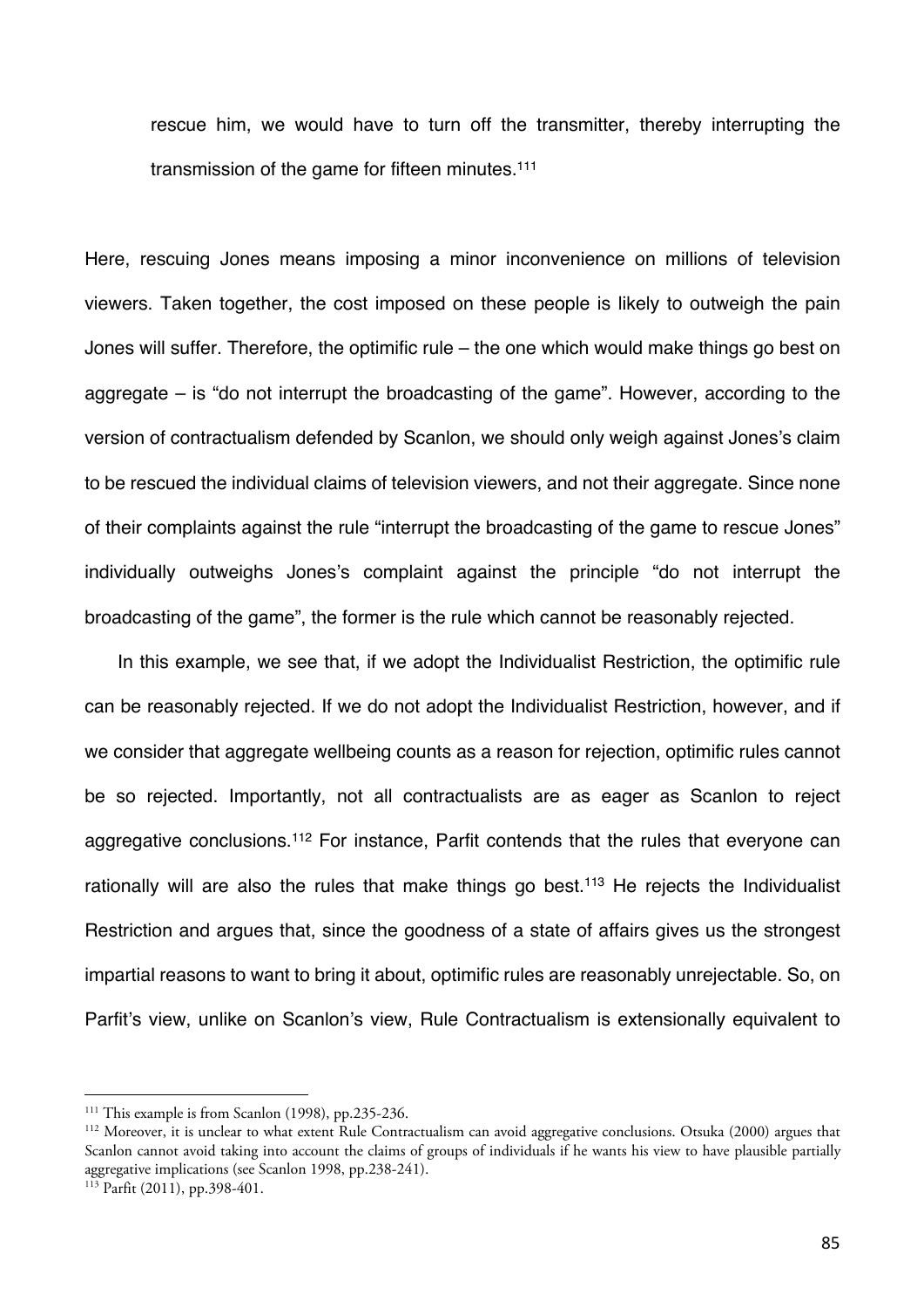rescue him, we would have to turn off the transmitter, thereby interrupting the transmission of the game for fifteen minutes.[111]

Here, rescuing Jones means imposing a minor inconvenience on millions of television viewers. Taken together, the cost imposed on these people is likely to outweigh the pain Jones will suffer. Therefore, the optimific rule – the one which would make things go best on aggregate – is "do not interrupt the broadcasting of the game". However, according to the version of contractualism defended by Scanlon, we should only weigh against Jones's claim to be rescued the individual claims of television viewers, and not their aggregate. Since none of their complaints against the rule "interrupt the broadcasting of the game to rescue Jones" individually outweighs Jones's complaint against the principle "do not interrupt the broadcasting of the game", the former is the rule which cannot be reasonably rejected.

In this example, we see that, if we adopt the Individualist Restriction, the optimific rule can be reasonably rejected. If we do not adopt the Individualist Restriction, however, and if we consider that aggregate wellbeing counts as a reason for rejection, optimific rules cannot be so rejected. Importantly, not all contractualists are as eager as Scanlon to reject aggregative conclusions.[112] For instance, Parfit contends that the rules that everyone can rationally will are also the rules that make things go best.[113] He rejects the Individualist Restriction and argues that, since the goodness of a state of affairs gives us the strongest impartial reasons to want to bring it about, optimific rules are reasonably unrejectable. So, on Parfit's view, unlike on Scanlon's view, Rule Contractualism is extensionally equivalent to

---

[111] This example is from Scanlon (1998), pp.235-236.

[112] Moreover, it is unclear to what extent Rule Contractualism can avoid aggregative conclusions. Otsuka (2000) argues that Scanlon cannot avoid taking into account the claims of groups of individuals if he wants his view to have plausible partially aggregative implications (see Scanlon 1998, pp.238-241).

[113] Parfit (2011), pp.398-401.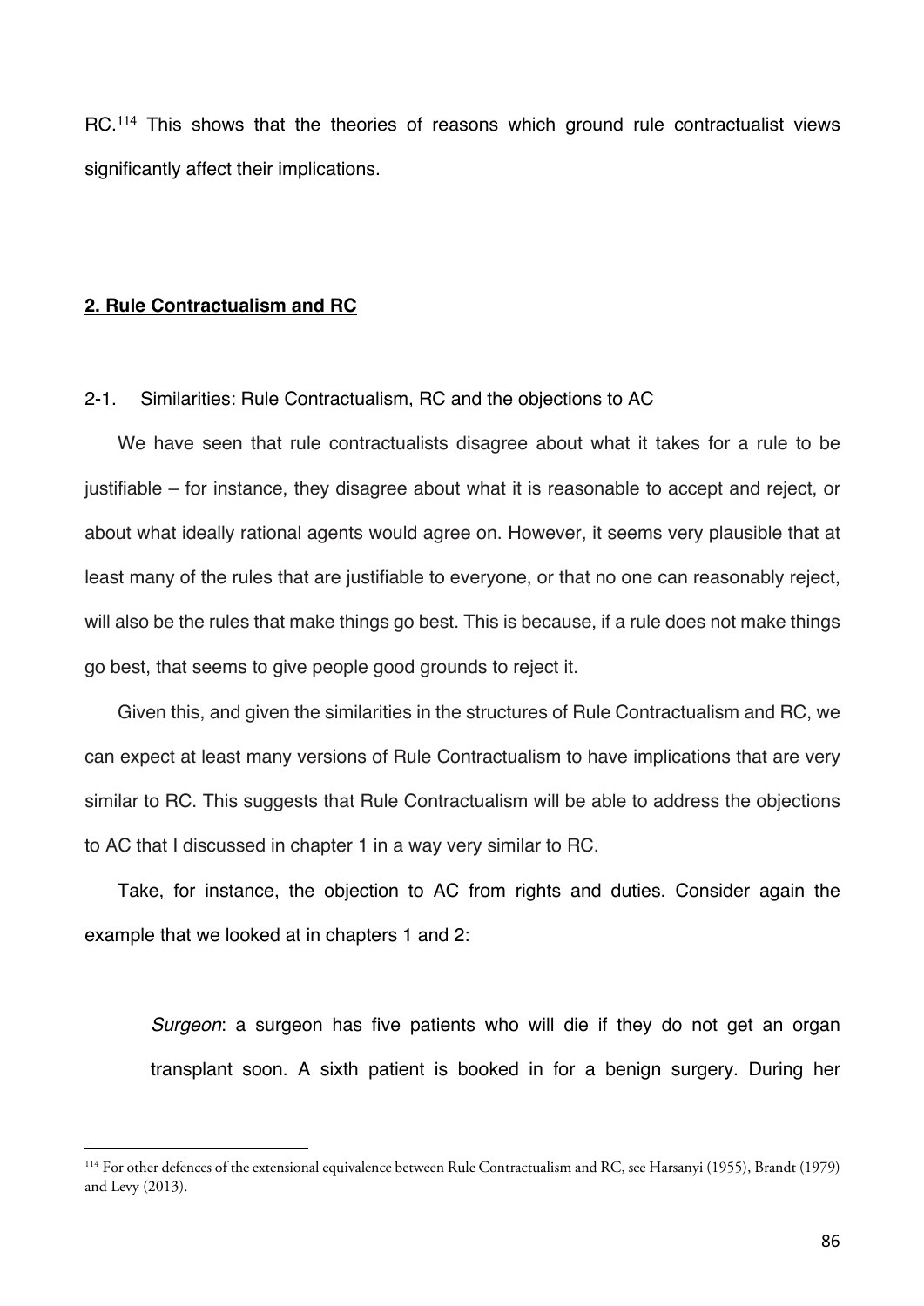RC.[114] This shows that the theories of reasons which ground rule contractualist views significantly affect their implications.

## 2. Rule Contractualism and RC

### 2-1. Similarities: Rule Contractualism, RC and the objections to AC

We have seen that rule contractualists disagree about what it takes for a rule to be justifiable – for instance, they disagree about what it is reasonable to accept and reject, or about what ideally rational agents would agree on. However, it seems very plausible that at least many of the rules that are justifiable to everyone, or that no one can reasonably reject, will also be the rules that make things go best. This is because, if a rule does not make things go best, that seems to give people good grounds to reject it.

Given this, and given the similarities in the structures of Rule Contractualism and RC, we can expect at least many versions of Rule Contractualism to have implications that are very similar to RC. This suggests that Rule Contractualism will be able to address the objections to AC that I discussed in chapter 1 in a way very similar to RC.

Take, for instance, the objection to AC from rights and duties. Consider again the example that we looked at in chapters 1 and 2:

> *Surgeon*: a surgeon has five patients who will die if they do not get an organ transplant soon. A sixth patient is booked in for a benign surgery. During her

---

[114] For other defences of the extensional equivalence between Rule Contractualism and RC, see Harsanyi (1955), Brandt (1979) and Levy (2013).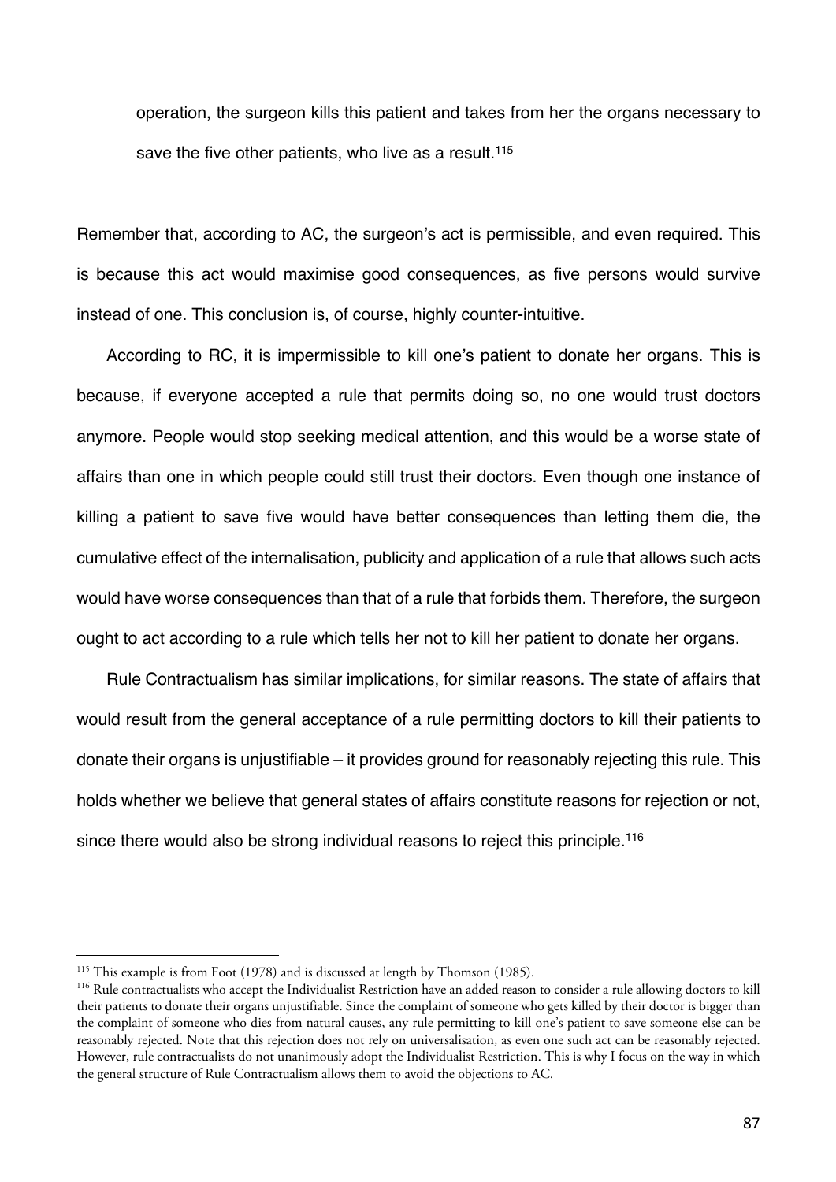operation, the surgeon kills this patient and takes from her the organs necessary to save the five other patients, who live as a result.[115]

Remember that, according to AC, the surgeon's act is permissible, and even required. This is because this act would maximise good consequences, as five persons would survive instead of one. This conclusion is, of course, highly counter-intuitive.

According to RC, it is impermissible to kill one's patient to donate her organs. This is because, if everyone accepted a rule that permits doing so, no one would trust doctors anymore. People would stop seeking medical attention, and this would be a worse state of affairs than one in which people could still trust their doctors. Even though one instance of killing a patient to save five would have better consequences than letting them die, the cumulative effect of the internalisation, publicity and application of a rule that allows such acts would have worse consequences than that of a rule that forbids them. Therefore, the surgeon ought to act according to a rule which tells her not to kill her patient to donate her organs.

Rule Contractualism has similar implications, for similar reasons. The state of affairs that would result from the general acceptance of a rule permitting doctors to kill their patients to donate their organs is unjustifiable – it provides ground for reasonably rejecting this rule. This holds whether we believe that general states of affairs constitute reasons for rejection or not, since there would also be strong individual reasons to reject this principle.[116]

---

[115] This example is from Foot (1978) and is discussed at length by Thomson (1985).

[116] Rule contractualists who accept the Individualist Restriction have an added reason to consider a rule allowing doctors to kill their patients to donate their organs unjustifiable. Since the complaint of someone who gets killed by their doctor is bigger than the complaint of someone who dies from natural causes, any rule permitting to kill one's patient to save someone else can be reasonably rejected. Note that this rejection does not rely on universalisation, as even one such act can be reasonably rejected. However, rule contractualists do not unanimously adopt the Individualist Restriction. This is why I focus on the way in which the general structure of Rule Contractualism allows them to avoid the objections to AC.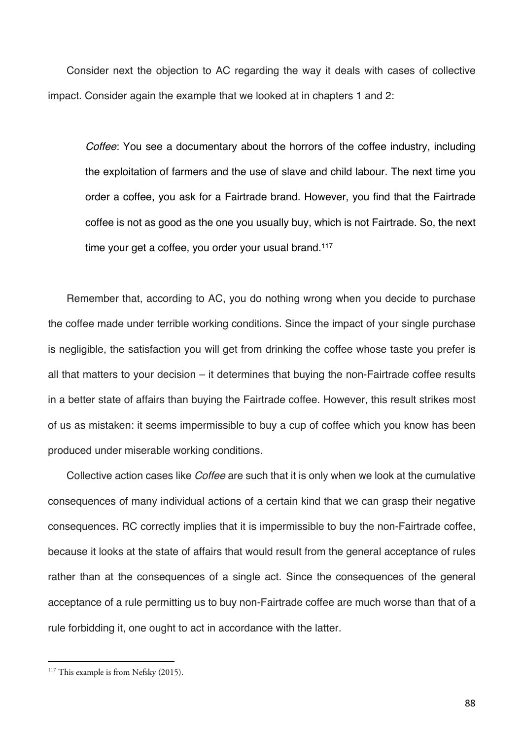Consider next the objection to AC regarding the way it deals with cases of collective impact. Consider again the example that we looked at in chapters 1 and 2:

> *Coffee*: You see a documentary about the horrors of the coffee industry, including the exploitation of farmers and the use of slave and child labour. The next time you order a coffee, you ask for a Fairtrade brand. However, you find that the Fairtrade coffee is not as good as the one you usually buy, which is not Fairtrade. So, the next time your get a coffee, you order your usual brand.[117]

Remember that, according to AC, you do nothing wrong when you decide to purchase the coffee made under terrible working conditions. Since the impact of your single purchase is negligible, the satisfaction you will get from drinking the coffee whose taste you prefer is all that matters to your decision – it determines that buying the non-Fairtrade coffee results in a better state of affairs than buying the Fairtrade coffee. However, this result strikes most of us as mistaken: it seems impermissible to buy a cup of coffee which you know has been produced under miserable working conditions.

Collective action cases like *Coffee* are such that it is only when we look at the cumulative consequences of many individual actions of a certain kind that we can grasp their negative consequences. RC correctly implies that it is impermissible to buy the non-Fairtrade coffee, because it looks at the state of affairs that would result from the general acceptance of rules rather than at the consequences of a single act. Since the consequences of the general acceptance of a rule permitting us to buy non-Fairtrade coffee are much worse than that of a rule forbidding it, one ought to act in accordance with the latter.

---

[117] This example is from Nefsky (2015).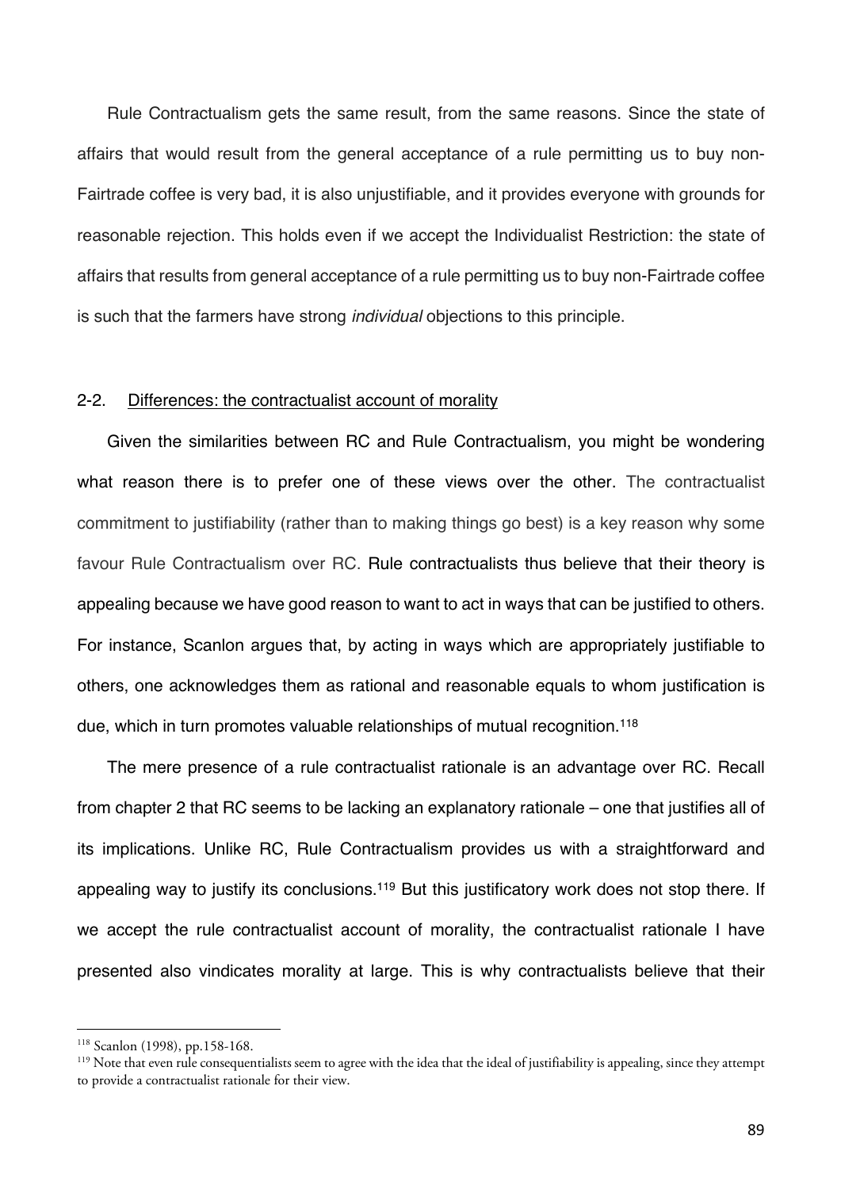Rule Contractualism gets the same result, from the same reasons. Since the state of affairs that would result from the general acceptance of a rule permitting us to buy non-Fairtrade coffee is very bad, it is also unjustifiable, and it provides everyone with grounds for reasonable rejection. This holds even if we accept the Individualist Restriction: the state of affairs that results from general acceptance of a rule permitting us to buy non-Fairtrade coffee is such that the farmers have strong *individual* objections to this principle.

### 2-2. Differences: the contractualist account of morality

Given the similarities between RC and Rule Contractualism, you might be wondering what reason there is to prefer one of these views over the other. The contractualist commitment to justifiability (rather than to making things go best) is a key reason why some favour Rule Contractualism over RC. Rule contractualists thus believe that their theory is appealing because we have good reason to want to act in ways that can be justified to others. For instance, Scanlon argues that, by acting in ways which are appropriately justifiable to others, one acknowledges them as rational and reasonable equals to whom justification is due, which in turn promotes valuable relationships of mutual recognition.[118]

The mere presence of a rule contractualist rationale is an advantage over RC. Recall from chapter 2 that RC seems to be lacking an explanatory rationale – one that justifies all of its implications. Unlike RC, Rule Contractualism provides us with a straightforward and appealing way to justify its conclusions.[119] But this justificatory work does not stop there. If we accept the rule contractualist account of morality, the contractualist rationale I have presented also vindicates morality at large. This is why contractualists believe that their

---

[118] Scanlon (1998), pp.158-168.

[119] Note that even rule consequentialists seem to agree with the idea that the ideal of justifiability is appealing, since they attempt to provide a contractualist rationale for their view.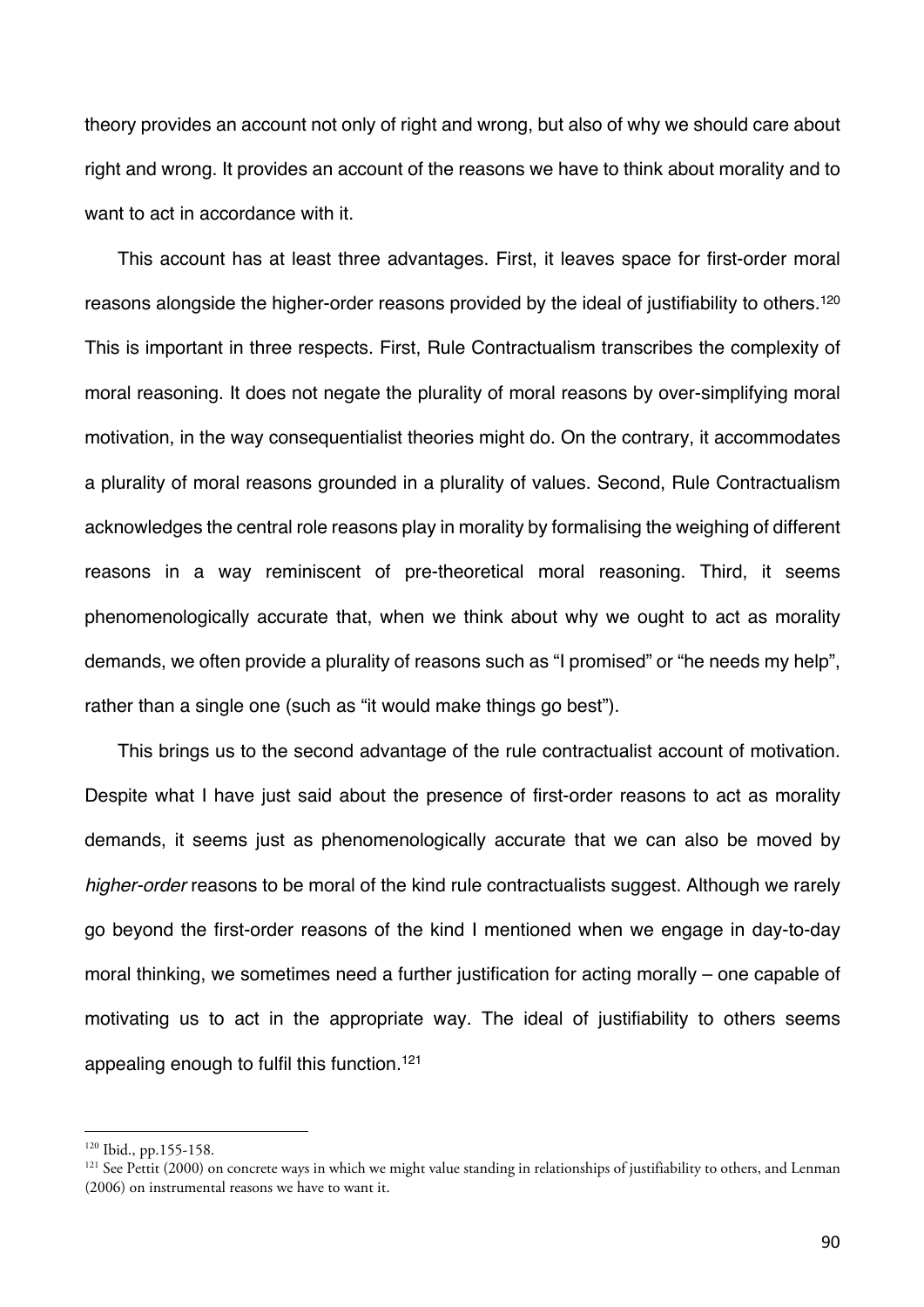theory provides an account not only of right and wrong, but also of why we should care about right and wrong. It provides an account of the reasons we have to think about morality and to want to act in accordance with it.

This account has at least three advantages. First, it leaves space for first-order moral reasons alongside the higher-order reasons provided by the ideal of justifiability to others.[120] This is important in three respects. First, Rule Contractualism transcribes the complexity of moral reasoning. It does not negate the plurality of moral reasons by over-simplifying moral motivation, in the way consequentialist theories might do. On the contrary, it accommodates a plurality of moral reasons grounded in a plurality of values. Second, Rule Contractualism acknowledges the central role reasons play in morality by formalising the weighing of different reasons in a way reminiscent of pre-theoretical moral reasoning. Third, it seems phenomenologically accurate that, when we think about why we ought to act as morality demands, we often provide a plurality of reasons such as "I promised" or "he needs my help", rather than a single one (such as "it would make things go best").

This brings us to the second advantage of the rule contractualist account of motivation. Despite what I have just said about the presence of first-order reasons to act as morality demands, it seems just as phenomenologically accurate that we can also be moved by *higher-order* reasons to be moral of the kind rule contractualists suggest. Although we rarely go beyond the first-order reasons of the kind I mentioned when we engage in day-to-day moral thinking, we sometimes need a further justification for acting morally – one capable of motivating us to act in the appropriate way. The ideal of justifiability to others seems appealing enough to fulfil this function.[121]

---

[120] Ibid., pp.155-158.

[121] See Pettit (2000) on concrete ways in which we might value standing in relationships of justifiability to others, and Lenman (2006) on instrumental reasons we have to want it.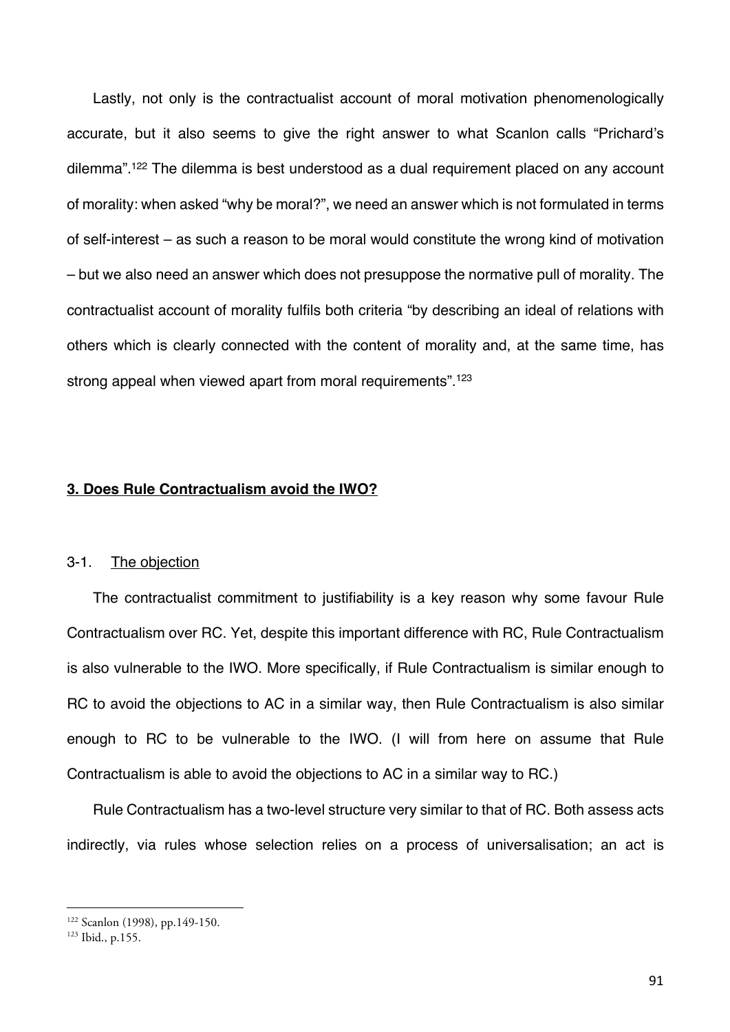Lastly, not only is the contractualist account of moral motivation phenomenologically accurate, but it also seems to give the right answer to what Scanlon calls "Prichard's dilemma".[122] The dilemma is best understood as a dual requirement placed on any account of morality: when asked "why be moral?", we need an answer which is not formulated in terms of self-interest – as such a reason to be moral would constitute the wrong kind of motivation – but we also need an answer which does not presuppose the normative pull of morality. The contractualist account of morality fulfils both criteria "by describing an ideal of relations with others which is clearly connected with the content of morality and, at the same time, has strong appeal when viewed apart from moral requirements".[123]

## **3. Does Rule Contractualism avoid the IWO?**

### 3-1. The objection

The contractualist commitment to justifiability is a key reason why some favour Rule Contractualism over RC. Yet, despite this important difference with RC, Rule Contractualism is also vulnerable to the IWO. More specifically, if Rule Contractualism is similar enough to RC to avoid the objections to AC in a similar way, then Rule Contractualism is also similar enough to RC to be vulnerable to the IWO. (I will from here on assume that Rule Contractualism is able to avoid the objections to AC in a similar way to RC.)

Rule Contractualism has a two-level structure very similar to that of RC. Both assess acts indirectly, via rules whose selection relies on a process of universalisation; an act is

---

[122] Scanlon (1998), pp.149-150.

[123] Ibid., p.155.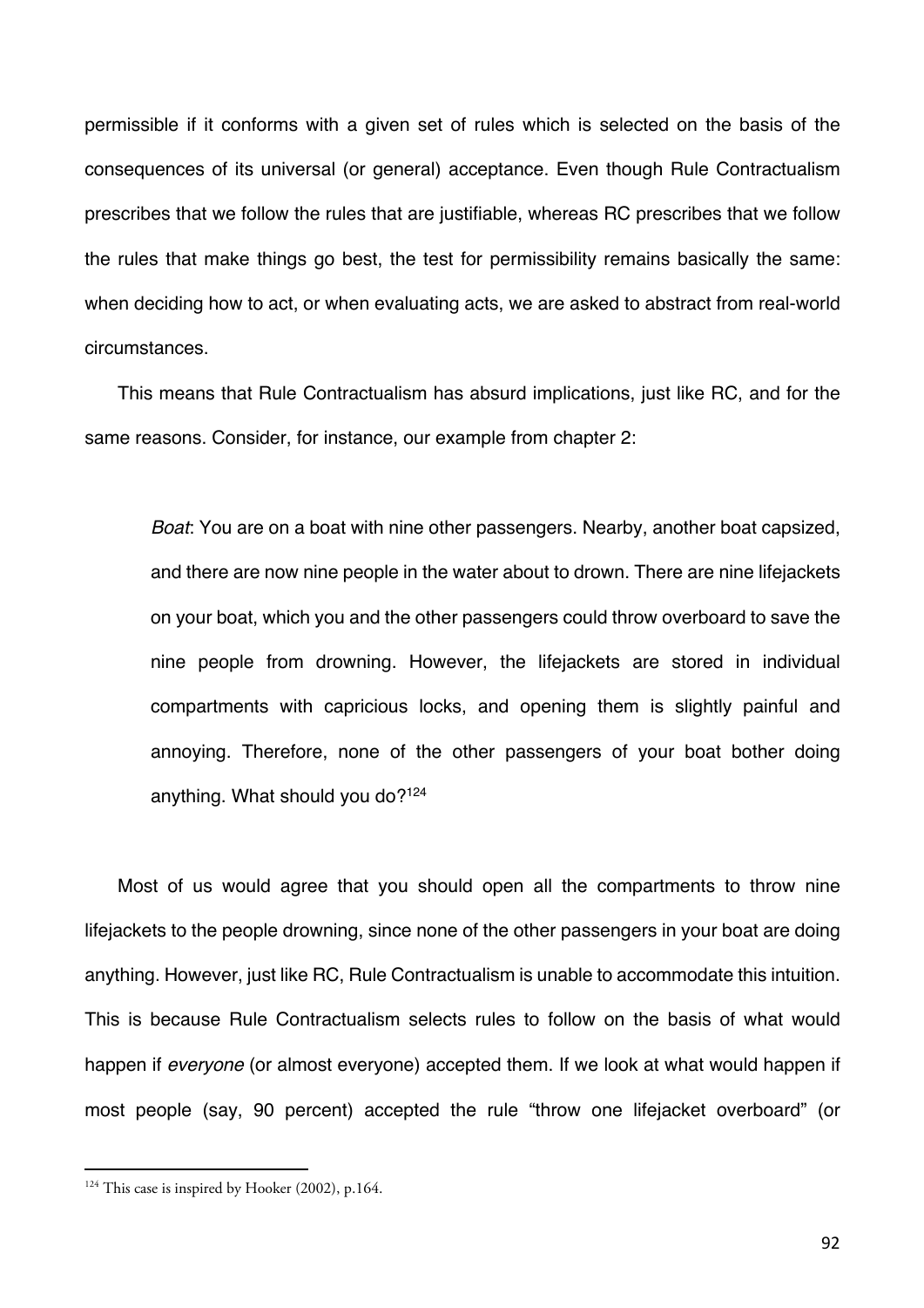permissible if it conforms with a given set of rules which is selected on the basis of the consequences of its universal (or general) acceptance. Even though Rule Contractualism prescribes that we follow the rules that are justifiable, whereas RC prescribes that we follow the rules that make things go best, the test for permissibility remains basically the same: when deciding how to act, or when evaluating acts, we are asked to abstract from real-world circumstances.

This means that Rule Contractualism has absurd implications, just like RC, and for the same reasons. Consider, for instance, our example from chapter 2:

> *Boat*: You are on a boat with nine other passengers. Nearby, another boat capsized, and there are now nine people in the water about to drown. There are nine lifejackets on your boat, which you and the other passengers could throw overboard to save the nine people from drowning. However, the lifejackets are stored in individual compartments with capricious locks, and opening them is slightly painful and annoying. Therefore, none of the other passengers of your boat bother doing anything. What should you do?[124]

Most of us would agree that you should open all the compartments to throw nine lifejackets to the people drowning, since none of the other passengers in your boat are doing anything. However, just like RC, Rule Contractualism is unable to accommodate this intuition. This is because Rule Contractualism selects rules to follow on the basis of what would happen if *everyone* (or almost everyone) accepted them. If we look at what would happen if most people (say, 90 percent) accepted the rule "throw one lifejacket overboard" (or

---

[124] This case is inspired by Hooker (2002), p.164.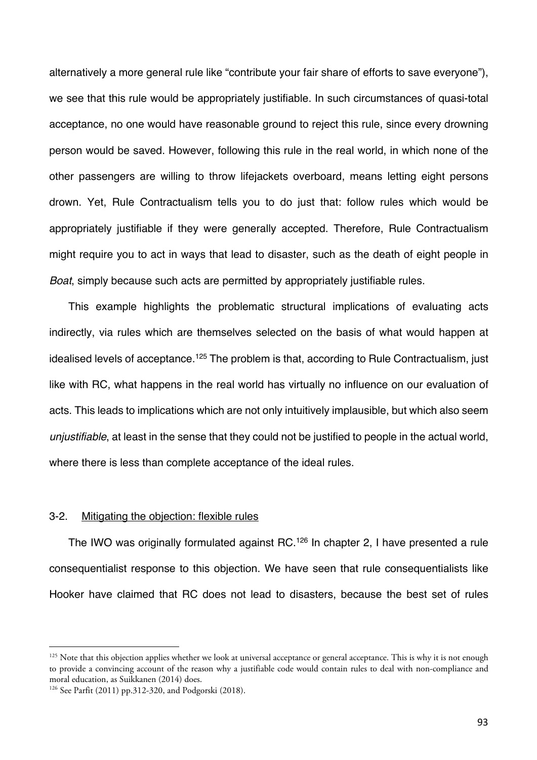alternatively a more general rule like "contribute your fair share of efforts to save everyone"), we see that this rule would be appropriately justifiable. In such circumstances of quasi-total acceptance, no one would have reasonable ground to reject this rule, since every drowning person would be saved. However, following this rule in the real world, in which none of the other passengers are willing to throw lifejackets overboard, means letting eight persons drown. Yet, Rule Contractualism tells you to do just that: follow rules which would be appropriately justifiable if they were generally accepted. Therefore, Rule Contractualism might require you to act in ways that lead to disaster, such as the death of eight people in *Boat*, simply because such acts are permitted by appropriately justifiable rules.

This example highlights the problematic structural implications of evaluating acts indirectly, via rules which are themselves selected on the basis of what would happen at idealised levels of acceptance.[125] The problem is that, according to Rule Contractualism, just like with RC, what happens in the real world has virtually no influence on our evaluation of acts. This leads to implications which are not only intuitively implausible, but which also seem *unjustifiable*, at least in the sense that they could not be justified to people in the actual world, where there is less than complete acceptance of the ideal rules.

### 3-2. Mitigating the objection: flexible rules

The IWO was originally formulated against RC.[126] In chapter 2, I have presented a rule consequentialist response to this objection. We have seen that rule consequentialists like Hooker have claimed that RC does not lead to disasters, because the best set of rules

---

[125] Note that this objection applies whether we look at universal acceptance or general acceptance. This is why it is not enough to provide a convincing account of the reason why a justifiable code would contain rules to deal with non-compliance and moral education, as Suikkanen (2014) does.

[126] See Parfit (2011) pp.312-320, and Podgorski (2018).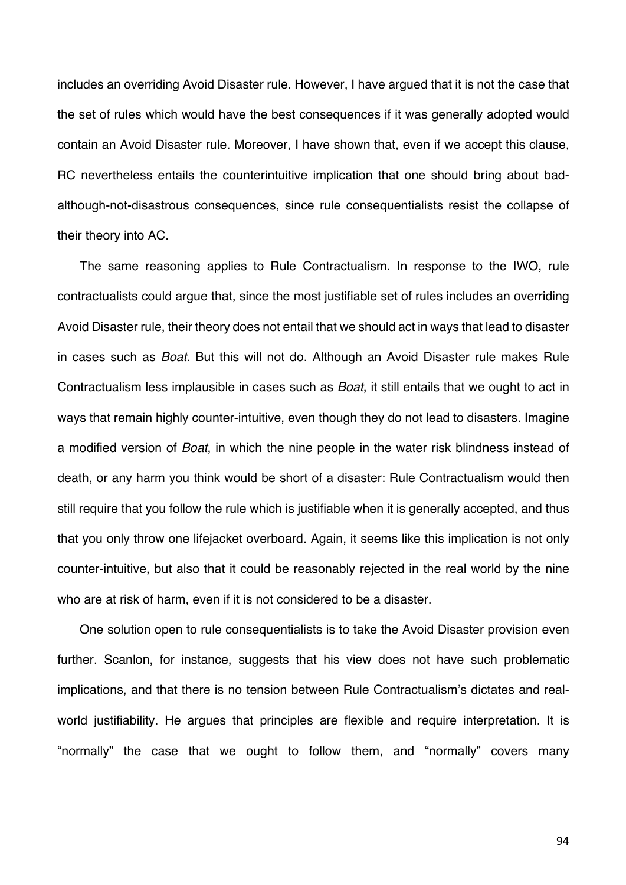includes an overriding Avoid Disaster rule. However, I have argued that it is not the case that the set of rules which would have the best consequences if it was generally adopted would contain an Avoid Disaster rule. Moreover, I have shown that, even if we accept this clause, RC nevertheless entails the counterintuitive implication that one should bring about bad-although-not-disastrous consequences, since rule consequentialists resist the collapse of their theory into AC.

The same reasoning applies to Rule Contractualism. In response to the IWO, rule contractualists could argue that, since the most justifiable set of rules includes an overriding Avoid Disaster rule, their theory does not entail that we should act in ways that lead to disaster in cases such as *Boat*. But this will not do. Although an Avoid Disaster rule makes Rule Contractualism less implausible in cases such as *Boat*, it still entails that we ought to act in ways that remain highly counter-intuitive, even though they do not lead to disasters. Imagine a modified version of *Boat*, in which the nine people in the water risk blindness instead of death, or any harm you think would be short of a disaster: Rule Contractualism would then still require that you follow the rule which is justifiable when it is generally accepted, and thus that you only throw one lifejacket overboard. Again, it seems like this implication is not only counter-intuitive, but also that it could be reasonably rejected in the real world by the nine who are at risk of harm, even if it is not considered to be a disaster.

One solution open to rule consequentialists is to take the Avoid Disaster provision even further. Scanlon, for instance, suggests that his view does not have such problematic implications, and that there is no tension between Rule Contractualism's dictates and real-world justifiability. He argues that principles are flexible and require interpretation. It is "normally" the case that we ought to follow them, and "normally" covers many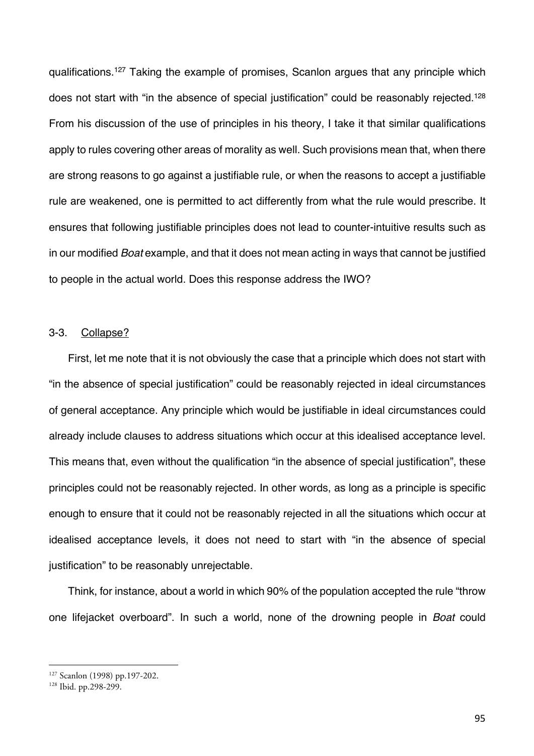qualifications.[127] Taking the example of promises, Scanlon argues that any principle which does not start with "in the absence of special justification" could be reasonably rejected.[128] From his discussion of the use of principles in his theory, I take it that similar qualifications apply to rules covering other areas of morality as well. Such provisions mean that, when there are strong reasons to go against a justifiable rule, or when the reasons to accept a justifiable rule are weakened, one is permitted to act differently from what the rule would prescribe. It ensures that following justifiable principles does not lead to counter-intuitive results such as in our modified *Boat* example, and that it does not mean acting in ways that cannot be justified to people in the actual world. Does this response address the IWO?

### 3-3. Collapse?

First, let me note that it is not obviously the case that a principle which does not start with "in the absence of special justification" could be reasonably rejected in ideal circumstances of general acceptance. Any principle which would be justifiable in ideal circumstances could already include clauses to address situations which occur at this idealised acceptance level. This means that, even without the qualification "in the absence of special justification", these principles could not be reasonably rejected. In other words, as long as a principle is specific enough to ensure that it could not be reasonably rejected in all the situations which occur at idealised acceptance levels, it does not need to start with "in the absence of special justification" to be reasonably unrejectable.

Think, for instance, about a world in which 90% of the population accepted the rule "throw one lifejacket overboard". In such a world, none of the drowning people in *Boat* could

---

[127] Scanlon (1998) pp.197-202.

[128] Ibid. pp.298-299.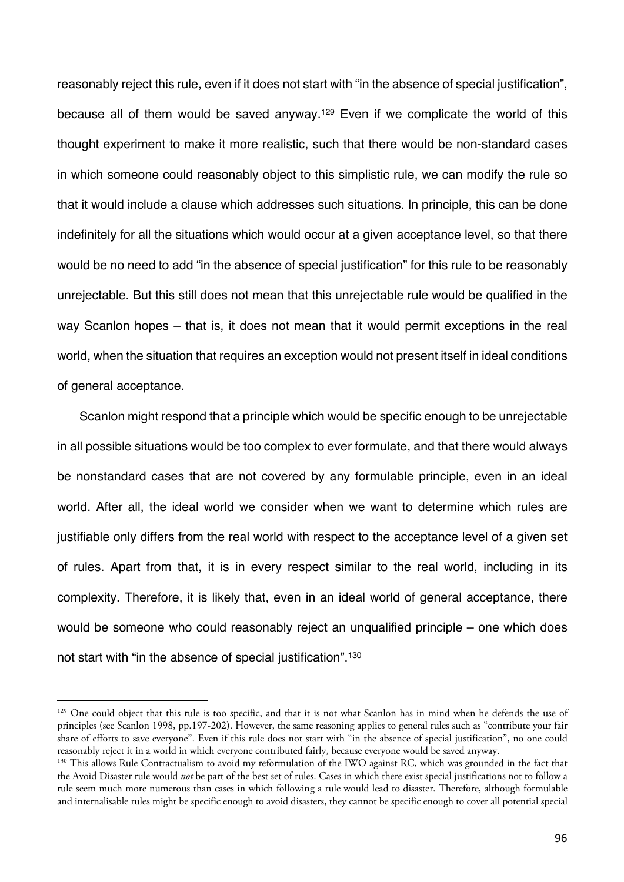reasonably reject this rule, even if it does not start with "in the absence of special justification", because all of them would be saved anyway.[129] Even if we complicate the world of this thought experiment to make it more realistic, such that there would be non-standard cases in which someone could reasonably object to this simplistic rule, we can modify the rule so that it would include a clause which addresses such situations. In principle, this can be done indefinitely for all the situations which would occur at a given acceptance level, so that there would be no need to add "in the absence of special justification" for this rule to be reasonably unrejectable. But this still does not mean that this unrejectable rule would be qualified in the way Scanlon hopes – that is, it does not mean that it would permit exceptions in the real world, when the situation that requires an exception would not present itself in ideal conditions of general acceptance.

Scanlon might respond that a principle which would be specific enough to be unrejectable in all possible situations would be too complex to ever formulate, and that there would always be nonstandard cases that are not covered by any formulable principle, even in an ideal world. After all, the ideal world we consider when we want to determine which rules are justifiable only differs from the real world with respect to the acceptance level of a given set of rules. Apart from that, it is in every respect similar to the real world, including in its complexity. Therefore, it is likely that, even in an ideal world of general acceptance, there would be someone who could reasonably reject an unqualified principle – one which does not start with "in the absence of special justification".[130]

---

[129] One could object that this rule is too specific, and that it is not what Scanlon has in mind when he defends the use of principles (see Scanlon 1998, pp.197-202). However, the same reasoning applies to general rules such as "contribute your fair share of efforts to save everyone". Even if this rule does not start with "in the absence of special justification", no one could reasonably reject it in a world in which everyone contributed fairly, because everyone would be saved anyway.

[130] This allows Rule Contractualism to avoid my reformulation of the IWO against RC, which was grounded in the fact that the Avoid Disaster rule would *not* be part of the best set of rules. Cases in which there exist special justifications not to follow a rule seem much more numerous than cases in which following a rule would lead to disaster. Therefore, although formulable and internalisable rules might be specific enough to avoid disasters, they cannot be specific enough to cover all potential special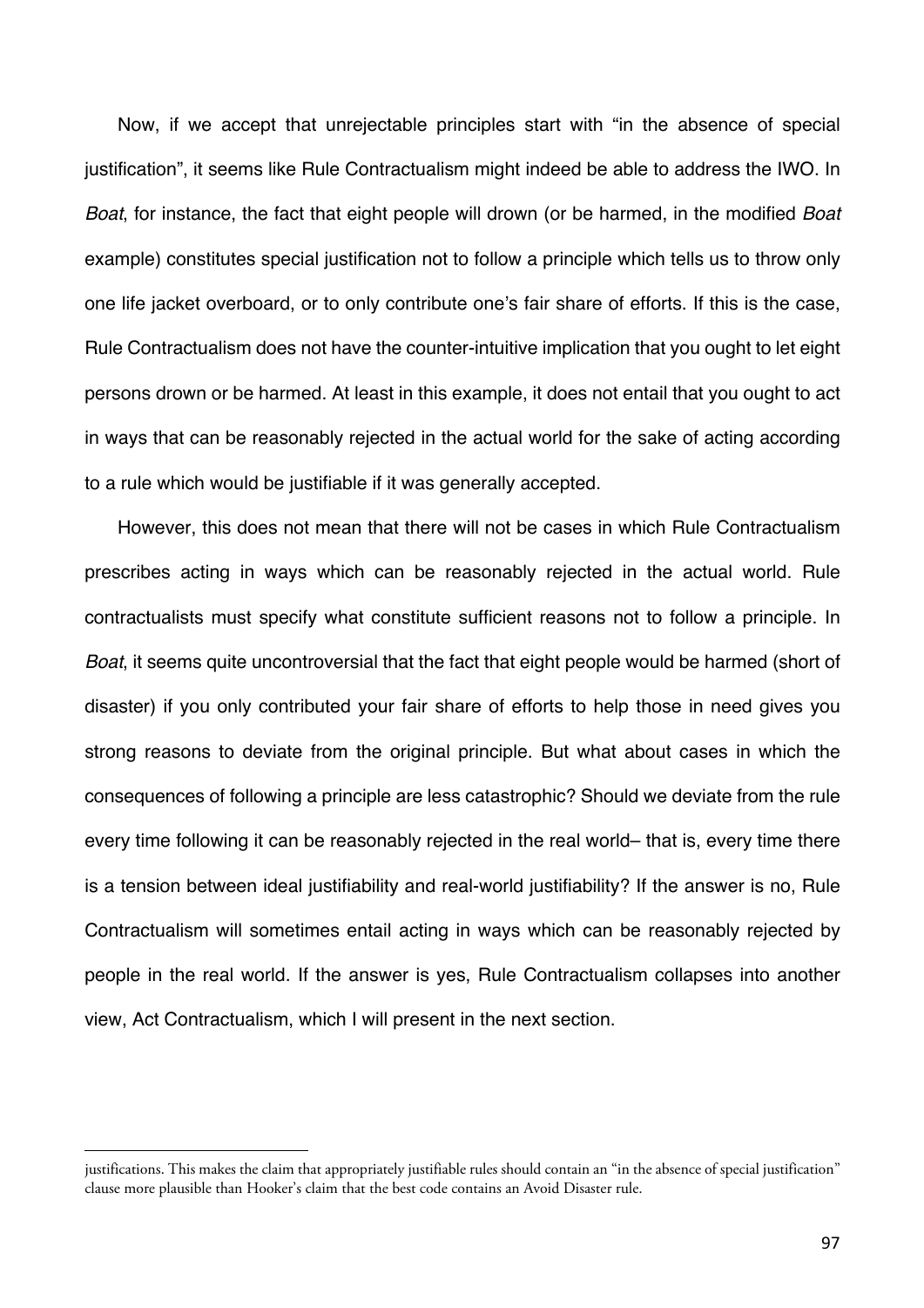Now, if we accept that unrejectable principles start with "in the absence of special justification", it seems like Rule Contractualism might indeed be able to address the IWO. In *Boat*, for instance, the fact that eight people will drown (or be harmed, in the modified *Boat* example) constitutes special justification not to follow a principle which tells us to throw only one life jacket overboard, or to only contribute one's fair share of efforts. If this is the case, Rule Contractualism does not have the counter-intuitive implication that you ought to let eight persons drown or be harmed. At least in this example, it does not entail that you ought to act in ways that can be reasonably rejected in the actual world for the sake of acting according to a rule which would be justifiable if it was generally accepted.

However, this does not mean that there will not be cases in which Rule Contractualism prescribes acting in ways which can be reasonably rejected in the actual world. Rule contractualists must specify what constitute sufficient reasons not to follow a principle. In *Boat*, it seems quite uncontroversial that the fact that eight people would be harmed (short of disaster) if you only contributed your fair share of efforts to help those in need gives you strong reasons to deviate from the original principle. But what about cases in which the consequences of following a principle are less catastrophic? Should we deviate from the rule every time following it can be reasonably rejected in the real world– that is, every time there is a tension between ideal justifiability and real-world justifiability? If the answer is no, Rule Contractualism will sometimes entail acting in ways which can be reasonably rejected by people in the real world. If the answer is yes, Rule Contractualism collapses into another view, Act Contractualism, which I will present in the next section.

---

justifications. This makes the claim that appropriately justifiable rules should contain an "in the absence of special justification" clause more plausible than Hooker's claim that the best code contains an Avoid Disaster rule.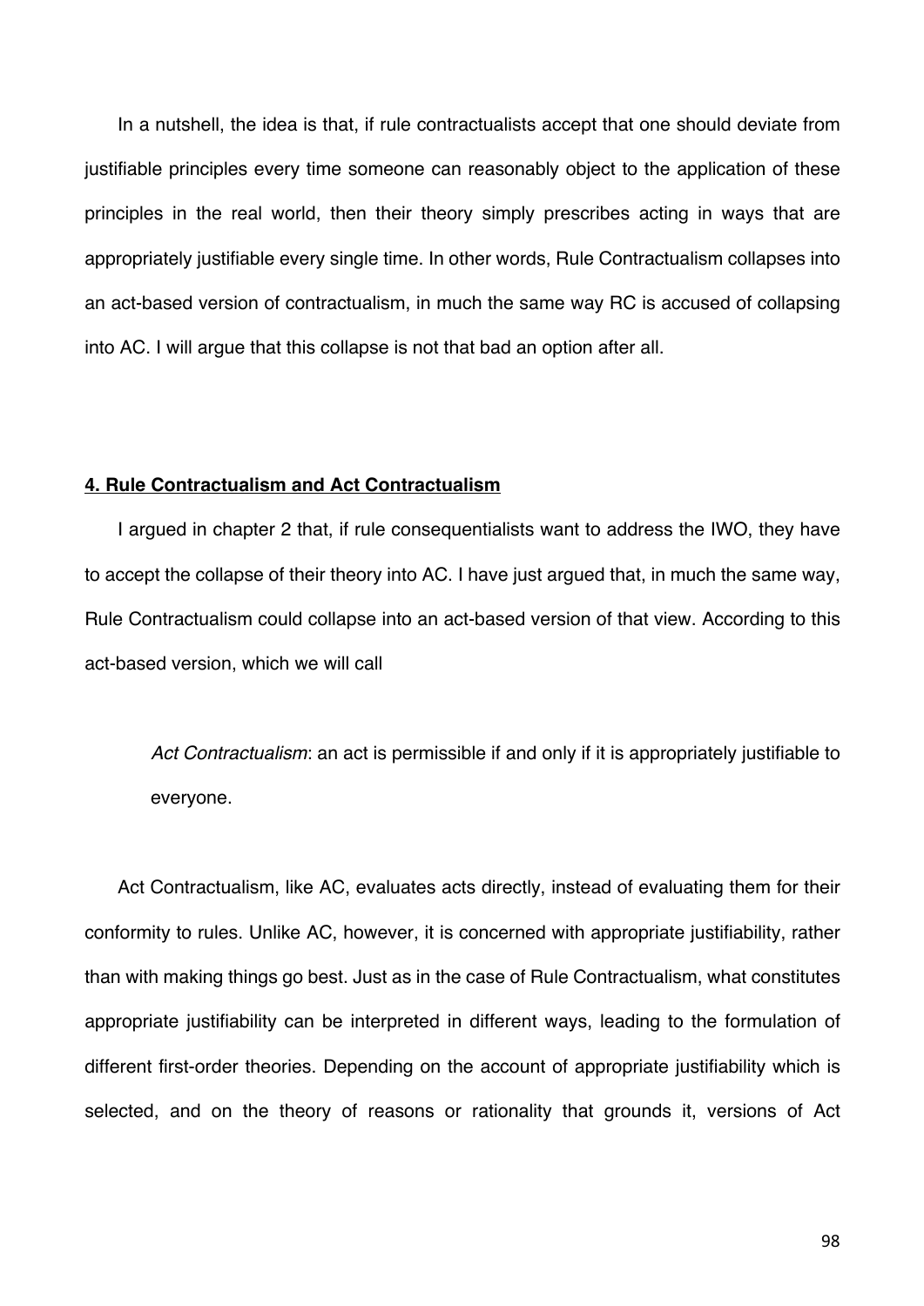In a nutshell, the idea is that, if rule contractualists accept that one should deviate from justifiable principles every time someone can reasonably object to the application of these principles in the real world, then their theory simply prescribes acting in ways that are appropriately justifiable every single time. In other words, Rule Contractualism collapses into an act-based version of contractualism, in much the same way RC is accused of collapsing into AC. I will argue that this collapse is not that bad an option after all.

## **4. Rule Contractualism and Act Contractualism**

I argued in chapter 2 that, if rule consequentialists want to address the IWO, they have to accept the collapse of their theory into AC. I have just argued that, in much the same way, Rule Contractualism could collapse into an act-based version of that view. According to this act-based version, which we will call

> *Act Contractualism*: an act is permissible if and only if it is appropriately justifiable to everyone.

Act Contractualism, like AC, evaluates acts directly, instead of evaluating them for their conformity to rules. Unlike AC, however, it is concerned with appropriate justifiability, rather than with making things go best. Just as in the case of Rule Contractualism, what constitutes appropriate justifiability can be interpreted in different ways, leading to the formulation of different first-order theories. Depending on the account of appropriate justifiability which is selected, and on the theory of reasons or rationality that grounds it, versions of Act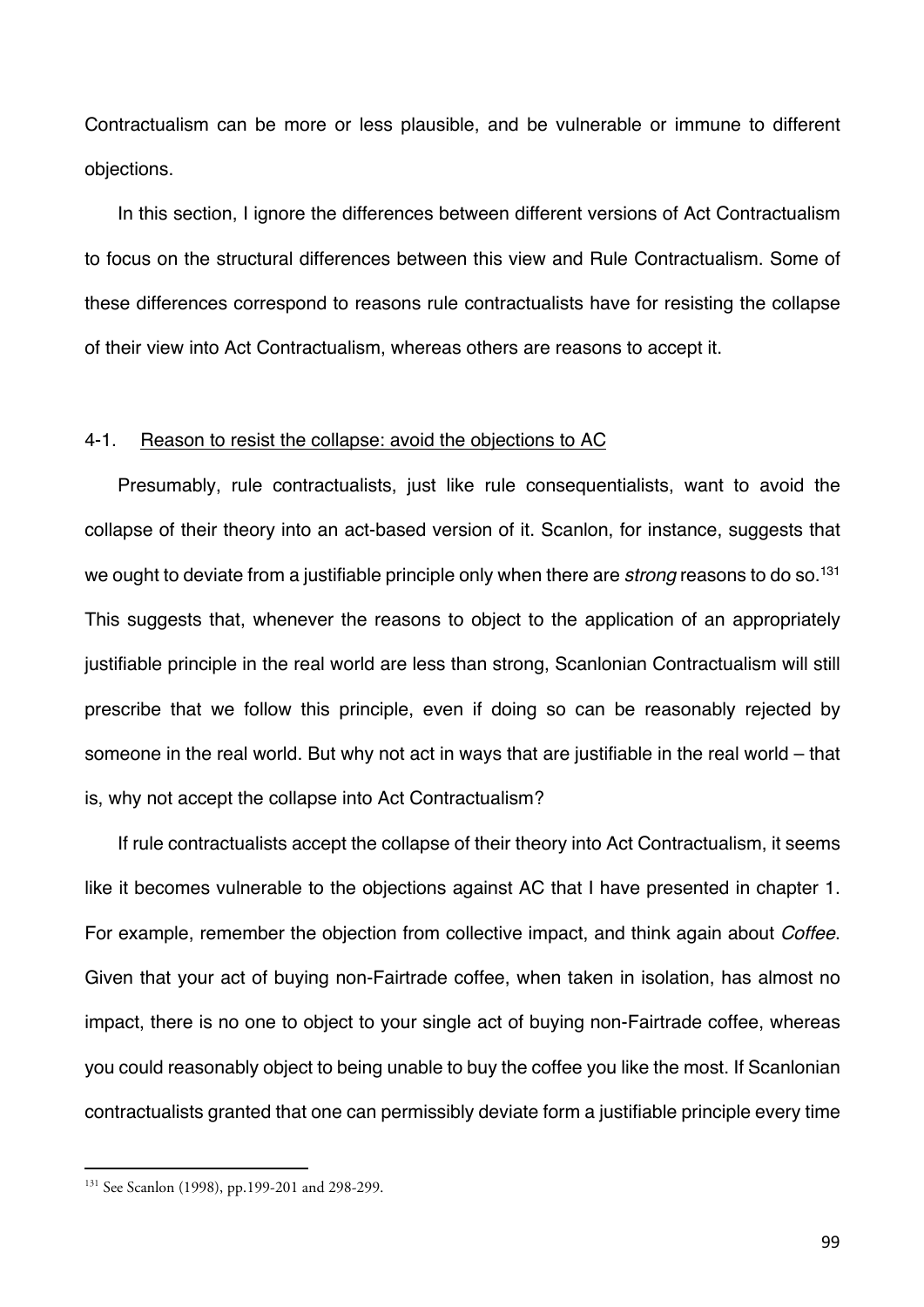Contractualism can be more or less plausible, and be vulnerable or immune to different objections.

In this section, I ignore the differences between different versions of Act Contractualism to focus on the structural differences between this view and Rule Contractualism. Some of these differences correspond to reasons rule contractualists have for resisting the collapse of their view into Act Contractualism, whereas others are reasons to accept it.

### 4-1. Reason to resist the collapse: avoid the objections to AC

Presumably, rule contractualists, just like rule consequentialists, want to avoid the collapse of their theory into an act-based version of it. Scanlon, for instance, suggests that we ought to deviate from a justifiable principle only when there are *strong* reasons to do so.[131] This suggests that, whenever the reasons to object to the application of an appropriately justifiable principle in the real world are less than strong, Scanlonian Contractualism will still prescribe that we follow this principle, even if doing so can be reasonably rejected by someone in the real world. But why not act in ways that are justifiable in the real world – that is, why not accept the collapse into Act Contractualism?

If rule contractualists accept the collapse of their theory into Act Contractualism, it seems like it becomes vulnerable to the objections against AC that I have presented in chapter 1. For example, remember the objection from collective impact, and think again about *Coffee*. Given that your act of buying non-Fairtrade coffee, when taken in isolation, has almost no impact, there is no one to object to your single act of buying non-Fairtrade coffee, whereas you could reasonably object to being unable to buy the coffee you like the most. If Scanlonian contractualists granted that one can permissibly deviate form a justifiable principle every time

[131] See Scanlon (1998), pp.199-201 and 298-299.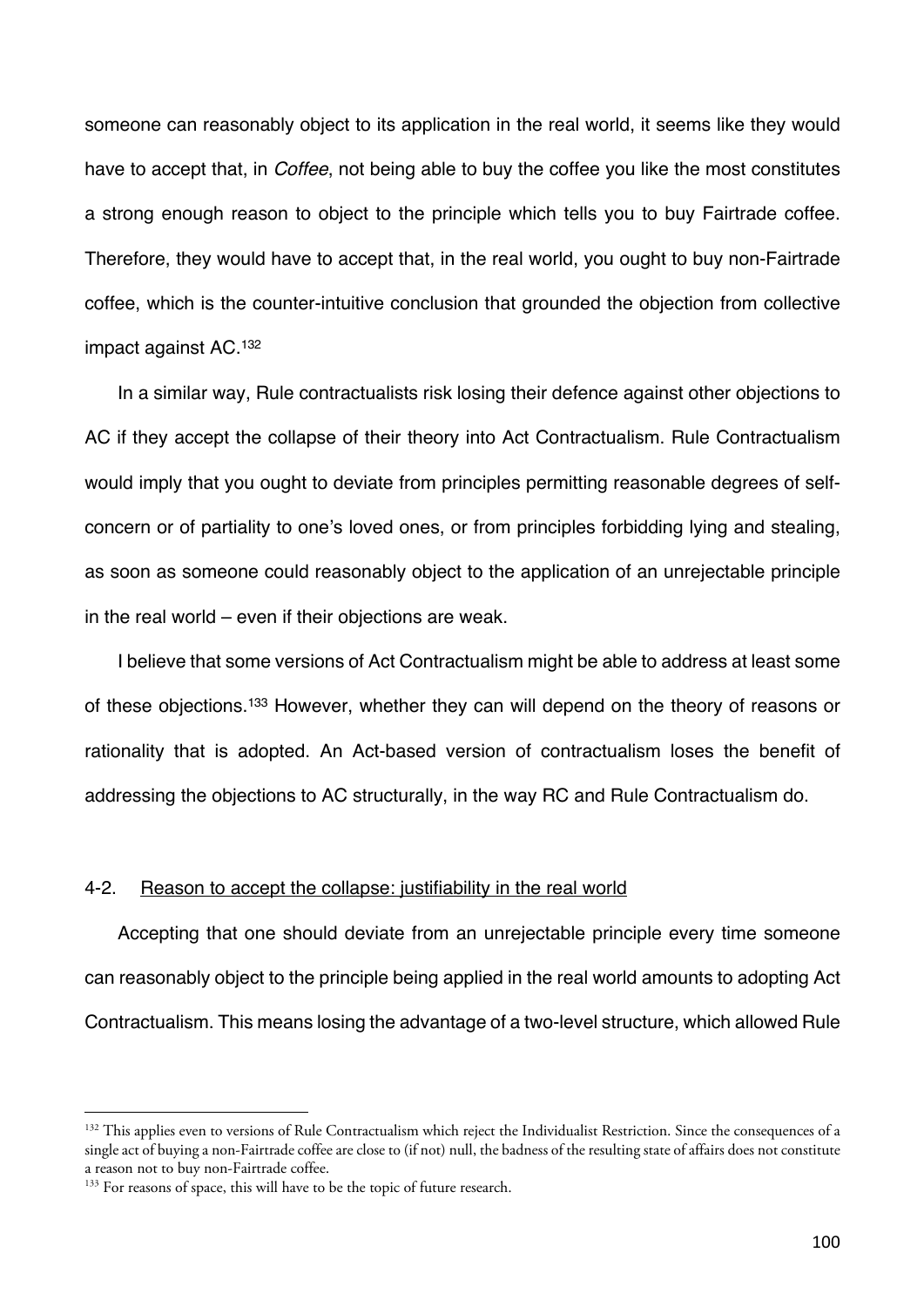someone can reasonably object to its application in the real world, it seems like they would have to accept that, in *Coffee*, not being able to buy the coffee you like the most constitutes a strong enough reason to object to the principle which tells you to buy Fairtrade coffee. Therefore, they would have to accept that, in the real world, you ought to buy non-Fairtrade coffee, which is the counter-intuitive conclusion that grounded the objection from collective impact against AC.[132]

In a similar way, Rule contractualists risk losing their defence against other objections to AC if they accept the collapse of their theory into Act Contractualism. Rule Contractualism would imply that you ought to deviate from principles permitting reasonable degrees of self-concern or of partiality to one's loved ones, or from principles forbidding lying and stealing, as soon as someone could reasonably object to the application of an unrejectable principle in the real world – even if their objections are weak.

I believe that some versions of Act Contractualism might be able to address at least some of these objections.[133] However, whether they can will depend on the theory of reasons or rationality that is adopted. An Act-based version of contractualism loses the benefit of addressing the objections to AC structurally, in the way RC and Rule Contractualism do.

### 4-2. Reason to accept the collapse: justifiability in the real world

Accepting that one should deviate from an unrejectable principle every time someone can reasonably object to the principle being applied in the real world amounts to adopting Act Contractualism. This means losing the advantage of a two-level structure, which allowed Rule

---

[132] This applies even to versions of Rule Contractualism which reject the Individualist Restriction. Since the consequences of a single act of buying a non-Fairtrade coffee are close to (if not) null, the badness of the resulting state of affairs does not constitute a reason not to buy non-Fairtrade coffee.

[133] For reasons of space, this will have to be the topic of future research.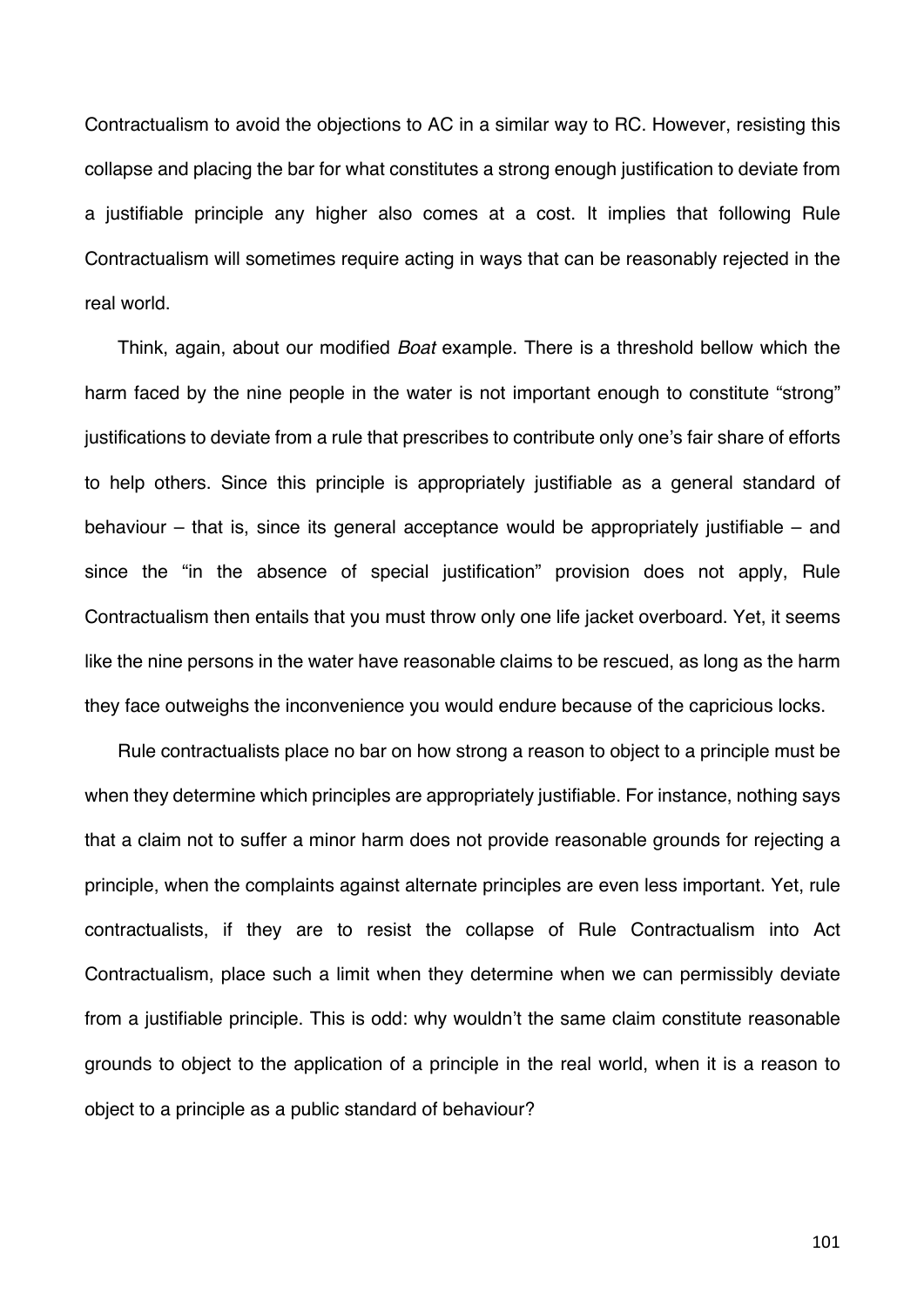Contractualism to avoid the objections to AC in a similar way to RC. However, resisting this collapse and placing the bar for what constitutes a strong enough justification to deviate from a justifiable principle any higher also comes at a cost. It implies that following Rule Contractualism will sometimes require acting in ways that can be reasonably rejected in the real world.

Think, again, about our modified *Boat* example. There is a threshold bellow which the harm faced by the nine people in the water is not important enough to constitute "strong" justifications to deviate from a rule that prescribes to contribute only one's fair share of efforts to help others. Since this principle is appropriately justifiable as a general standard of behaviour – that is, since its general acceptance would be appropriately justifiable – and since the "in the absence of special justification" provision does not apply, Rule Contractualism then entails that you must throw only one life jacket overboard. Yet, it seems like the nine persons in the water have reasonable claims to be rescued, as long as the harm they face outweighs the inconvenience you would endure because of the capricious locks.

Rule contractualists place no bar on how strong a reason to object to a principle must be when they determine which principles are appropriately justifiable. For instance, nothing says that a claim not to suffer a minor harm does not provide reasonable grounds for rejecting a principle, when the complaints against alternate principles are even less important. Yet, rule contractualists, if they are to resist the collapse of Rule Contractualism into Act Contractualism, place such a limit when they determine when we can permissibly deviate from a justifiable principle. This is odd: why wouldn't the same claim constitute reasonable grounds to object to the application of a principle in the real world, when it is a reason to object to a principle as a public standard of behaviour?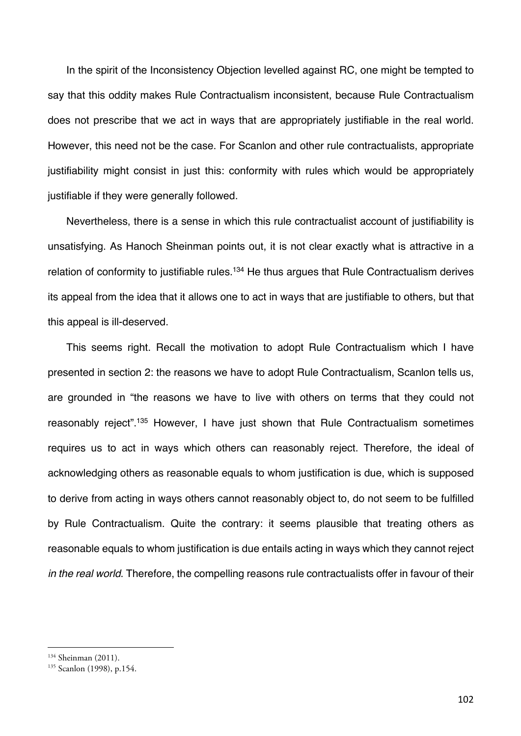In the spirit of the Inconsistency Objection levelled against RC, one might be tempted to say that this oddity makes Rule Contractualism inconsistent, because Rule Contractualism does not prescribe that we act in ways that are appropriately justifiable in the real world. However, this need not be the case. For Scanlon and other rule contractualists, appropriate justifiability might consist in just this: conformity with rules which would be appropriately justifiable if they were generally followed.

Nevertheless, there is a sense in which this rule contractualist account of justifiability is unsatisfying. As Hanoch Sheinman points out, it is not clear exactly what is attractive in a relation of conformity to justifiable rules.[134] He thus argues that Rule Contractualism derives its appeal from the idea that it allows one to act in ways that are justifiable to others, but that this appeal is ill-deserved.

This seems right. Recall the motivation to adopt Rule Contractualism which I have presented in section 2: the reasons we have to adopt Rule Contractualism, Scanlon tells us, are grounded in "the reasons we have to live with others on terms that they could not reasonably reject".[135] However, I have just shown that Rule Contractualism sometimes requires us to act in ways which others can reasonably reject. Therefore, the ideal of acknowledging others as reasonable equals to whom justification is due, which is supposed to derive from acting in ways others cannot reasonably object to, do not seem to be fulfilled by Rule Contractualism. Quite the contrary: it seems plausible that treating others as reasonable equals to whom justification is due entails acting in ways which they cannot reject *in the real world*. Therefore, the compelling reasons rule contractualists offer in favour of their

---

[134] Sheinman (2011).

[135] Scanlon (1998), p.154.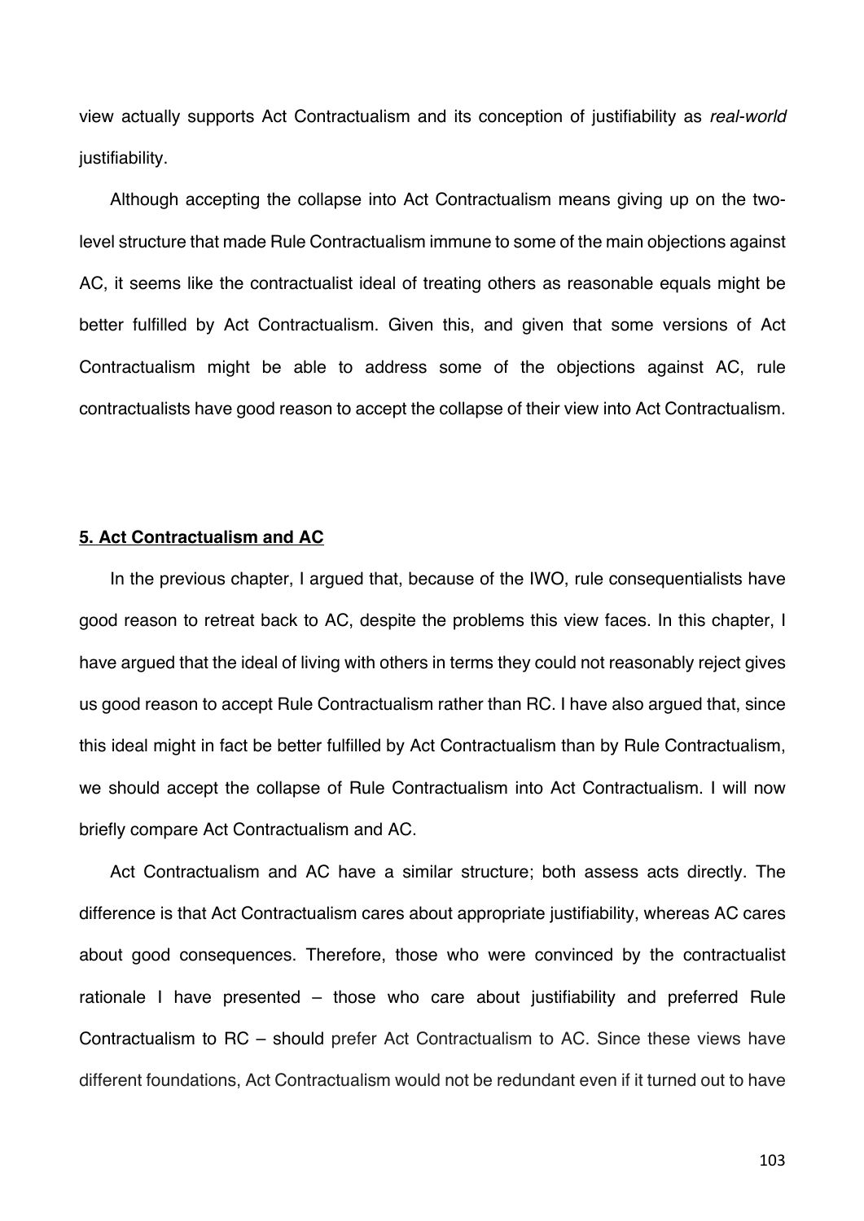view actually supports Act Contractualism and its conception of justifiability as *real-world* justifiability.

Although accepting the collapse into Act Contractualism means giving up on the two-level structure that made Rule Contractualism immune to some of the main objections against AC, it seems like the contractualist ideal of treating others as reasonable equals might be better fulfilled by Act Contractualism. Given this, and given that some versions of Act Contractualism might be able to address some of the objections against AC, rule contractualists have good reason to accept the collapse of their view into Act Contractualism.

## **5. Act Contractualism and AC**

In the previous chapter, I argued that, because of the IWO, rule consequentialists have good reason to retreat back to AC, despite the problems this view faces. In this chapter, I have argued that the ideal of living with others in terms they could not reasonably reject gives us good reason to accept Rule Contractualism rather than RC. I have also argued that, since this ideal might in fact be better fulfilled by Act Contractualism than by Rule Contractualism, we should accept the collapse of Rule Contractualism into Act Contractualism. I will now briefly compare Act Contractualism and AC.

Act Contractualism and AC have a similar structure; both assess acts directly. The difference is that Act Contractualism cares about appropriate justifiability, whereas AC cares about good consequences. Therefore, those who were convinced by the contractualist rationale I have presented – those who care about justifiability and preferred Rule Contractualism to RC – should prefer Act Contractualism to AC. Since these views have different foundations, Act Contractualism would not be redundant even if it turned out to have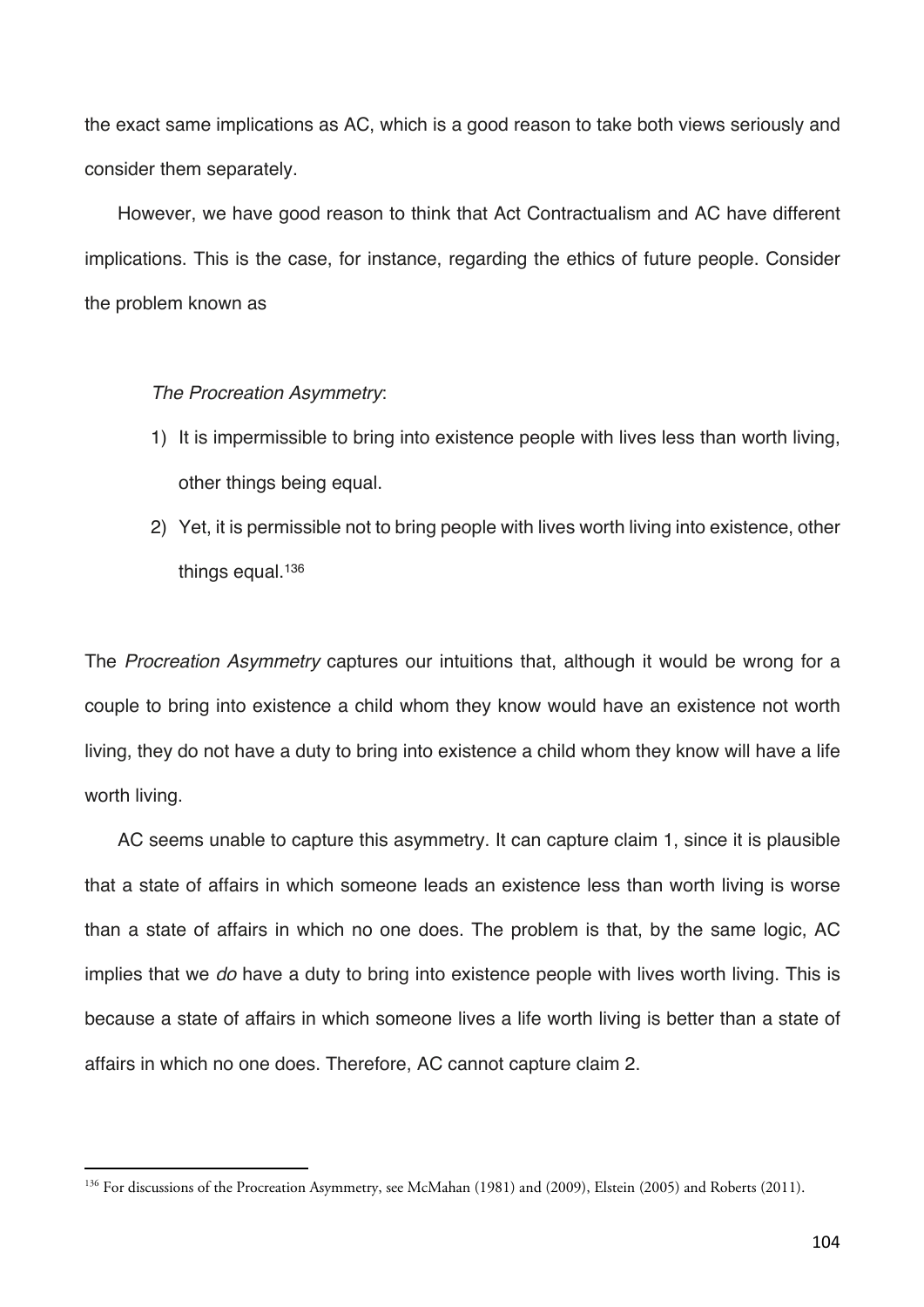the exact same implications as AC, which is a good reason to take both views seriously and consider them separately.

However, we have good reason to think that Act Contractualism and AC have different implications. This is the case, for instance, regarding the ethics of future people. Consider the problem known as

> *The Procreation Asymmetry*:
>
> 1) It is impermissible to bring into existence people with lives less than worth living, other things being equal.
> 2) Yet, it is permissible not to bring people with lives worth living into existence, other things equal.[136]

The *Procreation Asymmetry* captures our intuitions that, although it would be wrong for a couple to bring into existence a child whom they know would have an existence not worth living, they do not have a duty to bring into existence a child whom they know will have a life worth living.

AC seems unable to capture this asymmetry. It can capture claim 1, since it is plausible that a state of affairs in which someone leads an existence less than worth living is worse than a state of affairs in which no one does. The problem is that, by the same logic, AC implies that we *do* have a duty to bring into existence people with lives worth living. This is because a state of affairs in which someone lives a life worth living is better than a state of affairs in which no one does. Therefore, AC cannot capture claim 2.

---

[136] For discussions of the Procreation Asymmetry, see McMahan (1981) and (2009), Elstein (2005) and Roberts (2011).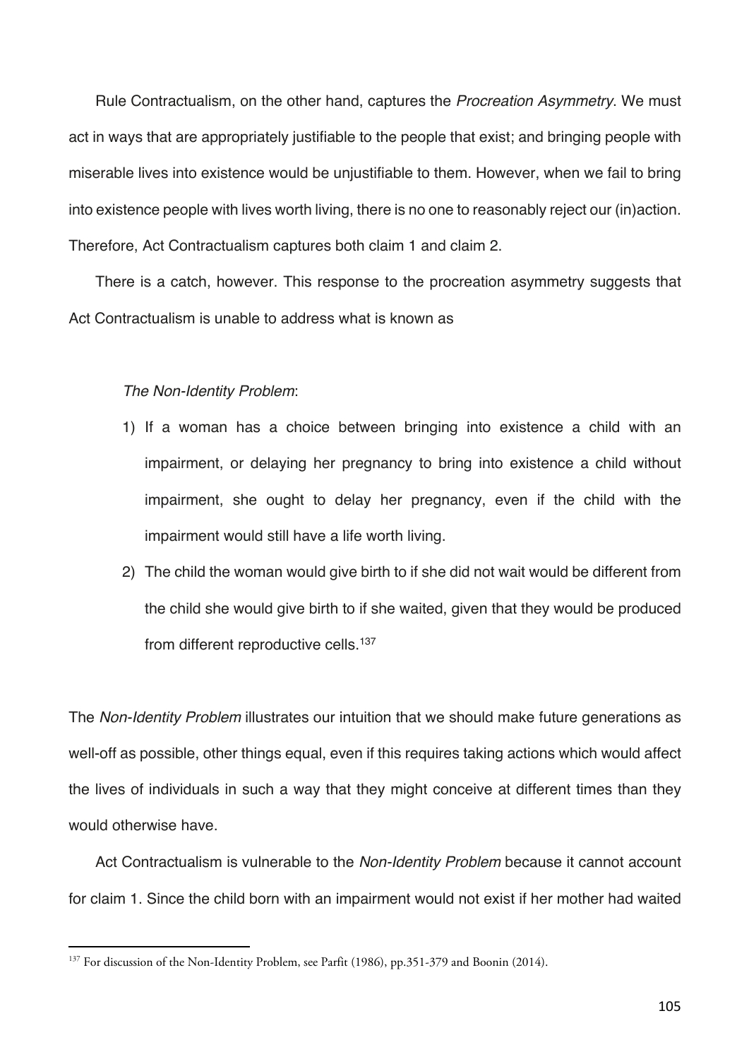Rule Contractualism, on the other hand, captures the *Procreation Asymmetry*. We must act in ways that are appropriately justifiable to the people that exist; and bringing people with miserable lives into existence would be unjustifiable to them. However, when we fail to bring into existence people with lives worth living, there is no one to reasonably reject our (in)action. Therefore, Act Contractualism captures both claim 1 and claim 2.

There is a catch, however. This response to the procreation asymmetry suggests that Act Contractualism is unable to address what is known as

*The Non-Identity Problem*:

1) If a woman has a choice between bringing into existence a child with an impairment, or delaying her pregnancy to bring into existence a child without impairment, she ought to delay her pregnancy, even if the child with the impairment would still have a life worth living.
2) The child the woman would give birth to if she did not wait would be different from the child she would give birth to if she waited, given that they would be produced from different reproductive cells.[137]

The *Non-Identity Problem* illustrates our intuition that we should make future generations as well-off as possible, other things equal, even if this requires taking actions which would affect the lives of individuals in such a way that they might conceive at different times than they would otherwise have.

Act Contractualism is vulnerable to the *Non-Identity Problem* because it cannot account for claim 1. Since the child born with an impairment would not exist if her mother had waited

[137] For discussion of the Non-Identity Problem, see Parfit (1986), pp.351-379 and Boonin (2014).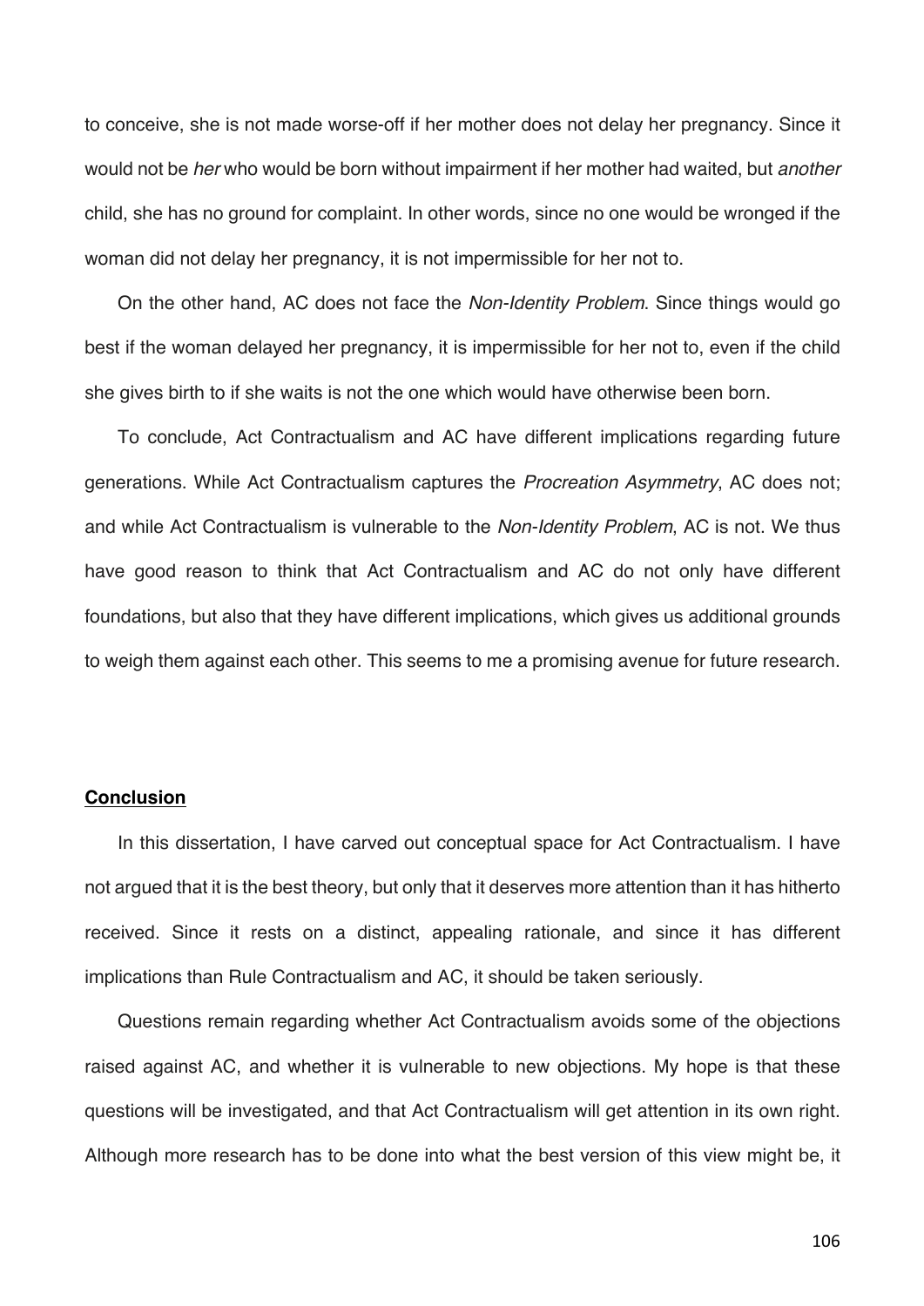to conceive, she is not made worse-off if her mother does not delay her pregnancy. Since it would not be *her* who would be born without impairment if her mother had waited, but *another* child, she has no ground for complaint. In other words, since no one would be wronged if the woman did not delay her pregnancy, it is not impermissible for her not to.

On the other hand, AC does not face the *Non-Identity Problem*. Since things would go best if the woman delayed her pregnancy, it is impermissible for her not to, even if the child she gives birth to if she waits is not the one which would have otherwise been born.

To conclude, Act Contractualism and AC have different implications regarding future generations. While Act Contractualism captures the *Procreation Asymmetry*, AC does not; and while Act Contractualism is vulnerable to the *Non-Identity Problem*, AC is not. We thus have good reason to think that Act Contractualism and AC do not only have different foundations, but also that they have different implications, which gives us additional grounds to weigh them against each other. This seems to me a promising avenue for future research.

## **Conclusion**

In this dissertation, I have carved out conceptual space for Act Contractualism. I have not argued that it is the best theory, but only that it deserves more attention than it has hitherto received. Since it rests on a distinct, appealing rationale, and since it has different implications than Rule Contractualism and AC, it should be taken seriously.

Questions remain regarding whether Act Contractualism avoids some of the objections raised against AC, and whether it is vulnerable to new objections. My hope is that these questions will be investigated, and that Act Contractualism will get attention in its own right. Although more research has to be done into what the best version of this view might be, it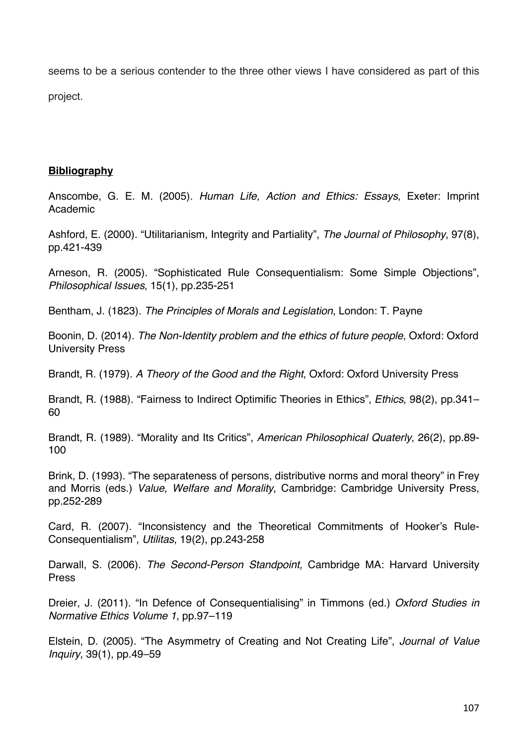seems to be a serious contender to the three other views I have considered as part of this project.

## **Bibliography**

Anscombe, G. E. M. (2005). *Human Life, Action and Ethics: Essays*, Exeter: Imprint Academic

Ashford, E. (2000). "Utilitarianism, Integrity and Partiality", *The Journal of Philosophy*, 97(8), pp.421-439

Arneson, R. (2005). "Sophisticated Rule Consequentialism: Some Simple Objections", *Philosophical Issues*, 15(1), pp.235-251

Bentham, J. (1823). *The Principles of Morals and Legislation*, London: T. Payne

Boonin, D. (2014). *The Non-Identity problem and the ethics of future people*, Oxford: Oxford University Press

Brandt, R. (1979). *A Theory of the Good and the Right*, Oxford: Oxford University Press

Brandt, R. (1988). "Fairness to Indirect Optimific Theories in Ethics", *Ethics*, 98(2), pp.341–60

Brandt, R. (1989). "Morality and Its Critics", *American Philosophical Quaterly*, 26(2), pp.89-100

Brink, D. (1993). "The separateness of persons, distributive norms and moral theory" in Frey and Morris (eds.) *Value, Welfare and Morality*, Cambridge: Cambridge University Press, pp.252-289

Card, R. (2007). "Inconsistency and the Theoretical Commitments of Hooker's Rule-Consequentialism", *Utilitas*, 19(2), pp.243-258

Darwall, S. (2006). *The Second-Person Standpoint,* Cambridge MA: Harvard University Press

Dreier, J. (2011). "In Defence of Consequentialising" in Timmons (ed.) *Oxford Studies in Normative Ethics Volume 1*, pp.97–119

Elstein, D. (2005). "The Asymmetry of Creating and Not Creating Life", *Journal of Value Inquiry*, 39(1), pp.49–59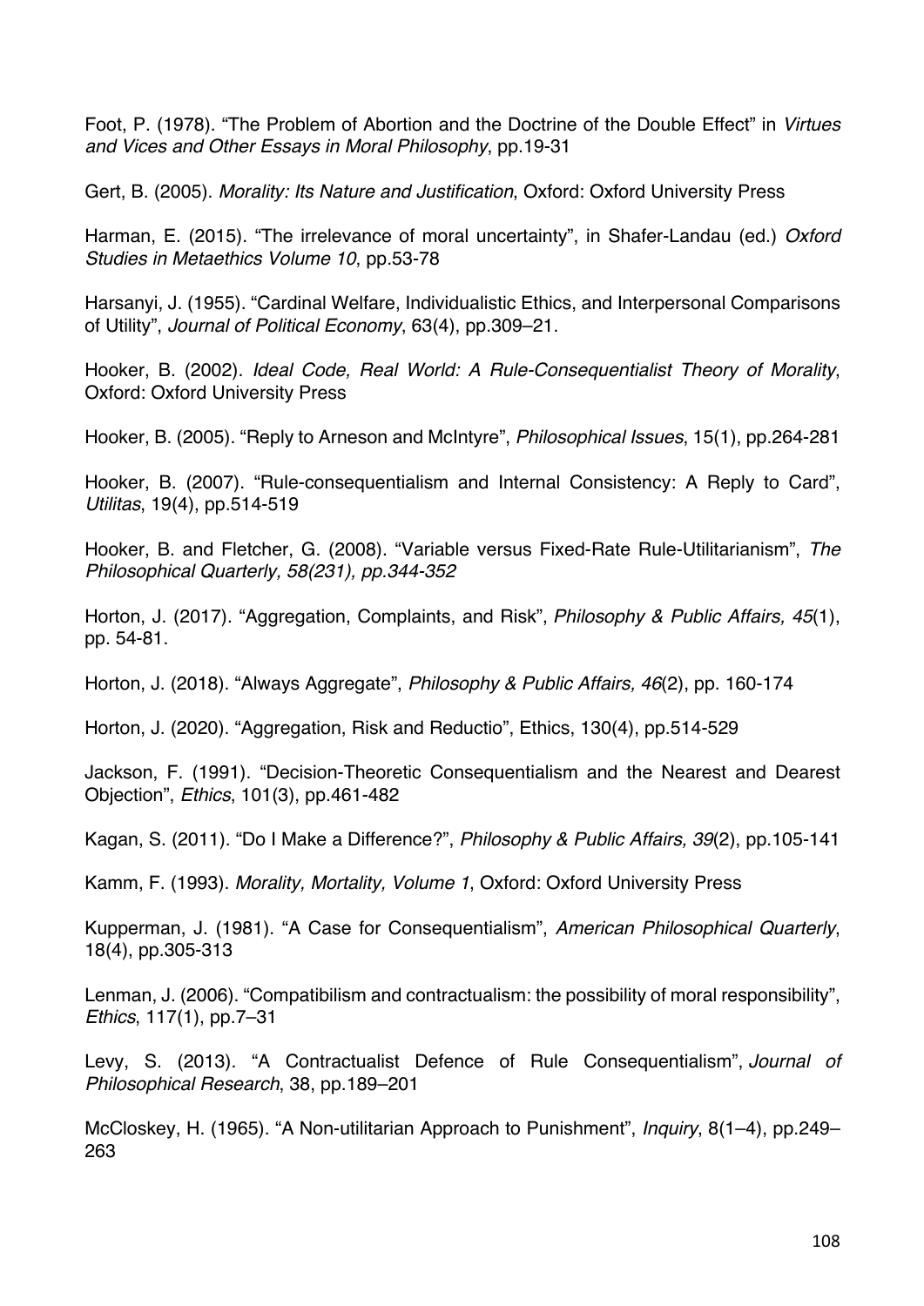Foot, P. (1978). "The Problem of Abortion and the Doctrine of the Double Effect" in *Virtues and Vices and Other Essays in Moral Philosophy*, pp.19-31

Gert, B. (2005). *Morality: Its Nature and Justification*, Oxford: Oxford University Press

Harman, E. (2015). "The irrelevance of moral uncertainty", in Shafer-Landau (ed.) *Oxford Studies in Metaethics Volume 10*, pp.53-78

Harsanyi, J. (1955). "Cardinal Welfare, Individualistic Ethics, and Interpersonal Comparisons of Utility", *Journal of Political Economy*, 63(4), pp.309–21.

Hooker, B. (2002). *Ideal Code, Real World: A Rule-Consequentialist Theory of Morality*, Oxford: Oxford University Press

Hooker, B. (2005). "Reply to Arneson and McIntyre", *Philosophical Issues*, 15(1), pp.264-281

Hooker, B. (2007). "Rule-consequentialism and Internal Consistency: A Reply to Card", *Utilitas*, 19(4), pp.514-519

Hooker, B. and Fletcher, G. (2008). "Variable versus Fixed-Rate Rule-Utilitarianism", *The Philosophical Quarterly, 58(231), pp.344-352*

Horton, J. (2017). "Aggregation, Complaints, and Risk", *Philosophy & Public Affairs, 45*(1), pp. 54-81.

Horton, J. (2018). "Always Aggregate", *Philosophy & Public Affairs, 46*(2), pp. 160-174

Horton, J. (2020). "Aggregation, Risk and Reductio", Ethics, 130(4), pp.514-529

Jackson, F. (1991). "Decision-Theoretic Consequentialism and the Nearest and Dearest Objection", *Ethics*, 101(3), pp.461-482

Kagan, S. (2011). "Do I Make a Difference?", *Philosophy & Public Affairs, 39*(2), pp.105-141

Kamm, F. (1993). *Morality, Mortality, Volume 1*, Oxford: Oxford University Press

Kupperman, J. (1981). "A Case for Consequentialism", *American Philosophical Quarterly*, 18(4), pp.305-313

Lenman, J. (2006). "Compatibilism and contractualism: the possibility of moral responsibility", *Ethics*, 117(1), pp.7–31

Levy, S. (2013). "A Contractualist Defence of Rule Consequentialism", *Journal of Philosophical Research*, 38, pp.189–201

McCloskey, H. (1965). "A Non-utilitarian Approach to Punishment", *Inquiry*, 8(1–4), pp.249–263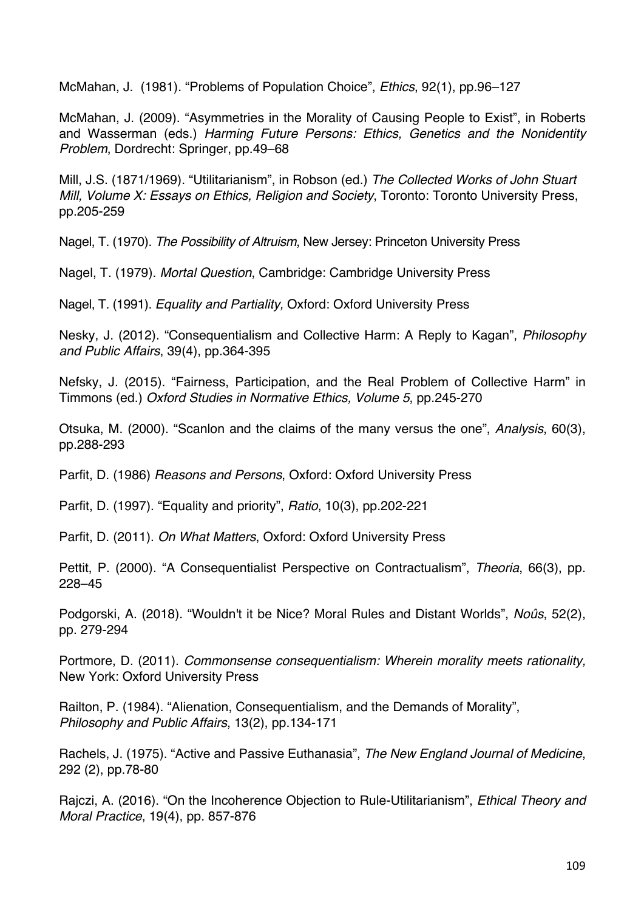McMahan, J. (1981). "Problems of Population Choice", *Ethics*, 92(1), pp.96–127

McMahan, J. (2009). "Asymmetries in the Morality of Causing People to Exist", in Roberts and Wasserman (eds.) *Harming Future Persons: Ethics, Genetics and the Nonidentity Problem*, Dordrecht: Springer, pp.49–68

Mill, J.S. (1871/1969). "Utilitarianism", in Robson (ed.) *The Collected Works of John Stuart Mill, Volume X: Essays on Ethics, Religion and Society*, Toronto: Toronto University Press, pp.205-259

Nagel, T. (1970). *The Possibility of Altruism*, New Jersey: Princeton University Press

Nagel, T. (1979). *Mortal Question*, Cambridge: Cambridge University Press

Nagel, T. (1991). *Equality and Partiality,* Oxford: Oxford University Press

Nesky, J. (2012). "Consequentialism and Collective Harm: A Reply to Kagan", *Philosophy and Public Affairs*, 39(4), pp.364-395

Nefsky, J. (2015). "Fairness, Participation, and the Real Problem of Collective Harm" in Timmons (ed.) *Oxford Studies in Normative Ethics, Volume 5*, pp.245-270

Otsuka, M. (2000). "Scanlon and the claims of the many versus the one", *Analysis*, 60(3), pp.288-293

Parfit, D. (1986) *Reasons and Persons*, Oxford: Oxford University Press

Parfit, D. (1997). "Equality and priority", *Ratio*, 10(3), pp.202-221

Parfit, D. (2011). *On What Matters*, Oxford: Oxford University Press

Pettit, P. (2000). "A Consequentialist Perspective on Contractualism", *Theoria*, 66(3), pp. 228–45

Podgorski, A. (2018). "Wouldn't it be Nice? Moral Rules and Distant Worlds", *Noûs*, 52(2), pp. 279-294

Portmore, D. (2011). *Commonsense consequentialism: Wherein morality meets rationality,* New York: Oxford University Press

Railton, P. (1984). "Alienation, Consequentialism, and the Demands of Morality", *Philosophy and Public Affairs*, 13(2), pp.134-171

Rachels, J. (1975). "Active and Passive Euthanasia", *The New England Journal of Medicine*, 292 (2), pp.78-80

Rajczi, A. (2016). "On the Incoherence Objection to Rule-Utilitarianism", *Ethical Theory and Moral Practice*, 19(4), pp. 857-876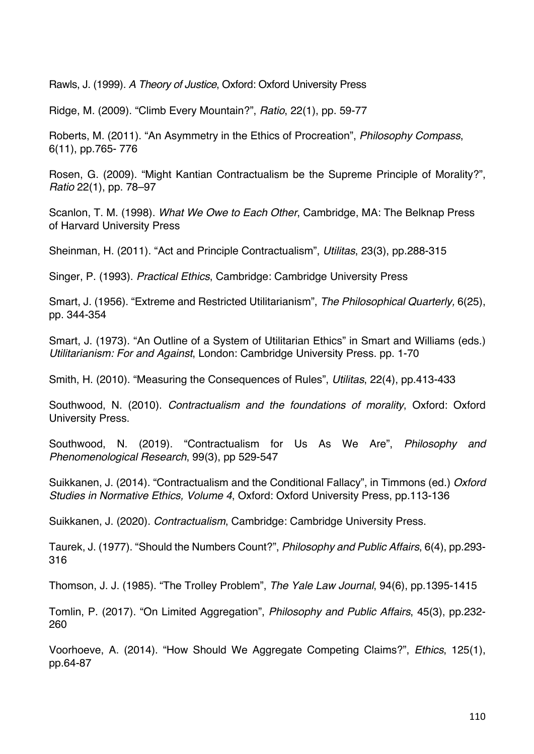Rawls, J. (1999). *A Theory of Justice*, Oxford: Oxford University Press

Ridge, M. (2009). "Climb Every Mountain?", *Ratio*, 22(1), pp. 59-77

Roberts, M. (2011). "An Asymmetry in the Ethics of Procreation", *Philosophy Compass*, 6(11), pp.765- 776

Rosen, G. (2009). "Might Kantian Contractualism be the Supreme Principle of Morality?", *Ratio* 22(1), pp. 78–97

Scanlon, T. M. (1998). *What We Owe to Each Other*, Cambridge, MA: The Belknap Press of Harvard University Press

Sheinman, H. (2011). "Act and Principle Contractualism", *Utilitas*, 23(3), pp.288-315

Singer, P. (1993). *Practical Ethics*, Cambridge: Cambridge University Press

Smart, J. (1956). "Extreme and Restricted Utilitarianism", *The Philosophical Quarterly,* 6(25), pp. 344-354

Smart, J. (1973). "An Outline of a System of Utilitarian Ethics" in Smart and Williams (eds.) *Utilitarianism: For and Against*, London: Cambridge University Press. pp. 1-70

Smith, H. (2010). "Measuring the Consequences of Rules", *Utilitas*, 22(4), pp.413-433

Southwood, N. (2010). *Contractualism and the foundations of morality*, Oxford: Oxford University Press.

Southwood, N. (2019). "Contractualism for Us As We Are", *Philosophy and Phenomenological Research*, 99(3), pp 529-547

Suikkanen, J. (2014). "Contractualism and the Conditional Fallacy", in Timmons (ed.) *Oxford Studies in Normative Ethics, Volume 4*, Oxford: Oxford University Press, pp.113-136

Suikkanen, J. (2020). *Contractualism*, Cambridge: Cambridge University Press.

Taurek, J. (1977). "Should the Numbers Count?", *Philosophy and Public Affairs*, 6(4), pp.293-316

Thomson, J. J. (1985). "The Trolley Problem", *The Yale Law Journal*, 94(6), pp.1395-1415

Tomlin, P. (2017). "On Limited Aggregation", *Philosophy and Public Affairs*, 45(3), pp.232-260

Voorhoeve, A. (2014). "How Should We Aggregate Competing Claims?", *Ethics*, 125(1), pp.64-87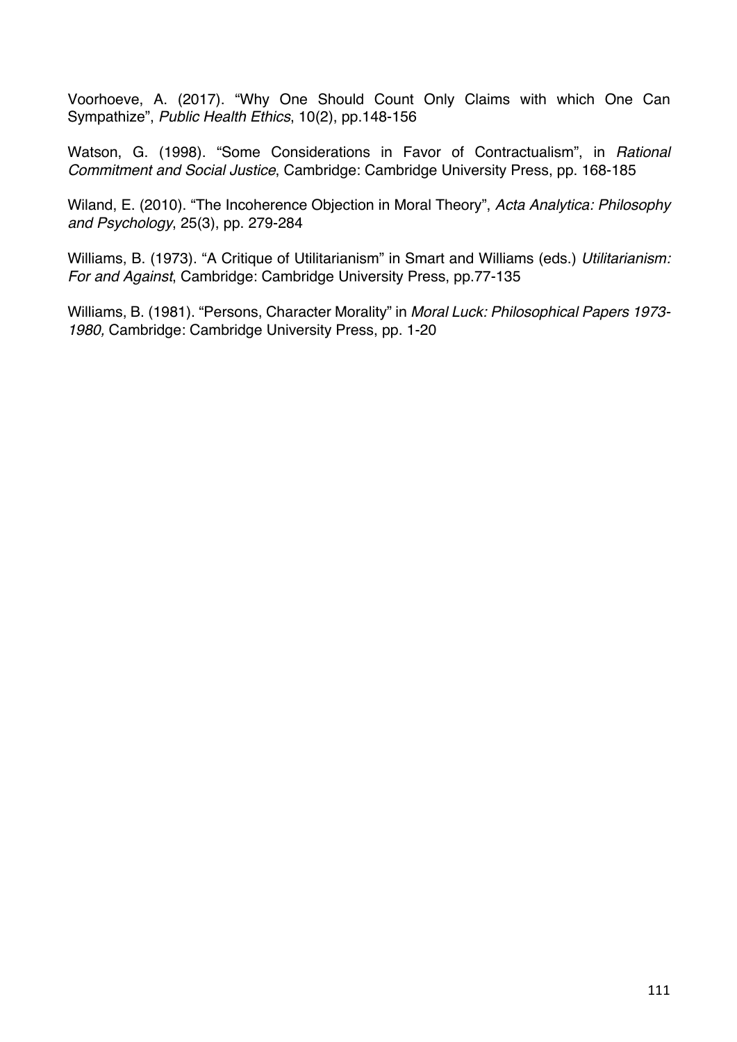Voorhoeve, A. (2017). "Why One Should Count Only Claims with which One Can Sympathize", *Public Health Ethics*, 10(2), pp.148-156

Watson, G. (1998). "Some Considerations in Favor of Contractualism", in *Rational Commitment and Social Justice*, Cambridge: Cambridge University Press, pp. 168-185

Wiland, E. (2010). "The Incoherence Objection in Moral Theory", *Acta Analytica: Philosophy and Psychology*, 25(3), pp. 279-284

Williams, B. (1973). "A Critique of Utilitarianism" in Smart and Williams (eds.) *Utilitarianism: For and Against*, Cambridge: Cambridge University Press, pp.77-135

Williams, B. (1981). "Persons, Character Morality" in *Moral Luck: Philosophical Papers 1973-1980,* Cambridge: Cambridge University Press, pp. 1-20